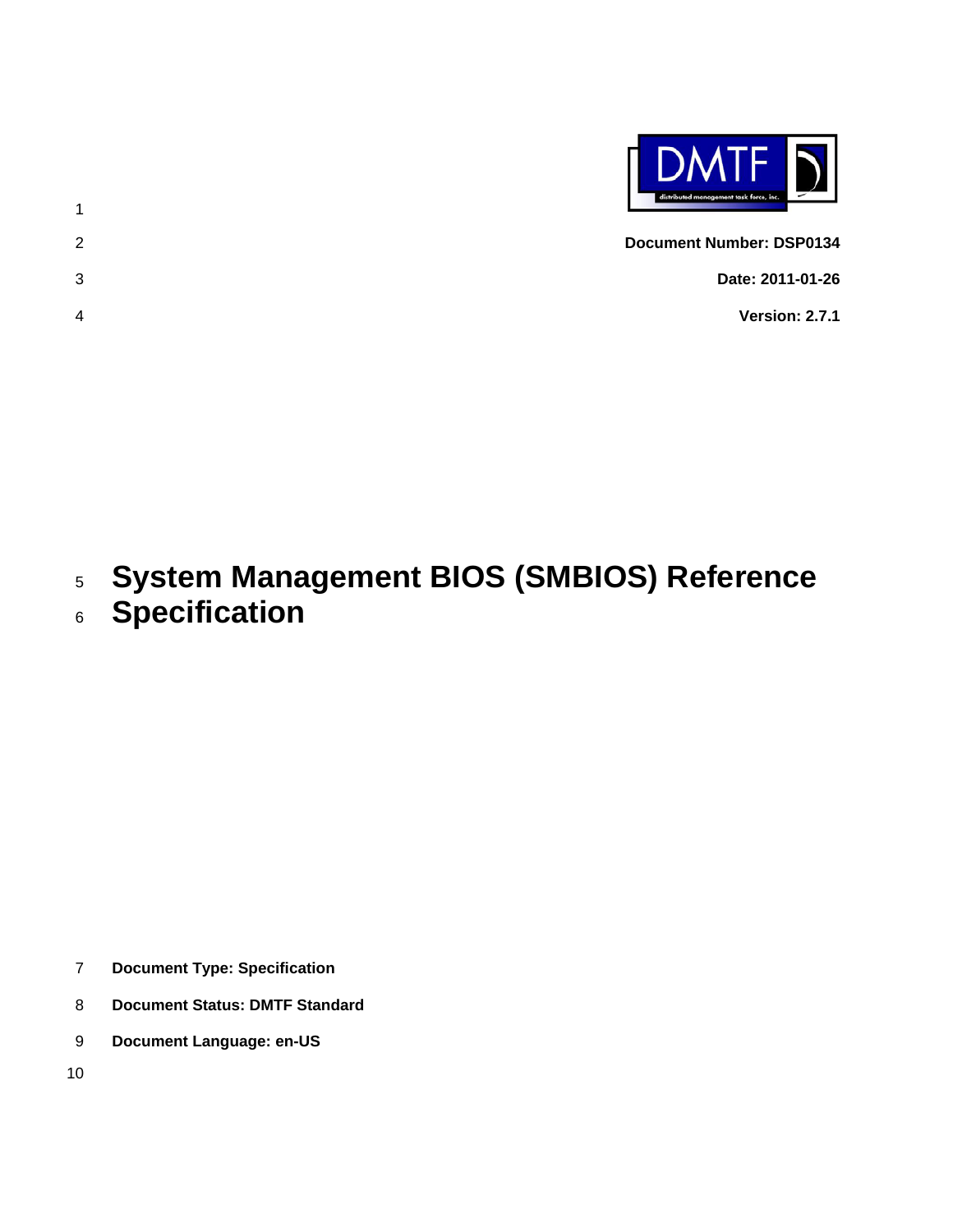**Document Number: DSP0134**

**Date: 2011-01-26**

**Version: 2.7.1**

# System Management BIOS (SMBIOS) Reference Specification

**Document Type: Specification**

**Document Status: DMTF Standard**

**Document Language: en-US**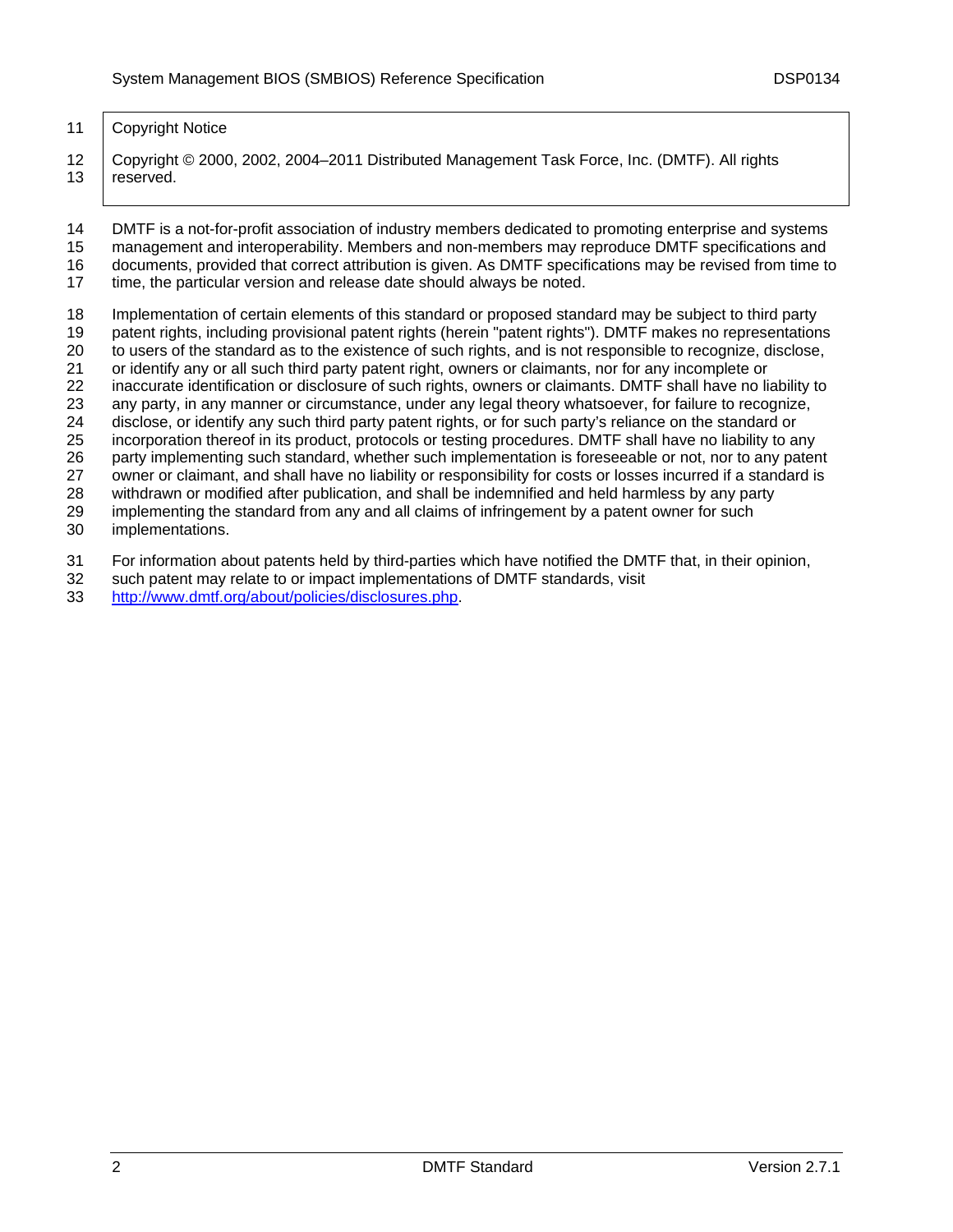Copyright Notice

Copyright © 2000, 2002, 2004–2011 Distributed Management Task Force, Inc. (DMTF). All rights reserved.

DMTF is a not-for-profit association of industry members dedicated to promoting enterprise and systems management and interoperability. Members and non-members may reproduce DMTF specifications and documents, provided that correct attribution is given. As DMTF specifications may be revised from time to time, the particular version and release date should always be noted.

Implementation of certain elements of this standard or proposed standard may be subject to third party patent rights, including provisional patent rights (herein "patent rights"). DMTF makes no representations to users of the standard as to the existence of such rights, and is not responsible to recognize, disclose, or identify any or all such third party patent right, owners or claimants, nor for any incomplete or inaccurate identification or disclosure of such rights, owners or claimants. DMTF shall have no liability to any party, in any manner or circumstance, under any legal theory whatsoever, for failure to recognize, disclose, or identify any such third party patent rights, or for such party's reliance on the standard or incorporation thereof in its product, protocols or testing procedures. DMTF shall have no liability to any party implementing such standard, whether such implementation is foreseeable or not, nor to any patent owner or claimant, and shall have no liability or responsibility for costs or losses incurred if a standard is withdrawn or modified after publication, and shall be indemnified and held harmless by any party implementing the standard from any and all claims of infringement by a patent owner for such implementations.

For information about patents held by third-parties which have notified the DMTF that, in their opinion, such patent may relate to or impact implementations of DMTF standards, visit http://www.dmtf.org/about/policies/disclosures.php.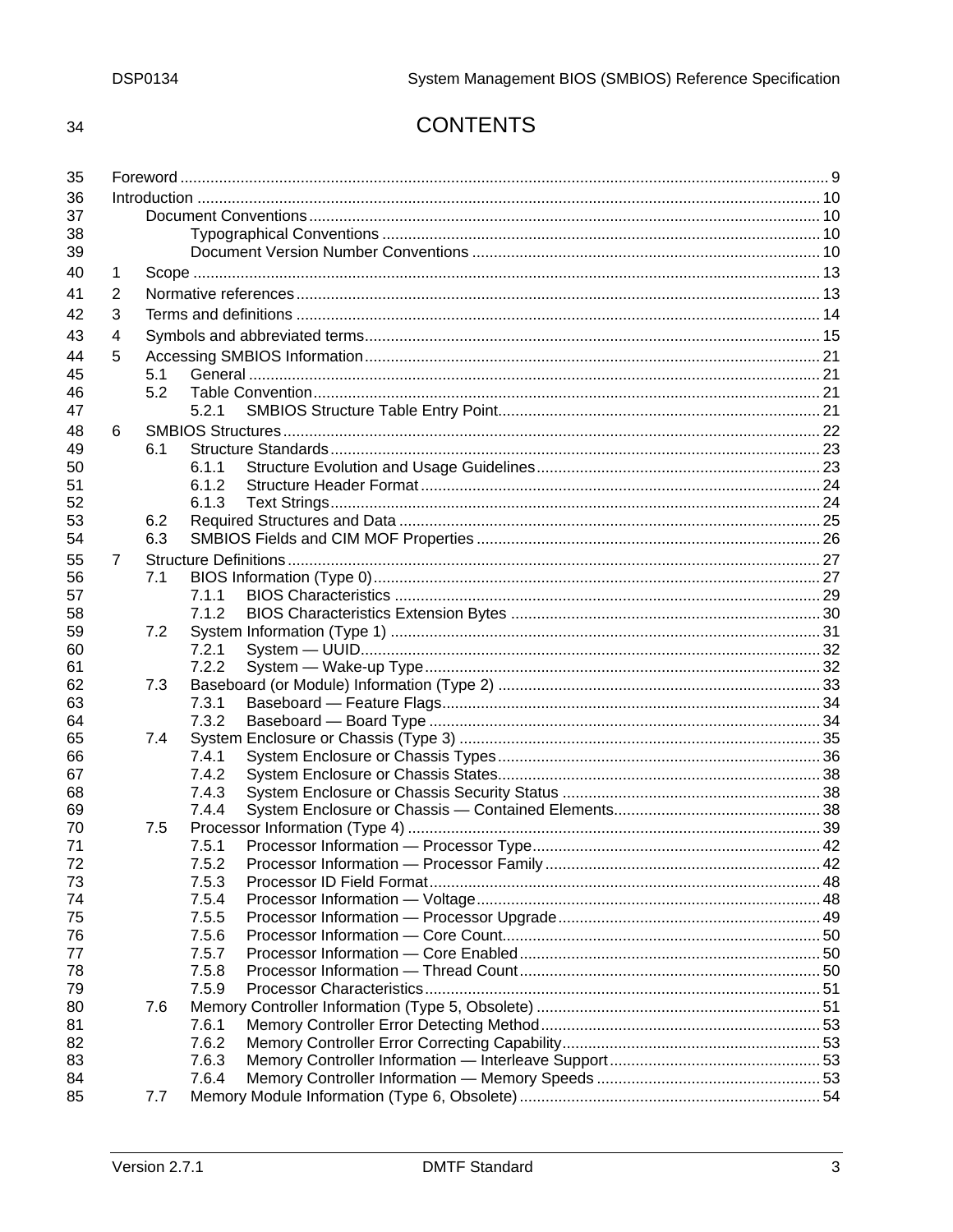# CONTENTS

- Foreword ... 9
- Introduction ... 10
  - Document Conventions ... 10
    - Typographical Conventions ... 10
    - Document Version Number Conventions ... 10
- 1 Scope ... 13
- 2 Normative references ... 13
- 3 Terms and definitions ... 14
- 4 Symbols and abbreviated terms ... 15
- 5 Accessing SMBIOS Information ... 21
  - 5.1 General ... 21
  - 5.2 Table Convention ... 21
    - 5.2.1 SMBIOS Structure Table Entry Point ... 21
- 6 SMBIOS Structures ... 22
  - 6.1 Structure Standards ... 23
    - 6.1.1 Structure Evolution and Usage Guidelines ... 23
    - 6.1.2 Structure Header Format ... 24
    - 6.1.3 Text Strings ... 24
  - 6.2 Required Structures and Data ... 25
  - 6.3 SMBIOS Fields and CIM MOF Properties ... 26
- 7 Structure Definitions ... 27
  - 7.1 BIOS Information (Type 0) ... 27
    - 7.1.1 BIOS Characteristics ... 29
    - 7.1.2 BIOS Characteristics Extension Bytes ... 30
  - 7.2 System Information (Type 1) ... 31
    - 7.2.1 System — UUID ... 32
    - 7.2.2 System — Wake-up Type ... 32
  - 7.3 Baseboard (or Module) Information (Type 2) ... 33
    - 7.3.1 Baseboard — Feature Flags ... 34
    - 7.3.2 Baseboard — Board Type ... 34
  - 7.4 System Enclosure or Chassis (Type 3) ... 35
    - 7.4.1 System Enclosure or Chassis Types ... 36
    - 7.4.2 System Enclosure or Chassis States ... 38
    - 7.4.3 System Enclosure or Chassis Security Status ... 38
    - 7.4.4 System Enclosure or Chassis — Contained Elements ... 38
  - 7.5 Processor Information (Type 4) ... 39
    - 7.5.1 Processor Information — Processor Type ... 42
    - 7.5.2 Processor Information — Processor Family ... 42
    - 7.5.3 Processor ID Field Format ... 48
    - 7.5.4 Processor Information — Voltage ... 48
    - 7.5.5 Processor Information — Processor Upgrade ... 49
    - 7.5.6 Processor Information — Core Count ... 50
    - 7.5.7 Processor Information — Core Enabled ... 50
    - 7.5.8 Processor Information — Thread Count ... 50
    - 7.5.9 Processor Characteristics ... 51
  - 7.6 Memory Controller Information (Type 5, Obsolete) ... 51
    - 7.6.1 Memory Controller Error Detecting Method ... 53
    - 7.6.2 Memory Controller Error Correcting Capability ... 53
    - 7.6.3 Memory Controller Information — Interleave Support ... 53
    - 7.6.4 Memory Controller Information — Memory Speeds ... 53
  - 7.7 Memory Module Information (Type 6, Obsolete) ... 54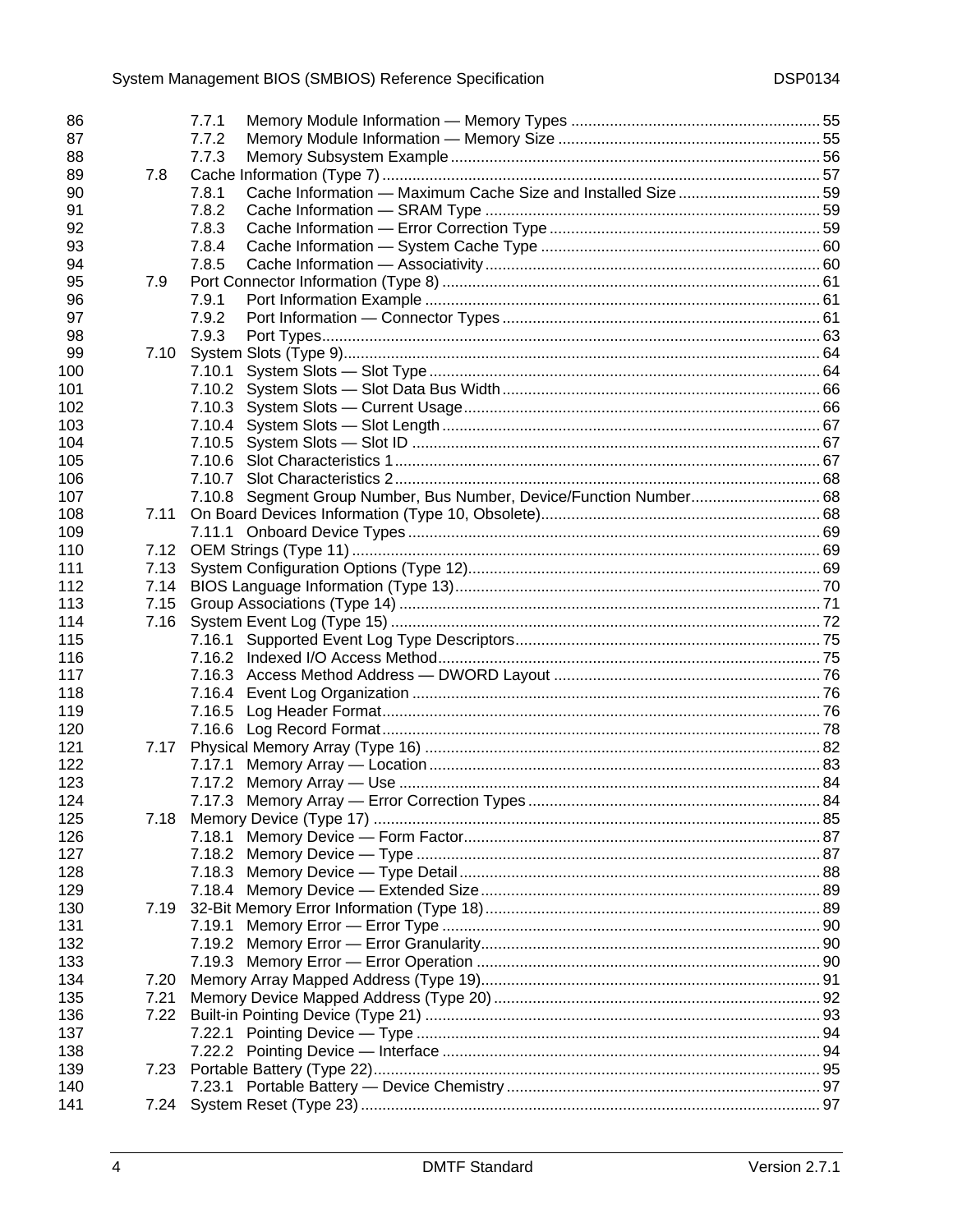7.7.1 Memory Module Information — Memory Types ........................................................ 55
7.7.2 Memory Module Information — Memory Size ........................................................... 55
7.7.3 Memory Subsystem Example ...................................................................................... 56
7.8 Cache Information (Type 7) ..................................................................................................... 57
7.8.1 Cache Information — Maximum Cache Size and Installed Size ................................ 59
7.8.2 Cache Information — SRAM Type ............................................................................. 59
7.8.3 Cache Information — Error Correction Type .............................................................. 59
7.8.4 Cache Information — System Cache Type ................................................................ 60
7.8.5 Cache Information — Associativity ............................................................................. 60
7.9 Port Connector Information (Type 8) ....................................................................................... 61
7.9.1 Port Information Example ........................................................................................... 61
7.9.2 Port Information — Connector Types ......................................................................... 61
7.9.3 Port Types................................................................................................................... 63
7.10 System Slots (Type 9).............................................................................................................. 64
7.10.1 System Slots — Slot Type .......................................................................................... 64
7.10.2 System Slots — Slot Data Bus Width ......................................................................... 66
7.10.3 System Slots — Current Usage.................................................................................. 66
7.10.4 System Slots — Slot Length ....................................................................................... 67
7.10.5 System Slots — Slot ID .............................................................................................. 67
7.10.6 Slot Characteristics 1 .................................................................................................. 67
7.10.7 Slot Characteristics 2 .................................................................................................. 68
7.10.8 Segment Group Number, Bus Number, Device/Function Number.............................. 68
7.11 On Board Devices Information (Type 10, Obsolete)................................................................ 68
7.11.1 Onboard Device Types ............................................................................................... 69
7.12 OEM Strings (Type 11) ............................................................................................................ 69
7.13 System Configuration Options (Type 12)................................................................................. 69
7.14 BIOS Language Information (Type 13).................................................................................... 70
7.15 Group Associations (Type 14) ................................................................................................. 71
7.16 System Event Log (Type 15) ................................................................................................... 72
7.16.1 Supported Event Log Type Descriptors...................................................................... 75
7.16.2 Indexed I/O Access Method........................................................................................ 75
7.16.3 Access Method Address — DWORD Layout ............................................................. 76
7.16.4 Event Log Organization .............................................................................................. 76
7.16.5 Log Header Format..................................................................................................... 76
7.16.6 Log Record Format ..................................................................................................... 78
7.17 Physical Memory Array (Type 16) ........................................................................................... 82
7.17.1 Memory Array — Location .......................................................................................... 83
7.17.2 Memory Array — Use ................................................................................................. 84
7.17.3 Memory Array — Error Correction Types ................................................................... 84
7.18 Memory Device (Type 17) ....................................................................................................... 85
7.18.1 Memory Device — Form Factor.................................................................................. 87
7.18.2 Memory Device — Type ............................................................................................. 87
7.18.3 Memory Device — Type Detail ................................................................................... 88
7.18.4 Memory Device — Extended Size .............................................................................. 89
7.19 32-Bit Memory Error Information (Type 18) ............................................................................. 89
7.19.1 Memory Error — Error Type ....................................................................................... 90
7.19.2 Memory Error — Error Granularity.............................................................................. 90
7.19.3 Memory Error — Error Operation ............................................................................... 90
7.20 Memory Array Mapped Address (Type 19).............................................................................. 91
7.21 Memory Device Mapped Address (Type 20) ........................................................................... 92
7.22 Built-in Pointing Device (Type 21) ........................................................................................... 93
7.22.1 Pointing Device — Type ............................................................................................. 94
7.22.2 Pointing Device — Interface ....................................................................................... 94
7.23 Portable Battery (Type 22)....................................................................................................... 95
7.23.1 Portable Battery — Device Chemistry ........................................................................ 97
7.24 System Reset (Type 23) .......................................................................................................... 97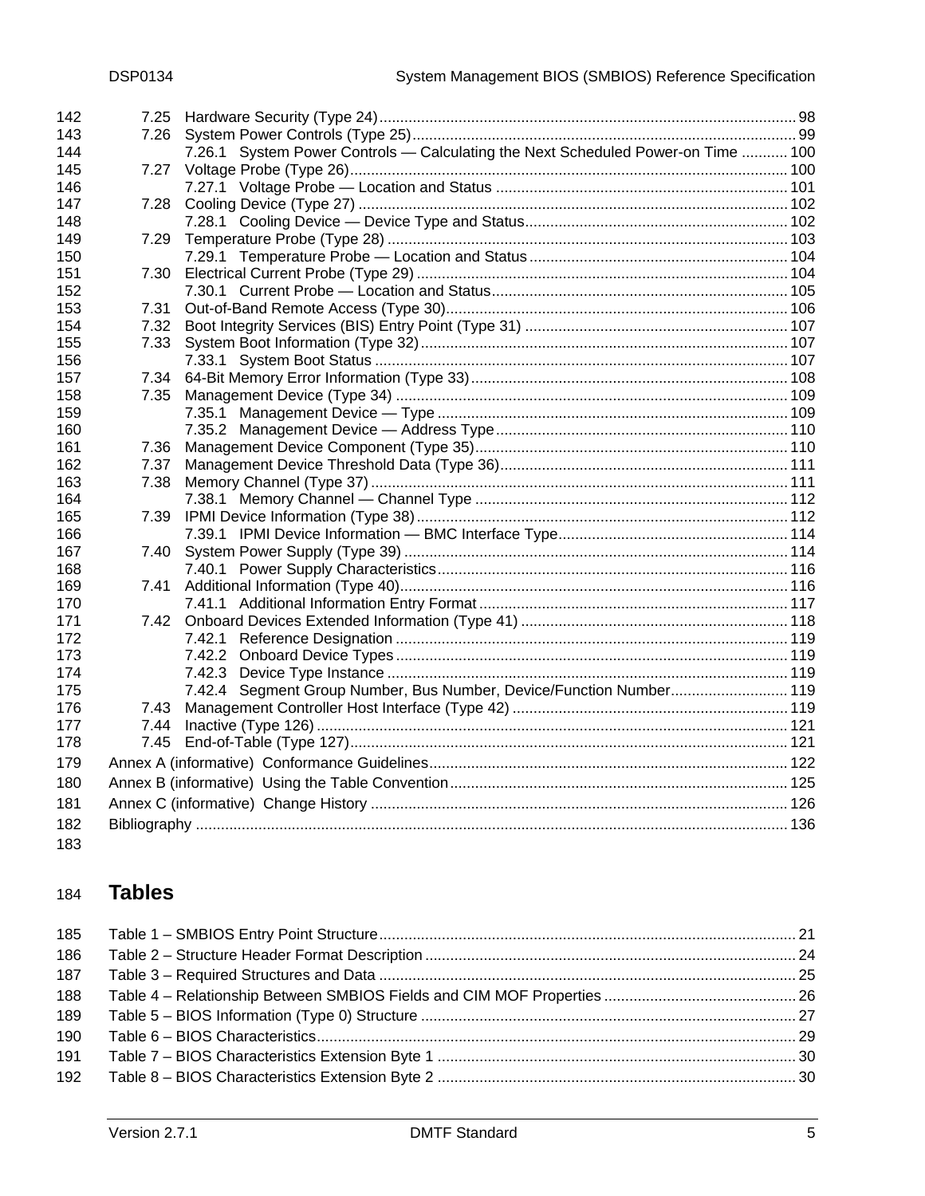- 7.25 Hardware Security (Type 24) ... 98
- 7.26 System Power Controls (Type 25) ... 99
  - 7.26.1 System Power Controls — Calculating the Next Scheduled Power-on Time ... 100
- 7.27 Voltage Probe (Type 26) ... 100
  - 7.27.1 Voltage Probe — Location and Status ... 101
- 7.28 Cooling Device (Type 27) ... 102
  - 7.28.1 Cooling Device — Device Type and Status ... 102
- 7.29 Temperature Probe (Type 28) ... 103
  - 7.29.1 Temperature Probe — Location and Status ... 104
- 7.30 Electrical Current Probe (Type 29) ... 104
  - 7.30.1 Current Probe — Location and Status ... 105
- 7.31 Out-of-Band Remote Access (Type 30) ... 106
- 7.32 Boot Integrity Services (BIS) Entry Point (Type 31) ... 107
- 7.33 System Boot Information (Type 32) ... 107
  - 7.33.1 System Boot Status ... 107
- 7.34 64-Bit Memory Error Information (Type 33) ... 108
- 7.35 Management Device (Type 34) ... 109
  - 7.35.1 Management Device — Type ... 109
  - 7.35.2 Management Device — Address Type ... 110
- 7.36 Management Device Component (Type 35) ... 110
- 7.37 Management Device Threshold Data (Type 36) ... 111
- 7.38 Memory Channel (Type 37) ... 111
  - 7.38.1 Memory Channel — Channel Type ... 112
- 7.39 IPMI Device Information (Type 38) ... 112
  - 7.39.1 IPMI Device Information — BMC Interface Type ... 114
- 7.40 System Power Supply (Type 39) ... 114
  - 7.40.1 Power Supply Characteristics ... 116
- 7.41 Additional Information (Type 40) ... 116
  - 7.41.1 Additional Information Entry Format ... 117
- 7.42 Onboard Devices Extended Information (Type 41) ... 118
  - 7.42.1 Reference Designation ... 119
  - 7.42.2 Onboard Device Types ... 119
  - 7.42.3 Device Type Instance ... 119
  - 7.42.4 Segment Group Number, Bus Number, Device/Function Number ... 119
- 7.43 Management Controller Host Interface (Type 42) ... 119
- 7.44 Inactive (Type 126) ... 121
- 7.45 End-of-Table (Type 127) ... 121

Annex A (informative) Conformance Guidelines ... 122

Annex B (informative) Using the Table Convention ... 125

Annex C (informative) Change History ... 126

Bibliography ... 136

# Tables

Table 1 – SMBIOS Entry Point Structure ... 21

Table 2 – Structure Header Format Description ... 24

Table 3 – Required Structures and Data ... 25

Table 4 – Relationship Between SMBIOS Fields and CIM MOF Properties ... 26

Table 5 – BIOS Information (Type 0) Structure ... 27

Table 6 – BIOS Characteristics ... 29

Table 7 – BIOS Characteristics Extension Byte 1 ... 30

Table 8 – BIOS Characteristics Extension Byte 2 ... 30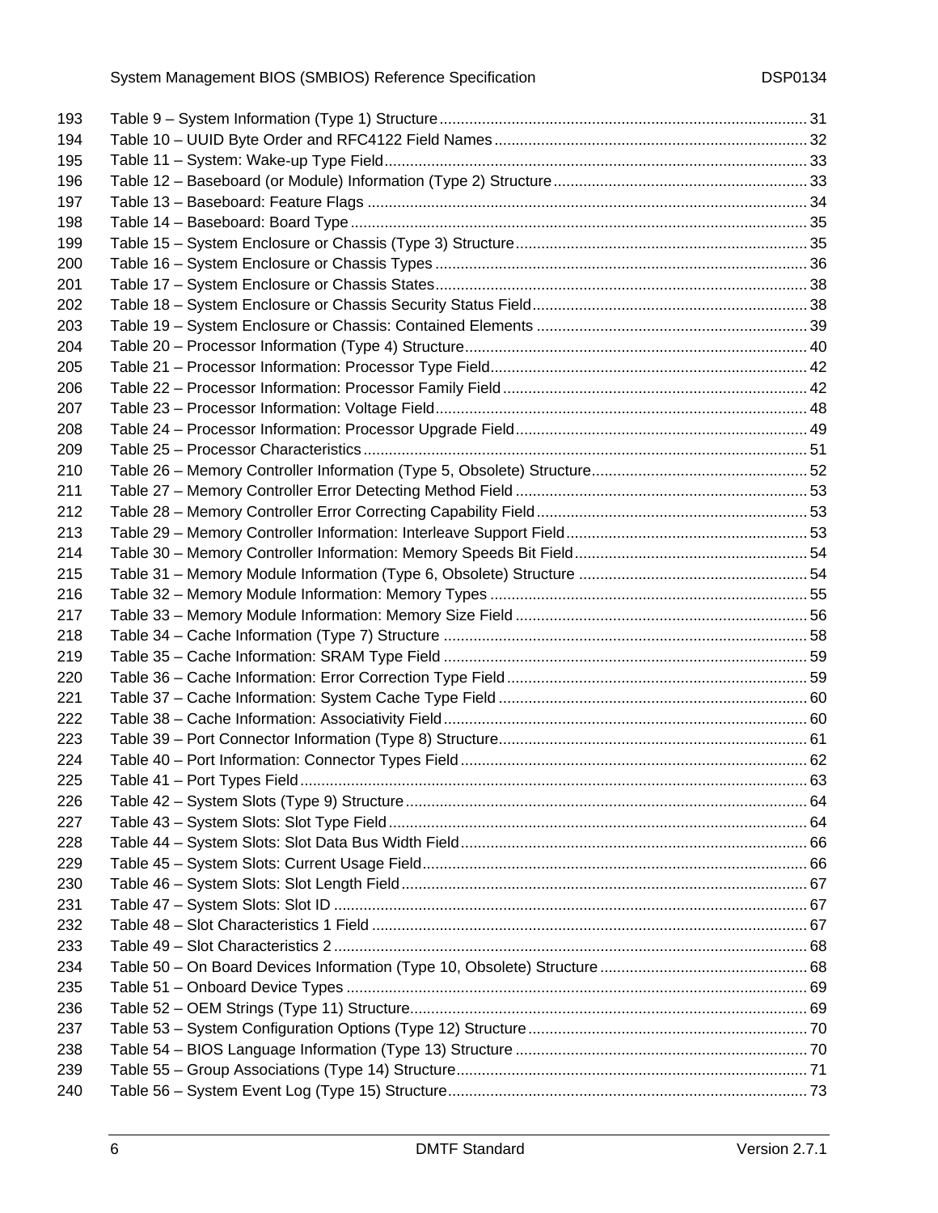193 Table 9 – System Information (Type 1) Structure ........ 31
194 Table 10 – UUID Byte Order and RFC4122 Field Names ........ 32
195 Table 11 – System: Wake-up Type Field ........ 33
196 Table 12 – Baseboard (or Module) Information (Type 2) Structure ........ 33
197 Table 13 – Baseboard: Feature Flags ........ 34
198 Table 14 – Baseboard: Board Type ........ 35
199 Table 15 – System Enclosure or Chassis (Type 3) Structure ........ 35
200 Table 16 – System Enclosure or Chassis Types ........ 36
201 Table 17 – System Enclosure or Chassis States ........ 38
202 Table 18 – System Enclosure or Chassis Security Status Field ........ 38
203 Table 19 – System Enclosure or Chassis: Contained Elements ........ 39
204 Table 20 – Processor Information (Type 4) Structure ........ 40
205 Table 21 – Processor Information: Processor Type Field ........ 42
206 Table 22 – Processor Information: Processor Family Field ........ 42
207 Table 23 – Processor Information: Voltage Field ........ 48
208 Table 24 – Processor Information: Processor Upgrade Field ........ 49
209 Table 25 – Processor Characteristics ........ 51
210 Table 26 – Memory Controller Information (Type 5, Obsolete) Structure ........ 52
211 Table 27 – Memory Controller Error Detecting Method Field ........ 53
212 Table 28 – Memory Controller Error Correcting Capability Field ........ 53
213 Table 29 – Memory Controller Information: Interleave Support Field ........ 53
214 Table 30 – Memory Controller Information: Memory Speeds Bit Field ........ 54
215 Table 31 – Memory Module Information (Type 6, Obsolete) Structure ........ 54
216 Table 32 – Memory Module Information: Memory Types ........ 55
217 Table 33 – Memory Module Information: Memory Size Field ........ 56
218 Table 34 – Cache Information (Type 7) Structure ........ 58
219 Table 35 – Cache Information: SRAM Type Field ........ 59
220 Table 36 – Cache Information: Error Correction Type Field ........ 59
221 Table 37 – Cache Information: System Cache Type Field ........ 60
222 Table 38 – Cache Information: Associativity Field ........ 60
223 Table 39 – Port Connector Information (Type 8) Structure ........ 61
224 Table 40 – Port Information: Connector Types Field ........ 62
225 Table 41 – Port Types Field ........ 63
226 Table 42 – System Slots (Type 9) Structure ........ 64
227 Table 43 – System Slots: Slot Type Field ........ 64
228 Table 44 – System Slots: Slot Data Bus Width Field ........ 66
229 Table 45 – System Slots: Current Usage Field ........ 66
230 Table 46 – System Slots: Slot Length Field ........ 67
231 Table 47 – System Slots: Slot ID ........ 67
232 Table 48 – Slot Characteristics 1 Field ........ 67
233 Table 49 – Slot Characteristics 2 ........ 68
234 Table 50 – On Board Devices Information (Type 10, Obsolete) Structure ........ 68
235 Table 51 – Onboard Device Types ........ 69
236 Table 52 – OEM Strings (Type 11) Structure ........ 69
237 Table 53 – System Configuration Options (Type 12) Structure ........ 70
238 Table 54 – BIOS Language Information (Type 13) Structure ........ 70
239 Table 55 – Group Associations (Type 14) Structure ........ 71
240 Table 56 – System Event Log (Type 15) Structure ........ 73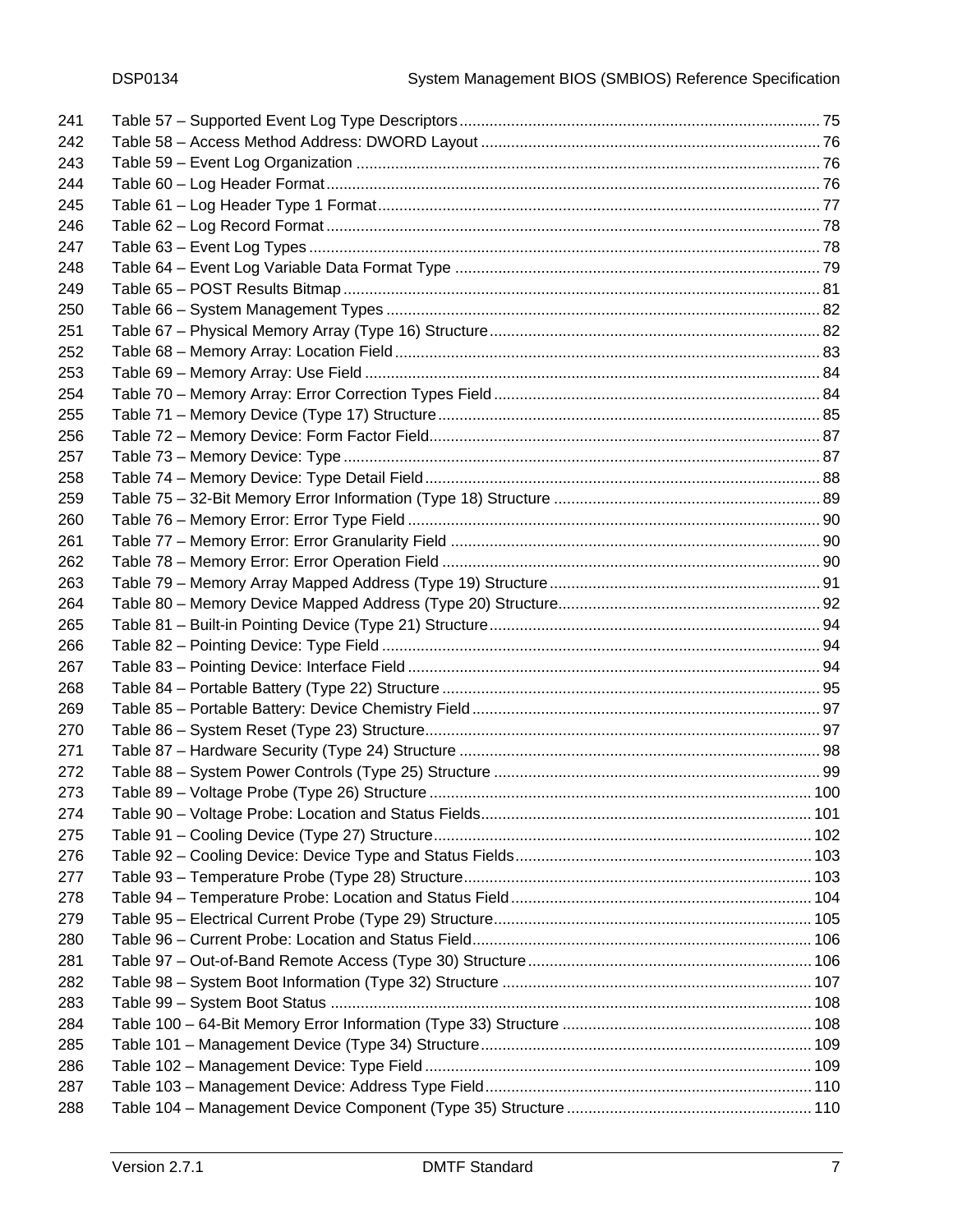241 Table 57 – Supported Event Log Type Descriptors ..... 75
242 Table 58 – Access Method Address: DWORD Layout ..... 76
243 Table 59 – Event Log Organization ..... 76
244 Table 60 – Log Header Format ..... 76
245 Table 61 – Log Header Type 1 Format ..... 77
246 Table 62 – Log Record Format ..... 78
247 Table 63 – Event Log Types ..... 78
248 Table 64 – Event Log Variable Data Format Type ..... 79
249 Table 65 – POST Results Bitmap ..... 81
250 Table 66 – System Management Types ..... 82
251 Table 67 – Physical Memory Array (Type 16) Structure ..... 82
252 Table 68 – Memory Array: Location Field ..... 83
253 Table 69 – Memory Array: Use Field ..... 84
254 Table 70 – Memory Array: Error Correction Types Field ..... 84
255 Table 71 – Memory Device (Type 17) Structure ..... 85
256 Table 72 – Memory Device: Form Factor Field ..... 87
257 Table 73 – Memory Device: Type ..... 87
258 Table 74 – Memory Device: Type Detail Field ..... 88
259 Table 75 – 32-Bit Memory Error Information (Type 18) Structure ..... 89
260 Table 76 – Memory Error: Error Type Field ..... 90
261 Table 77 – Memory Error: Error Granularity Field ..... 90
262 Table 78 – Memory Error: Error Operation Field ..... 90
263 Table 79 – Memory Array Mapped Address (Type 19) Structure ..... 91
264 Table 80 – Memory Device Mapped Address (Type 20) Structure ..... 92
265 Table 81 – Built-in Pointing Device (Type 21) Structure ..... 94
266 Table 82 – Pointing Device: Type Field ..... 94
267 Table 83 – Pointing Device: Interface Field ..... 94
268 Table 84 – Portable Battery (Type 22) Structure ..... 95
269 Table 85 – Portable Battery: Device Chemistry Field ..... 97
270 Table 86 – System Reset (Type 23) Structure ..... 97
271 Table 87 – Hardware Security (Type 24) Structure ..... 98
272 Table 88 – System Power Controls (Type 25) Structure ..... 99
273 Table 89 – Voltage Probe (Type 26) Structure ..... 100
274 Table 90 – Voltage Probe: Location and Status Fields ..... 101
275 Table 91 – Cooling Device (Type 27) Structure ..... 102
276 Table 92 – Cooling Device: Device Type and Status Fields ..... 103
277 Table 93 – Temperature Probe (Type 28) Structure ..... 103
278 Table 94 – Temperature Probe: Location and Status Field ..... 104
279 Table 95 – Electrical Current Probe (Type 29) Structure ..... 105
280 Table 96 – Current Probe: Location and Status Field ..... 106
281 Table 97 – Out-of-Band Remote Access (Type 30) Structure ..... 106
282 Table 98 – System Boot Information (Type 32) Structure ..... 107
283 Table 99 – System Boot Status ..... 108
284 Table 100 – 64-Bit Memory Error Information (Type 33) Structure ..... 108
285 Table 101 – Management Device (Type 34) Structure ..... 109
286 Table 102 – Management Device: Type Field ..... 109
287 Table 103 – Management Device: Address Type Field ..... 110
288 Table 104 – Management Device Component (Type 35) Structure ..... 110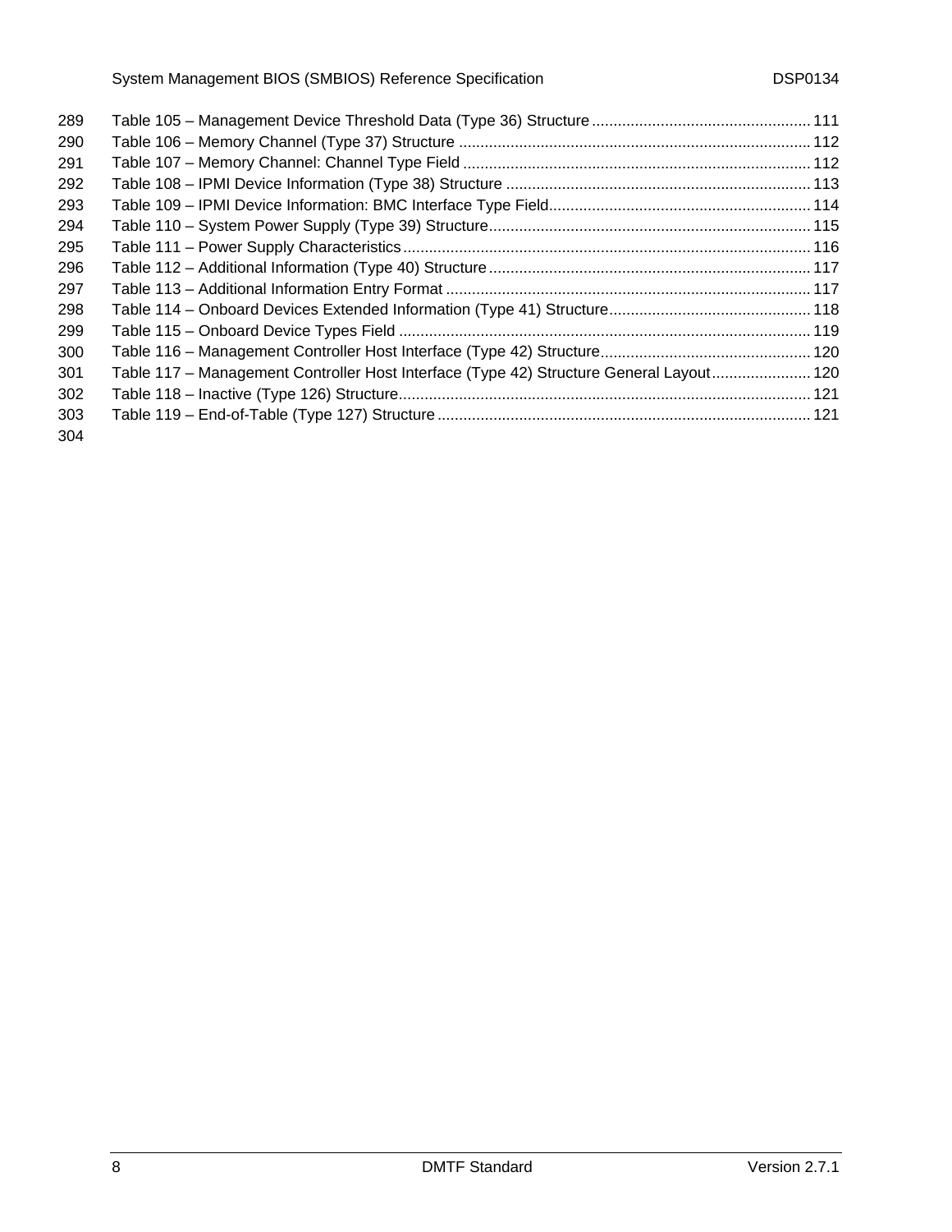Table 105 – Management Device Threshold Data (Type 36) Structure ........ 111
Table 106 – Memory Channel (Type 37) Structure ........ 112
Table 107 – Memory Channel: Channel Type Field ........ 112
Table 108 – IPMI Device Information (Type 38) Structure ........ 113
Table 109 – IPMI Device Information: BMC Interface Type Field ........ 114
Table 110 – System Power Supply (Type 39) Structure ........ 115
Table 111 – Power Supply Characteristics ........ 116
Table 112 – Additional Information (Type 40) Structure ........ 117
Table 113 – Additional Information Entry Format ........ 117
Table 114 – Onboard Devices Extended Information (Type 41) Structure ........ 118
Table 115 – Onboard Device Types Field ........ 119
Table 116 – Management Controller Host Interface (Type 42) Structure ........ 120
Table 117 – Management Controller Host Interface (Type 42) Structure General Layout ........ 120
Table 118 – Inactive (Type 126) Structure ........ 121
Table 119 – End-of-Table (Type 127) Structure ........ 121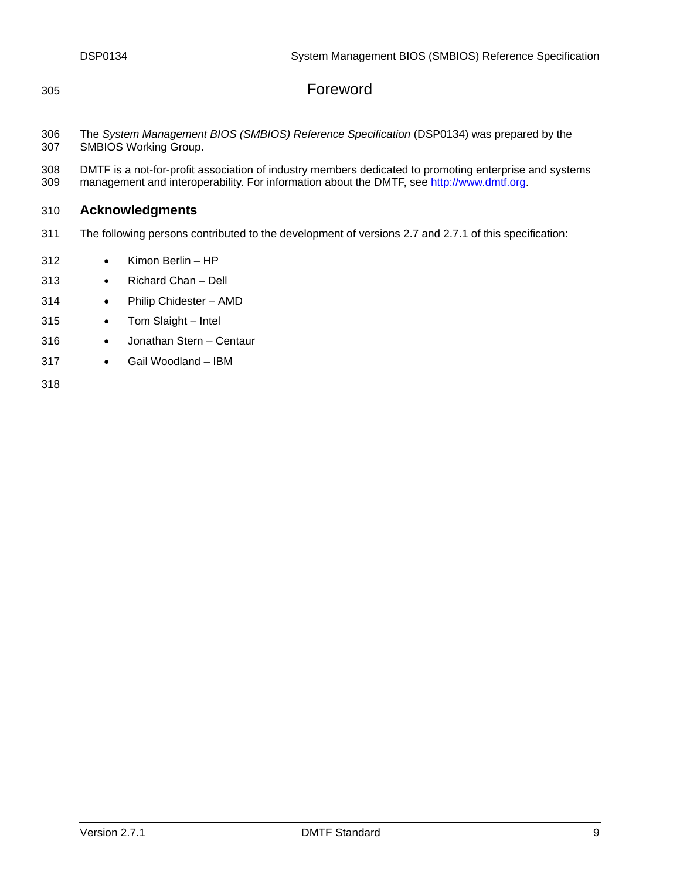# Foreword

The *System Management BIOS (SMBIOS) Reference Specification* (DSP0134) was prepared by the SMBIOS Working Group.

DMTF is a not-for-profit association of industry members dedicated to promoting enterprise and systems management and interoperability. For information about the DMTF, see http://www.dmtf.org.

## Acknowledgments

The following persons contributed to the development of versions 2.7 and 2.7.1 of this specification:

- Kimon Berlin – HP
- Richard Chan – Dell
- Philip Chidester – AMD
- Tom Slaight – Intel
- Jonathan Stern – Centaur
- Gail Woodland – IBM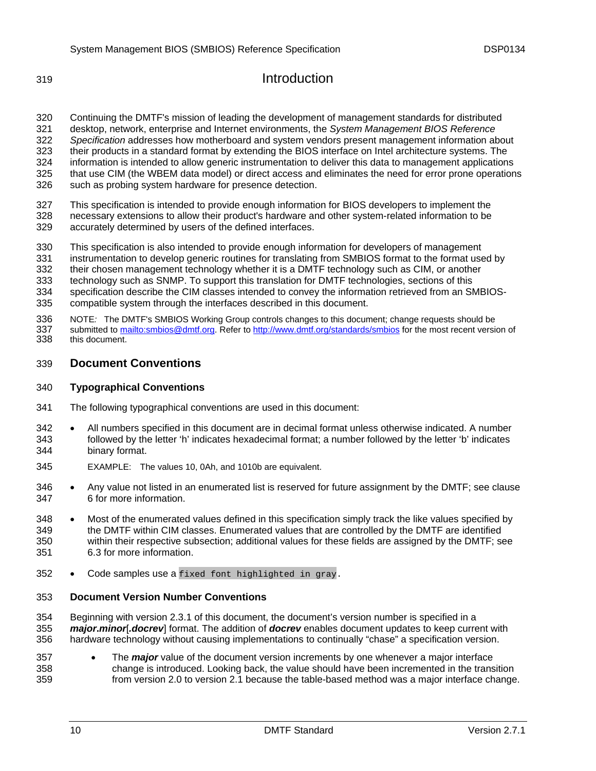# Introduction

Continuing the DMTF's mission of leading the development of management standards for distributed desktop, network, enterprise and Internet environments, the *System Management BIOS Reference Specification* addresses how motherboard and system vendors present management information about their products in a standard format by extending the BIOS interface on Intel architecture systems. The information is intended to allow generic instrumentation to deliver this data to management applications that use CIM (the WBEM data model) or direct access and eliminates the need for error prone operations such as probing system hardware for presence detection.

This specification is intended to provide enough information for BIOS developers to implement the necessary extensions to allow their product's hardware and other system-related information to be accurately determined by users of the defined interfaces.

This specification is also intended to provide enough information for developers of management instrumentation to develop generic routines for translating from SMBIOS format to the format used by their chosen management technology whether it is a DMTF technology such as CIM, or another technology such as SNMP. To support this translation for DMTF technologies, sections of this specification describe the CIM classes intended to convey the information retrieved from an SMBIOS-compatible system through the interfaces described in this document.

NOTE*:* The DMTF's SMBIOS Working Group controls changes to this document; change requests should be submitted to [mailto:smbios@dmtf.org](mailto:smbios@dmtf.org). Refer to [http://www.dmtf.org/standards/smbios](http://www.dmtf.org/standards/smbios) for the most recent version of this document.

## Document Conventions

### Typographical Conventions

The following typographical conventions are used in this document:

- All numbers specified in this document are in decimal format unless otherwise indicated. A number followed by the letter 'h' indicates hexadecimal format; a number followed by the letter 'b' indicates binary format.

  EXAMPLE: The values 10, 0Ah, and 1010b are equivalent.

- Any value not listed in an enumerated list is reserved for future assignment by the DMTF; see clause 6 for more information.
- Most of the enumerated values defined in this specification simply track the like values specified by the DMTF within CIM classes. Enumerated values that are controlled by the DMTF are identified within their respective subsection; additional values for these fields are assigned by the DMTF; see 6.3 for more information.
- Code samples use a `fixed font highlighted in gray`.

### Document Version Number Conventions

Beginning with version 2.3.1 of this document, the document's version number is specified in a ***major.minor***[***.docrev***] format. The addition of ***docrev*** enables document updates to keep current with hardware technology without causing implementations to continually "chase" a specification version.

- The ***major*** value of the document version increments by one whenever a major interface change is introduced. Looking back, the value should have been incremented in the transition from version 2.0 to version 2.1 because the table-based method was a major interface change.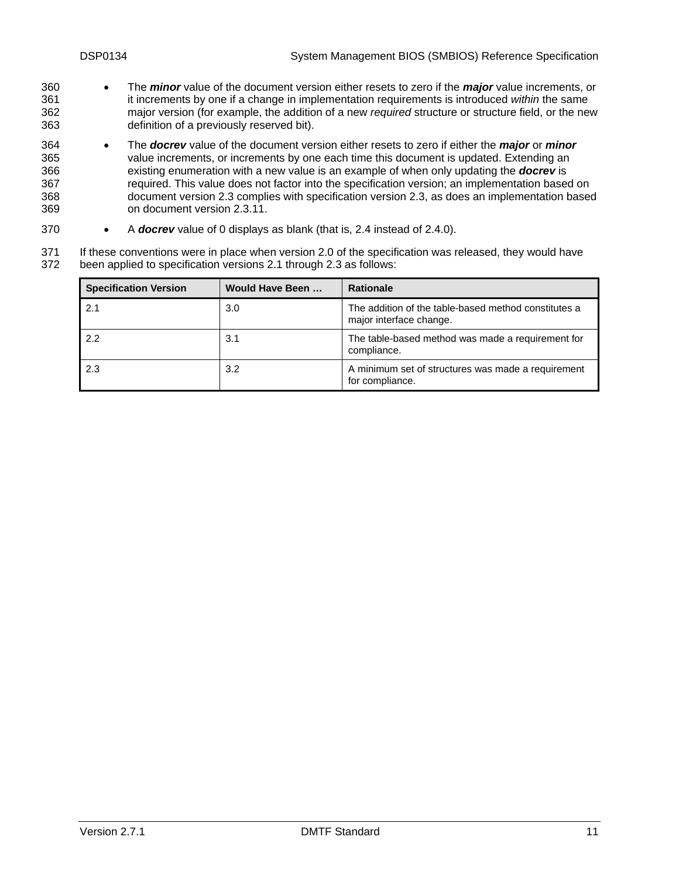- The ***minor*** value of the document version either resets to zero if the ***major*** value increments, or it increments by one if a change in implementation requirements is introduced *within* the same major version (for example, the addition of a new *required* structure or structure field, or the new definition of a previously reserved bit).
- The ***docrev*** value of the document version either resets to zero if either the ***major*** or ***minor*** value increments, or increments by one each time this document is updated. Extending an existing enumeration with a new value is an example of when only updating the ***docrev*** is required. This value does not factor into the specification version; an implementation based on document version 2.3 complies with specification version 2.3, as does an implementation based on document version 2.3.11.
- A ***docrev*** value of 0 displays as blank (that is, 2.4 instead of 2.4.0).

If these conventions were in place when version 2.0 of the specification was released, they would have been applied to specification versions 2.1 through 2.3 as follows:

| Specification Version | Would Have Been … | Rationale |
| --- | --- | --- |
| 2.1 | 3.0 | The addition of the table-based method constitutes a major interface change. |
| 2.2 | 3.1 | The table-based method was made a requirement for compliance. |
| 2.3 | 3.2 | A minimum set of structures was made a requirement for compliance. |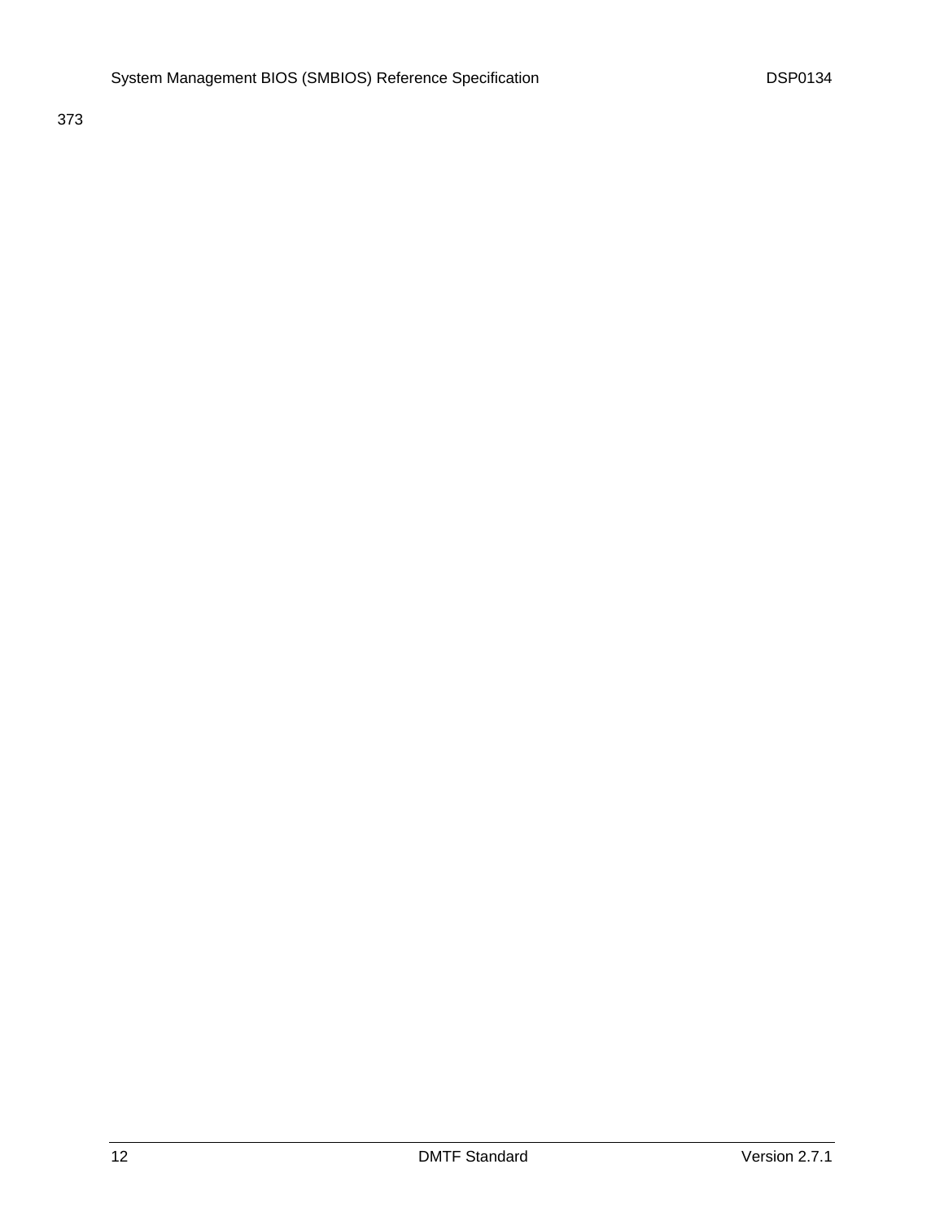373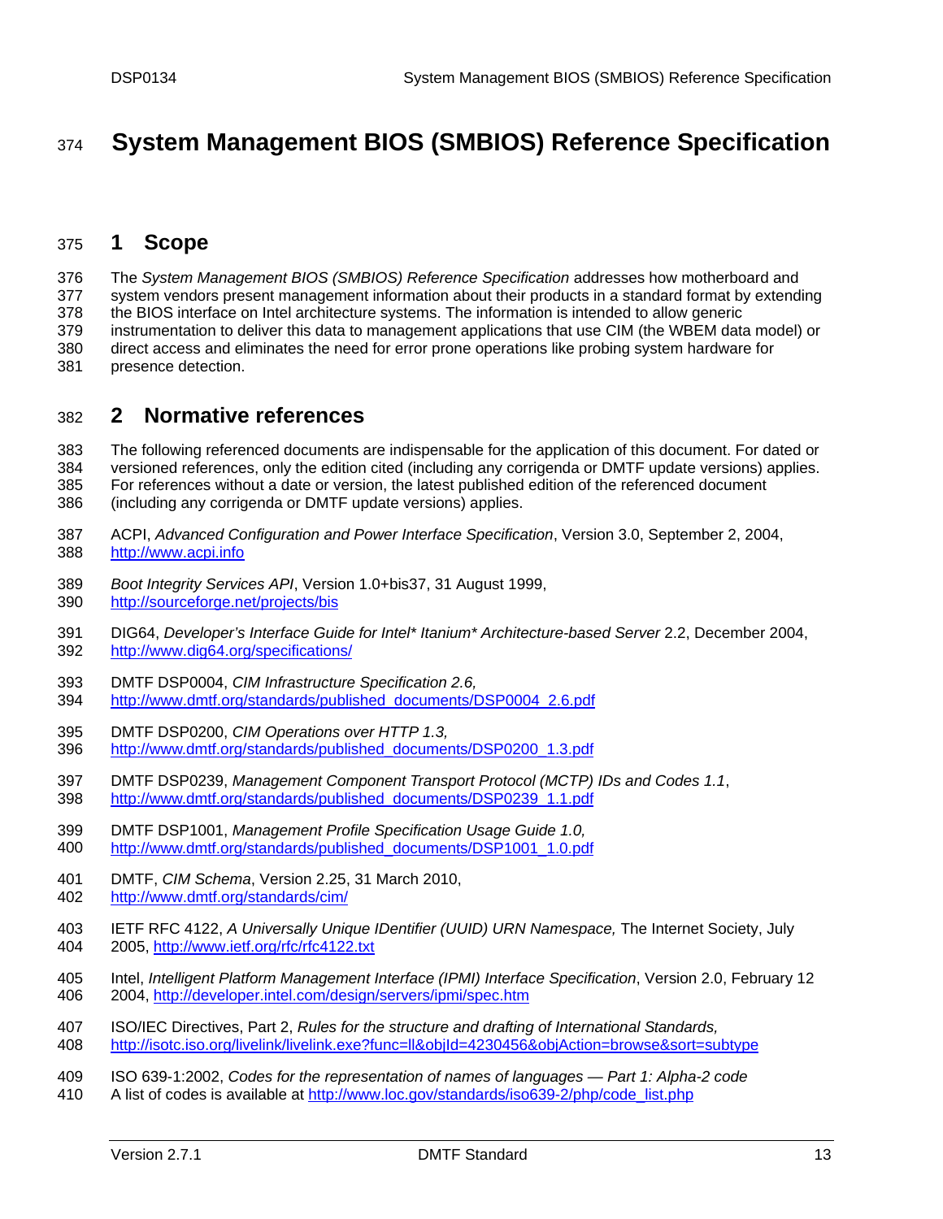# System Management BIOS (SMBIOS) Reference Specification

## 1 Scope

The *System Management BIOS (SMBIOS) Reference Specification* addresses how motherboard and system vendors present management information about their products in a standard format by extending the BIOS interface on Intel architecture systems. The information is intended to allow generic instrumentation to deliver this data to management applications that use CIM (the WBEM data model) or direct access and eliminates the need for error prone operations like probing system hardware for presence detection.

## 2 Normative references

The following referenced documents are indispensable for the application of this document. For dated or versioned references, only the edition cited (including any corrigenda or DMTF update versions) applies. For references without a date or version, the latest published edition of the referenced document (including any corrigenda or DMTF update versions) applies.

ACPI, *Advanced Configuration and Power Interface Specification*, Version 3.0, September 2, 2004, http://www.acpi.info

*Boot Integrity Services API*, Version 1.0+bis37, 31 August 1999, http://sourceforge.net/projects/bis

DIG64, *Developer's Interface Guide for Intel* Itanium* Architecture-based Server* 2.2, December 2004, http://www.dig64.org/specifications/

DMTF DSP0004, *CIM Infrastructure Specification 2.6,* http://www.dmtf.org/standards/published_documents/DSP0004_2.6.pdf

DMTF DSP0200, *CIM Operations over HTTP 1.3,* http://www.dmtf.org/standards/published_documents/DSP0200_1.3.pdf

DMTF DSP0239, *Management Component Transport Protocol (MCTP) IDs and Codes 1.1*, http://www.dmtf.org/standards/published_documents/DSP0239_1.1.pdf

DMTF DSP1001, *Management Profile Specification Usage Guide 1.0,* http://www.dmtf.org/standards/published_documents/DSP1001_1.0.pdf

DMTF, *CIM Schema*, Version 2.25, 31 March 2010, http://www.dmtf.org/standards/cim/

IETF RFC 4122, *A Universally Unique IDentifier (UUID) URN Namespace,* The Internet Society, July 2005, http://www.ietf.org/rfc/rfc4122.txt

Intel, *Intelligent Platform Management Interface (IPMI) Interface Specification*, Version 2.0, February 12 2004, http://developer.intel.com/design/servers/ipmi/spec.htm

ISO/IEC Directives, Part 2, *Rules for the structure and drafting of International Standards,* http://isotc.iso.org/livelink/livelink.exe?func=ll&objId=4230456&objAction=browse&sort=subtype

ISO 639-1:2002, *Codes for the representation of names of languages — Part 1: Alpha-2 code* A list of codes is available at http://www.loc.gov/standards/iso639-2/php/code_list.php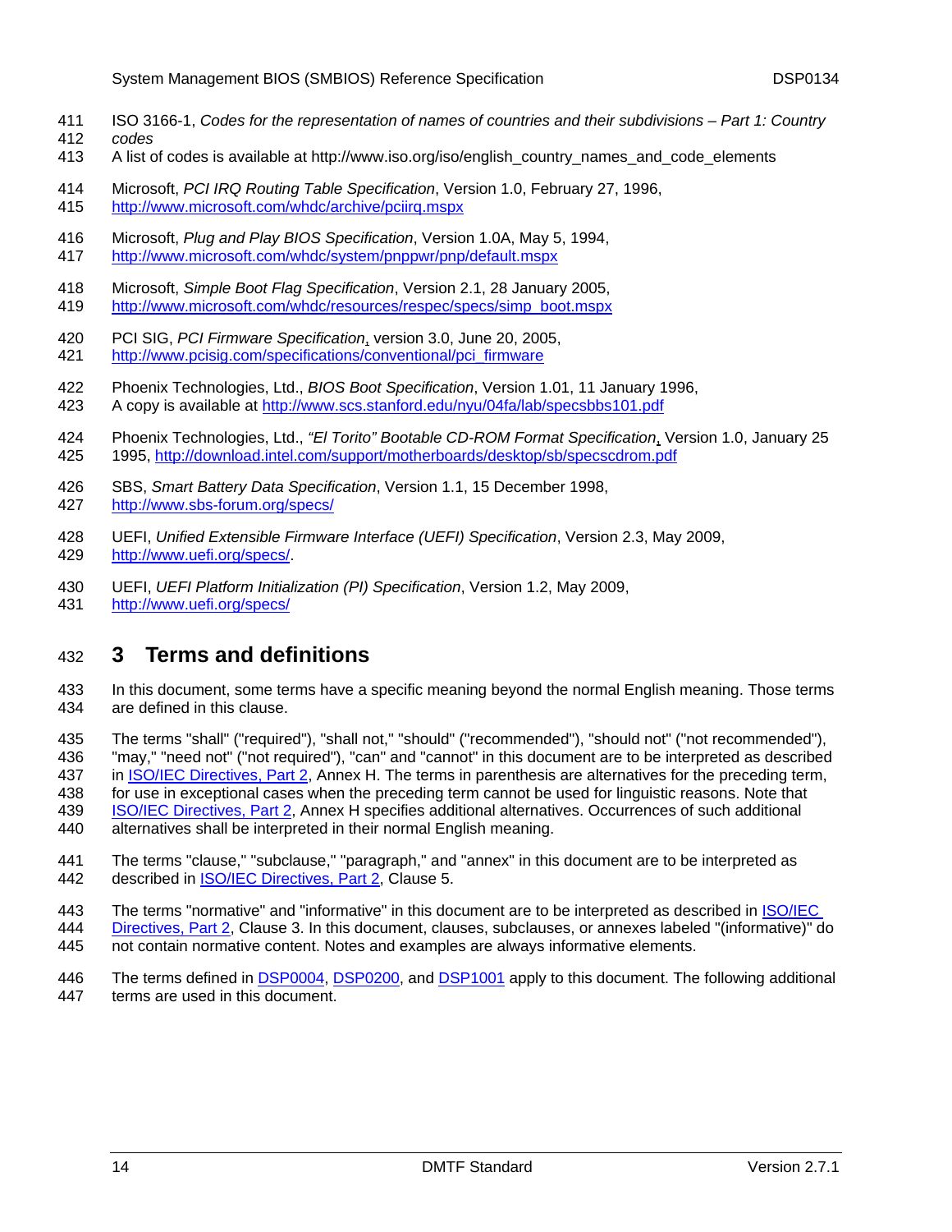ISO 3166-1, *Codes for the representation of names of countries and their subdivisions – Part 1: Country codes*
A list of codes is available at http://www.iso.org/iso/english_country_names_and_code_elements

Microsoft, *PCI IRQ Routing Table Specification*, Version 1.0, February 27, 1996,
http://www.microsoft.com/whdc/archive/pciirq.mspx

Microsoft, *Plug and Play BIOS Specification*, Version 1.0A, May 5, 1994,
http://www.microsoft.com/whdc/system/pnppwr/pnp/default.mspx

Microsoft, *Simple Boot Flag Specification*, Version 2.1, 28 January 2005,
http://www.microsoft.com/whdc/resources/respec/specs/simp_boot.mspx

PCI SIG, *PCI Firmware Specification*, version 3.0, June 20, 2005,
http://www.pcisig.com/specifications/conventional/pci_firmware

Phoenix Technologies, Ltd., *BIOS Boot Specification*, Version 1.01, 11 January 1996,
A copy is available at http://www.scs.stanford.edu/nyu/04fa/lab/specsbbs101.pdf

Phoenix Technologies, Ltd., *"El Torito" Bootable CD-ROM Format Specification*, Version 1.0, January 25 1995, http://download.intel.com/support/motherboards/desktop/sb/specscdrom.pdf

SBS, *Smart Battery Data Specification*, Version 1.1, 15 December 1998,
http://www.sbs-forum.org/specs/

UEFI, *Unified Extensible Firmware Interface (UEFI) Specification*, Version 2.3, May 2009,
http://www.uefi.org/specs/.

UEFI, *UEFI Platform Initialization (PI) Specification*, Version 1.2, May 2009,
http://www.uefi.org/specs/

# 3 Terms and definitions

In this document, some terms have a specific meaning beyond the normal English meaning. Those terms are defined in this clause.

The terms "shall" ("required"), "shall not," "should" ("recommended"), "should not" ("not recommended"), "may," "need not" ("not required"), "can" and "cannot" in this document are to be interpreted as described in ISO/IEC Directives, Part 2, Annex H. The terms in parenthesis are alternatives for the preceding term, for use in exceptional cases when the preceding term cannot be used for linguistic reasons. Note that ISO/IEC Directives, Part 2, Annex H specifies additional alternatives. Occurrences of such additional alternatives shall be interpreted in their normal English meaning.

The terms "clause," "subclause," "paragraph," and "annex" in this document are to be interpreted as described in ISO/IEC Directives, Part 2, Clause 5.

The terms "normative" and "informative" in this document are to be interpreted as described in ISO/IEC Directives, Part 2, Clause 3. In this document, clauses, subclauses, or annexes labeled "(informative)" do not contain normative content. Notes and examples are always informative elements.

The terms defined in DSP0004, DSP0200, and DSP1001 apply to this document. The following additional terms are used in this document.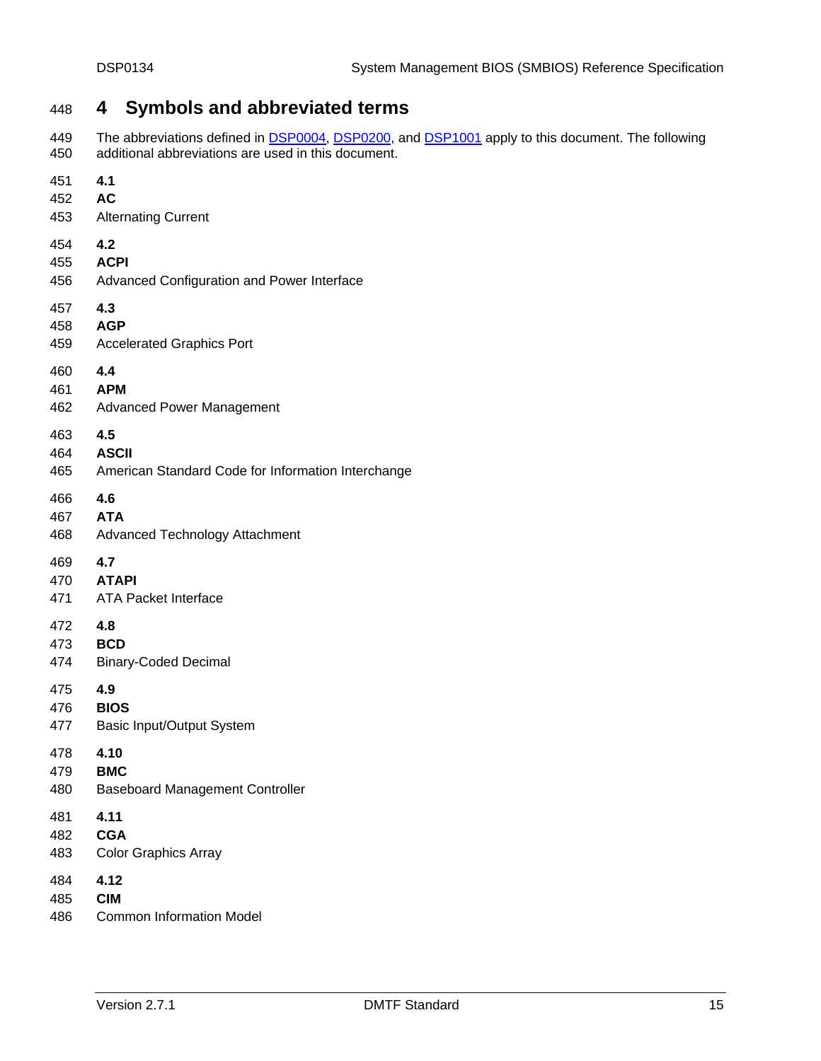# 4 Symbols and abbreviated terms

The abbreviations defined in DSP0004, DSP0200, and DSP1001 apply to this document. The following additional abbreviations are used in this document.

**4.1**
**AC**
Alternating Current

**4.2**
**ACPI**
Advanced Configuration and Power Interface

**4.3**
**AGP**
Accelerated Graphics Port

**4.4**
**APM**
Advanced Power Management

**4.5**
**ASCII**
American Standard Code for Information Interchange

**4.6**
**ATA**
Advanced Technology Attachment

**4.7**
**ATAPI**
ATA Packet Interface

**4.8**
**BCD**
Binary-Coded Decimal

**4.9**
**BIOS**
Basic Input/Output System

**4.10**
**BMC**
Baseboard Management Controller

**4.11**
**CGA**
Color Graphics Array

**4.12**
**CIM**
Common Information Model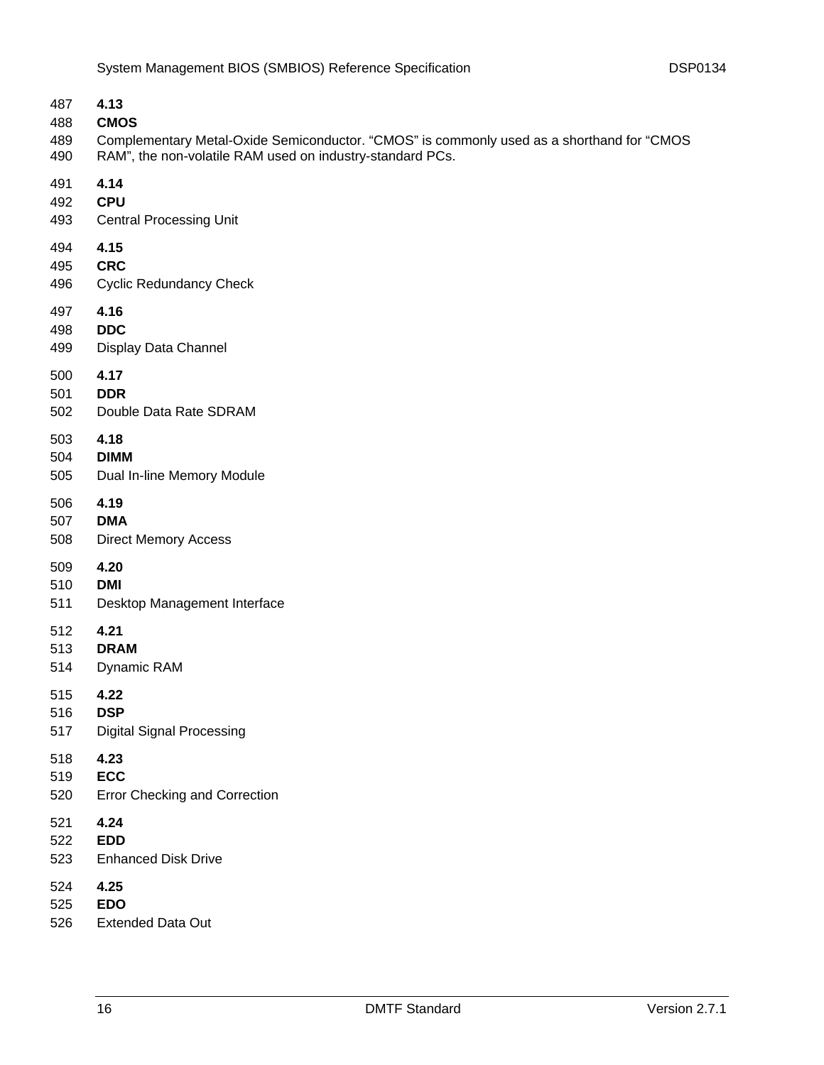### 4.13

**CMOS**

Complementary Metal-Oxide Semiconductor. “CMOS” is commonly used as a shorthand for “CMOS RAM”, the non-volatile RAM used on industry-standard PCs.

### 4.14

**CPU**

Central Processing Unit

### 4.15

**CRC**

Cyclic Redundancy Check

### 4.16

**DDC**

Display Data Channel

### 4.17

**DDR**

Double Data Rate SDRAM

### 4.18

**DIMM**

Dual In-line Memory Module

### 4.19

**DMA**

Direct Memory Access

### 4.20

**DMI**

Desktop Management Interface

### 4.21

**DRAM**

Dynamic RAM

### 4.22

**DSP**

Digital Signal Processing

### 4.23

**ECC**

Error Checking and Correction

### 4.24

**EDD**

Enhanced Disk Drive

### 4.25

**EDO**

Extended Data Out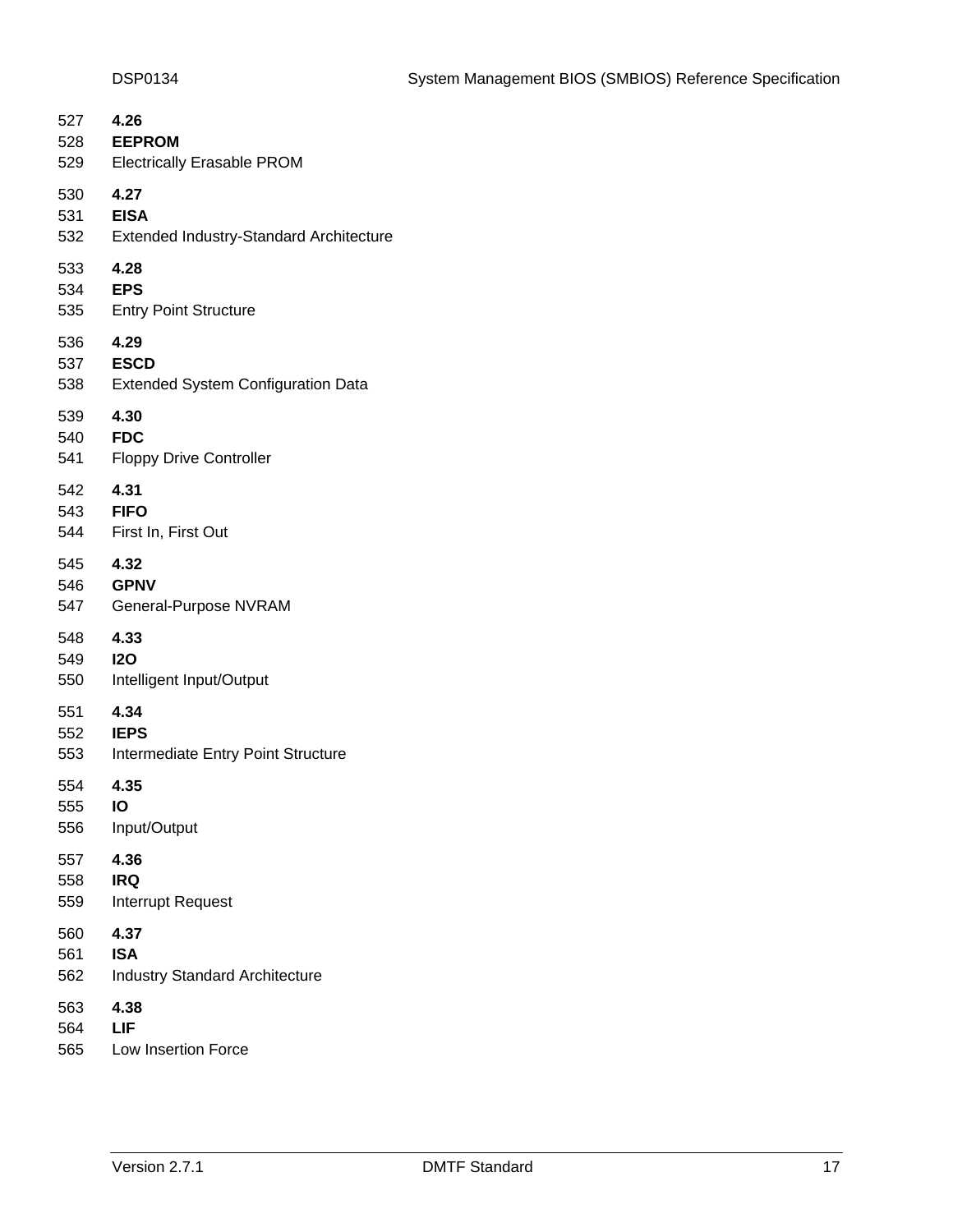### 4.26

**EEPROM**

Electrically Erasable PROM

### 4.27

**EISA**

Extended Industry-Standard Architecture

### 4.28

**EPS**

Entry Point Structure

### 4.29

**ESCD**

Extended System Configuration Data

### 4.30

**FDC**

Floppy Drive Controller

### 4.31

**FIFO**

First In, First Out

### 4.32

**GPNV**

General-Purpose NVRAM

### 4.33

**I2O**

Intelligent Input/Output

### 4.34

**IEPS**

Intermediate Entry Point Structure

### 4.35

**IO**

Input/Output

### 4.36

**IRQ**

Interrupt Request

### 4.37

**ISA**

Industry Standard Architecture

### 4.38

**LIF**

Low Insertion Force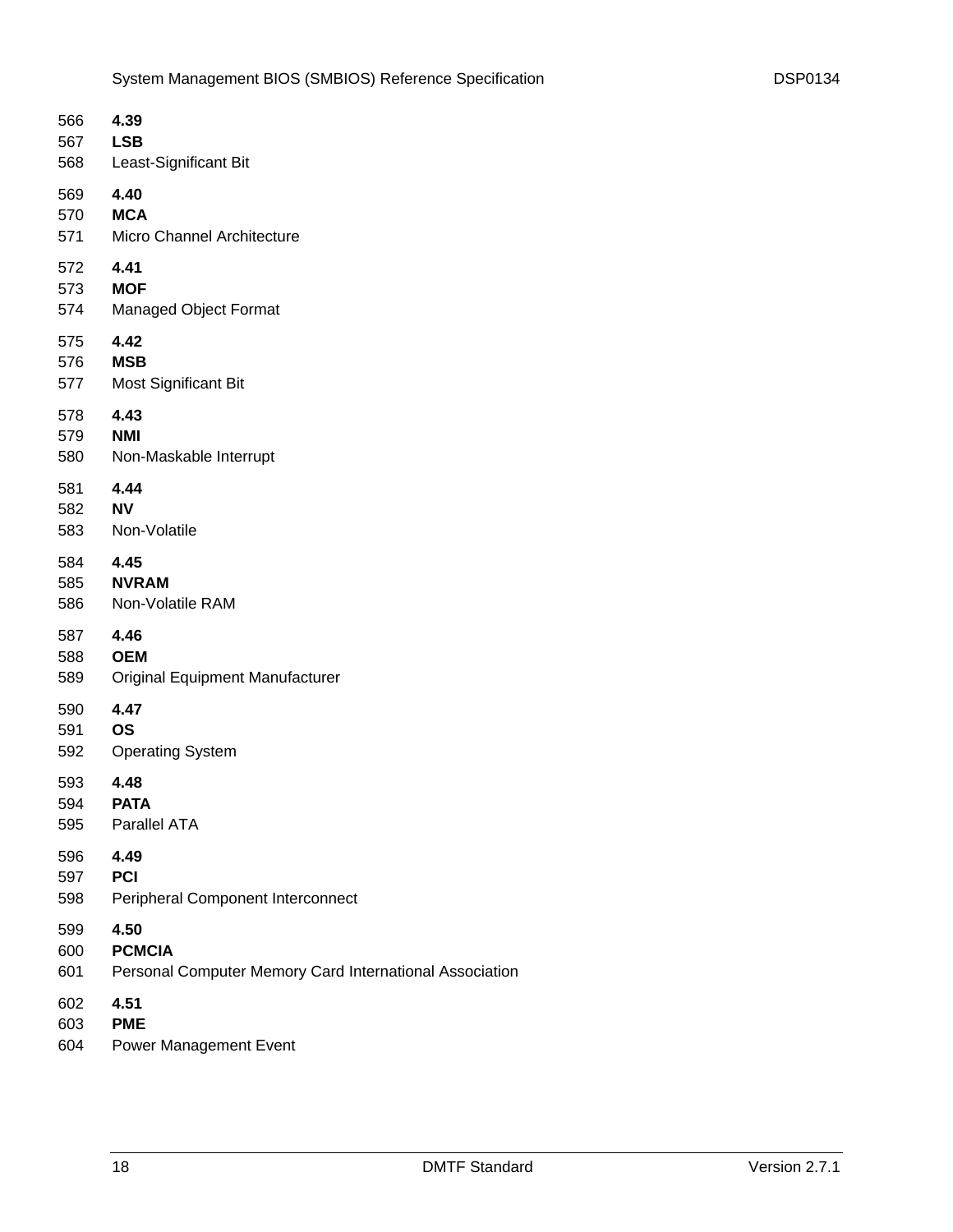### 4.39

**LSB**

Least-Significant Bit

### 4.40

**MCA**

Micro Channel Architecture

### 4.41

**MOF**

Managed Object Format

### 4.42

**MSB**

Most Significant Bit

### 4.43

**NMI**

Non-Maskable Interrupt

### 4.44

**NV**

Non-Volatile

### 4.45

**NVRAM**

Non-Volatile RAM

### 4.46

**OEM**

Original Equipment Manufacturer

### 4.47

**OS**

Operating System

### 4.48

**PATA**

Parallel ATA

### 4.49

**PCI**

Peripheral Component Interconnect

### 4.50

**PCMCIA**

Personal Computer Memory Card International Association

### 4.51

**PME**

Power Management Event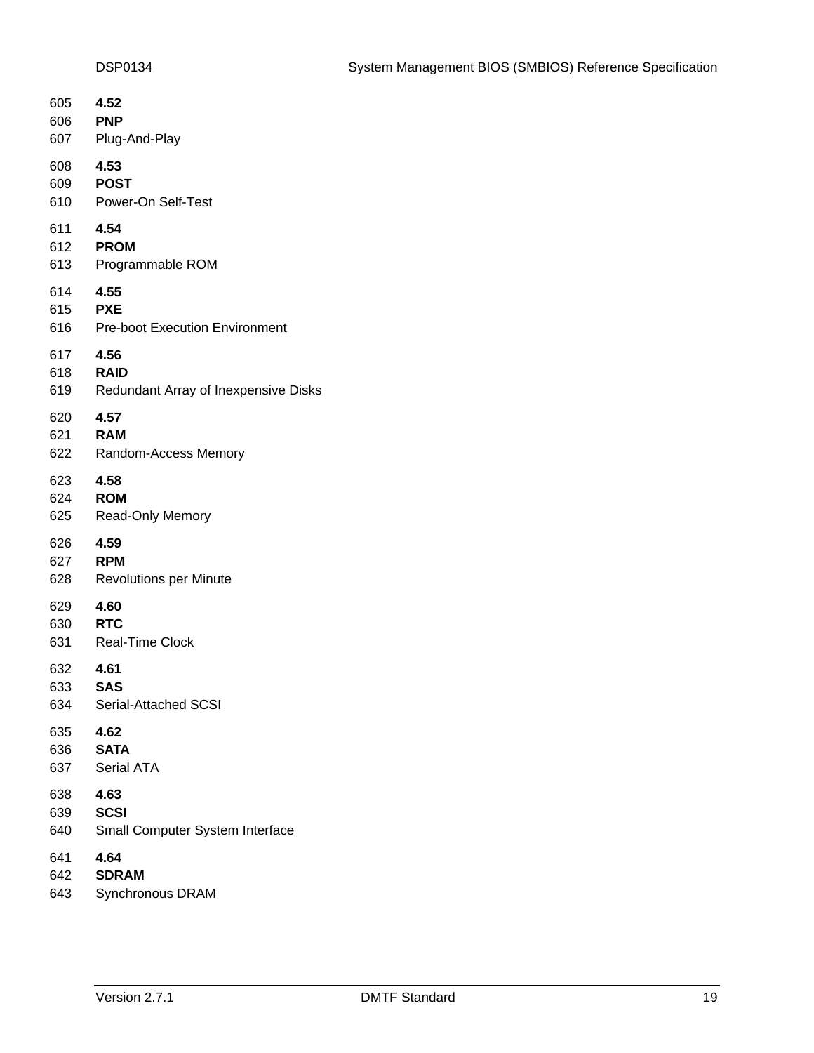### 4.52

**PNP**

Plug-And-Play

### 4.53

**POST**

Power-On Self-Test

### 4.54

**PROM**

Programmable ROM

### 4.55

**PXE**

Pre-boot Execution Environment

### 4.56

**RAID**

Redundant Array of Inexpensive Disks

### 4.57

**RAM**

Random-Access Memory

### 4.58

**ROM**

Read-Only Memory

### 4.59

**RPM**

Revolutions per Minute

### 4.60

**RTC**

Real-Time Clock

### 4.61

**SAS**

Serial-Attached SCSI

### 4.62

**SATA**

Serial ATA

### 4.63

**SCSI**

Small Computer System Interface

### 4.64

**SDRAM**

Synchronous DRAM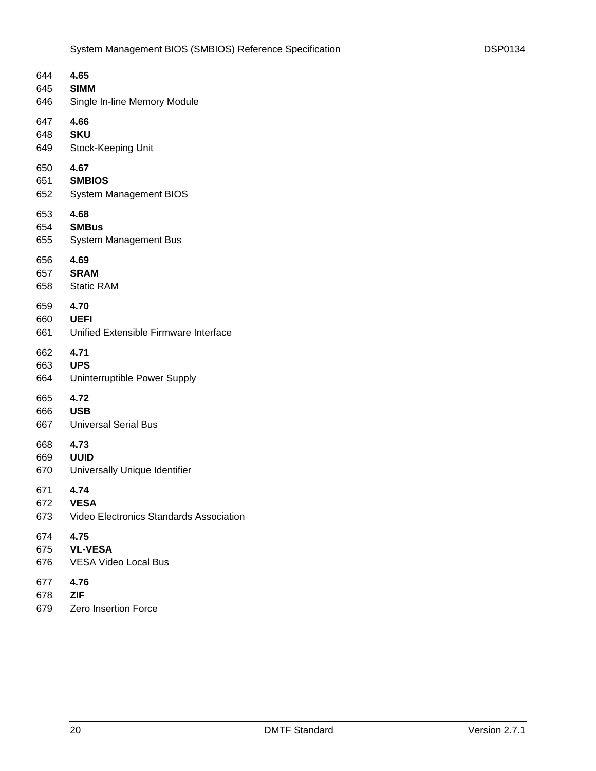**4.65**

**SIMM**

Single In-line Memory Module

**4.66**

**SKU**

Stock-Keeping Unit

**4.67**

**SMBIOS**

System Management BIOS

**4.68**

**SMBus**

System Management Bus

**4.69**

**SRAM**

Static RAM

**4.70**

**UEFI**

Unified Extensible Firmware Interface

**4.71**

**UPS**

Uninterruptible Power Supply

**4.72**

**USB**

Universal Serial Bus

**4.73**

**UUID**

Universally Unique Identifier

**4.74**

**VESA**

Video Electronics Standards Association

**4.75**

**VL-VESA**

VESA Video Local Bus

**4.76**

**ZIF**

Zero Insertion Force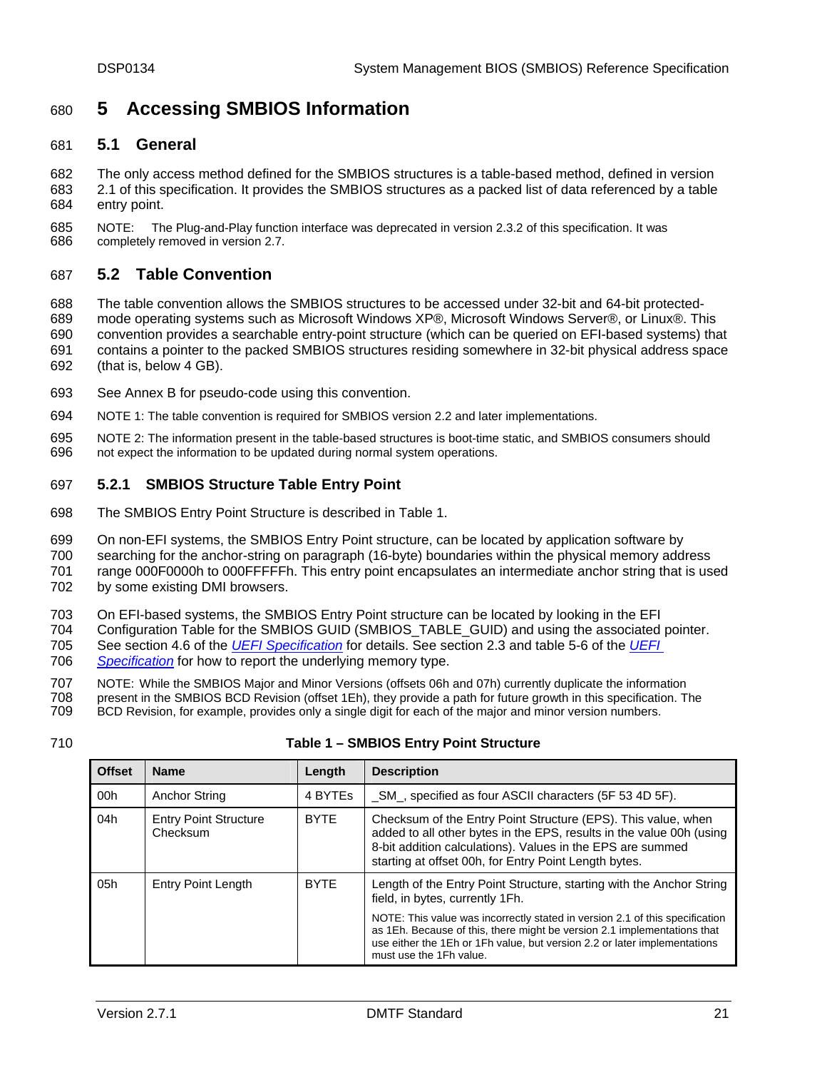# 5 Accessing SMBIOS Information

## 5.1 General

The only access method defined for the SMBIOS structures is a table-based method, defined in version 2.1 of this specification. It provides the SMBIOS structures as a packed list of data referenced by a table entry point.

NOTE: The Plug-and-Play function interface was deprecated in version 2.3.2 of this specification. It was completely removed in version 2.7.

## 5.2 Table Convention

The table convention allows the SMBIOS structures to be accessed under 32-bit and 64-bit protected-mode operating systems such as Microsoft Windows XP®, Microsoft Windows Server®, or Linux®. This convention provides a searchable entry-point structure (which can be queried on EFI-based systems) that contains a pointer to the packed SMBIOS structures residing somewhere in 32-bit physical address space (that is, below 4 GB).

See Annex B for pseudo-code using this convention.

NOTE 1: The table convention is required for SMBIOS version 2.2 and later implementations.

NOTE 2: The information present in the table-based structures is boot-time static, and SMBIOS consumers should not expect the information to be updated during normal system operations.

### 5.2.1 SMBIOS Structure Table Entry Point

The SMBIOS Entry Point Structure is described in Table 1.

On non-EFI systems, the SMBIOS Entry Point structure, can be located by application software by searching for the anchor-string on paragraph (16-byte) boundaries within the physical memory address range 000F0000h to 000FFFFFh. This entry point encapsulates an intermediate anchor string that is used by some existing DMI browsers.

On EFI-based systems, the SMBIOS Entry Point structure can be located by looking in the EFI Configuration Table for the SMBIOS GUID (SMBIOS_TABLE_GUID) and using the associated pointer. See section 4.6 of the *UEFI Specification* for details. See section 2.3 and table 5-6 of the *UEFI Specification* for how to report the underlying memory type.

NOTE: While the SMBIOS Major and Minor Versions (offsets 06h and 07h) currently duplicate the information present in the SMBIOS BCD Revision (offset 1Eh), they provide a path for future growth in this specification. The BCD Revision, for example, provides only a single digit for each of the major and minor version numbers.

**Table 1 – SMBIOS Entry Point Structure**

| Offset | Name | Length | Description |
|---|---|---|---|
| 00h | Anchor String | 4 BYTEs | _SM_, specified as four ASCII characters (5F 53 4D 5F). |
| 04h | Entry Point Structure Checksum | BYTE | Checksum of the Entry Point Structure (EPS). This value, when added to all other bytes in the EPS, results in the value 00h (using 8-bit addition calculations). Values in the EPS are summed starting at offset 00h, for Entry Point Length bytes. |
| 05h | Entry Point Length | BYTE | Length of the Entry Point Structure, starting with the Anchor String field, in bytes, currently 1Fh.<br><br>NOTE: This value was incorrectly stated in version 2.1 of this specification as 1Eh. Because of this, there might be version 2.1 implementations that use either the 1Eh or 1Fh value, but version 2.2 or later implementations must use the 1Fh value. |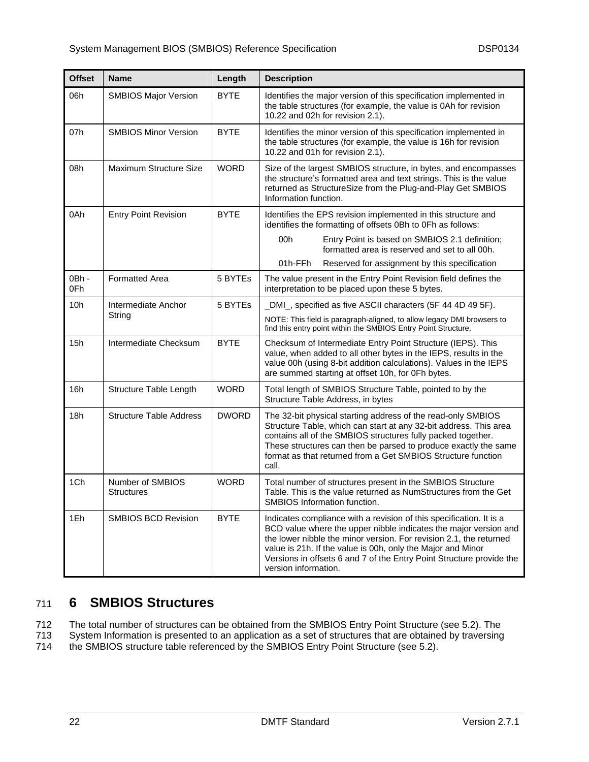| Offset | Name | Length | Description |
|---|---|---|---|
| 06h | SMBIOS Major Version | BYTE | Identifies the major version of this specification implemented in the table structures (for example, the value is 0Ah for revision 10.22 and 02h for revision 2.1). |
| 07h | SMBIOS Minor Version | BYTE | Identifies the minor version of this specification implemented in the table structures (for example, the value is 16h for revision 10.22 and 01h for revision 2.1). |
| 08h | Maximum Structure Size | WORD | Size of the largest SMBIOS structure, in bytes, and encompasses the structure's formatted area and text strings. This is the value returned as StructureSize from the Plug-and-Play Get SMBIOS Information function. |
| 0Ah | Entry Point Revision | BYTE | Identifies the EPS revision implemented in this structure and identifies the formatting of offsets 0Bh to 0Fh as follows:<br>00h Entry Point is based on SMBIOS 2.1 definition; formatted area is reserved and set to all 00h.<br>01h-FFh Reserved for assignment by this specification |
| 0Bh - 0Fh | Formatted Area | 5 BYTEs | The value present in the Entry Point Revision field defines the interpretation to be placed upon these 5 bytes. |
| 10h | Intermediate Anchor String | 5 BYTEs | _DMI_, specified as five ASCII characters (5F 44 4D 49 5F).<br>NOTE: This field is paragraph-aligned, to allow legacy DMI browsers to find this entry point within the SMBIOS Entry Point Structure. |
| 15h | Intermediate Checksum | BYTE | Checksum of Intermediate Entry Point Structure (IEPS). This value, when added to all other bytes in the IEPS, results in the value 00h (using 8-bit addition calculations). Values in the IEPS are summed starting at offset 10h, for 0Fh bytes. |
| 16h | Structure Table Length | WORD | Total length of SMBIOS Structure Table, pointed to by the Structure Table Address, in bytes |
| 18h | Structure Table Address | DWORD | The 32-bit physical starting address of the read-only SMBIOS Structure Table, which can start at any 32-bit address. This area contains all of the SMBIOS structures fully packed together. These structures can then be parsed to produce exactly the same format as that returned from a Get SMBIOS Structure function call. |
| 1Ch | Number of SMBIOS Structures | WORD | Total number of structures present in the SMBIOS Structure Table. This is the value returned as NumStructures from the Get SMBIOS Information function. |
| 1Eh | SMBIOS BCD Revision | BYTE | Indicates compliance with a revision of this specification. It is a BCD value where the upper nibble indicates the major version and the lower nibble the minor version. For revision 2.1, the returned value is 21h. If the value is 00h, only the Major and Minor Versions in offsets 6 and 7 of the Entry Point Structure provide the version information. |

# 6 SMBIOS Structures

The total number of structures can be obtained from the SMBIOS Entry Point Structure (see 5.2). The System Information is presented to an application as a set of structures that are obtained by traversing the SMBIOS structure table referenced by the SMBIOS Entry Point Structure (see 5.2).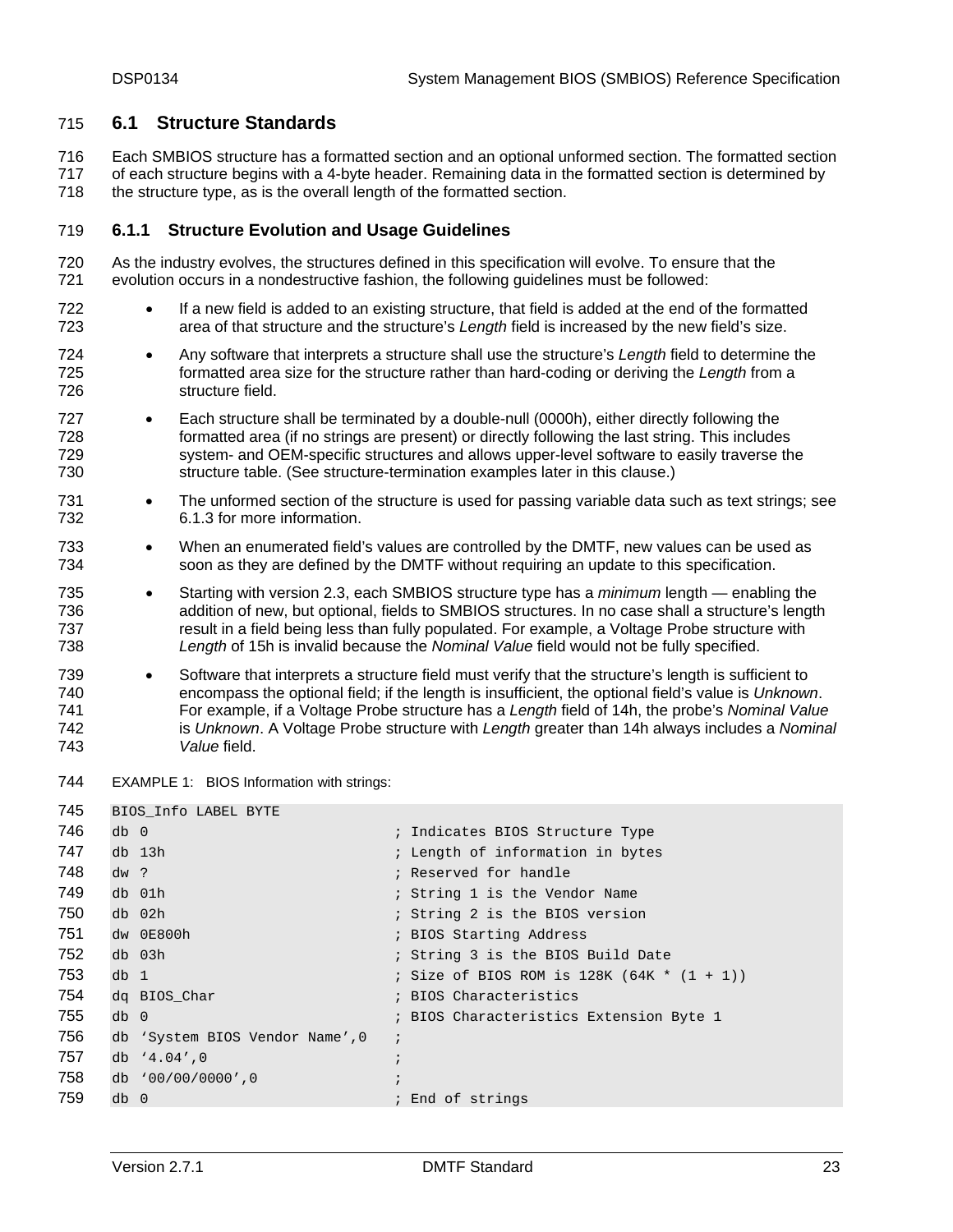## 6.1 Structure Standards

Each SMBIOS structure has a formatted section and an optional unformed section. The formatted section of each structure begins with a 4-byte header. Remaining data in the formatted section is determined by the structure type, as is the overall length of the formatted section.

### 6.1.1 Structure Evolution and Usage Guidelines

As the industry evolves, the structures defined in this specification will evolve. To ensure that the evolution occurs in a nondestructive fashion, the following guidelines must be followed:

- If a new field is added to an existing structure, that field is added at the end of the formatted area of that structure and the structure's *Length* field is increased by the new field's size.
- Any software that interprets a structure shall use the structure's *Length* field to determine the formatted area size for the structure rather than hard-coding or deriving the *Length* from a structure field.
- Each structure shall be terminated by a double-null (0000h), either directly following the formatted area (if no strings are present) or directly following the last string. This includes system- and OEM-specific structures and allows upper-level software to easily traverse the structure table. (See structure-termination examples later in this clause.)
- The unformed section of the structure is used for passing variable data such as text strings; see 6.1.3 for more information.
- When an enumerated field's values are controlled by the DMTF, new values can be used as soon as they are defined by the DMTF without requiring an update to this specification.
- Starting with version 2.3, each SMBIOS structure type has a *minimum* length — enabling the addition of new, but optional, fields to SMBIOS structures. In no case shall a structure's length result in a field being less than fully populated. For example, a Voltage Probe structure with *Length* of 15h is invalid because the *Nominal Value* field would not be fully specified.
- Software that interprets a structure field must verify that the structure's length is sufficient to encompass the optional field; if the length is insufficient, the optional field's value is *Unknown*. For example, if a Voltage Probe structure has a *Length* field of 14h, the probe's *Nominal Value* is *Unknown*. A Voltage Probe structure with *Length* greater than 14h always includes a *Nominal Value* field.

EXAMPLE 1: BIOS Information with strings:

```
BIOS_Info LABEL BYTE
db 0                              ; Indicates BIOS Structure Type
db 13h                            ; Length of information in bytes
dw ?                              ; Reserved for handle
db 01h                            ; String 1 is the Vendor Name
db 02h                            ; String 2 is the BIOS version
dw 0E800h                         ; BIOS Starting Address
db 03h                            ; String 3 is the BIOS Build Date
db 1                              ; Size of BIOS ROM is 128K (64K * (1 + 1))
dq BIOS_Char                      ; BIOS Characteristics
db 0                              ; BIOS Characteristics Extension Byte 1
db 'System BIOS Vendor Name',0    ;
db '4.04',0                       ;
db '00/00/0000',0                 ;
db 0                              ; End of strings
```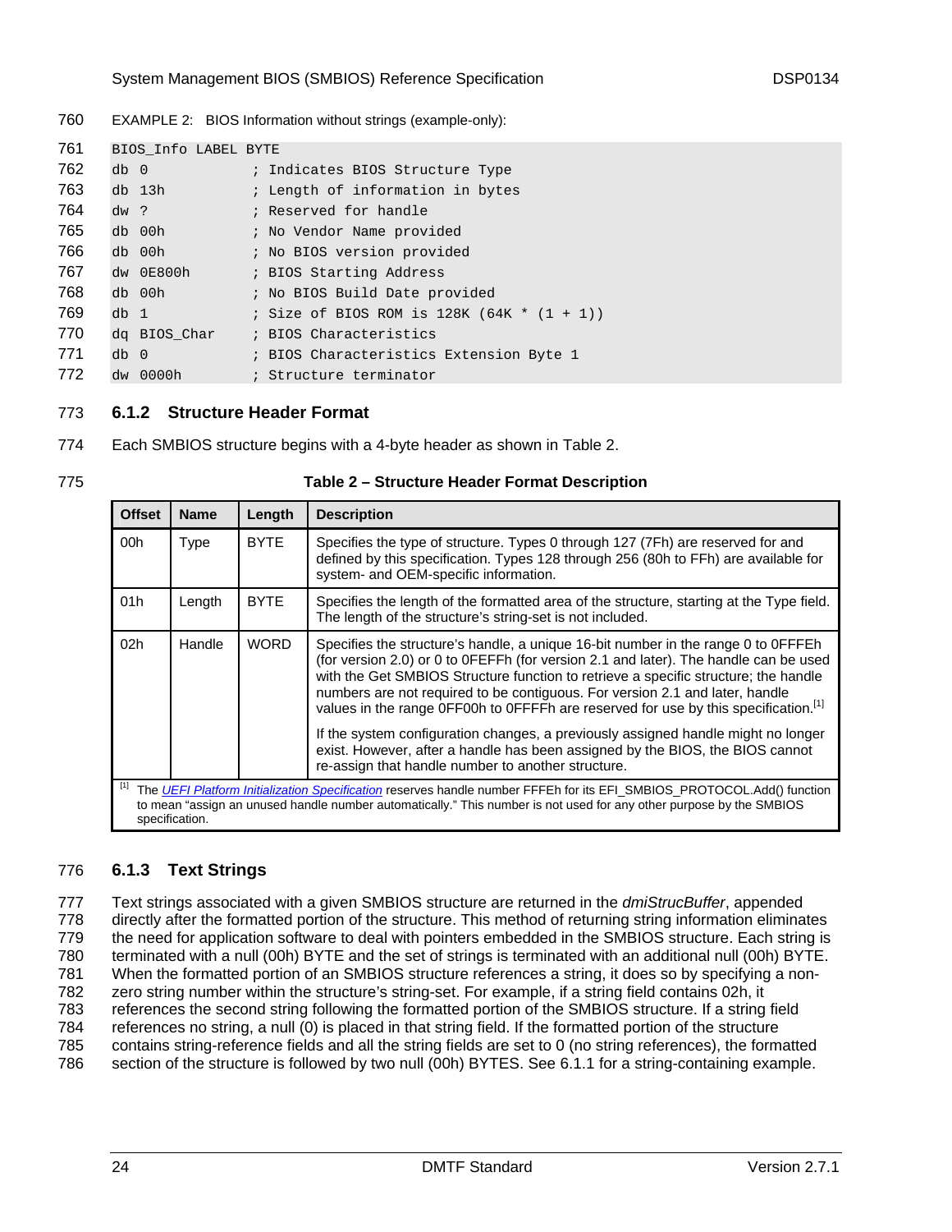EXAMPLE 2: BIOS Information without strings (example-only):

```
BIOS_Info LABEL BYTE
db 0             ; Indicates BIOS Structure Type
db 13h           ; Length of information in bytes
dw ?             ; Reserved for handle
db 00h           ; No Vendor Name provided
db 00h           ; No BIOS version provided
dw 0E800h        ; BIOS Starting Address
db 00h           ; No BIOS Build Date provided
db 1             ; Size of BIOS ROM is 128K (64K * (1 + 1))
dq BIOS_Char     ; BIOS Characteristics
db 0             ; BIOS Characteristics Extension Byte 1
dw 0000h         ; Structure terminator
```

### 6.1.2 Structure Header Format

Each SMBIOS structure begins with a 4-byte header as shown in Table 2.

**Table 2 – Structure Header Format Description**

| Offset | Name | Length | Description |
|---|---|---|---|
| 00h | Type | BYTE | Specifies the type of structure. Types 0 through 127 (7Fh) are reserved for and defined by this specification. Types 128 through 256 (80h to FFh) are available for system- and OEM-specific information. |
| 01h | Length | BYTE | Specifies the length of the formatted area of the structure, starting at the Type field. The length of the structure's string-set is not included. |
| 02h | Handle | WORD | Specifies the structure's handle, a unique 16-bit number in the range 0 to 0FFFEh (for version 2.0) or 0 to 0FEFFh (for version 2.1 and later). The handle can be used with the Get SMBIOS Structure function to retrieve a specific structure; the handle numbers are not required to be contiguous. For version 2.1 and later, handle values in the range 0FF00h to 0FFFFh are reserved for use by this specification.[1]<br><br>If the system configuration changes, a previously assigned handle might no longer exist. However, after a handle has been assigned by the BIOS, the BIOS cannot re-assign that handle number to another structure. |

[1] The *UEFI Platform Initialization Specification* reserves handle number FFFEh for its EFI_SMBIOS_PROTOCOL.Add() function to mean "assign an unused handle number automatically." This number is not used for any other purpose by the SMBIOS specification.

### 6.1.3 Text Strings

Text strings associated with a given SMBIOS structure are returned in the *dmiStrucBuffer*, appended directly after the formatted portion of the structure. This method of returning string information eliminates the need for application software to deal with pointers embedded in the SMBIOS structure. Each string is terminated with a null (00h) BYTE and the set of strings is terminated with an additional null (00h) BYTE. When the formatted portion of an SMBIOS structure references a string, it does so by specifying a non-zero string number within the structure's string-set. For example, if a string field contains 02h, it references the second string following the formatted portion of the SMBIOS structure. If a string field references no string, a null (0) is placed in that string field. If the formatted portion of the structure contains string-reference fields and all the string fields are set to 0 (no string references), the formatted section of the structure is followed by two null (00h) BYTES. See 6.1.1 for a string-containing example.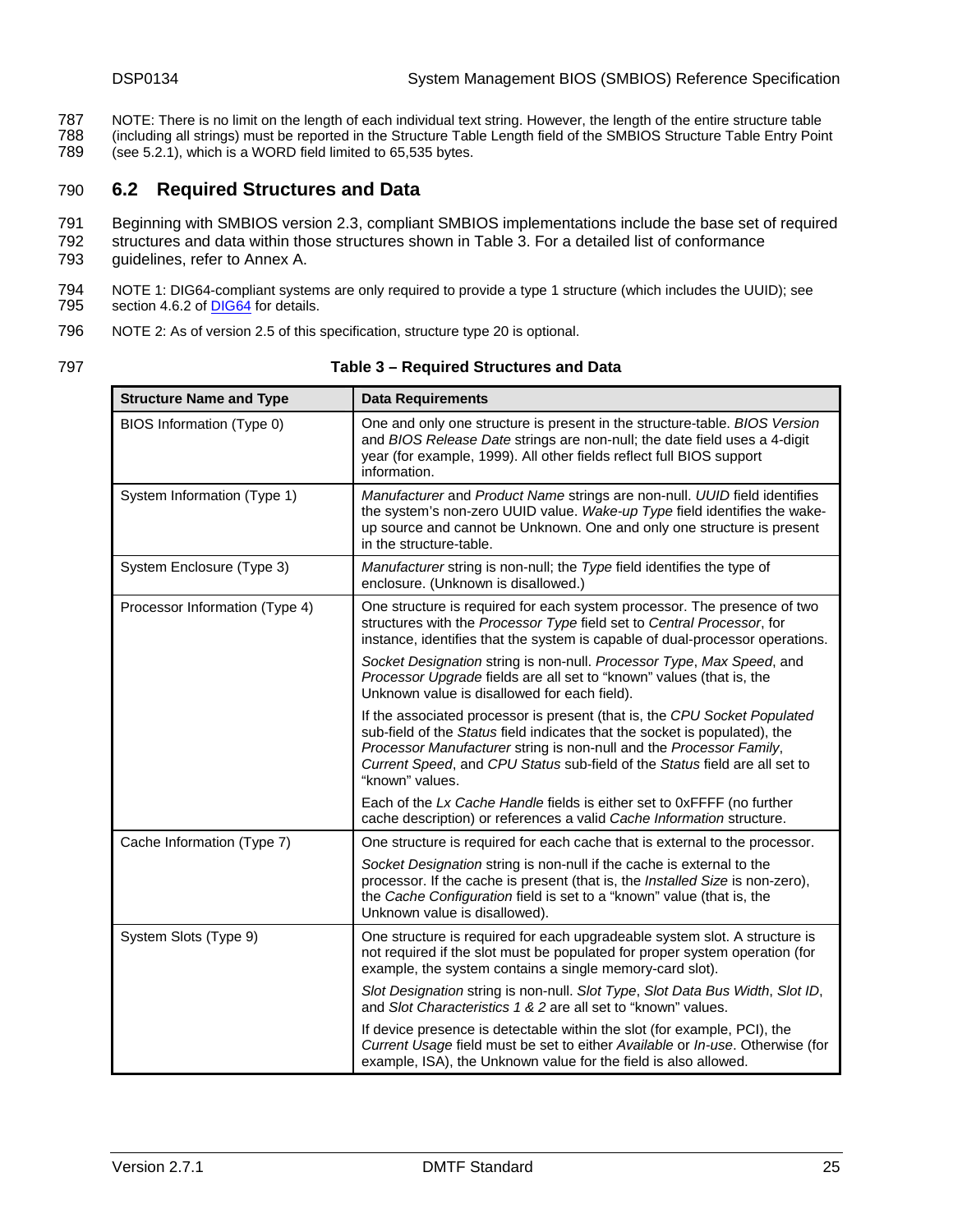NOTE: There is no limit on the length of each individual text string. However, the length of the entire structure table (including all strings) must be reported in the Structure Table Length field of the SMBIOS Structure Table Entry Point (see 5.2.1), which is a WORD field limited to 65,535 bytes.

## 6.2 Required Structures and Data

Beginning with SMBIOS version 2.3, compliant SMBIOS implementations include the base set of required structures and data within those structures shown in Table 3. For a detailed list of conformance guidelines, refer to Annex A.

NOTE 1: DIG64-compliant systems are only required to provide a type 1 structure (which includes the UUID); see section 4.6.2 of DIG64 for details.

NOTE 2: As of version 2.5 of this specification, structure type 20 is optional.

**Table 3 – Required Structures and Data**

| Structure Name and Type | Data Requirements |
|---|---|
| BIOS Information (Type 0) | One and only one structure is present in the structure-table. *BIOS Version* and *BIOS Release Date* strings are non-null; the date field uses a 4-digit year (for example, 1999). All other fields reflect full BIOS support information. |
| System Information (Type 1) | *Manufacturer* and *Product Name* strings are non-null. *UUID* field identifies the system's non-zero UUID value. *Wake-up Type* field identifies the wake-up source and cannot be Unknown. One and only one structure is present in the structure-table. |
| System Enclosure (Type 3) | *Manufacturer* string is non-null; the *Type* field identifies the type of enclosure. (Unknown is disallowed.) |
| Processor Information (Type 4) | One structure is required for each system processor. The presence of two structures with the *Processor Type* field set to *Central Processor*, for instance, identifies that the system is capable of dual-processor operations.<br><br>*Socket Designation* string is non-null. *Processor Type*, *Max Speed*, and *Processor Upgrade* fields are all set to "known" values (that is, the Unknown value is disallowed for each field).<br><br>If the associated processor is present (that is, the *CPU Socket Populated* sub-field of the *Status* field indicates that the socket is populated), the *Processor Manufacturer* string is non-null and the *Processor Family*, *Current Speed*, and *CPU Status* sub-field of the *Status* field are all set to "known" values.<br><br>Each of the *Lx Cache Handle* fields is either set to 0xFFFF (no further cache description) or references a valid *Cache Information* structure. |
| Cache Information (Type 7) | One structure is required for each cache that is external to the processor.<br><br>*Socket Designation* string is non-null if the cache is external to the processor. If the cache is present (that is, the *Installed Size* is non-zero), the *Cache Configuration* field is set to a "known" value (that is, the Unknown value is disallowed). |
| System Slots (Type 9) | One structure is required for each upgradeable system slot. A structure is not required if the slot must be populated for proper system operation (for example, the system contains a single memory-card slot).<br><br>*Slot Designation* string is non-null. *Slot Type*, *Slot Data Bus Width*, *Slot ID*, and *Slot Characteristics 1 & 2* are all set to "known" values.<br><br>If device presence is detectable within the slot (for example, PCI), the *Current Usage* field must be set to either *Available* or *In-use*. Otherwise (for example, ISA), the Unknown value for the field is also allowed. |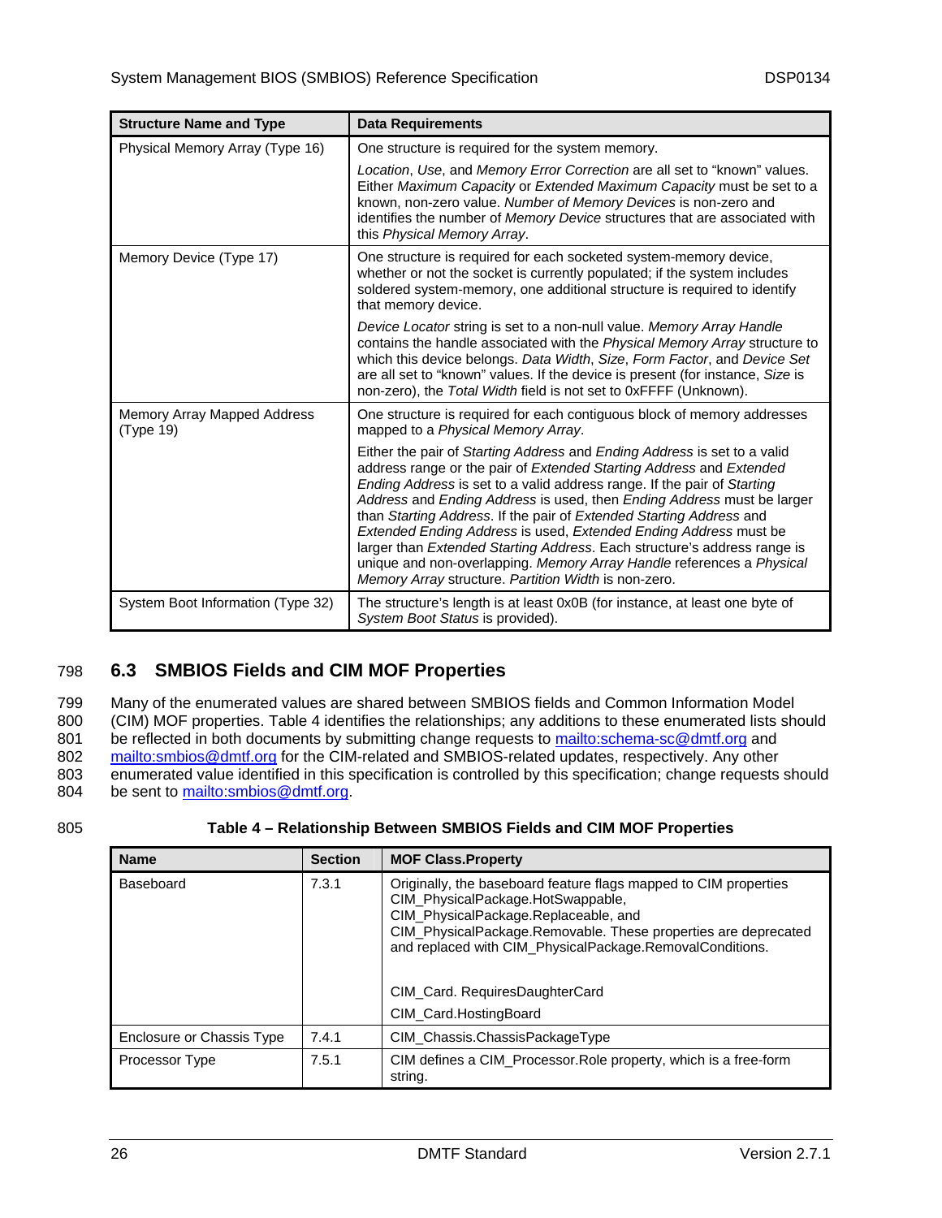| Structure Name and Type | Data Requirements |
|---|---|
| Physical Memory Array (Type 16) | One structure is required for the system memory.<br><br>*Location*, *Use*, and *Memory Error Correction* are all set to “known” values. Either *Maximum Capacity* or *Extended Maximum Capacity* must be set to a known, non-zero value. *Number of Memory Devices* is non-zero and identifies the number of *Memory Device* structures that are associated with this *Physical Memory Array*. |
| Memory Device (Type 17) | One structure is required for each socketed system-memory device, whether or not the socket is currently populated; if the system includes soldered system-memory, one additional structure is required to identify that memory device.<br><br>*Device Locator* string is set to a non-null value. *Memory Array Handle* contains the handle associated with the *Physical Memory Array* structure to which this device belongs. *Data Width*, *Size*, *Form Factor*, and *Device Set* are all set to “known” values. If the device is present (for instance, *Size* is non-zero), the *Total Width* field is not set to 0xFFFF (Unknown). |
| Memory Array Mapped Address (Type 19) | One structure is required for each contiguous block of memory addresses mapped to a *Physical Memory Array*.<br><br>Either the pair of *Starting Address* and *Ending Address* is set to a valid address range or the pair of *Extended Starting Address* and *Extended Ending Address* is set to a valid address range. If the pair of *Starting Address* and *Ending Address* is used, then *Ending Address* must be larger than *Starting Address*. If the pair of *Extended Starting Address* and *Extended Ending Address* is used, *Extended Ending Address* must be larger than *Extended Starting Address*. Each structure’s address range is unique and non-overlapping. *Memory Array Handle* references a *Physical Memory Array* structure. *Partition Width* is non-zero. |
| System Boot Information (Type 32) | The structure’s length is at least 0x0B (for instance, at least one byte of *System Boot Status* is provided). |

## 6.3 SMBIOS Fields and CIM MOF Properties

Many of the enumerated values are shared between SMBIOS fields and Common Information Model (CIM) MOF properties. Table 4 identifies the relationships; any additions to these enumerated lists should be reflected in both documents by submitting change requests to mailto:schema-sc@dmtf.org and mailto:smbios@dmtf.org for the CIM-related and SMBIOS-related updates, respectively. Any other enumerated value identified in this specification is controlled by this specification; change requests should be sent to mailto:smbios@dmtf.org.

**Table 4 – Relationship Between SMBIOS Fields and CIM MOF Properties**

| Name | Section | MOF Class.Property |
|---|---|---|
| Baseboard | 7.3.1 | Originally, the baseboard feature flags mapped to CIM properties CIM_PhysicalPackage.HotSwappable, CIM_PhysicalPackage.Replaceable, and CIM_PhysicalPackage.Removable. These properties are deprecated and replaced with CIM_PhysicalPackage.RemovalConditions.<br><br>CIM_Card. RequiresDaughterCard<br><br>CIM_Card.HostingBoard |
| Enclosure or Chassis Type | 7.4.1 | CIM_Chassis.ChassisPackageType |
| Processor Type | 7.5.1 | CIM defines a CIM_Processor.Role property, which is a free-form string. |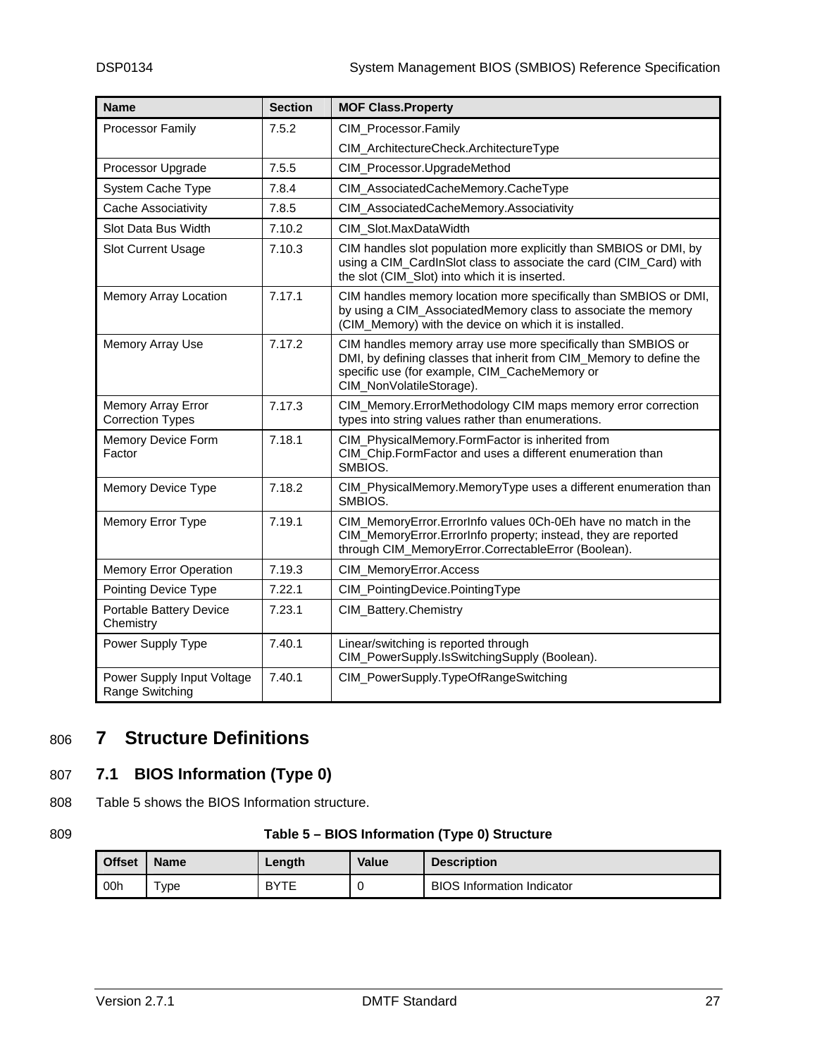| Name | Section | MOF Class.Property |
|---|---|---|
| Processor Family | 7.5.2 | CIM_Processor.Family<br>CIM_ArchitectureCheck.ArchitectureType |
| Processor Upgrade | 7.5.5 | CIM_Processor.UpgradeMethod |
| System Cache Type | 7.8.4 | CIM_AssociatedCacheMemory.CacheType |
| Cache Associativity | 7.8.5 | CIM_AssociatedCacheMemory.Associativity |
| Slot Data Bus Width | 7.10.2 | CIM_Slot.MaxDataWidth |
| Slot Current Usage | 7.10.3 | CIM handles slot population more explicitly than SMBIOS or DMI, by using a CIM_CardInSlot class to associate the card (CIM_Card) with the slot (CIM_Slot) into which it is inserted. |
| Memory Array Location | 7.17.1 | CIM handles memory location more specifically than SMBIOS or DMI, by using a CIM_AssociatedMemory class to associate the memory (CIM_Memory) with the device on which it is installed. |
| Memory Array Use | 7.17.2 | CIM handles memory array use more specifically than SMBIOS or DMI, by defining classes that inherit from CIM_Memory to define the specific use (for example, CIM_CacheMemory or CIM_NonVolatileStorage). |
| Memory Array Error Correction Types | 7.17.3 | CIM_Memory.ErrorMethodology CIM maps memory error correction types into string values rather than enumerations. |
| Memory Device Form Factor | 7.18.1 | CIM_PhysicalMemory.FormFactor is inherited from CIM_Chip.FormFactor and uses a different enumeration than SMBIOS. |
| Memory Device Type | 7.18.2 | CIM_PhysicalMemory.MemoryType uses a different enumeration than SMBIOS. |
| Memory Error Type | 7.19.1 | CIM_MemoryError.ErrorInfo values 0Ch-0Eh have no match in the CIM_MemoryError.ErrorInfo property; instead, they are reported through CIM_MemoryError.CorrectableError (Boolean). |
| Memory Error Operation | 7.19.3 | CIM_MemoryError.Access |
| Pointing Device Type | 7.22.1 | CIM_PointingDevice.PointingType |
| Portable Battery Device Chemistry | 7.23.1 | CIM_Battery.Chemistry |
| Power Supply Type | 7.40.1 | Linear/switching is reported through CIM_PowerSupply.IsSwitchingSupply (Boolean). |
| Power Supply Input Voltage Range Switching | 7.40.1 | CIM_PowerSupply.TypeOfRangeSwitching |

# 7 Structure Definitions

## 7.1 BIOS Information (Type 0)

Table 5 shows the BIOS Information structure.

**Table 5 – BIOS Information (Type 0) Structure**

| Offset | Name | Length | Value | Description |
|---|---|---|---|---|
| 00h | Type | BYTE | 0 | BIOS Information Indicator |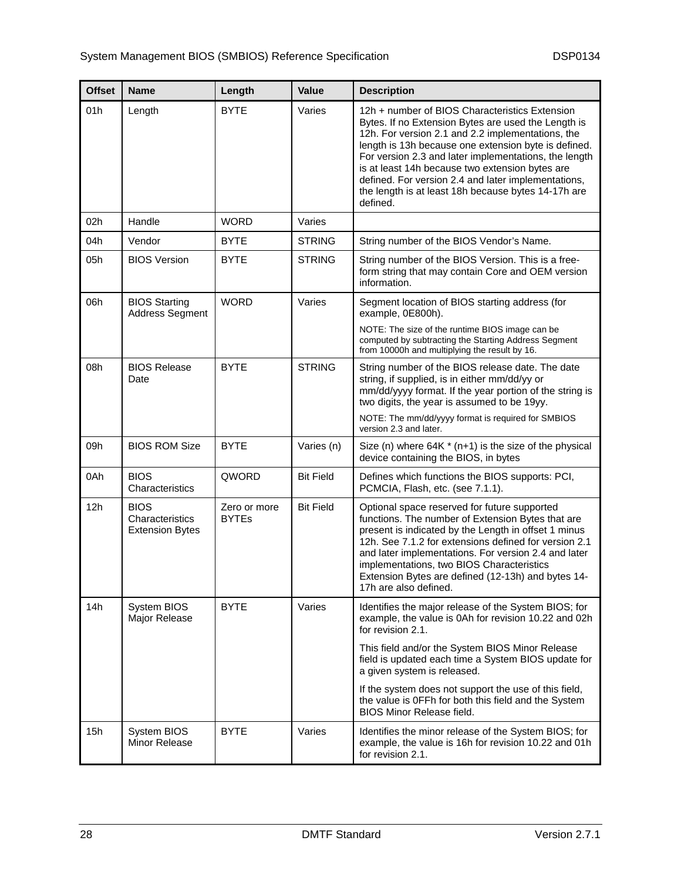| Offset | Name | Length | Value | Description |
|---|---|---|---|---|
| 01h | Length | BYTE | Varies | 12h + number of BIOS Characteristics Extension Bytes. If no Extension Bytes are used the Length is 12h. For version 2.1 and 2.2 implementations, the length is 13h because one extension byte is defined. For version 2.3 and later implementations, the length is at least 14h because two extension bytes are defined. For version 2.4 and later implementations, the length is at least 18h because bytes 14-17h are defined. |
| 02h | Handle | WORD | Varies | |
| 04h | Vendor | BYTE | STRING | String number of the BIOS Vendor's Name. |
| 05h | BIOS Version | BYTE | STRING | String number of the BIOS Version. This is a free-form string that may contain Core and OEM version information. |
| 06h | BIOS Starting Address Segment | WORD | Varies | Segment location of BIOS starting address (for example, 0E800h).<br><br>NOTE: The size of the runtime BIOS image can be computed by subtracting the Starting Address Segment from 10000h and multiplying the result by 16. |
| 08h | BIOS Release Date | BYTE | STRING | String number of the BIOS release date. The date string, if supplied, is in either mm/dd/yy or mm/dd/yyyy format. If the year portion of the string is two digits, the year is assumed to be 19yy.<br><br>NOTE: The mm/dd/yyyy format is required for SMBIOS version 2.3 and later. |
| 09h | BIOS ROM Size | BYTE | Varies (n) | Size (n) where 64K * (n+1) is the size of the physical device containing the BIOS, in bytes |
| 0Ah | BIOS Characteristics | QWORD | Bit Field | Defines which functions the BIOS supports: PCI, PCMCIA, Flash, etc. (see 7.1.1). |
| 12h | BIOS Characteristics Extension Bytes | Zero or more BYTEs | Bit Field | Optional space reserved for future supported functions. The number of Extension Bytes that are present is indicated by the Length in offset 1 minus 12h. See 7.1.2 for extensions defined for version 2.1 and later implementations. For version 2.4 and later implementations, two BIOS Characteristics Extension Bytes are defined (12-13h) and bytes 14-17h are also defined. |
| 14h | System BIOS Major Release | BYTE | Varies | Identifies the major release of the System BIOS; for example, the value is 0Ah for revision 10.22 and 02h for revision 2.1.<br><br>This field and/or the System BIOS Minor Release field is updated each time a System BIOS update for a given system is released.<br><br>If the system does not support the use of this field, the value is 0FFh for both this field and the System BIOS Minor Release field. |
| 15h | System BIOS Minor Release | BYTE | Varies | Identifies the minor release of the System BIOS; for example, the value is 16h for revision 10.22 and 01h for revision 2.1. |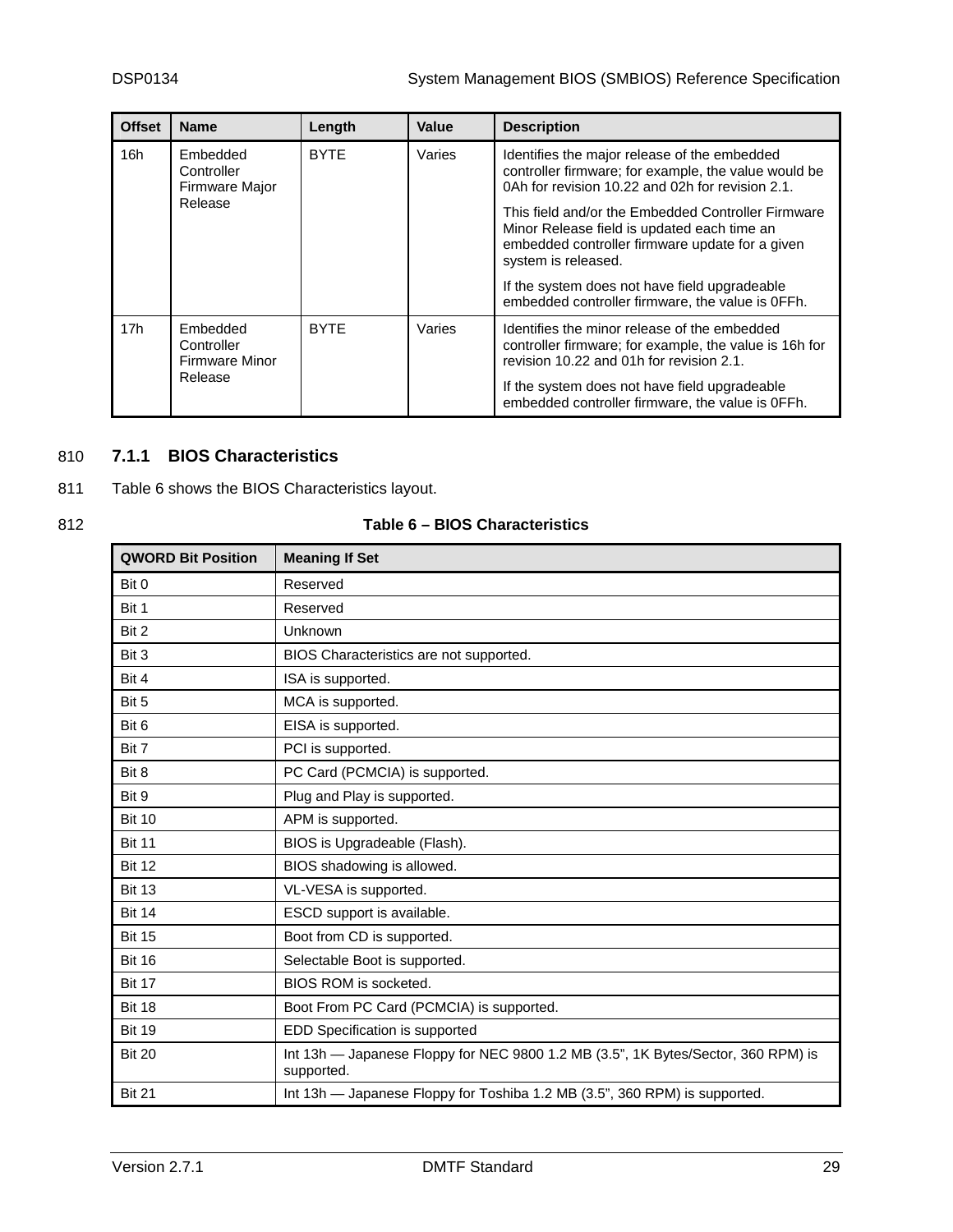| Offset | Name | Length | Value | Description |
|---|---|---|---|---|
| 16h | Embedded Controller Firmware Major Release | BYTE | Varies | Identifies the major release of the embedded controller firmware; for example, the value would be 0Ah for revision 10.22 and 02h for revision 2.1.<br><br>This field and/or the Embedded Controller Firmware Minor Release field is updated each time an embedded controller firmware update for a given system is released.<br><br>If the system does not have field upgradeable embedded controller firmware, the value is 0FFh. |
| 17h | Embedded Controller Firmware Minor Release | BYTE | Varies | Identifies the minor release of the embedded controller firmware; for example, the value is 16h for revision 10.22 and 01h for revision 2.1.<br><br>If the system does not have field upgradeable embedded controller firmware, the value is 0FFh. |

### 7.1.1 BIOS Characteristics

Table 6 shows the BIOS Characteristics layout.

**Table 6 – BIOS Characteristics**

| QWORD Bit Position | Meaning If Set |
|---|---|
| Bit 0 | Reserved |
| Bit 1 | Reserved |
| Bit 2 | Unknown |
| Bit 3 | BIOS Characteristics are not supported. |
| Bit 4 | ISA is supported. |
| Bit 5 | MCA is supported. |
| Bit 6 | EISA is supported. |
| Bit 7 | PCI is supported. |
| Bit 8 | PC Card (PCMCIA) is supported. |
| Bit 9 | Plug and Play is supported. |
| Bit 10 | APM is supported. |
| Bit 11 | BIOS is Upgradeable (Flash). |
| Bit 12 | BIOS shadowing is allowed. |
| Bit 13 | VL-VESA is supported. |
| Bit 14 | ESCD support is available. |
| Bit 15 | Boot from CD is supported. |
| Bit 16 | Selectable Boot is supported. |
| Bit 17 | BIOS ROM is socketed. |
| Bit 18 | Boot From PC Card (PCMCIA) is supported. |
| Bit 19 | EDD Specification is supported |
| Bit 20 | Int 13h — Japanese Floppy for NEC 9800 1.2 MB (3.5”, 1K Bytes/Sector, 360 RPM) is supported. |
| Bit 21 | Int 13h — Japanese Floppy for Toshiba 1.2 MB (3.5”, 360 RPM) is supported. |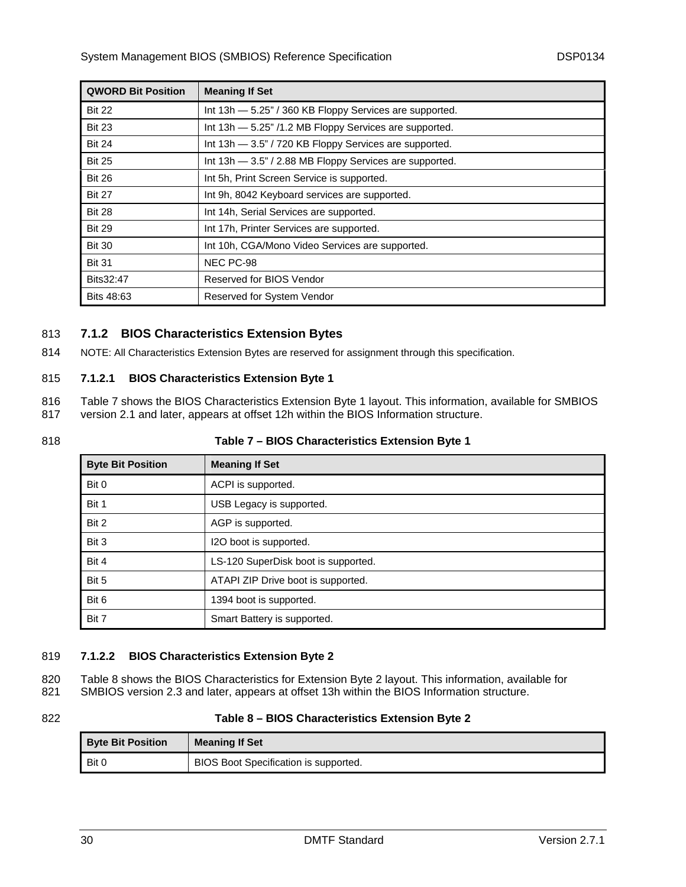| QWORD Bit Position | Meaning If Set |
|---|---|
| Bit 22 | Int 13h — 5.25” / 360 KB Floppy Services are supported. |
| Bit 23 | Int 13h — 5.25” /1.2 MB Floppy Services are supported. |
| Bit 24 | Int 13h — 3.5” / 720 KB Floppy Services are supported. |
| Bit 25 | Int 13h — 3.5” / 2.88 MB Floppy Services are supported. |
| Bit 26 | Int 5h, Print Screen Service is supported. |
| Bit 27 | Int 9h, 8042 Keyboard services are supported. |
| Bit 28 | Int 14h, Serial Services are supported. |
| Bit 29 | Int 17h, Printer Services are supported. |
| Bit 30 | Int 10h, CGA/Mono Video Services are supported. |
| Bit 31 | NEC PC-98 |
| Bits32:47 | Reserved for BIOS Vendor |
| Bits 48:63 | Reserved for System Vendor |

### 7.1.2 BIOS Characteristics Extension Bytes

NOTE: All Characteristics Extension Bytes are reserved for assignment through this specification.

#### 7.1.2.1 BIOS Characteristics Extension Byte 1

Table 7 shows the BIOS Characteristics Extension Byte 1 layout. This information, available for SMBIOS version 2.1 and later, appears at offset 12h within the BIOS Information structure.

**Table 7 – BIOS Characteristics Extension Byte 1**

| Byte Bit Position | Meaning If Set |
|---|---|
| Bit 0 | ACPI is supported. |
| Bit 1 | USB Legacy is supported. |
| Bit 2 | AGP is supported. |
| Bit 3 | I2O boot is supported. |
| Bit 4 | LS-120 SuperDisk boot is supported. |
| Bit 5 | ATAPI ZIP Drive boot is supported. |
| Bit 6 | 1394 boot is supported. |
| Bit 7 | Smart Battery is supported. |

#### 7.1.2.2 BIOS Characteristics Extension Byte 2

Table 8 shows the BIOS Characteristics for Extension Byte 2 layout. This information, available for SMBIOS version 2.3 and later, appears at offset 13h within the BIOS Information structure.

**Table 8 – BIOS Characteristics Extension Byte 2**

| Byte Bit Position | Meaning If Set |
|---|---|
| Bit 0 | BIOS Boot Specification is supported. |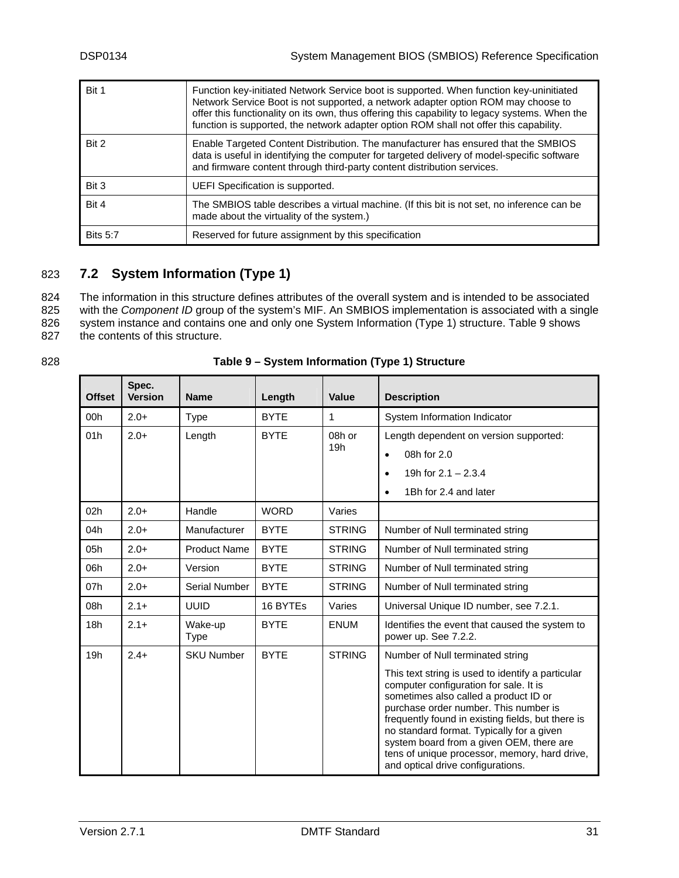| | |
|---|---|
| Bit 1 | Function key-initiated Network Service boot is supported. When function key-uninitiated Network Service Boot is not supported, a network adapter option ROM may choose to offer this functionality on its own, thus offering this capability to legacy systems. When the function is supported, the network adapter option ROM shall not offer this capability. |
| Bit 2 | Enable Targeted Content Distribution. The manufacturer has ensured that the SMBIOS data is useful in identifying the computer for targeted delivery of model-specific software and firmware content through third-party content distribution services. |
| Bit 3 | UEFI Specification is supported. |
| Bit 4 | The SMBIOS table describes a virtual machine. (If this bit is not set, no inference can be made about the virtuality of the system.) |
| Bits 5:7 | Reserved for future assignment by this specification |

## 7.2 System Information (Type 1)

The information in this structure defines attributes of the overall system and is intended to be associated with the *Component ID* group of the system's MIF. An SMBIOS implementation is associated with a single system instance and contains one and only one System Information (Type 1) structure. Table 9 shows the contents of this structure.

**Table 9 – System Information (Type 1) Structure**

| Offset | Spec. Version | Name | Length | Value | Description |
|---|---|---|---|---|---|
| 00h | 2.0+ | Type | BYTE | 1 | System Information Indicator |
| 01h | 2.0+ | Length | BYTE | 08h or 19h | Length dependent on version supported:<br>• 08h for 2.0<br>• 19h for 2.1 – 2.3.4<br>• 1Bh for 2.4 and later |
| 02h | 2.0+ | Handle | WORD | Varies | |
| 04h | 2.0+ | Manufacturer | BYTE | STRING | Number of Null terminated string |
| 05h | 2.0+ | Product Name | BYTE | STRING | Number of Null terminated string |
| 06h | 2.0+ | Version | BYTE | STRING | Number of Null terminated string |
| 07h | 2.0+ | Serial Number | BYTE | STRING | Number of Null terminated string |
| 08h | 2.1+ | UUID | 16 BYTEs | Varies | Universal Unique ID number, see 7.2.1. |
| 18h | 2.1+ | Wake-up Type | BYTE | ENUM | Identifies the event that caused the system to power up. See 7.2.2. |
| 19h | 2.4+ | SKU Number | BYTE | STRING | Number of Null terminated string<br>This text string is used to identify a particular computer configuration for sale. It is sometimes also called a product ID or purchase order number. This number is frequently found in existing fields, but there is no standard format. Typically for a given system board from a given OEM, there are tens of unique processor, memory, hard drive, and optical drive configurations. |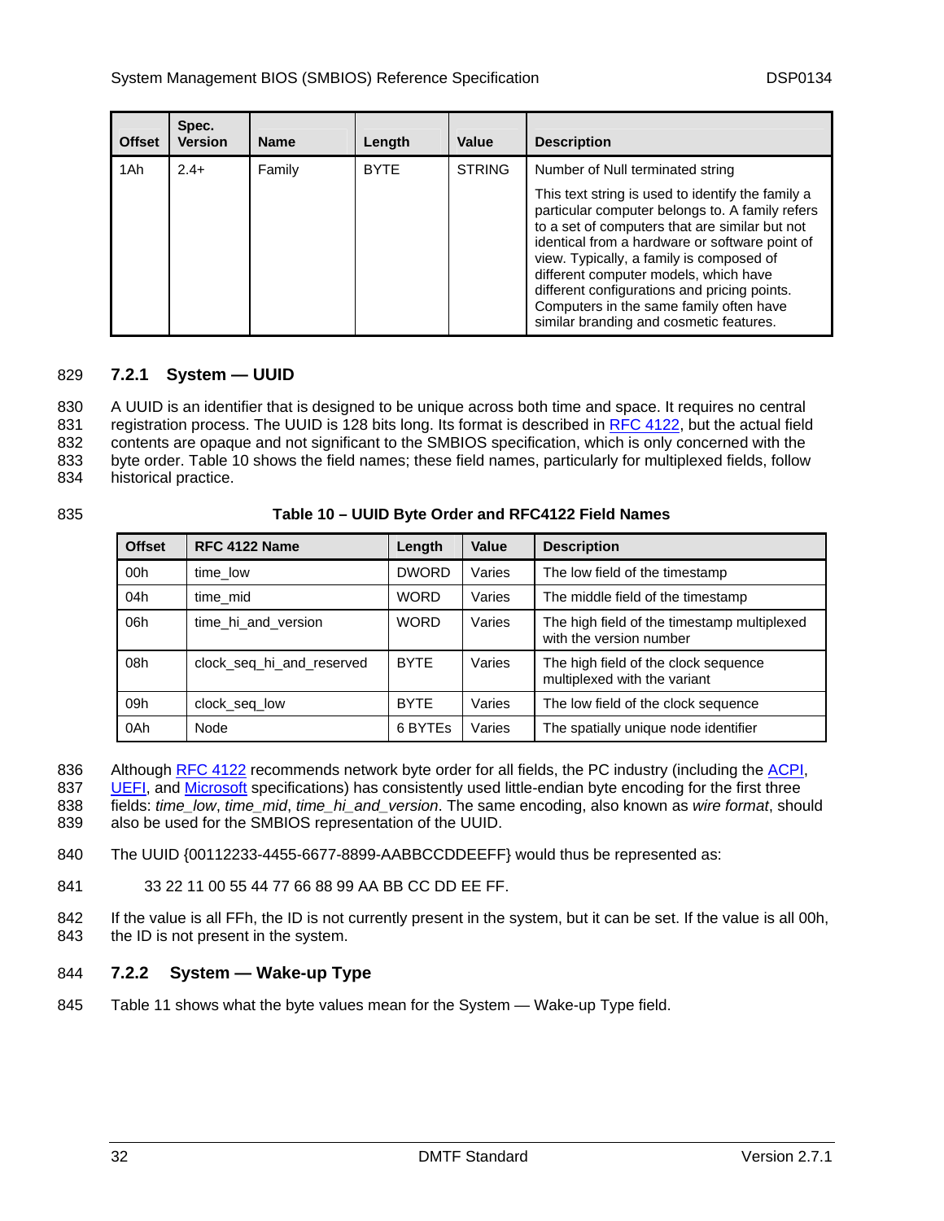| Offset | Spec. Version | Name | Length | Value | Description |
|---|---|---|---|---|---|
| 1Ah | 2.4+ | Family | BYTE | STRING | Number of Null terminated string<br><br>This text string is used to identify the family a particular computer belongs to. A family refers to a set of computers that are similar but not identical from a hardware or software point of view. Typically, a family is composed of different computer models, which have different configurations and pricing points. Computers in the same family often have similar branding and cosmetic features. |

### 7.2.1 System — UUID

A UUID is an identifier that is designed to be unique across both time and space. It requires no central registration process. The UUID is 128 bits long. Its format is described in RFC 4122, but the actual field contents are opaque and not significant to the SMBIOS specification, which is only concerned with the byte order. Table 10 shows the field names; these field names, particularly for multiplexed fields, follow historical practice.

**Table 10 – UUID Byte Order and RFC4122 Field Names**

| Offset | RFC 4122 Name | Length | Value | Description |
|---|---|---|---|---|
| 00h | time_low | DWORD | Varies | The low field of the timestamp |
| 04h | time_mid | WORD | Varies | The middle field of the timestamp |
| 06h | time_hi_and_version | WORD | Varies | The high field of the timestamp multiplexed with the version number |
| 08h | clock_seq_hi_and_reserved | BYTE | Varies | The high field of the clock sequence multiplexed with the variant |
| 09h | clock_seq_low | BYTE | Varies | The low field of the clock sequence |
| 0Ah | Node | 6 BYTEs | Varies | The spatially unique node identifier |

Although RFC 4122 recommends network byte order for all fields, the PC industry (including the ACPI, UEFI, and Microsoft specifications) has consistently used little-endian byte encoding for the first three fields: *time_low*, *time_mid*, *time_hi_and_version*. The same encoding, also known as *wire format*, should also be used for the SMBIOS representation of the UUID.

The UUID {00112233-4455-6677-8899-AABBCCDDEEFF} would thus be represented as:

33 22 11 00 55 44 77 66 88 99 AA BB CC DD EE FF.

If the value is all FFh, the ID is not currently present in the system, but it can be set. If the value is all 00h, the ID is not present in the system.

### 7.2.2 System — Wake-up Type

Table 11 shows what the byte values mean for the System — Wake-up Type field.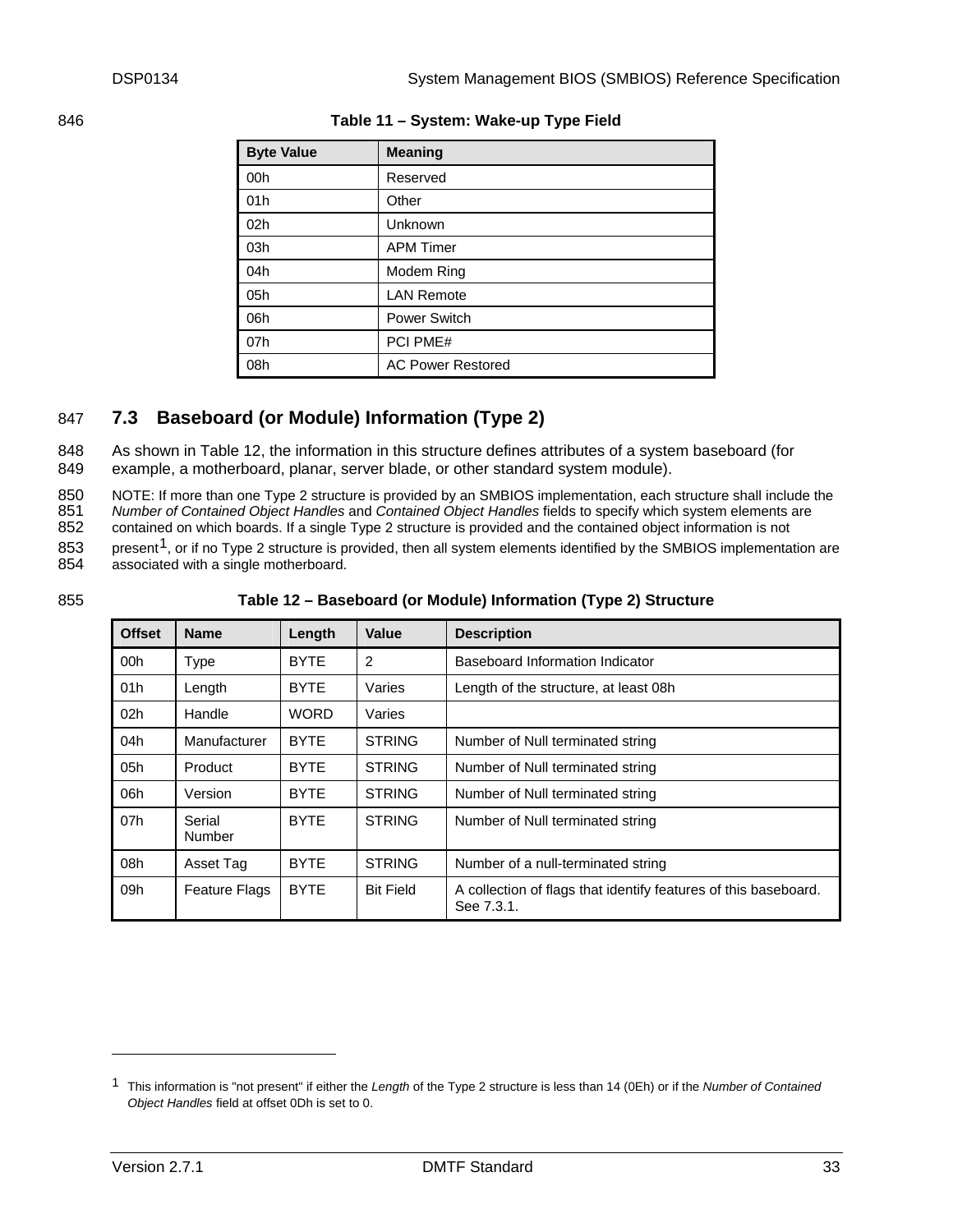**Table 11 – System: Wake-up Type Field**

| Byte Value | Meaning |
|---|---|
| 00h | Reserved |
| 01h | Other |
| 02h | Unknown |
| 03h | APM Timer |
| 04h | Modem Ring |
| 05h | LAN Remote |
| 06h | Power Switch |
| 07h | PCI PME# |
| 08h | AC Power Restored |

## 7.3 Baseboard (or Module) Information (Type 2)

As shown in Table 12, the information in this structure defines attributes of a system baseboard (for example, a motherboard, planar, server blade, or other standard system module).

NOTE: If more than one Type 2 structure is provided by an SMBIOS implementation, each structure shall include the *Number of Contained Object Handles* and *Contained Object Handles* fields to specify which system elements are contained on which boards. If a single Type 2 structure is provided and the contained object information is not present[1], or if no Type 2 structure is provided, then all system elements identified by the SMBIOS implementation are associated with a single motherboard.

**Table 12 – Baseboard (or Module) Information (Type 2) Structure**

| Offset | Name | Length | Value | Description |
|---|---|---|---|---|
| 00h | Type | BYTE | 2 | Baseboard Information Indicator |
| 01h | Length | BYTE | Varies | Length of the structure, at least 08h |
| 02h | Handle | WORD | Varies | |
| 04h | Manufacturer | BYTE | STRING | Number of Null terminated string |
| 05h | Product | BYTE | STRING | Number of Null terminated string |
| 06h | Version | BYTE | STRING | Number of Null terminated string |
| 07h | Serial Number | BYTE | STRING | Number of Null terminated string |
| 08h | Asset Tag | BYTE | STRING | Number of a null-terminated string |
| 09h | Feature Flags | BYTE | Bit Field | A collection of flags that identify features of this baseboard. See 7.3.1. |

[1] This information is "not present" if either the *Length* of the Type 2 structure is less than 14 (0Eh) or if the *Number of Contained Object Handles* field at offset 0Dh is set to 0.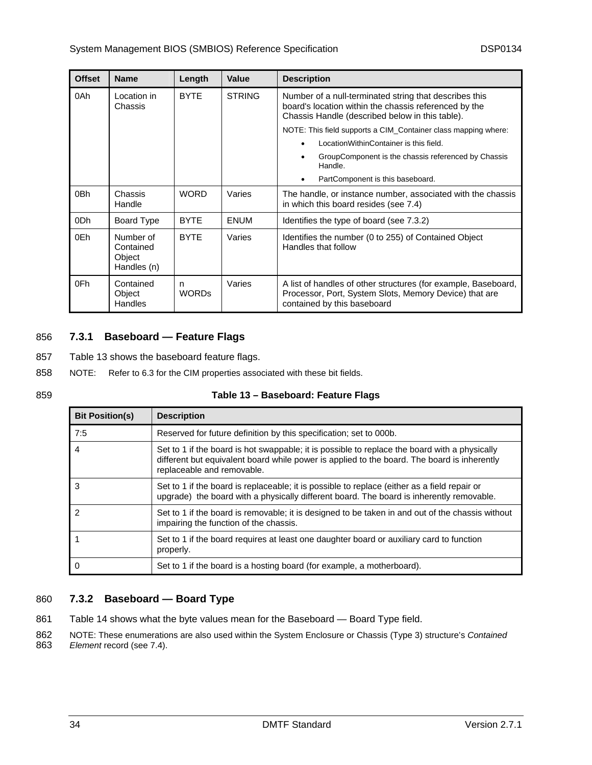| Offset | Name | Length | Value | Description |
| --- | --- | --- | --- | --- |
| 0Ah | Location in Chassis | BYTE | STRING | Number of a null-terminated string that describes this board's location within the chassis referenced by the Chassis Handle (described below in this table). NOTE: This field supports a CIM_Container class mapping where: • LocationWithinContainer is this field. • GroupComponent is the chassis referenced by Chassis Handle. • PartComponent is this baseboard. |
| 0Bh | Chassis Handle | WORD | Varies | The handle, or instance number, associated with the chassis in which this board resides (see 7.4) |
| 0Dh | Board Type | BYTE | ENUM | Identifies the type of board (see 7.3.2) |
| 0Eh | Number of Contained Object Handles (n) | BYTE | Varies | Identifies the number (0 to 255) of Contained Object Handles that follow |
| 0Fh | Contained Object Handles | n WORDs | Varies | A list of handles of other structures (for example, Baseboard, Processor, Port, System Slots, Memory Device) that are contained by this baseboard |

856 ### 7.3.1 Baseboard — Feature Flags

857 Table 13 shows the baseboard feature flags.

858 NOTE: Refer to 6.3 for the CIM properties associated with these bit fields.

859 **Table 13 – Baseboard: Feature Flags**

| Bit Position(s) | Description |
| --- | --- |
| 7:5 | Reserved for future definition by this specification; set to 000b. |
| 4 | Set to 1 if the board is hot swappable; it is possible to replace the board with a physically different but equivalent board while power is applied to the board. The board is inherently replaceable and removable. |
| 3 | Set to 1 if the board is replaceable; it is possible to replace (either as a field repair or upgrade) the board with a physically different board. The board is inherently removable. |
| 2 | Set to 1 if the board is removable; it is designed to be taken in and out of the chassis without impairing the function of the chassis. |
| 1 | Set to 1 if the board requires at least one daughter board or auxiliary card to function properly. |
| 0 | Set to 1 if the board is a hosting board (for example, a motherboard). |

860 ### 7.3.2 Baseboard — Board Type

861 Table 14 shows what the byte values mean for the Baseboard — Board Type field.

862 NOTE: These enumerations are also used within the System Enclosure or Chassis (Type 3) structure's *Contained*
863 *Element* record (see 7.4).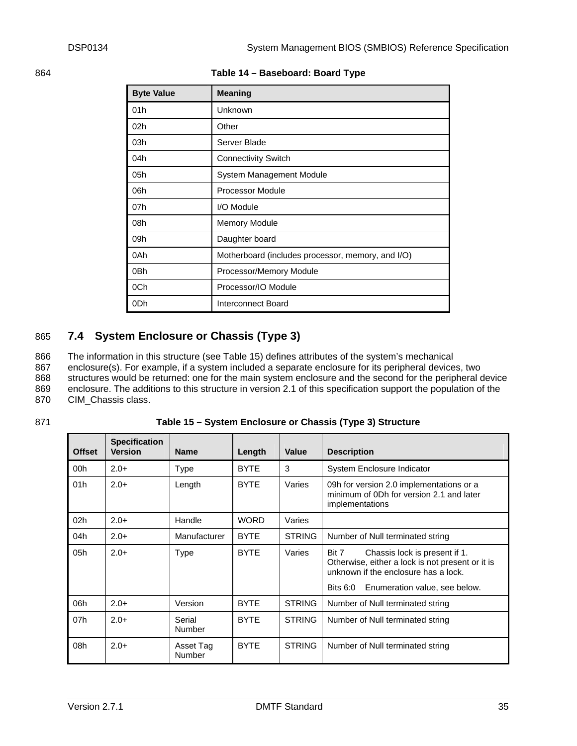**Table 14 – Baseboard: Board Type**

| Byte Value | Meaning |
|---|---|
| 01h | Unknown |
| 02h | Other |
| 03h | Server Blade |
| 04h | Connectivity Switch |
| 05h | System Management Module |
| 06h | Processor Module |
| 07h | I/O Module |
| 08h | Memory Module |
| 09h | Daughter board |
| 0Ah | Motherboard (includes processor, memory, and I/O) |
| 0Bh | Processor/Memory Module |
| 0Ch | Processor/IO Module |
| 0Dh | Interconnect Board |

## 7.4 System Enclosure or Chassis (Type 3)

The information in this structure (see Table 15) defines attributes of the system's mechanical enclosure(s). For example, if a system included a separate enclosure for its peripheral devices, two structures would be returned: one for the main system enclosure and the second for the peripheral device enclosure. The additions to this structure in version 2.1 of this specification support the population of the CIM_Chassis class.

**Table 15 – System Enclosure or Chassis (Type 3) Structure**

| Offset | Specification Version | Name | Length | Value | Description |
|---|---|---|---|---|---|
| 00h | 2.0+ | Type | BYTE | 3 | System Enclosure Indicator |
| 01h | 2.0+ | Length | BYTE | Varies | 09h for version 2.0 implementations or a minimum of 0Dh for version 2.1 and later implementations |
| 02h | 2.0+ | Handle | WORD | Varies | |
| 04h | 2.0+ | Manufacturer | BYTE | STRING | Number of Null terminated string |
| 05h | 2.0+ | Type | BYTE | Varies | Bit 7 Chassis lock is present if 1. Otherwise, either a lock is not present or it is unknown if the enclosure has a lock.<br>Bits 6:0 Enumeration value, see below. |
| 06h | 2.0+ | Version | BYTE | STRING | Number of Null terminated string |
| 07h | 2.0+ | Serial Number | BYTE | STRING | Number of Null terminated string |
| 08h | 2.0+ | Asset Tag Number | BYTE | STRING | Number of Null terminated string |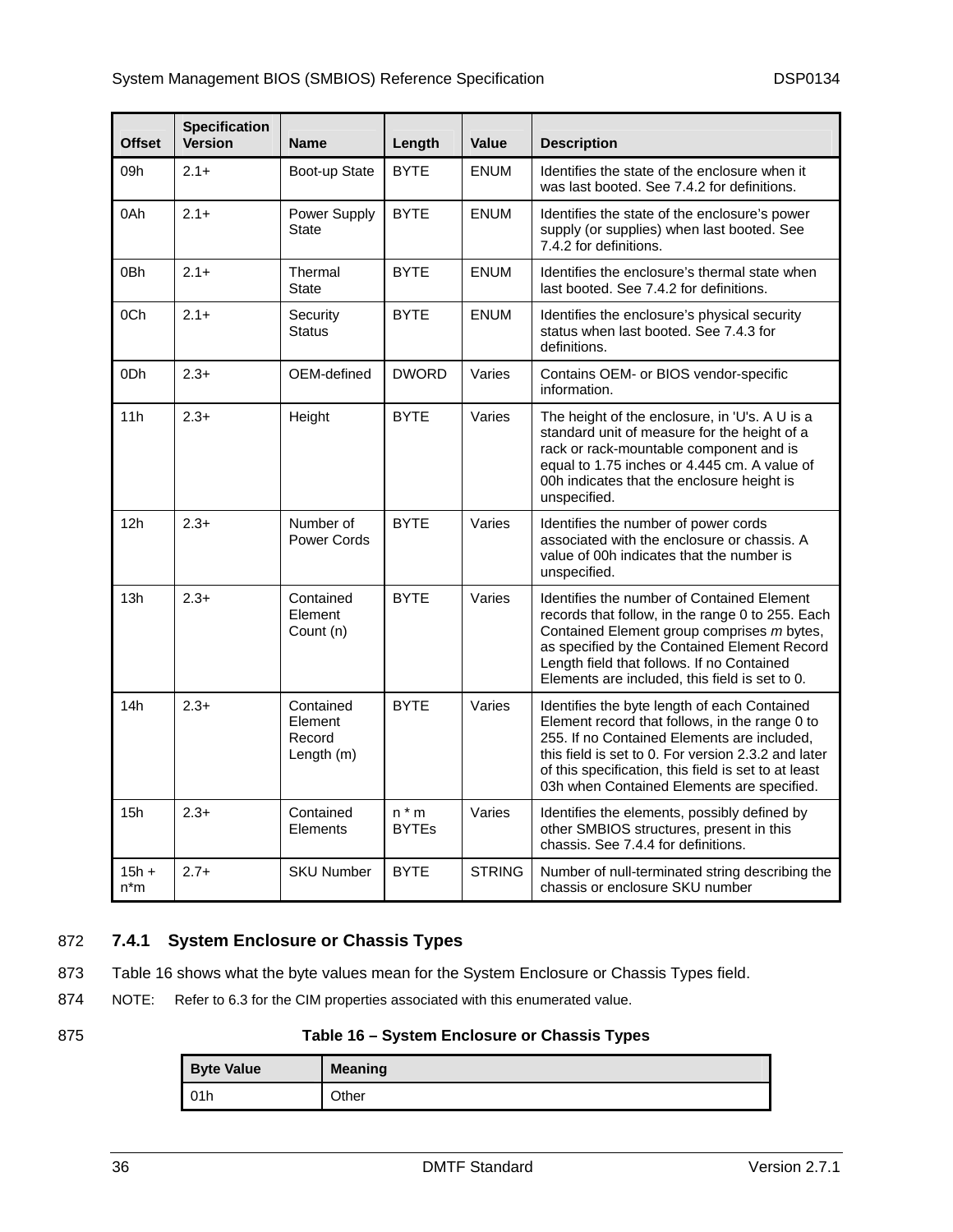| Offset | Specification Version | Name | Length | Value | Description |
|---|---|---|---|---|---|
| 09h | 2.1+ | Boot-up State | BYTE | ENUM | Identifies the state of the enclosure when it was last booted. See 7.4.2 for definitions. |
| 0Ah | 2.1+ | Power Supply State | BYTE | ENUM | Identifies the state of the enclosure's power supply (or supplies) when last booted. See 7.4.2 for definitions. |
| 0Bh | 2.1+ | Thermal State | BYTE | ENUM | Identifies the enclosure's thermal state when last booted. See 7.4.2 for definitions. |
| 0Ch | 2.1+ | Security Status | BYTE | ENUM | Identifies the enclosure's physical security status when last booted. See 7.4.3 for definitions. |
| 0Dh | 2.3+ | OEM-defined | DWORD | Varies | Contains OEM- or BIOS vendor-specific information. |
| 11h | 2.3+ | Height | BYTE | Varies | The height of the enclosure, in 'U's. A U is a standard unit of measure for the height of a rack or rack-mountable component and is equal to 1.75 inches or 4.445 cm. A value of 00h indicates that the enclosure height is unspecified. |
| 12h | 2.3+ | Number of Power Cords | BYTE | Varies | Identifies the number of power cords associated with the enclosure or chassis. A value of 00h indicates that the number is unspecified. |
| 13h | 2.3+ | Contained Element Count (n) | BYTE | Varies | Identifies the number of Contained Element records that follow, in the range 0 to 255. Each Contained Element group comprises *m* bytes, as specified by the Contained Element Record Length field that follows. If no Contained Elements are included, this field is set to 0. |
| 14h | 2.3+ | Contained Element Record Length (m) | BYTE | Varies | Identifies the byte length of each Contained Element record that follows, in the range 0 to 255. If no Contained Elements are included, this field is set to 0. For version 2.3.2 and later of this specification, this field is set to at least 03h when Contained Elements are specified. |
| 15h | 2.3+ | Contained Elements | n * m BYTEs | Varies | Identifies the elements, possibly defined by other SMBIOS structures, present in this chassis. See 7.4.4 for definitions. |
| 15h + n*m | 2.7+ | SKU Number | BYTE | STRING | Number of null-terminated string describing the chassis or enclosure SKU number |

872 ### 7.4.1 System Enclosure or Chassis Types

873 Table 16 shows what the byte values mean for the System Enclosure or Chassis Types field.

874 NOTE: Refer to 6.3 for the CIM properties associated with this enumerated value.

875 **Table 16 – System Enclosure or Chassis Types**

| Byte Value | Meaning |
|---|---|
| 01h | Other |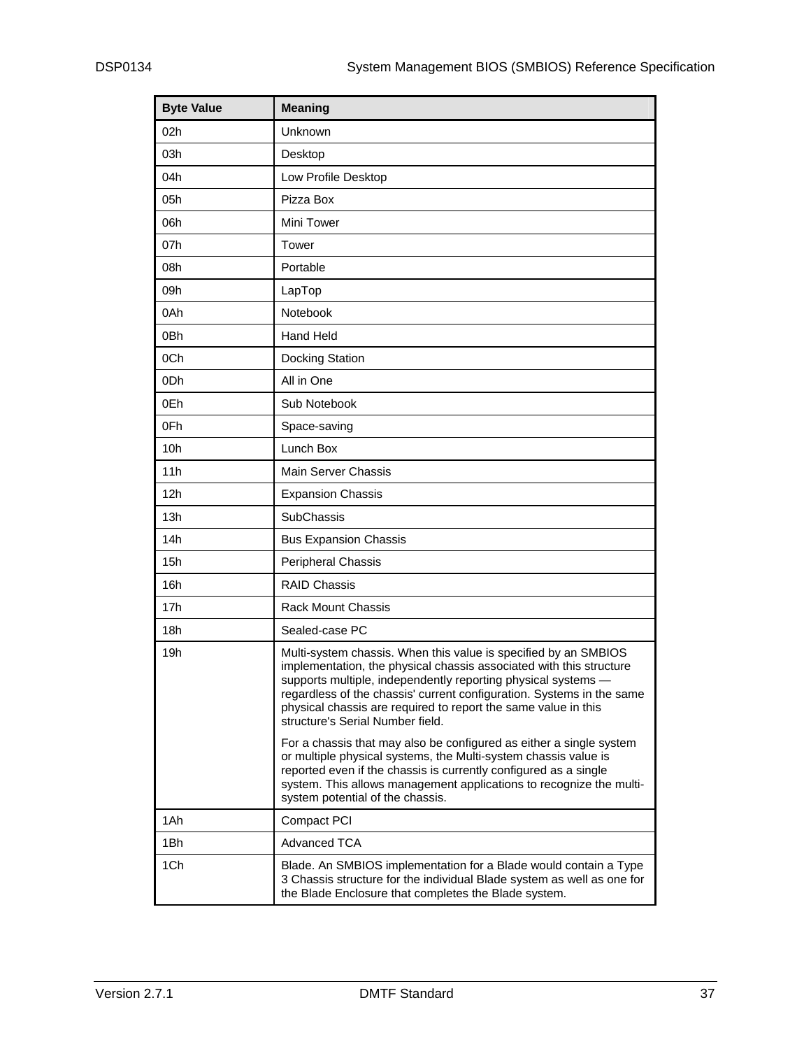| Byte Value | Meaning |
|---|---|
| 02h | Unknown |
| 03h | Desktop |
| 04h | Low Profile Desktop |
| 05h | Pizza Box |
| 06h | Mini Tower |
| 07h | Tower |
| 08h | Portable |
| 09h | LapTop |
| 0Ah | Notebook |
| 0Bh | Hand Held |
| 0Ch | Docking Station |
| 0Dh | All in One |
| 0Eh | Sub Notebook |
| 0Fh | Space-saving |
| 10h | Lunch Box |
| 11h | Main Server Chassis |
| 12h | Expansion Chassis |
| 13h | SubChassis |
| 14h | Bus Expansion Chassis |
| 15h | Peripheral Chassis |
| 16h | RAID Chassis |
| 17h | Rack Mount Chassis |
| 18h | Sealed-case PC |
| 19h | Multi-system chassis. When this value is specified by an SMBIOS implementation, the physical chassis associated with this structure supports multiple, independently reporting physical systems — regardless of the chassis' current configuration. Systems in the same physical chassis are required to report the same value in this structure's Serial Number field.<br><br>For a chassis that may also be configured as either a single system or multiple physical systems, the Multi-system chassis value is reported even if the chassis is currently configured as a single system. This allows management applications to recognize the multi-system potential of the chassis. |
| 1Ah | Compact PCI |
| 1Bh | Advanced TCA |
| 1Ch | Blade. An SMBIOS implementation for a Blade would contain a Type 3 Chassis structure for the individual Blade system as well as one for the Blade Enclosure that completes the Blade system. |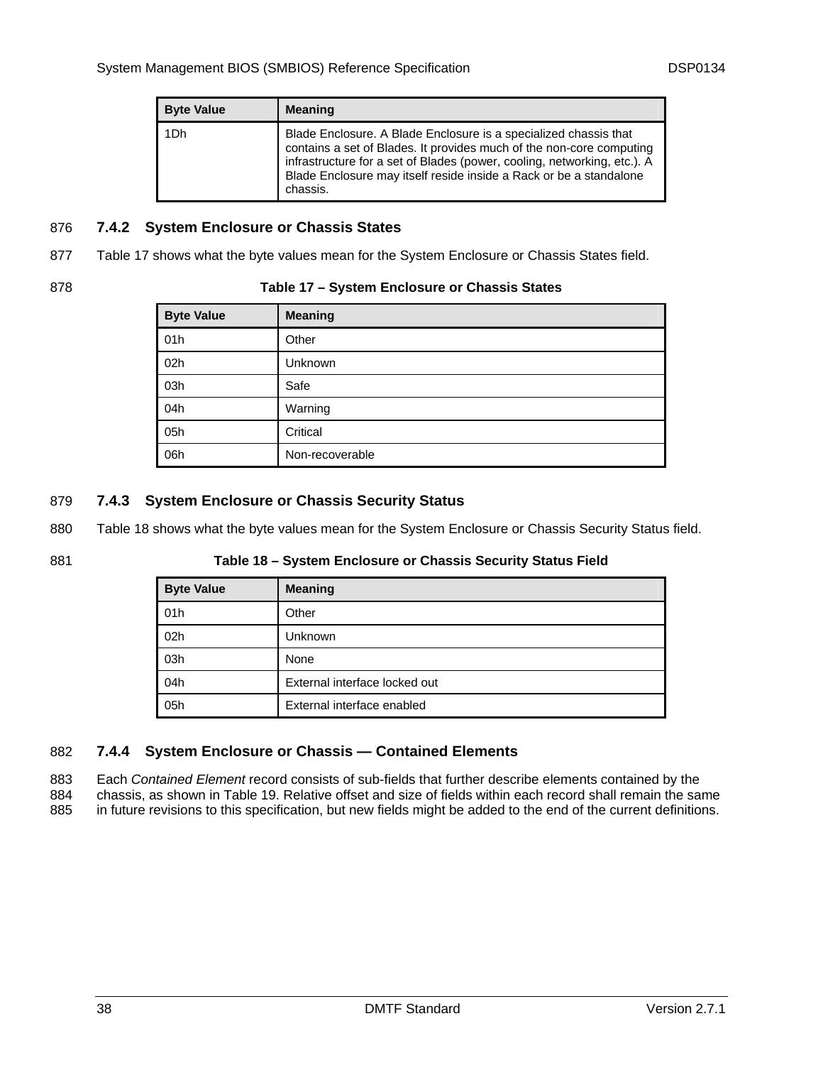| Byte Value | Meaning |
|---|---|
| 1Dh | Blade Enclosure. A Blade Enclosure is a specialized chassis that contains a set of Blades. It provides much of the non-core computing infrastructure for a set of Blades (power, cooling, networking, etc.). A Blade Enclosure may itself reside inside a Rack or be a standalone chassis. |

### 7.4.2 System Enclosure or Chassis States

Table 17 shows what the byte values mean for the System Enclosure or Chassis States field.

**Table 17 – System Enclosure or Chassis States**

| Byte Value | Meaning |
|---|---|
| 01h | Other |
| 02h | Unknown |
| 03h | Safe |
| 04h | Warning |
| 05h | Critical |
| 06h | Non-recoverable |

### 7.4.3 System Enclosure or Chassis Security Status

Table 18 shows what the byte values mean for the System Enclosure or Chassis Security Status field.

**Table 18 – System Enclosure or Chassis Security Status Field**

| Byte Value | Meaning |
|---|---|
| 01h | Other |
| 02h | Unknown |
| 03h | None |
| 04h | External interface locked out |
| 05h | External interface enabled |

### 7.4.4 System Enclosure or Chassis — Contained Elements

Each *Contained Element* record consists of sub-fields that further describe elements contained by the chassis, as shown in Table 19. Relative offset and size of fields within each record shall remain the same in future revisions to this specification, but new fields might be added to the end of the current definitions.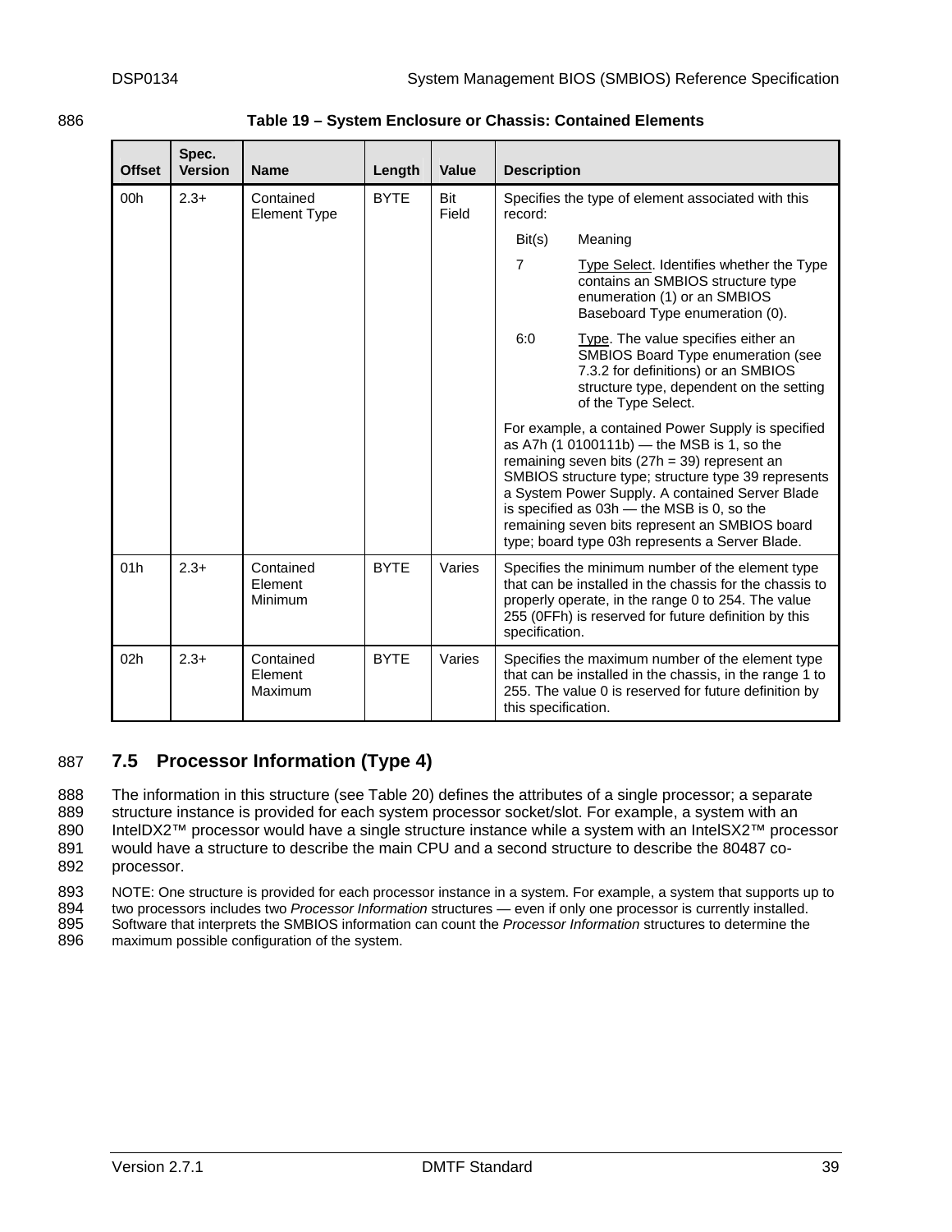**Table 19 – System Enclosure or Chassis: Contained Elements**

| Offset | Spec. Version | Name | Length | Value | Description |
|---|---|---|---|---|---|
| 00h | 2.3+ | Contained Element Type | BYTE | Bit Field | Specifies the type of element associated with this record:<br><br>Bit(s) Meaning<br><br>7 Type Select. Identifies whether the Type contains an SMBIOS structure type enumeration (1) or an SMBIOS Baseboard Type enumeration (0).<br><br>6:0 Type. The value specifies either an SMBIOS Board Type enumeration (see 7.3.2 for definitions) or an SMBIOS structure type, dependent on the setting of the Type Select.<br><br>For example, a contained Power Supply is specified as A7h (1 0100111b) — the MSB is 1, so the remaining seven bits (27h = 39) represent an SMBIOS structure type; structure type 39 represents a System Power Supply. A contained Server Blade is specified as 03h — the MSB is 0, so the remaining seven bits represent an SMBIOS board type; board type 03h represents a Server Blade. |
| 01h | 2.3+ | Contained Element Minimum | BYTE | Varies | Specifies the minimum number of the element type that can be installed in the chassis for the chassis to properly operate, in the range 0 to 254. The value 255 (0FFh) is reserved for future definition by this specification. |
| 02h | 2.3+ | Contained Element Maximum | BYTE | Varies | Specifies the maximum number of the element type that can be installed in the chassis, in the range 1 to 255. The value 0 is reserved for future definition by this specification. |

## 7.5 Processor Information (Type 4)

The information in this structure (see Table 20) defines the attributes of a single processor; a separate structure instance is provided for each system processor socket/slot. For example, a system with an IntelDX2™ processor would have a single structure instance while a system with an IntelSX2™ processor would have a structure to describe the main CPU and a second structure to describe the 80487 co-processor.

NOTE: One structure is provided for each processor instance in a system. For example, a system that supports up to two processors includes two *Processor Information* structures — even if only one processor is currently installed. Software that interprets the SMBIOS information can count the *Processor Information* structures to determine the maximum possible configuration of the system.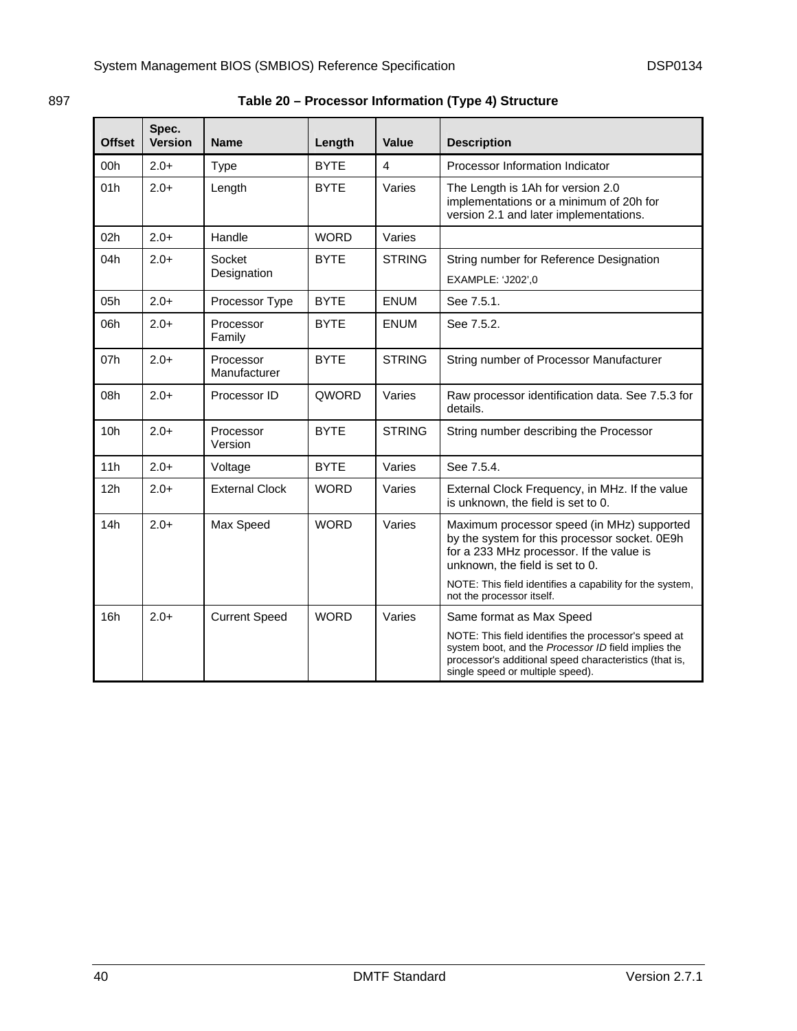897 **Table 20 – Processor Information (Type 4) Structure**

| Offset | Spec. Version | Name | Length | Value | Description |
|---|---|---|---|---|---|
| 00h | 2.0+ | Type | BYTE | 4 | Processor Information Indicator |
| 01h | 2.0+ | Length | BYTE | Varies | The Length is 1Ah for version 2.0 implementations or a minimum of 20h for version 2.1 and later implementations. |
| 02h | 2.0+ | Handle | WORD | Varies | |
| 04h | 2.0+ | Socket Designation | BYTE | STRING | String number for Reference Designation<br>EXAMPLE: 'J202',0 |
| 05h | 2.0+ | Processor Type | BYTE | ENUM | See 7.5.1. |
| 06h | 2.0+ | Processor Family | BYTE | ENUM | See 7.5.2. |
| 07h | 2.0+ | Processor Manufacturer | BYTE | STRING | String number of Processor Manufacturer |
| 08h | 2.0+ | Processor ID | QWORD | Varies | Raw processor identification data. See 7.5.3 for details. |
| 10h | 2.0+ | Processor Version | BYTE | STRING | String number describing the Processor |
| 11h | 2.0+ | Voltage | BYTE | Varies | See 7.5.4. |
| 12h | 2.0+ | External Clock | WORD | Varies | External Clock Frequency, in MHz. If the value is unknown, the field is set to 0. |
| 14h | 2.0+ | Max Speed | WORD | Varies | Maximum processor speed (in MHz) supported by the system for this processor socket. 0E9h for a 233 MHz processor. If the value is unknown, the field is set to 0.<br>NOTE: This field identifies a capability for the system, not the processor itself. |
| 16h | 2.0+ | Current Speed | WORD | Varies | Same format as Max Speed<br>NOTE: This field identifies the processor's speed at system boot, and the *Processor ID* field implies the processor's additional speed characteristics (that is, single speed or multiple speed). |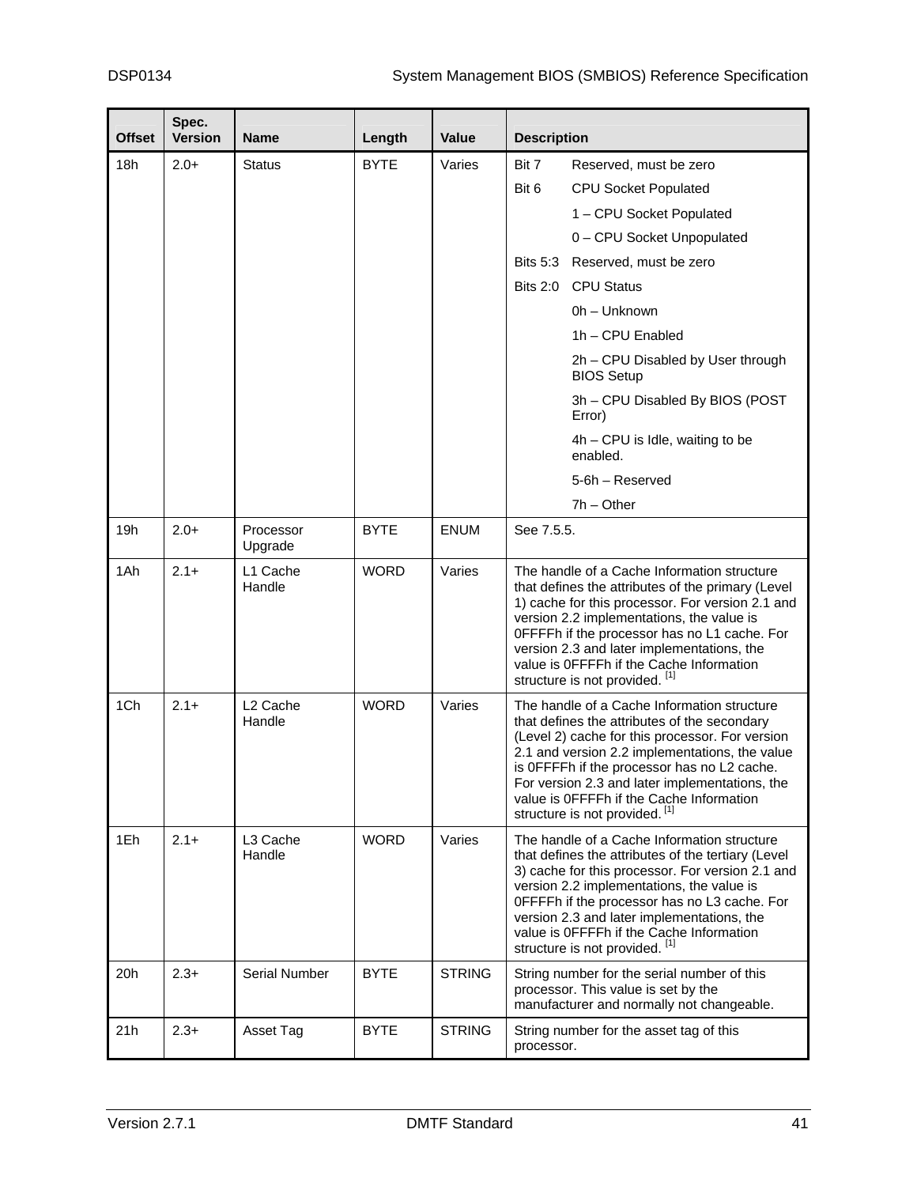| Offset | Spec. Version | Name | Length | Value | Description |
|---|---|---|---|---|---|
| 18h | 2.0+ | Status | BYTE | Varies | Bit 7 Reserved, must be zero<br>Bit 6 CPU Socket Populated<br>1 – CPU Socket Populated<br>0 – CPU Socket Unpopulated<br>Bits 5:3 Reserved, must be zero<br>Bits 2:0 CPU Status<br>0h – Unknown<br>1h – CPU Enabled<br>2h – CPU Disabled by User through BIOS Setup<br>3h – CPU Disabled By BIOS (POST Error)<br>4h – CPU is Idle, waiting to be enabled.<br>5-6h – Reserved<br>7h – Other |
| 19h | 2.0+ | Processor Upgrade | BYTE | ENUM | See 7.5.5. |
| 1Ah | 2.1+ | L1 Cache Handle | WORD | Varies | The handle of a Cache Information structure that defines the attributes of the primary (Level 1) cache for this processor. For version 2.1 and version 2.2 implementations, the value is 0FFFFh if the processor has no L1 cache. For version 2.3 and later implementations, the value is 0FFFFh if the Cache Information structure is not provided. [1] |
| 1Ch | 2.1+ | L2 Cache Handle | WORD | Varies | The handle of a Cache Information structure that defines the attributes of the secondary (Level 2) cache for this processor. For version 2.1 and version 2.2 implementations, the value is 0FFFFh if the processor has no L2 cache. For version 2.3 and later implementations, the value is 0FFFFh if the Cache Information structure is not provided. [1] |
| 1Eh | 2.1+ | L3 Cache Handle | WORD | Varies | The handle of a Cache Information structure that defines the attributes of the tertiary (Level 3) cache for this processor. For version 2.1 and version 2.2 implementations, the value is 0FFFFh if the processor has no L3 cache. For version 2.3 and later implementations, the value is 0FFFFh if the Cache Information structure is not provided. [1] |
| 20h | 2.3+ | Serial Number | BYTE | STRING | String number for the serial number of this processor. This value is set by the manufacturer and normally not changeable. |
| 21h | 2.3+ | Asset Tag | BYTE | STRING | String number for the asset tag of this processor. |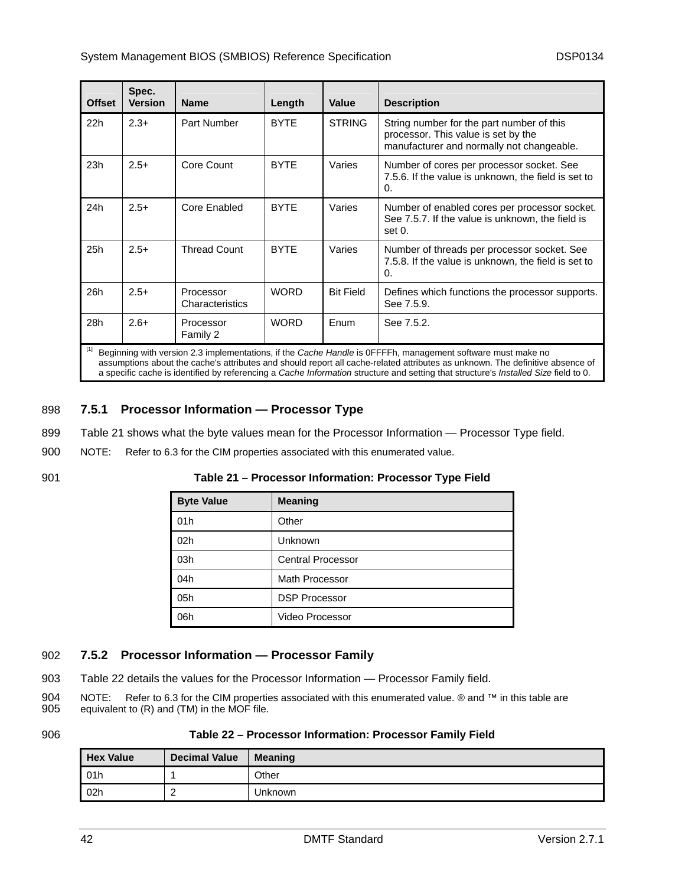| Offset | Spec. Version | Name | Length | Value | Description |
|---|---|---|---|---|---|
| 22h | 2.3+ | Part Number | BYTE | STRING | String number for the part number of this processor. This value is set by the manufacturer and normally not changeable. |
| 23h | 2.5+ | Core Count | BYTE | Varies | Number of cores per processor socket. See 7.5.6. If the value is unknown, the field is set to 0. |
| 24h | 2.5+ | Core Enabled | BYTE | Varies | Number of enabled cores per processor socket. See 7.5.7. If the value is unknown, the field is set 0. |
| 25h | 2.5+ | Thread Count | BYTE | Varies | Number of threads per processor socket. See 7.5.8. If the value is unknown, the field is set to 0. |
| 26h | 2.5+ | Processor Characteristics | WORD | Bit Field | Defines which functions the processor supports. See 7.5.9. |
| 28h | 2.6+ | Processor Family 2 | WORD | Enum | See 7.5.2. |

[1] Beginning with version 2.3 implementations, if the *Cache Handle* is 0FFFFh, management software must make no assumptions about the cache's attributes and should report all cache-related attributes as unknown. The definitive absence of a specific cache is identified by referencing a *Cache Information* structure and setting that structure's *Installed Size* field to 0.

### 7.5.1 Processor Information — Processor Type

Table 21 shows what the byte values mean for the Processor Information — Processor Type field.

NOTE: Refer to 6.3 for the CIM properties associated with this enumerated value.

**Table 21 – Processor Information: Processor Type Field**

| Byte Value | Meaning |
|---|---|
| 01h | Other |
| 02h | Unknown |
| 03h | Central Processor |
| 04h | Math Processor |
| 05h | DSP Processor |
| 06h | Video Processor |

### 7.5.2 Processor Information — Processor Family

Table 22 details the values for the Processor Information — Processor Family field.

NOTE: Refer to 6.3 for the CIM properties associated with this enumerated value. ® and ™ in this table are equivalent to (R) and (TM) in the MOF file.

**Table 22 – Processor Information: Processor Family Field**

| Hex Value | Decimal Value | Meaning |
|---|---|---|
| 01h | 1 | Other |
| 02h | 2 | Unknown |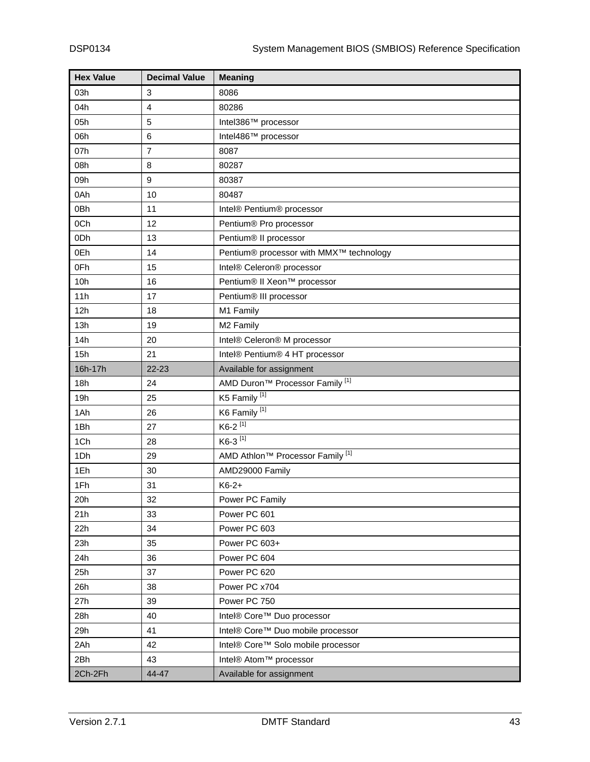| Hex Value | Decimal Value | Meaning |
|---|---|---|
| 03h | 3 | 8086 |
| 04h | 4 | 80286 |
| 05h | 5 | Intel386™ processor |
| 06h | 6 | Intel486™ processor |
| 07h | 7 | 8087 |
| 08h | 8 | 80287 |
| 09h | 9 | 80387 |
| 0Ah | 10 | 80487 |
| 0Bh | 11 | Intel® Pentium® processor |
| 0Ch | 12 | Pentium® Pro processor |
| 0Dh | 13 | Pentium® II processor |
| 0Eh | 14 | Pentium® processor with MMX™ technology |
| 0Fh | 15 | Intel® Celeron® processor |
| 10h | 16 | Pentium® II Xeon™ processor |
| 11h | 17 | Pentium® III processor |
| 12h | 18 | M1 Family |
| 13h | 19 | M2 Family |
| 14h | 20 | Intel® Celeron® M processor |
| 15h | 21 | Intel® Pentium® 4 HT processor |
| 16h-17h | 22-23 | Available for assignment |
| 18h | 24 | AMD Duron™ Processor Family [1] |
| 19h | 25 | K5 Family [1] |
| 1Ah | 26 | K6 Family [1] |
| 1Bh | 27 | K6-2 [1] |
| 1Ch | 28 | K6-3 [1] |
| 1Dh | 29 | AMD Athlon™ Processor Family [1] |
| 1Eh | 30 | AMD29000 Family |
| 1Fh | 31 | K6-2+ |
| 20h | 32 | Power PC Family |
| 21h | 33 | Power PC 601 |
| 22h | 34 | Power PC 603 |
| 23h | 35 | Power PC 603+ |
| 24h | 36 | Power PC 604 |
| 25h | 37 | Power PC 620 |
| 26h | 38 | Power PC x704 |
| 27h | 39 | Power PC 750 |
| 28h | 40 | Intel® Core™ Duo processor |
| 29h | 41 | Intel® Core™ Duo mobile processor |
| 2Ah | 42 | Intel® Core™ Solo mobile processor |
| 2Bh | 43 | Intel® Atom™ processor |
| 2Ch-2Fh | 44-47 | Available for assignment |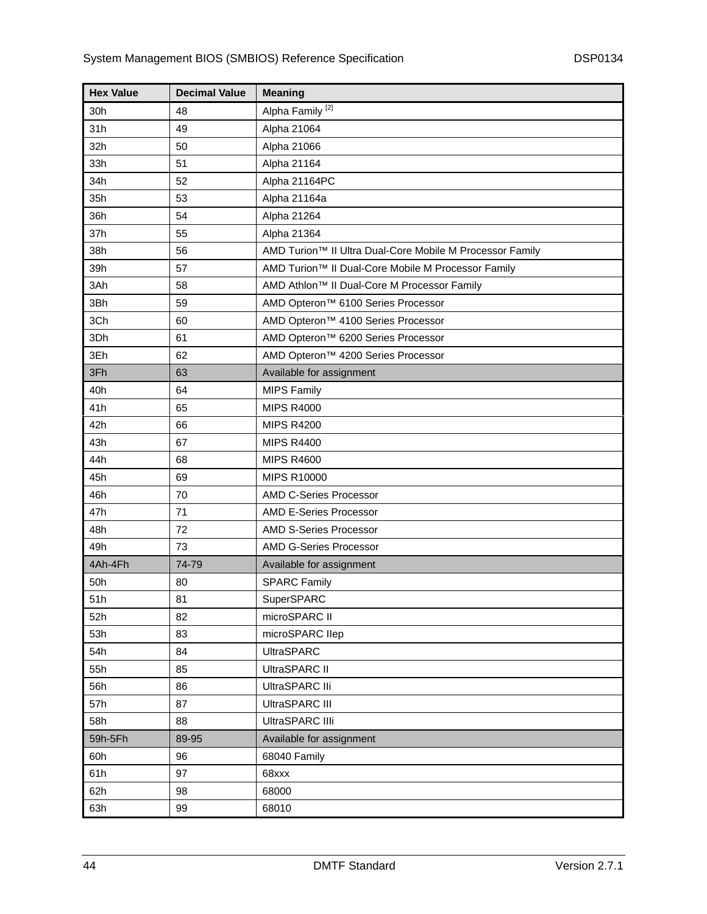| Hex Value | Decimal Value | Meaning |
|---|---|---|
| 30h | 48 | Alpha Family [2] |
| 31h | 49 | Alpha 21064 |
| 32h | 50 | Alpha 21066 |
| 33h | 51 | Alpha 21164 |
| 34h | 52 | Alpha 21164PC |
| 35h | 53 | Alpha 21164a |
| 36h | 54 | Alpha 21264 |
| 37h | 55 | Alpha 21364 |
| 38h | 56 | AMD Turion™ II Ultra Dual-Core Mobile M Processor Family |
| 39h | 57 | AMD Turion™ II Dual-Core Mobile M Processor Family |
| 3Ah | 58 | AMD Athlon™ II Dual-Core M Processor Family |
| 3Bh | 59 | AMD Opteron™ 6100 Series Processor |
| 3Ch | 60 | AMD Opteron™ 4100 Series Processor |
| 3Dh | 61 | AMD Opteron™ 6200 Series Processor |
| 3Eh | 62 | AMD Opteron™ 4200 Series Processor |
| 3Fh | 63 | Available for assignment |
| 40h | 64 | MIPS Family |
| 41h | 65 | MIPS R4000 |
| 42h | 66 | MIPS R4200 |
| 43h | 67 | MIPS R4400 |
| 44h | 68 | MIPS R4600 |
| 45h | 69 | MIPS R10000 |
| 46h | 70 | AMD C-Series Processor |
| 47h | 71 | AMD E-Series Processor |
| 48h | 72 | AMD S-Series Processor |
| 49h | 73 | AMD G-Series Processor |
| 4Ah-4Fh | 74-79 | Available for assignment |
| 50h | 80 | SPARC Family |
| 51h | 81 | SuperSPARC |
| 52h | 82 | microSPARC II |
| 53h | 83 | microSPARC IIep |
| 54h | 84 | UltraSPARC |
| 55h | 85 | UltraSPARC II |
| 56h | 86 | UltraSPARC IIi |
| 57h | 87 | UltraSPARC III |
| 58h | 88 | UltraSPARC IIIi |
| 59h-5Fh | 89-95 | Available for assignment |
| 60h | 96 | 68040 Family |
| 61h | 97 | 68xxx |
| 62h | 98 | 68000 |
| 63h | 99 | 68010 |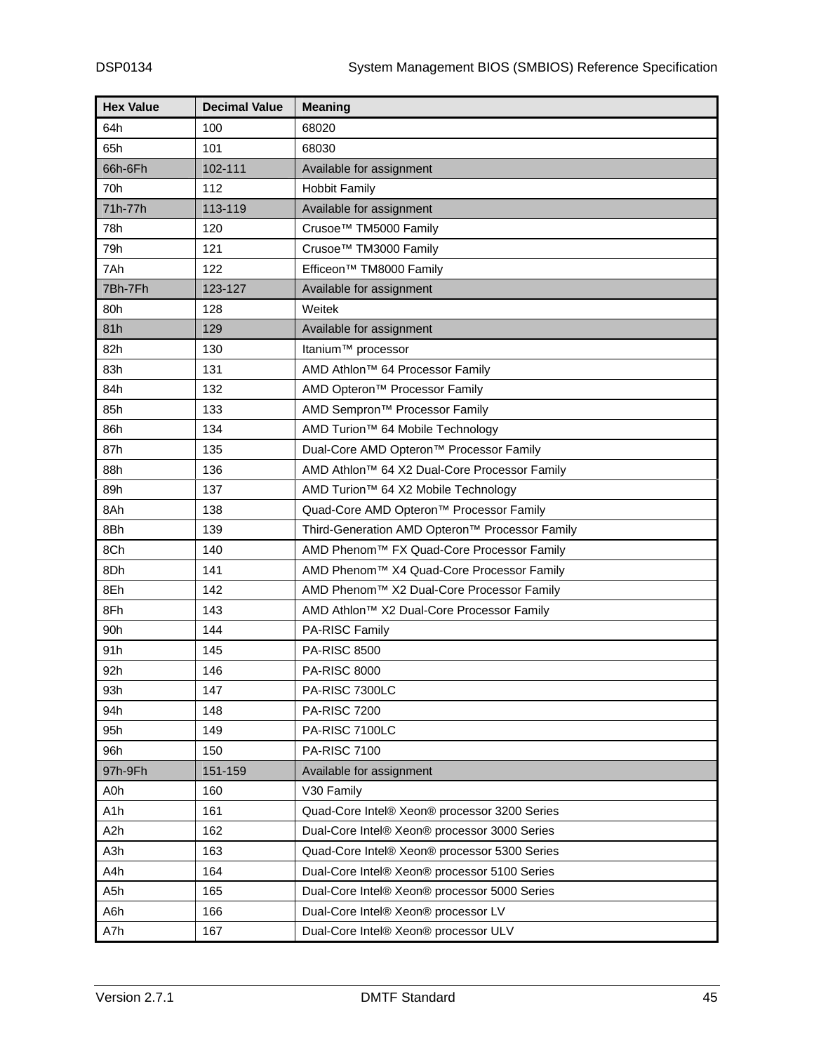| Hex Value | Decimal Value | Meaning |
|---|---|---|
| 64h | 100 | 68020 |
| 65h | 101 | 68030 |
| 66h-6Fh | 102-111 | Available for assignment |
| 70h | 112 | Hobbit Family |
| 71h-77h | 113-119 | Available for assignment |
| 78h | 120 | Crusoe™ TM5000 Family |
| 79h | 121 | Crusoe™ TM3000 Family |
| 7Ah | 122 | Efficeon™ TM8000 Family |
| 7Bh-7Fh | 123-127 | Available for assignment |
| 80h | 128 | Weitek |
| 81h | 129 | Available for assignment |
| 82h | 130 | Itanium™ processor |
| 83h | 131 | AMD Athlon™ 64 Processor Family |
| 84h | 132 | AMD Opteron™ Processor Family |
| 85h | 133 | AMD Sempron™ Processor Family |
| 86h | 134 | AMD Turion™ 64 Mobile Technology |
| 87h | 135 | Dual-Core AMD Opteron™ Processor Family |
| 88h | 136 | AMD Athlon™ 64 X2 Dual-Core Processor Family |
| 89h | 137 | AMD Turion™ 64 X2 Mobile Technology |
| 8Ah | 138 | Quad-Core AMD Opteron™ Processor Family |
| 8Bh | 139 | Third-Generation AMD Opteron™ Processor Family |
| 8Ch | 140 | AMD Phenom™ FX Quad-Core Processor Family |
| 8Dh | 141 | AMD Phenom™ X4 Quad-Core Processor Family |
| 8Eh | 142 | AMD Phenom™ X2 Dual-Core Processor Family |
| 8Fh | 143 | AMD Athlon™ X2 Dual-Core Processor Family |
| 90h | 144 | PA-RISC Family |
| 91h | 145 | PA-RISC 8500 |
| 92h | 146 | PA-RISC 8000 |
| 93h | 147 | PA-RISC 7300LC |
| 94h | 148 | PA-RISC 7200 |
| 95h | 149 | PA-RISC 7100LC |
| 96h | 150 | PA-RISC 7100 |
| 97h-9Fh | 151-159 | Available for assignment |
| A0h | 160 | V30 Family |
| A1h | 161 | Quad-Core Intel® Xeon® processor 3200 Series |
| A2h | 162 | Dual-Core Intel® Xeon® processor 3000 Series |
| A3h | 163 | Quad-Core Intel® Xeon® processor 5300 Series |
| A4h | 164 | Dual-Core Intel® Xeon® processor 5100 Series |
| A5h | 165 | Dual-Core Intel® Xeon® processor 5000 Series |
| A6h | 166 | Dual-Core Intel® Xeon® processor LV |
| A7h | 167 | Dual-Core Intel® Xeon® processor ULV |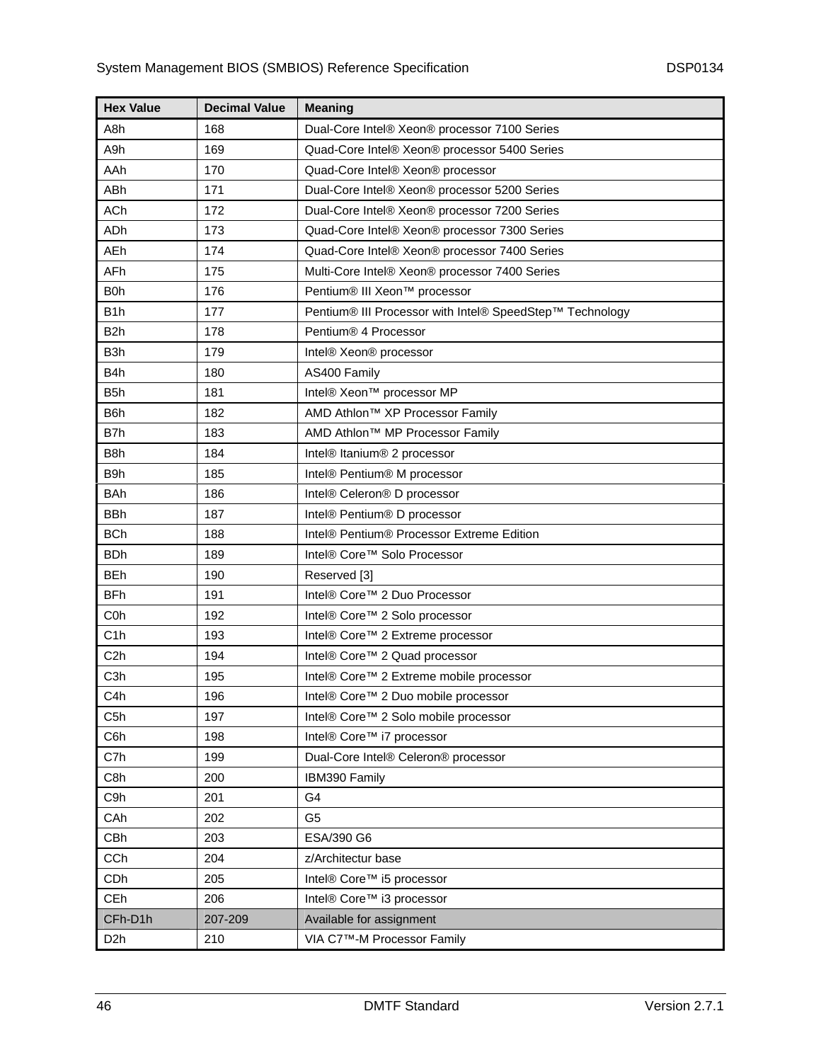| Hex Value | Decimal Value | Meaning |
|---|---|---|
| A8h | 168 | Dual-Core Intel® Xeon® processor 7100 Series |
| A9h | 169 | Quad-Core Intel® Xeon® processor 5400 Series |
| AAh | 170 | Quad-Core Intel® Xeon® processor |
| ABh | 171 | Dual-Core Intel® Xeon® processor 5200 Series |
| ACh | 172 | Dual-Core Intel® Xeon® processor 7200 Series |
| ADh | 173 | Quad-Core Intel® Xeon® processor 7300 Series |
| AEh | 174 | Quad-Core Intel® Xeon® processor 7400 Series |
| AFh | 175 | Multi-Core Intel® Xeon® processor 7400 Series |
| B0h | 176 | Pentium® III Xeon™ processor |
| B1h | 177 | Pentium® III Processor with Intel® SpeedStep™ Technology |
| B2h | 178 | Pentium® 4 Processor |
| B3h | 179 | Intel® Xeon® processor |
| B4h | 180 | AS400 Family |
| B5h | 181 | Intel® Xeon™ processor MP |
| B6h | 182 | AMD Athlon™ XP Processor Family |
| B7h | 183 | AMD Athlon™ MP Processor Family |
| B8h | 184 | Intel® Itanium® 2 processor |
| B9h | 185 | Intel® Pentium® M processor |
| BAh | 186 | Intel® Celeron® D processor |
| BBh | 187 | Intel® Pentium® D processor |
| BCh | 188 | Intel® Pentium® Processor Extreme Edition |
| BDh | 189 | Intel® Core™ Solo Processor |
| BEh | 190 | Reserved [3] |
| BFh | 191 | Intel® Core™ 2 Duo Processor |
| C0h | 192 | Intel® Core™ 2 Solo processor |
| C1h | 193 | Intel® Core™ 2 Extreme processor |
| C2h | 194 | Intel® Core™ 2 Quad processor |
| C3h | 195 | Intel® Core™ 2 Extreme mobile processor |
| C4h | 196 | Intel® Core™ 2 Duo mobile processor |
| C5h | 197 | Intel® Core™ 2 Solo mobile processor |
| C6h | 198 | Intel® Core™ i7 processor |
| C7h | 199 | Dual-Core Intel® Celeron® processor |
| C8h | 200 | IBM390 Family |
| C9h | 201 | G4 |
| CAh | 202 | G5 |
| CBh | 203 | ESA/390 G6 |
| CCh | 204 | z/Architectur base |
| CDh | 205 | Intel® Core™ i5 processor |
| CEh | 206 | Intel® Core™ i3 processor |
| CFh-D1h | 207-209 | Available for assignment |
| D2h | 210 | VIA C7™-M Processor Family |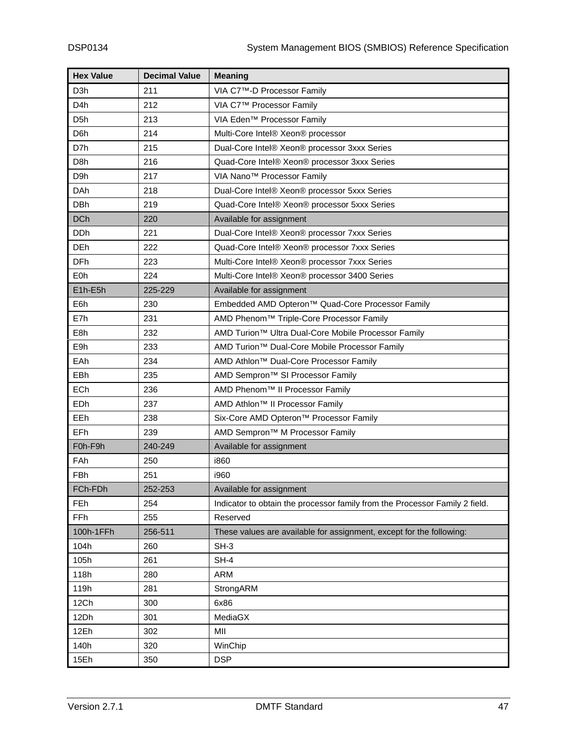| Hex Value | Decimal Value | Meaning |
|---|---|---|
| D3h | 211 | VIA C7™-D Processor Family |
| D4h | 212 | VIA C7™ Processor Family |
| D5h | 213 | VIA Eden™ Processor Family |
| D6h | 214 | Multi-Core Intel® Xeon® processor |
| D7h | 215 | Dual-Core Intel® Xeon® processor 3xxx Series |
| D8h | 216 | Quad-Core Intel® Xeon® processor 3xxx Series |
| D9h | 217 | VIA Nano™ Processor Family |
| DAh | 218 | Dual-Core Intel® Xeon® processor 5xxx Series |
| DBh | 219 | Quad-Core Intel® Xeon® processor 5xxx Series |
| DCh | 220 | Available for assignment |
| DDh | 221 | Dual-Core Intel® Xeon® processor 7xxx Series |
| DEh | 222 | Quad-Core Intel® Xeon® processor 7xxx Series |
| DFh | 223 | Multi-Core Intel® Xeon® processor 7xxx Series |
| E0h | 224 | Multi-Core Intel® Xeon® processor 3400 Series |
| E1h-E5h | 225-229 | Available for assignment |
| E6h | 230 | Embedded AMD Opteron™ Quad-Core Processor Family |
| E7h | 231 | AMD Phenom™ Triple-Core Processor Family |
| E8h | 232 | AMD Turion™ Ultra Dual-Core Mobile Processor Family |
| E9h | 233 | AMD Turion™ Dual-Core Mobile Processor Family |
| EAh | 234 | AMD Athlon™ Dual-Core Processor Family |
| EBh | 235 | AMD Sempron™ SI Processor Family |
| ECh | 236 | AMD Phenom™ II Processor Family |
| EDh | 237 | AMD Athlon™ II Processor Family |
| EEh | 238 | Six-Core AMD Opteron™ Processor Family |
| EFh | 239 | AMD Sempron™ M Processor Family |
| F0h-F9h | 240-249 | Available for assignment |
| FAh | 250 | i860 |
| FBh | 251 | i960 |
| FCh-FDh | 252-253 | Available for assignment |
| FEh | 254 | Indicator to obtain the processor family from the Processor Family 2 field. |
| FFh | 255 | Reserved |
| 100h-1FFh | 256-511 | These values are available for assignment, except for the following: |
| 104h | 260 | SH-3 |
| 105h | 261 | SH-4 |
| 118h | 280 | ARM |
| 119h | 281 | StrongARM |
| 12Ch | 300 | 6x86 |
| 12Dh | 301 | MediaGX |
| 12Eh | 302 | MII |
| 140h | 320 | WinChip |
| 15Eh | 350 | DSP |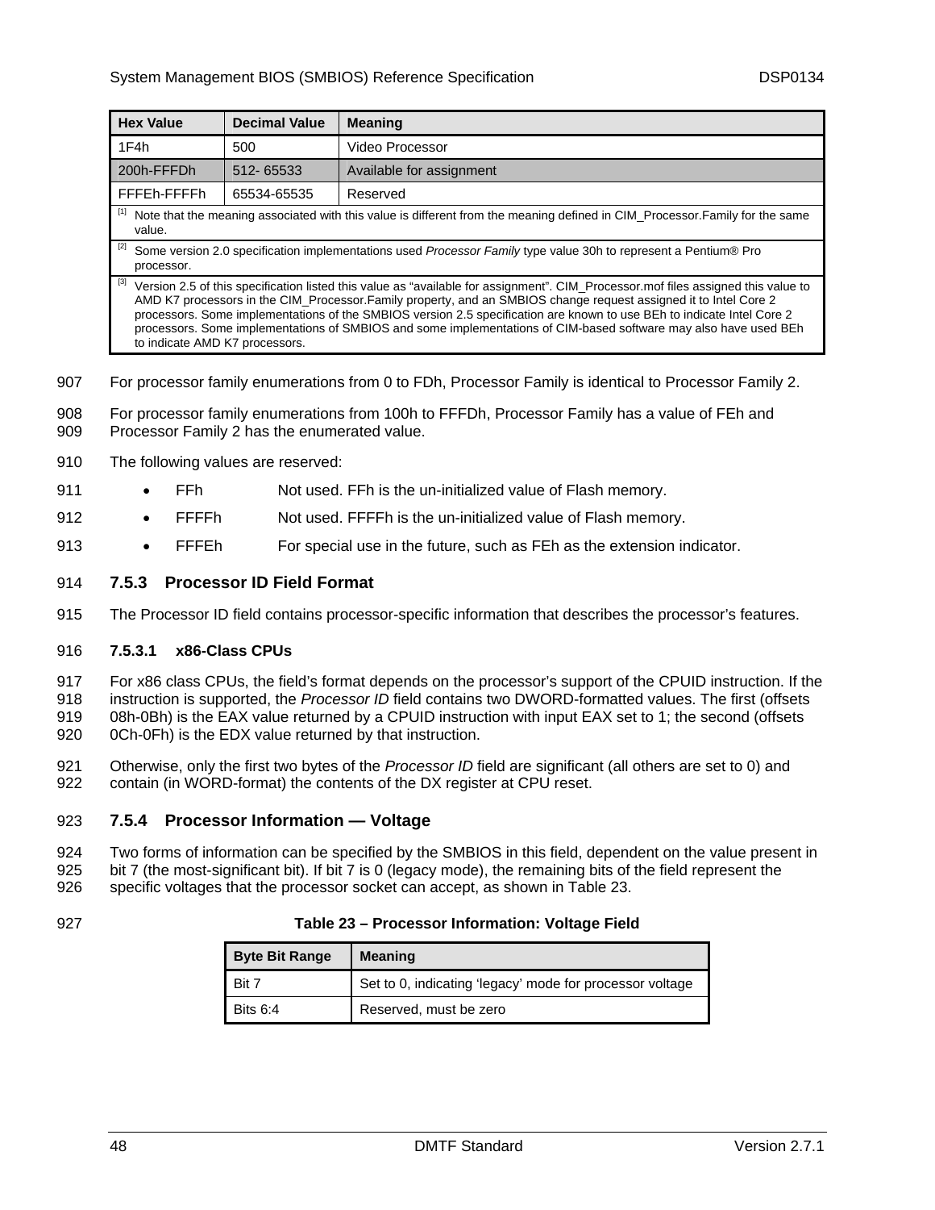| Hex Value | Decimal Value | Meaning |
|---|---|---|
| 1F4h | 500 | Video Processor |
| 200h-FFFDh | 512- 65533 | Available for assignment |
| FFFEh-FFFFh | 65534-65535 | Reserved |

[1] Note that the meaning associated with this value is different from the meaning defined in CIM_Processor.Family for the same value.

[2] Some version 2.0 specification implementations used *Processor Family* type value 30h to represent a Pentium® Pro processor.

[3] Version 2.5 of this specification listed this value as "available for assignment". CIM_Processor.mof files assigned this value to AMD K7 processors in the CIM_Processor.Family property, and an SMBIOS change request assigned it to Intel Core 2 processors. Some implementations of the SMBIOS version 2.5 specification are known to use BEh to indicate Intel Core 2 processors. Some implementations of SMBIOS and some implementations of CIM-based software may also have used BEh to indicate AMD K7 processors.

For processor family enumerations from 0 to FDh, Processor Family is identical to Processor Family 2.

For processor family enumerations from 100h to FFFDh, Processor Family has a value of FEh and Processor Family 2 has the enumerated value.

The following values are reserved:

- FFh Not used. FFh is the un-initialized value of Flash memory.
- FFFFh Not used. FFFFh is the un-initialized value of Flash memory.
- FFFEh For special use in the future, such as FEh as the extension indicator.

### 7.5.3 Processor ID Field Format

The Processor ID field contains processor-specific information that describes the processor's features.

#### 7.5.3.1 x86-Class CPUs

For x86 class CPUs, the field's format depends on the processor's support of the CPUID instruction. If the instruction is supported, the *Processor ID* field contains two DWORD-formatted values. The first (offsets 08h-0Bh) is the EAX value returned by a CPUID instruction with input EAX set to 1; the second (offsets 0Ch-0Fh) is the EDX value returned by that instruction.

Otherwise, only the first two bytes of the *Processor ID* field are significant (all others are set to 0) and contain (in WORD-format) the contents of the DX register at CPU reset.

### 7.5.4 Processor Information — Voltage

Two forms of information can be specified by the SMBIOS in this field, dependent on the value present in bit 7 (the most-significant bit). If bit 7 is 0 (legacy mode), the remaining bits of the field represent the specific voltages that the processor socket can accept, as shown in Table 23.

**Table 23 – Processor Information: Voltage Field**

| Byte Bit Range | Meaning |
|---|---|
| Bit 7 | Set to 0, indicating 'legacy' mode for processor voltage |
| Bits 6:4 | Reserved, must be zero |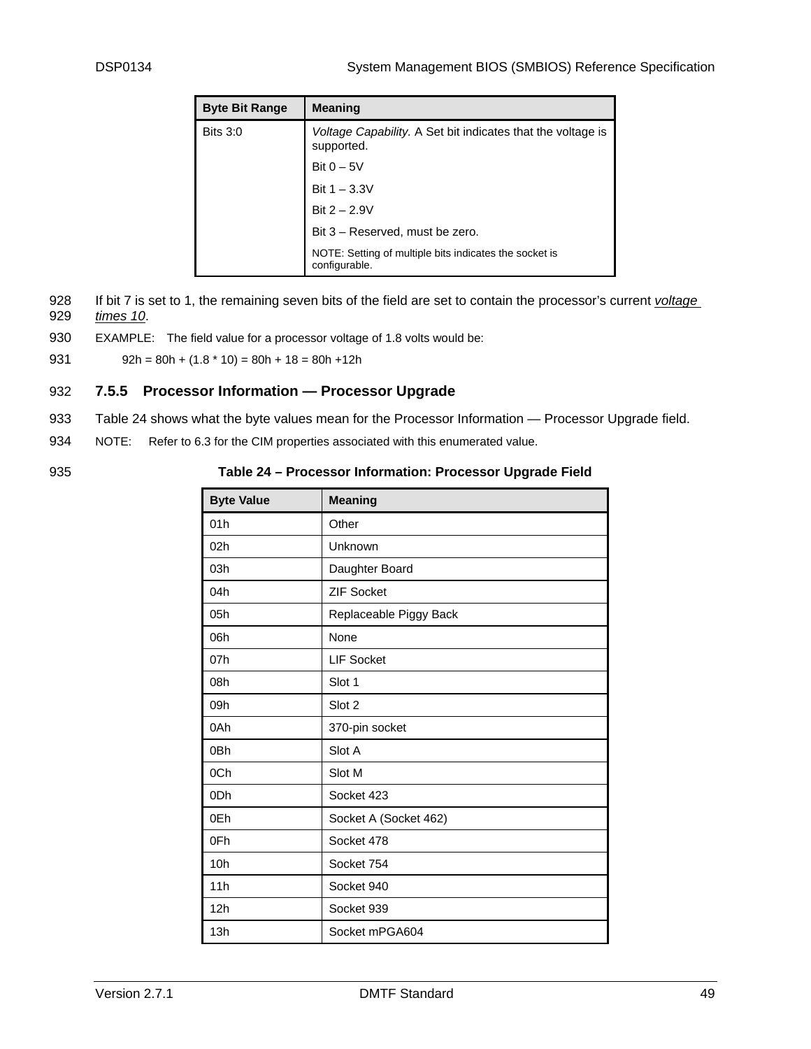| Byte Bit Range | Meaning |
|---|---|
| Bits 3:0 | *Voltage Capability.* A Set bit indicates that the voltage is supported.<br>Bit 0 – 5V<br>Bit 1 – 3.3V<br>Bit 2 – 2.9V<br>Bit 3 – Reserved, must be zero.<br>NOTE: Setting of multiple bits indicates the socket is configurable. |

If bit 7 is set to 1, the remaining seven bits of the field are set to contain the processor's current *voltage times 10*.

EXAMPLE: The field value for a processor voltage of 1.8 volts would be:

92h = 80h + (1.8 * 10) = 80h + 18 = 80h +12h

### 7.5.5 Processor Information — Processor Upgrade

Table 24 shows what the byte values mean for the Processor Information — Processor Upgrade field.

NOTE: Refer to 6.3 for the CIM properties associated with this enumerated value.

**Table 24 – Processor Information: Processor Upgrade Field**

| Byte Value | Meaning |
|---|---|
| 01h | Other |
| 02h | Unknown |
| 03h | Daughter Board |
| 04h | ZIF Socket |
| 05h | Replaceable Piggy Back |
| 06h | None |
| 07h | LIF Socket |
| 08h | Slot 1 |
| 09h | Slot 2 |
| 0Ah | 370-pin socket |
| 0Bh | Slot A |
| 0Ch | Slot M |
| 0Dh | Socket 423 |
| 0Eh | Socket A (Socket 462) |
| 0Fh | Socket 478 |
| 10h | Socket 754 |
| 11h | Socket 940 |
| 12h | Socket 939 |
| 13h | Socket mPGA604 |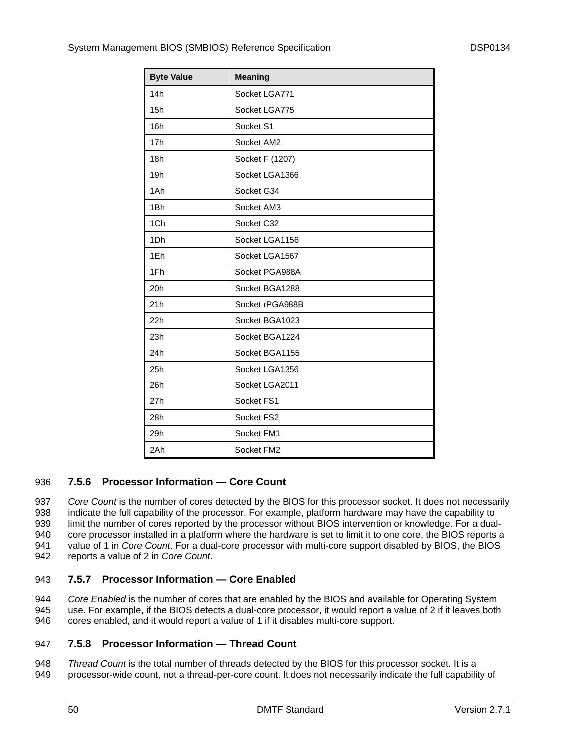| Byte Value | Meaning |
| --- | --- |
| 14h | Socket LGA771 |
| 15h | Socket LGA775 |
| 16h | Socket S1 |
| 17h | Socket AM2 |
| 18h | Socket F (1207) |
| 19h | Socket LGA1366 |
| 1Ah | Socket G34 |
| 1Bh | Socket AM3 |
| 1Ch | Socket C32 |
| 1Dh | Socket LGA1156 |
| 1Eh | Socket LGA1567 |
| 1Fh | Socket PGA988A |
| 20h | Socket BGA1288 |
| 21h | Socket rPGA988B |
| 22h | Socket BGA1023 |
| 23h | Socket BGA1224 |
| 24h | Socket BGA1155 |
| 25h | Socket LGA1356 |
| 26h | Socket LGA2011 |
| 27h | Socket FS1 |
| 28h | Socket FS2 |
| 29h | Socket FM1 |
| 2Ah | Socket FM2 |

### 7.5.6 Processor Information — Core Count

*Core Count* is the number of cores detected by the BIOS for this processor socket. It does not necessarily indicate the full capability of the processor. For example, platform hardware may have the capability to limit the number of cores reported by the processor without BIOS intervention or knowledge. For a dual-core processor installed in a platform where the hardware is set to limit it to one core, the BIOS reports a value of 1 in *Core Count*. For a dual-core processor with multi-core support disabled by BIOS, the BIOS reports a value of 2 in *Core Count*.

### 7.5.7 Processor Information — Core Enabled

*Core Enabled* is the number of cores that are enabled by the BIOS and available for Operating System use. For example, if the BIOS detects a dual-core processor, it would report a value of 2 if it leaves both cores enabled, and it would report a value of 1 if it disables multi-core support.

### 7.5.8 Processor Information — Thread Count

*Thread Count* is the total number of threads detected by the BIOS for this processor socket. It is a processor-wide count, not a thread-per-core count. It does not necessarily indicate the full capability of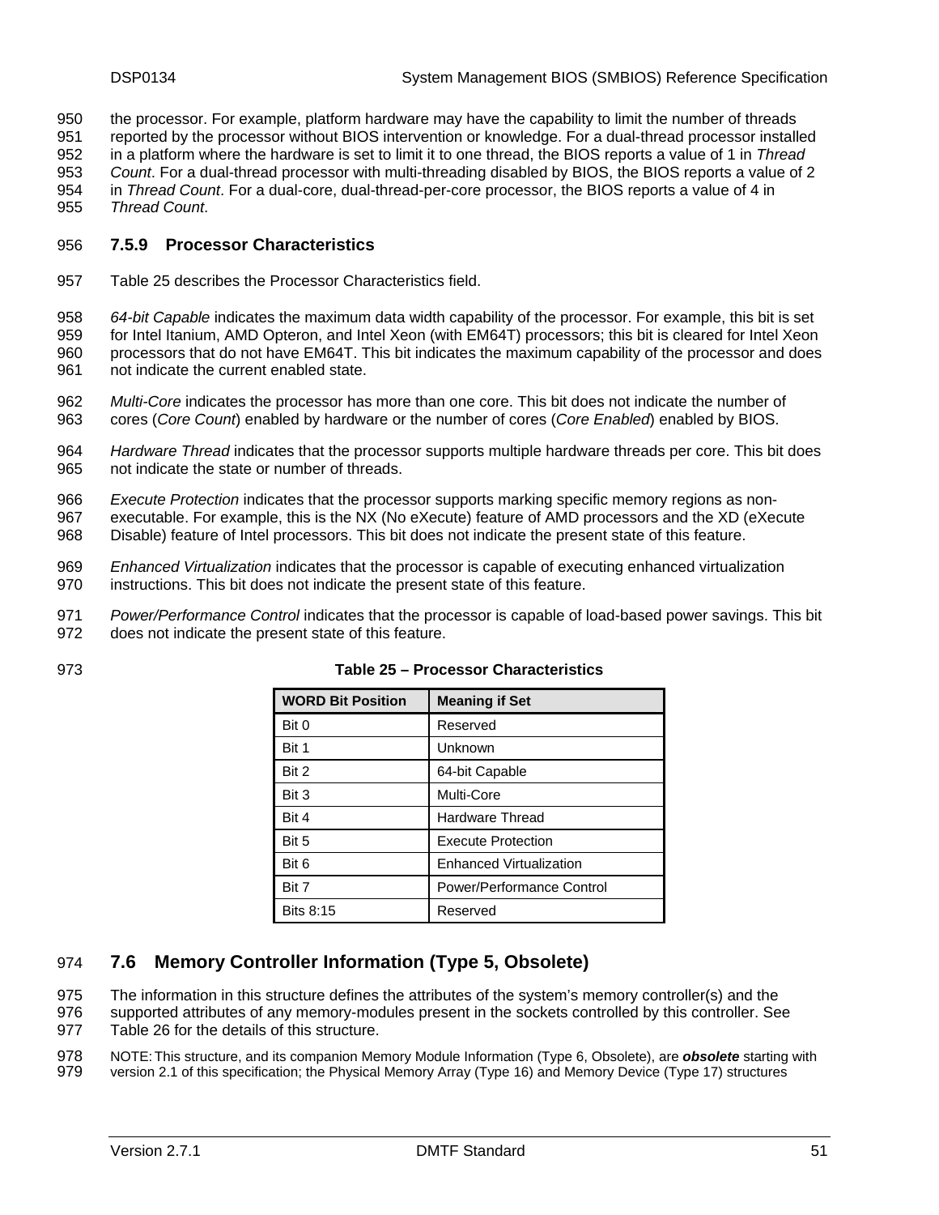the processor. For example, platform hardware may have the capability to limit the number of threads reported by the processor without BIOS intervention or knowledge. For a dual-thread processor installed in a platform where the hardware is set to limit it to one thread, the BIOS reports a value of 1 in *Thread Count*. For a dual-thread processor with multi-threading disabled by BIOS, the BIOS reports a value of 2 in *Thread Count*. For a dual-core, dual-thread-per-core processor, the BIOS reports a value of 4 in *Thread Count*.

### 7.5.9 Processor Characteristics

Table 25 describes the Processor Characteristics field.

*64-bit Capable* indicates the maximum data width capability of the processor. For example, this bit is set for Intel Itanium, AMD Opteron, and Intel Xeon (with EM64T) processors; this bit is cleared for Intel Xeon processors that do not have EM64T. This bit indicates the maximum capability of the processor and does not indicate the current enabled state.

*Multi-Core* indicates the processor has more than one core. This bit does not indicate the number of cores (*Core Count*) enabled by hardware or the number of cores (*Core Enabled*) enabled by BIOS.

*Hardware Thread* indicates that the processor supports multiple hardware threads per core. This bit does not indicate the state or number of threads.

*Execute Protection* indicates that the processor supports marking specific memory regions as non-executable. For example, this is the NX (No eXecute) feature of AMD processors and the XD (eXecute Disable) feature of Intel processors. This bit does not indicate the present state of this feature.

*Enhanced Virtualization* indicates that the processor is capable of executing enhanced virtualization instructions. This bit does not indicate the present state of this feature.

*Power/Performance Control* indicates that the processor is capable of load-based power savings. This bit does not indicate the present state of this feature.

**Table 25 – Processor Characteristics**

| WORD Bit Position | Meaning if Set |
|---|---|
| Bit 0 | Reserved |
| Bit 1 | Unknown |
| Bit 2 | 64-bit Capable |
| Bit 3 | Multi-Core |
| Bit 4 | Hardware Thread |
| Bit 5 | Execute Protection |
| Bit 6 | Enhanced Virtualization |
| Bit 7 | Power/Performance Control |
| Bits 8:15 | Reserved |

## 7.6 Memory Controller Information (Type 5, Obsolete)

The information in this structure defines the attributes of the system's memory controller(s) and the supported attributes of any memory-modules present in the sockets controlled by this controller. See Table 26 for the details of this structure.

NOTE: This structure, and its companion Memory Module Information (Type 6, Obsolete), are ***obsolete*** starting with version 2.1 of this specification; the Physical Memory Array (Type 16) and Memory Device (Type 17) structures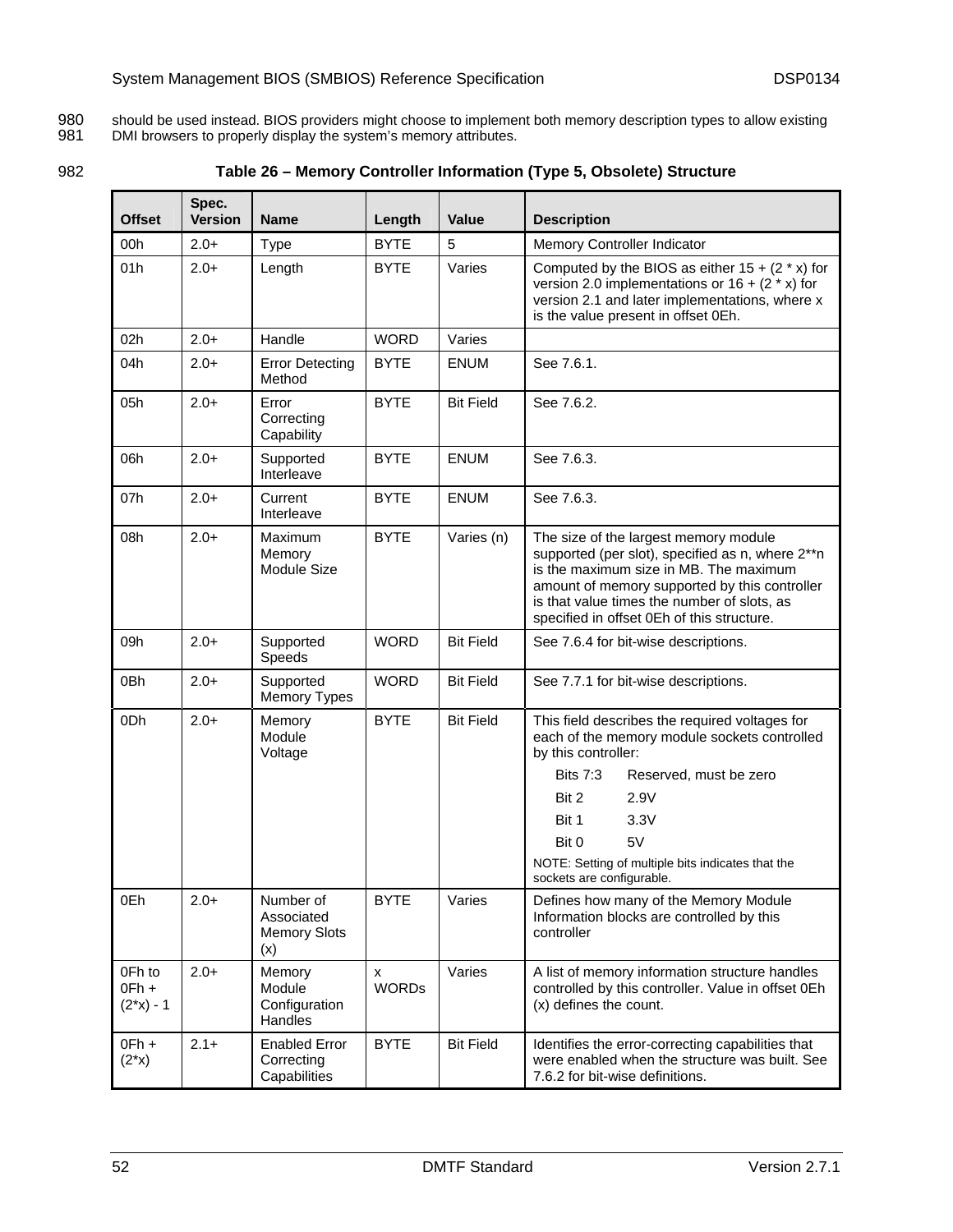should be used instead. BIOS providers might choose to implement both memory description types to allow existing DMI browsers to properly display the system's memory attributes.

**Table 26 – Memory Controller Information (Type 5, Obsolete) Structure**

| Offset | Spec. Version | Name | Length | Value | Description |
|---|---|---|---|---|---|
| 00h | 2.0+ | Type | BYTE | 5 | Memory Controller Indicator |
| 01h | 2.0+ | Length | BYTE | Varies | Computed by the BIOS as either 15 + (2 * x) for version 2.0 implementations or 16 + (2 * x) for version 2.1 and later implementations, where x is the value present in offset 0Eh. |
| 02h | 2.0+ | Handle | WORD | Varies | |
| 04h | 2.0+ | Error Detecting Method | BYTE | ENUM | See 7.6.1. |
| 05h | 2.0+ | Error Correcting Capability | BYTE | Bit Field | See 7.6.2. |
| 06h | 2.0+ | Supported Interleave | BYTE | ENUM | See 7.6.3. |
| 07h | 2.0+ | Current Interleave | BYTE | ENUM | See 7.6.3. |
| 08h | 2.0+ | Maximum Memory Module Size | BYTE | Varies (n) | The size of the largest memory module supported (per slot), specified as n, where 2**n is the maximum size in MB. The maximum amount of memory supported by this controller is that value times the number of slots, as specified in offset 0Eh of this structure. |
| 09h | 2.0+ | Supported Speeds | WORD | Bit Field | See 7.6.4 for bit-wise descriptions. |
| 0Bh | 2.0+ | Supported Memory Types | WORD | Bit Field | See 7.7.1 for bit-wise descriptions. |
| 0Dh | 2.0+ | Memory Module Voltage | BYTE | Bit Field | This field describes the required voltages for each of the memory module sockets controlled by this controller:<br>Bits 7:3 Reserved, must be zero<br>Bit 2 2.9V<br>Bit 1 3.3V<br>Bit 0 5V<br>NOTE: Setting of multiple bits indicates that the sockets are configurable. |
| 0Eh | 2.0+ | Number of Associated Memory Slots (x) | BYTE | Varies | Defines how many of the Memory Module Information blocks are controlled by this controller |
| 0Fh to 0Fh + (2*x) - 1 | 2.0+ | Memory Module Configuration Handles | x WORDs | Varies | A list of memory information structure handles controlled by this controller. Value in offset 0Eh (x) defines the count. |
| 0Fh + (2*x) | 2.1+ | Enabled Error Correcting Capabilities | BYTE | Bit Field | Identifies the error-correcting capabilities that were enabled when the structure was built. See 7.6.2 for bit-wise definitions. |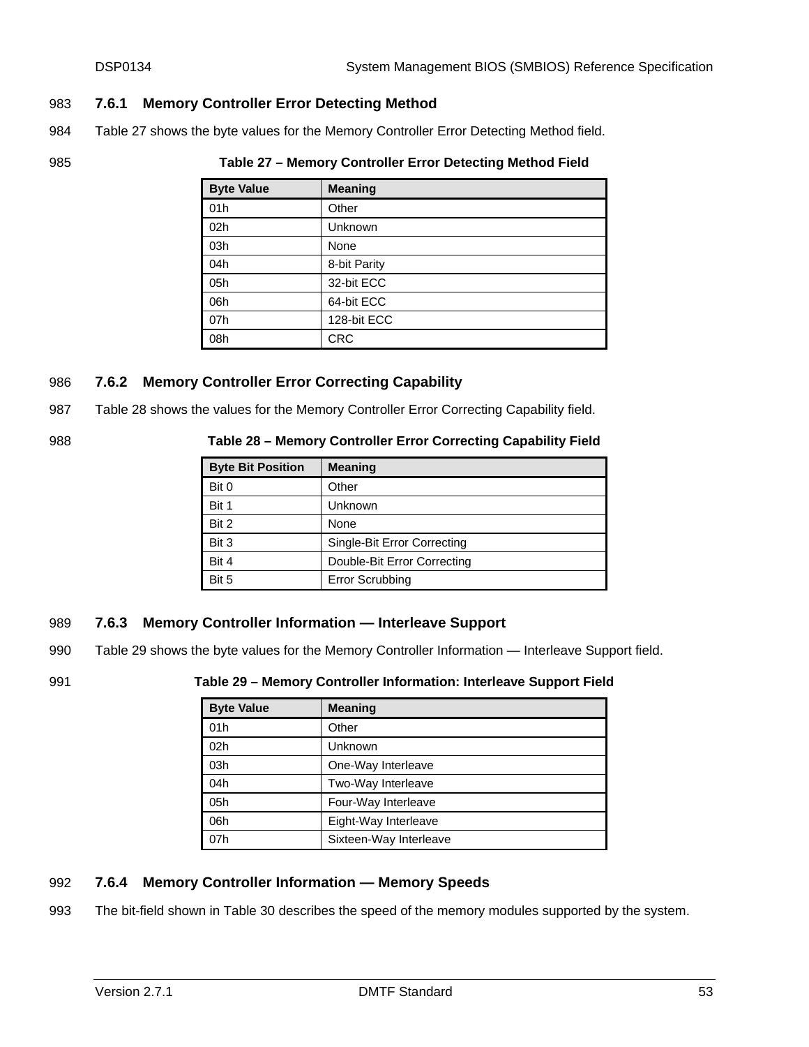### 7.6.1 Memory Controller Error Detecting Method

Table 27 shows the byte values for the Memory Controller Error Detecting Method field.

**Table 27 – Memory Controller Error Detecting Method Field**

| Byte Value | Meaning |
|---|---|
| 01h | Other |
| 02h | Unknown |
| 03h | None |
| 04h | 8-bit Parity |
| 05h | 32-bit ECC |
| 06h | 64-bit ECC |
| 07h | 128-bit ECC |
| 08h | CRC |

### 7.6.2 Memory Controller Error Correcting Capability

Table 28 shows the values for the Memory Controller Error Correcting Capability field.

**Table 28 – Memory Controller Error Correcting Capability Field**

| Byte Bit Position | Meaning |
|---|---|
| Bit 0 | Other |
| Bit 1 | Unknown |
| Bit 2 | None |
| Bit 3 | Single-Bit Error Correcting |
| Bit 4 | Double-Bit Error Correcting |
| Bit 5 | Error Scrubbing |

### 7.6.3 Memory Controller Information — Interleave Support

Table 29 shows the byte values for the Memory Controller Information — Interleave Support field.

**Table 29 – Memory Controller Information: Interleave Support Field**

| Byte Value | Meaning |
|---|---|
| 01h | Other |
| 02h | Unknown |
| 03h | One-Way Interleave |
| 04h | Two-Way Interleave |
| 05h | Four-Way Interleave |
| 06h | Eight-Way Interleave |
| 07h | Sixteen-Way Interleave |

### 7.6.4 Memory Controller Information — Memory Speeds

The bit-field shown in Table 30 describes the speed of the memory modules supported by the system.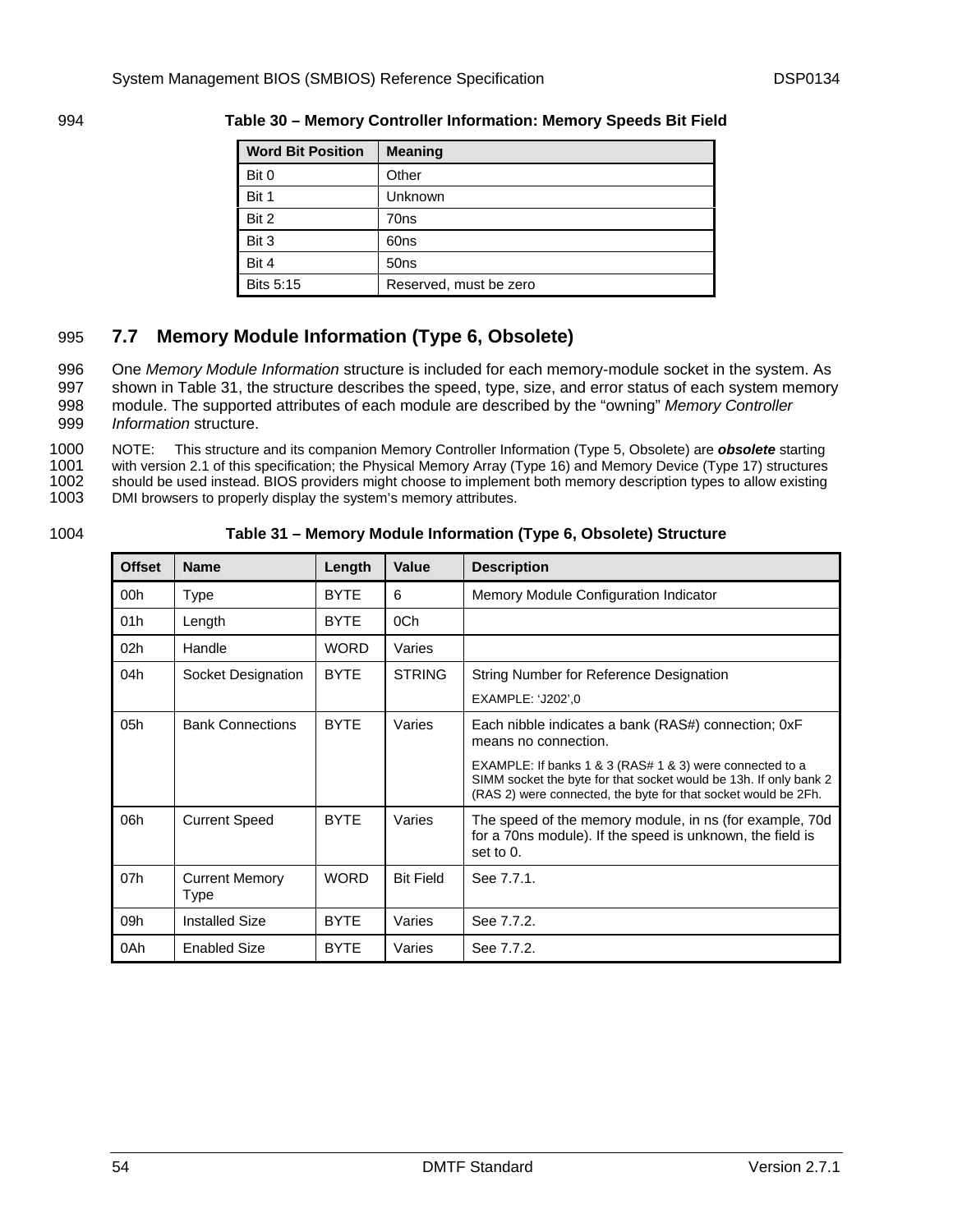**Table 30 – Memory Controller Information: Memory Speeds Bit Field**

| Word Bit Position | Meaning |
|---|---|
| Bit 0 | Other |
| Bit 1 | Unknown |
| Bit 2 | 70ns |
| Bit 3 | 60ns |
| Bit 4 | 50ns |
| Bits 5:15 | Reserved, must be zero |

## 7.7 Memory Module Information (Type 6, Obsolete)

One *Memory Module Information* structure is included for each memory-module socket in the system. As shown in Table 31, the structure describes the speed, type, size, and error status of each system memory module. The supported attributes of each module are described by the "owning" *Memory Controller Information* structure.

NOTE: This structure and its companion Memory Controller Information (Type 5, Obsolete) are ***obsolete*** starting with version 2.1 of this specification; the Physical Memory Array (Type 16) and Memory Device (Type 17) structures should be used instead. BIOS providers might choose to implement both memory description types to allow existing DMI browsers to properly display the system's memory attributes.

**Table 31 – Memory Module Information (Type 6, Obsolete) Structure**

| Offset | Name | Length | Value | Description |
|---|---|---|---|---|
| 00h | Type | BYTE | 6 | Memory Module Configuration Indicator |
| 01h | Length | BYTE | 0Ch | |
| 02h | Handle | WORD | Varies | |
| 04h | Socket Designation | BYTE | STRING | String Number for Reference Designation<br>EXAMPLE: 'J202',0 |
| 05h | Bank Connections | BYTE | Varies | Each nibble indicates a bank (RAS#) connection; 0xF means no connection.<br>EXAMPLE: If banks 1 & 3 (RAS# 1 & 3) were connected to a SIMM socket the byte for that socket would be 13h. If only bank 2 (RAS 2) were connected, the byte for that socket would be 2Fh. |
| 06h | Current Speed | BYTE | Varies | The speed of the memory module, in ns (for example, 70d for a 70ns module). If the speed is unknown, the field is set to 0. |
| 07h | Current Memory Type | WORD | Bit Field | See 7.7.1. |
| 09h | Installed Size | BYTE | Varies | See 7.7.2. |
| 0Ah | Enabled Size | BYTE | Varies | See 7.7.2. |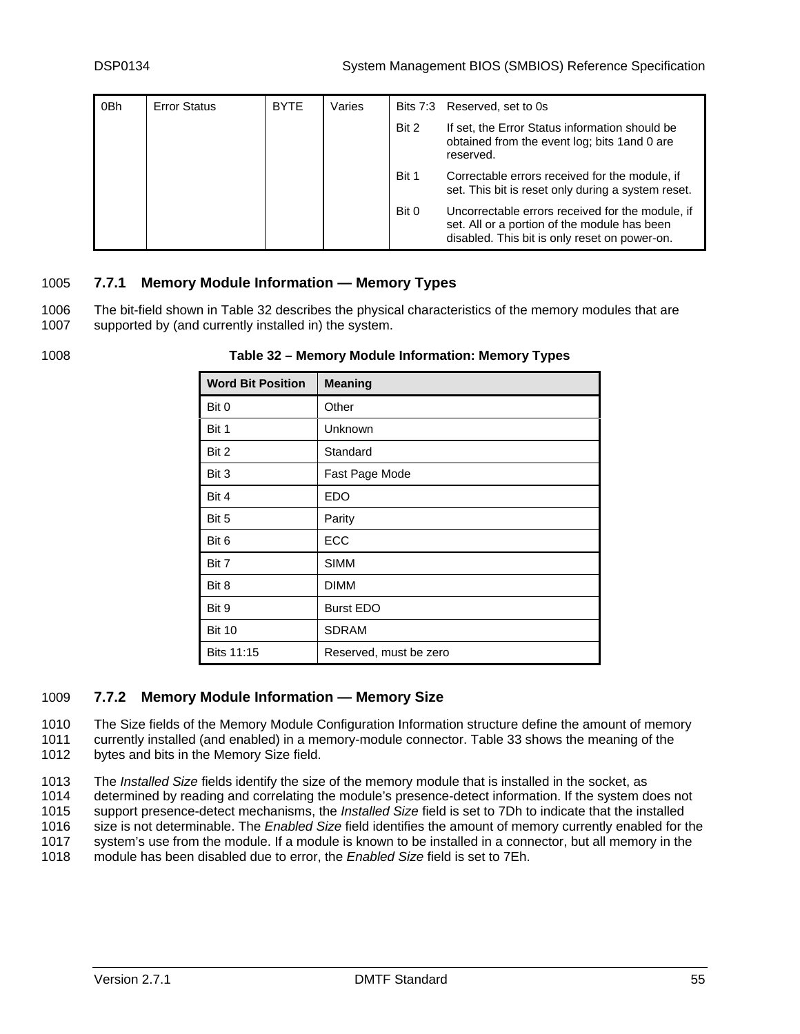| 0Bh | Error Status | BYTE | Varies | Bits 7:3 Reserved, set to 0s<br>Bit 2 If set, the Error Status information should be obtained from the event log; bits 1and 0 are reserved.<br>Bit 1 Correctable errors received for the module, if set. This bit is reset only during a system reset.<br>Bit 0 Uncorrectable errors received for the module, if set. All or a portion of the module has been disabled. This bit is only reset on power-on. |
|---|---|---|---|---|

### 7.7.1 Memory Module Information — Memory Types

The bit-field shown in Table 32 describes the physical characteristics of the memory modules that are supported by (and currently installed in) the system.

**Table 32 – Memory Module Information: Memory Types**

| Word Bit Position | Meaning |
|---|---|
| Bit 0 | Other |
| Bit 1 | Unknown |
| Bit 2 | Standard |
| Bit 3 | Fast Page Mode |
| Bit 4 | EDO |
| Bit 5 | Parity |
| Bit 6 | ECC |
| Bit 7 | SIMM |
| Bit 8 | DIMM |
| Bit 9 | Burst EDO |
| Bit 10 | SDRAM |
| Bits 11:15 | Reserved, must be zero |

### 7.7.2 Memory Module Information — Memory Size

The Size fields of the Memory Module Configuration Information structure define the amount of memory currently installed (and enabled) in a memory-module connector. Table 33 shows the meaning of the bytes and bits in the Memory Size field.

The *Installed Size* fields identify the size of the memory module that is installed in the socket, as determined by reading and correlating the module's presence-detect information. If the system does not support presence-detect mechanisms, the *Installed Size* field is set to 7Dh to indicate that the installed size is not determinable. The *Enabled Size* field identifies the amount of memory currently enabled for the system's use from the module. If a module is known to be installed in a connector, but all memory in the module has been disabled due to error, the *Enabled Size* field is set to 7Eh.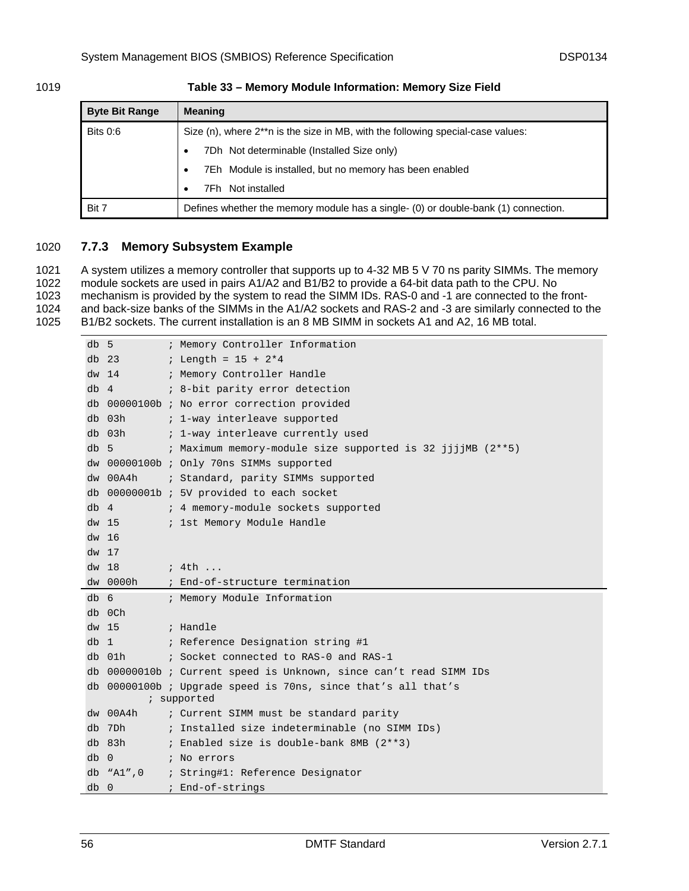**Table 33 – Memory Module Information: Memory Size Field**

| Byte Bit Range | Meaning |
|---|---|
| Bits 0:6 | Size (n), where 2**n is the size in MB, with the following special-case values: <br>• 7Dh Not determinable (Installed Size only) <br>• 7Eh Module is installed, but no memory has been enabled <br>• 7Fh Not installed |
| Bit 7 | Defines whether the memory module has a single- (0) or double-bank (1) connection. |

### 7.7.3 Memory Subsystem Example

A system utilizes a memory controller that supports up to 4-32 MB 5 V 70 ns parity SIMMs. The memory module sockets are used in pairs A1/A2 and B1/B2 to provide a 64-bit data path to the CPU. No mechanism is provided by the system to read the SIMM IDs. RAS-0 and -1 are connected to the front- and back-size banks of the SIMMs in the A1/A2 sockets and RAS-2 and -3 are similarly connected to the B1/B2 sockets. The current installation is an 8 MB SIMM in sockets A1 and A2, 16 MB total.

```
db 5         ; Memory Controller Information
db 23        ; Length = 15 + 2*4
dw 14        ; Memory Controller Handle
db 4         ; 8-bit parity error detection
db 00000100b ; No error correction provided
db 03h       ; 1-way interleave supported
db 03h       ; 1-way interleave currently used
db 5         ; Maximum memory-module size supported is 32 jjjjMB (2**5)
dw 00000100b ; Only 70ns SIMMs supported
dw 00A4h     ; Standard, parity SIMMs supported
db 00000001b ; 5V provided to each socket
db 4         ; 4 memory-module sockets supported
dw 15        ; 1st Memory Module Handle
dw 16
dw 17
dw 18        ; 4th ...
dw 0000h     ; End-of-structure termination
```

```
db 6         ; Memory Module Information
db 0Ch
dw 15        ; Handle
db 1         ; Reference Designation string #1
db 01h       ; Socket connected to RAS-0 and RAS-1
db 00000010b ; Current speed is Unknown, since can't read SIMM IDs
db 00000100b ; Upgrade speed is 70ns, since that's all that's
        ; supported
dw 00A4h     ; Current SIMM must be standard parity
db 7Dh       ; Installed size indeterminable (no SIMM IDs)
db 83h       ; Enabled size is double-bank 8MB (2**3)
db 0         ; No errors
db "A1",0    ; String#1: Reference Designator
db 0         ; End-of-strings
```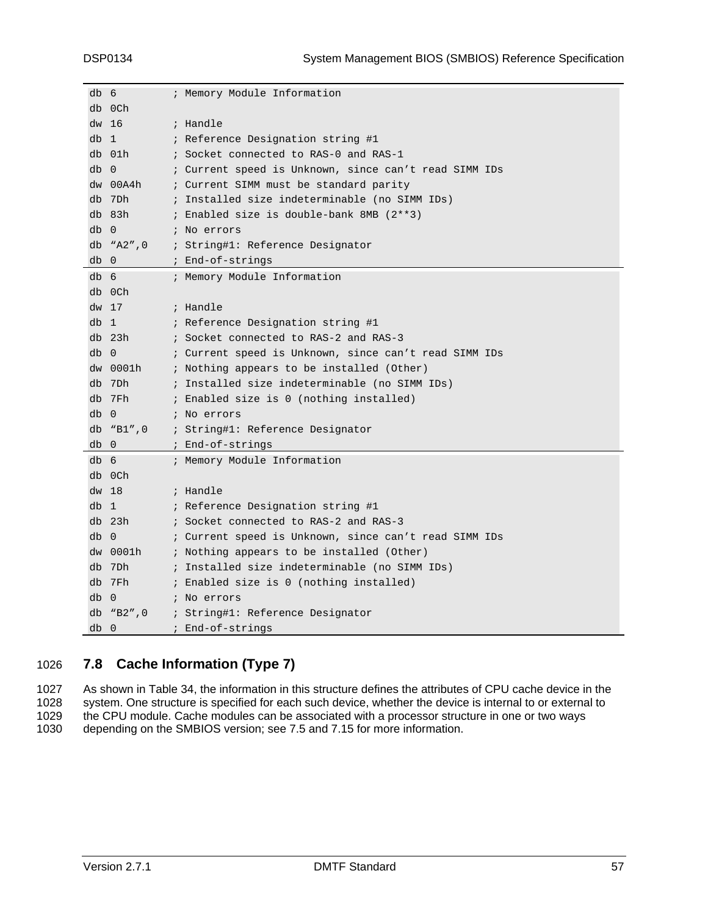```
db 6          ; Memory Module Information
db 0Ch
dw 16         ; Handle
db 1          ; Reference Designation string #1
db 01h        ; Socket connected to RAS-0 and RAS-1
db 0          ; Current speed is Unknown, since can’t read SIMM IDs
dw 00A4h      ; Current SIMM must be standard parity
db 7Dh        ; Installed size indeterminable (no SIMM IDs)
db 83h        ; Enabled size is double-bank 8MB (2**3)
db 0          ; No errors
db “A2”,0     ; String#1: Reference Designator
db 0          ; End-of-strings
```

```
db 6          ; Memory Module Information
db 0Ch
dw 17         ; Handle
db 1          ; Reference Designation string #1
db 23h        ; Socket connected to RAS-2 and RAS-3
db 0          ; Current speed is Unknown, since can’t read SIMM IDs
dw 0001h      ; Nothing appears to be installed (Other)
db 7Dh        ; Installed size indeterminable (no SIMM IDs)
db 7Fh        ; Enabled size is 0 (nothing installed)
db 0          ; No errors
db “B1”,0     ; String#1: Reference Designator
db 0          ; End-of-strings
```

```
db 6          ; Memory Module Information
db 0Ch
dw 18         ; Handle
db 1          ; Reference Designation string #1
db 23h        ; Socket connected to RAS-2 and RAS-3
db 0          ; Current speed is Unknown, since can’t read SIMM IDs
dw 0001h      ; Nothing appears to be installed (Other)
db 7Dh        ; Installed size indeterminable (no SIMM IDs)
db 7Fh        ; Enabled size is 0 (nothing installed)
db 0          ; No errors
db “B2”,0     ; String#1: Reference Designator
db 0          ; End-of-strings
```

## 7.8 Cache Information (Type 7)

As shown in Table 34, the information in this structure defines the attributes of CPU cache device in the system. One structure is specified for each such device, whether the device is internal to or external to the CPU module. Cache modules can be associated with a processor structure in one or two ways depending on the SMBIOS version; see 7.5 and 7.15 for more information.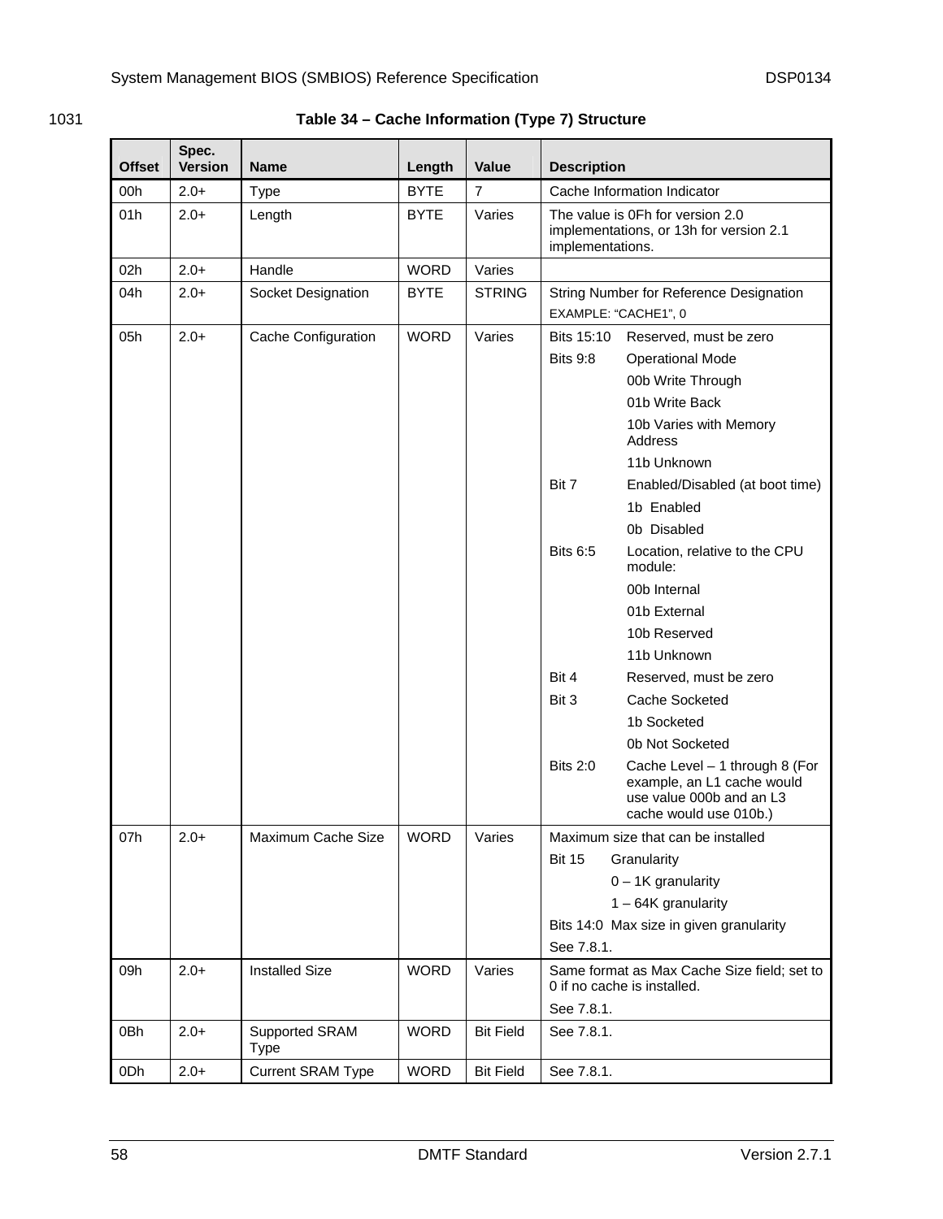**Table 34 – Cache Information (Type 7) Structure**

| Offset | Spec. Version | Name | Length | Value | Description |
|---|---|---|---|---|---|
| 00h | 2.0+ | Type | BYTE | 7 | Cache Information Indicator |
| 01h | 2.0+ | Length | BYTE | Varies | The value is 0Fh for version 2.0 implementations, or 13h for version 2.1 implementations. |
| 02h | 2.0+ | Handle | WORD | Varies | |
| 04h | 2.0+ | Socket Designation | BYTE | STRING | String Number for Reference Designation<br>EXAMPLE: "CACHE1", 0 |
| 05h | 2.0+ | Cache Configuration | WORD | Varies | Bits 15:10 Reserved, must be zero<br>Bits 9:8 Operational Mode<br>00b Write Through<br>01b Write Back<br>10b Varies with Memory Address<br>11b Unknown<br>Bit 7 Enabled/Disabled (at boot time)<br>1b Enabled<br>0b Disabled<br>Bits 6:5 Location, relative to the CPU module:<br>00b Internal<br>01b External<br>10b Reserved<br>11b Unknown<br>Bit 4 Reserved, must be zero<br>Bit 3 Cache Socketed<br>1b Socketed<br>0b Not Socketed<br>Bits 2:0 Cache Level – 1 through 8 (For example, an L1 cache would use value 000b and an L3 cache would use 010b.) |
| 07h | 2.0+ | Maximum Cache Size | WORD | Varies | Maximum size that can be installed<br>Bit 15 Granularity<br>0 – 1K granularity<br>1 – 64K granularity<br>Bits 14:0 Max size in given granularity<br>See 7.8.1. |
| 09h | 2.0+ | Installed Size | WORD | Varies | Same format as Max Cache Size field; set to 0 if no cache is installed.<br>See 7.8.1. |
| 0Bh | 2.0+ | Supported SRAM Type | WORD | Bit Field | See 7.8.1. |
| 0Dh | 2.0+ | Current SRAM Type | WORD | Bit Field | See 7.8.1. |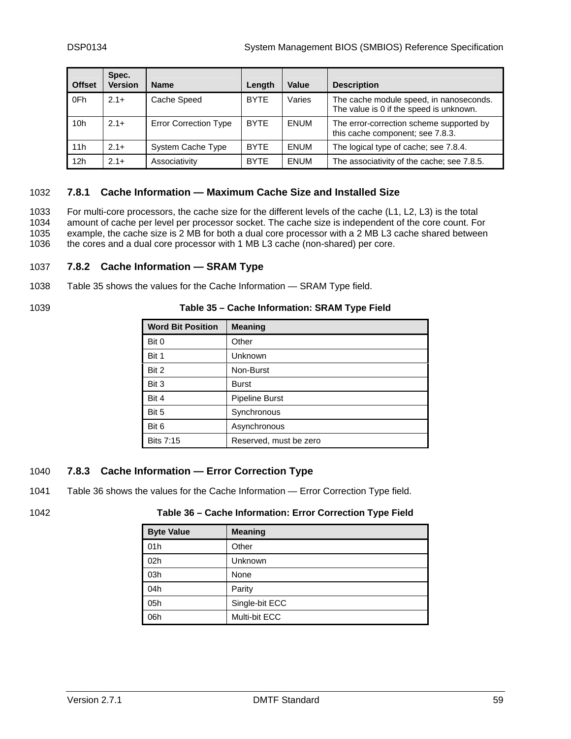| Offset | Spec. Version | Name | Length | Value | Description |
|---|---|---|---|---|---|
| 0Fh | 2.1+ | Cache Speed | BYTE | Varies | The cache module speed, in nanoseconds. The value is 0 if the speed is unknown. |
| 10h | 2.1+ | Error Correction Type | BYTE | ENUM | The error-correction scheme supported by this cache component; see 7.8.3. |
| 11h | 2.1+ | System Cache Type | BYTE | ENUM | The logical type of cache; see 7.8.4. |
| 12h | 2.1+ | Associativity | BYTE | ENUM | The associativity of the cache; see 7.8.5. |

### 7.8.1 Cache Information — Maximum Cache Size and Installed Size

For multi-core processors, the cache size for the different levels of the cache (L1, L2, L3) is the total amount of cache per level per processor socket. The cache size is independent of the core count. For example, the cache size is 2 MB for both a dual core processor with a 2 MB L3 cache shared between the cores and a dual core processor with 1 MB L3 cache (non-shared) per core.

### 7.8.2 Cache Information — SRAM Type

Table 35 shows the values for the Cache Information — SRAM Type field.

**Table 35 – Cache Information: SRAM Type Field**

| Word Bit Position | Meaning |
|---|---|
| Bit 0 | Other |
| Bit 1 | Unknown |
| Bit 2 | Non-Burst |
| Bit 3 | Burst |
| Bit 4 | Pipeline Burst |
| Bit 5 | Synchronous |
| Bit 6 | Asynchronous |
| Bits 7:15 | Reserved, must be zero |

### 7.8.3 Cache Information — Error Correction Type

Table 36 shows the values for the Cache Information — Error Correction Type field.

**Table 36 – Cache Information: Error Correction Type Field**

| Byte Value | Meaning |
|---|---|
| 01h | Other |
| 02h | Unknown |
| 03h | None |
| 04h | Parity |
| 05h | Single-bit ECC |
| 06h | Multi-bit ECC |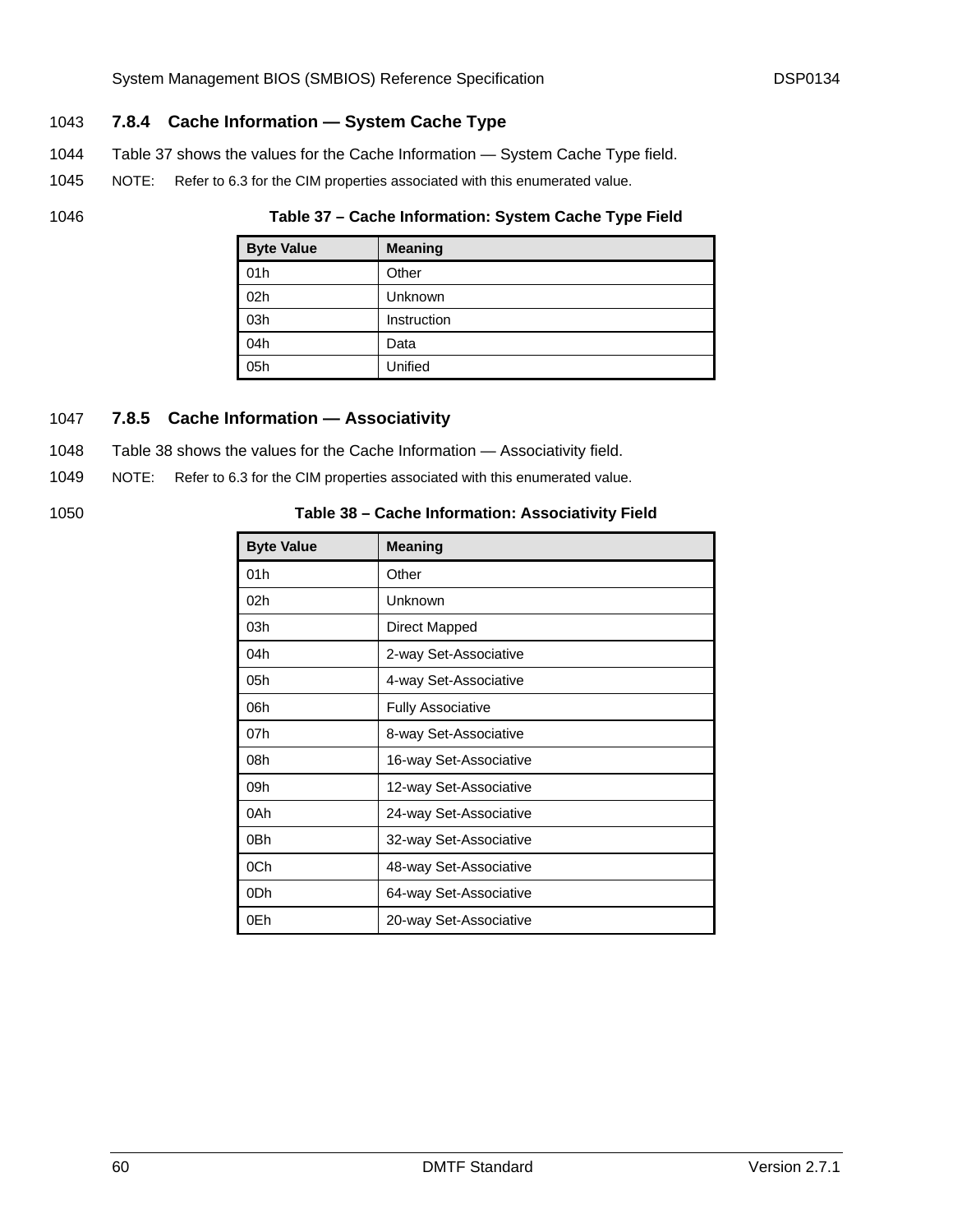### 7.8.4 Cache Information — System Cache Type

Table 37 shows the values for the Cache Information — System Cache Type field.

NOTE: Refer to 6.3 for the CIM properties associated with this enumerated value.

**Table 37 – Cache Information: System Cache Type Field**

| Byte Value | Meaning |
|---|---|
| 01h | Other |
| 02h | Unknown |
| 03h | Instruction |
| 04h | Data |
| 05h | Unified |

### 7.8.5 Cache Information — Associativity

Table 38 shows the values for the Cache Information — Associativity field.

NOTE: Refer to 6.3 for the CIM properties associated with this enumerated value.

**Table 38 – Cache Information: Associativity Field**

| Byte Value | Meaning |
|---|---|
| 01h | Other |
| 02h | Unknown |
| 03h | Direct Mapped |
| 04h | 2-way Set-Associative |
| 05h | 4-way Set-Associative |
| 06h | Fully Associative |
| 07h | 8-way Set-Associative |
| 08h | 16-way Set-Associative |
| 09h | 12-way Set-Associative |
| 0Ah | 24-way Set-Associative |
| 0Bh | 32-way Set-Associative |
| 0Ch | 48-way Set-Associative |
| 0Dh | 64-way Set-Associative |
| 0Eh | 20-way Set-Associative |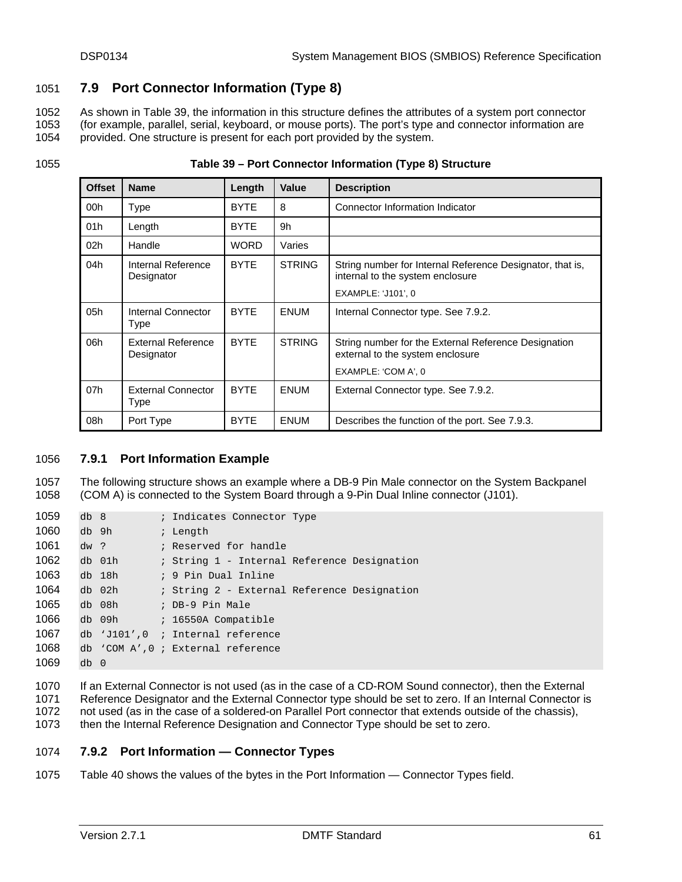## 7.9 Port Connector Information (Type 8)

As shown in Table 39, the information in this structure defines the attributes of a system port connector (for example, parallel, serial, keyboard, or mouse ports). The port's type and connector information are provided. One structure is present for each port provided by the system.

**Table 39 – Port Connector Information (Type 8) Structure**

| Offset | Name | Length | Value | Description |
|---|---|---|---|---|
| 00h | Type | BYTE | 8 | Connector Information Indicator |
| 01h | Length | BYTE | 9h | |
| 02h | Handle | WORD | Varies | |
| 04h | Internal Reference Designator | BYTE | STRING | String number for Internal Reference Designator, that is, internal to the system enclosure<br>EXAMPLE: 'J101', 0 |
| 05h | Internal Connector Type | BYTE | ENUM | Internal Connector type. See 7.9.2. |
| 06h | External Reference Designator | BYTE | STRING | String number for the External Reference Designation external to the system enclosure<br>EXAMPLE: 'COM A', 0 |
| 07h | External Connector Type | BYTE | ENUM | External Connector type. See 7.9.2. |
| 08h | Port Type | BYTE | ENUM | Describes the function of the port. See 7.9.3. |

### 7.9.1 Port Information Example

The following structure shows an example where a DB-9 Pin Male connector on the System Backpanel (COM A) is connected to the System Board through a 9-Pin Dual Inline connector (J101).

```
db 8         ; Indicates Connector Type
db 9h        ; Length
dw ?         ; Reserved for handle
db 01h       ; String 1 - Internal Reference Designation
db 18h       ; 9 Pin Dual Inline
db 02h       ; String 2 - External Reference Designation
db 08h       ; DB-9 Pin Male
db 09h       ; 16550A Compatible
db 'J101',0  ; Internal reference
db 'COM A',0 ; External reference
db 0
```

If an External Connector is not used (as in the case of a CD-ROM Sound connector), then the External Reference Designator and the External Connector type should be set to zero. If an Internal Connector is not used (as in the case of a soldered-on Parallel Port connector that extends outside of the chassis), then the Internal Reference Designation and Connector Type should be set to zero.

### 7.9.2 Port Information — Connector Types

Table 40 shows the values of the bytes in the Port Information — Connector Types field.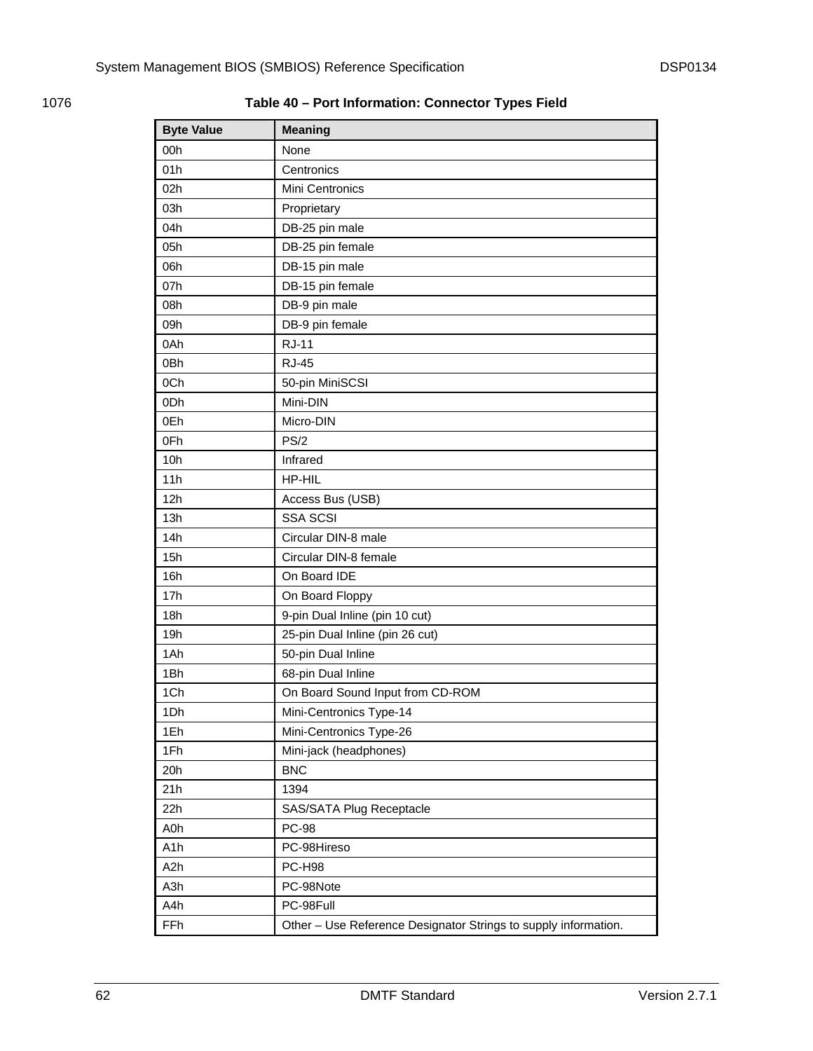**Table 40 – Port Information: Connector Types Field**

| Byte Value | Meaning |
|---|---|
| 00h | None |
| 01h | Centronics |
| 02h | Mini Centronics |
| 03h | Proprietary |
| 04h | DB-25 pin male |
| 05h | DB-25 pin female |
| 06h | DB-15 pin male |
| 07h | DB-15 pin female |
| 08h | DB-9 pin male |
| 09h | DB-9 pin female |
| 0Ah | RJ-11 |
| 0Bh | RJ-45 |
| 0Ch | 50-pin MiniSCSI |
| 0Dh | Mini-DIN |
| 0Eh | Micro-DIN |
| 0Fh | PS/2 |
| 10h | Infrared |
| 11h | HP-HIL |
| 12h | Access Bus (USB) |
| 13h | SSA SCSI |
| 14h | Circular DIN-8 male |
| 15h | Circular DIN-8 female |
| 16h | On Board IDE |
| 17h | On Board Floppy |
| 18h | 9-pin Dual Inline (pin 10 cut) |
| 19h | 25-pin Dual Inline (pin 26 cut) |
| 1Ah | 50-pin Dual Inline |
| 1Bh | 68-pin Dual Inline |
| 1Ch | On Board Sound Input from CD-ROM |
| 1Dh | Mini-Centronics Type-14 |
| 1Eh | Mini-Centronics Type-26 |
| 1Fh | Mini-jack (headphones) |
| 20h | BNC |
| 21h | 1394 |
| 22h | SAS/SATA Plug Receptacle |
| A0h | PC-98 |
| A1h | PC-98Hireso |
| A2h | PC-H98 |
| A3h | PC-98Note |
| A4h | PC-98Full |
| FFh | Other – Use Reference Designator Strings to supply information. |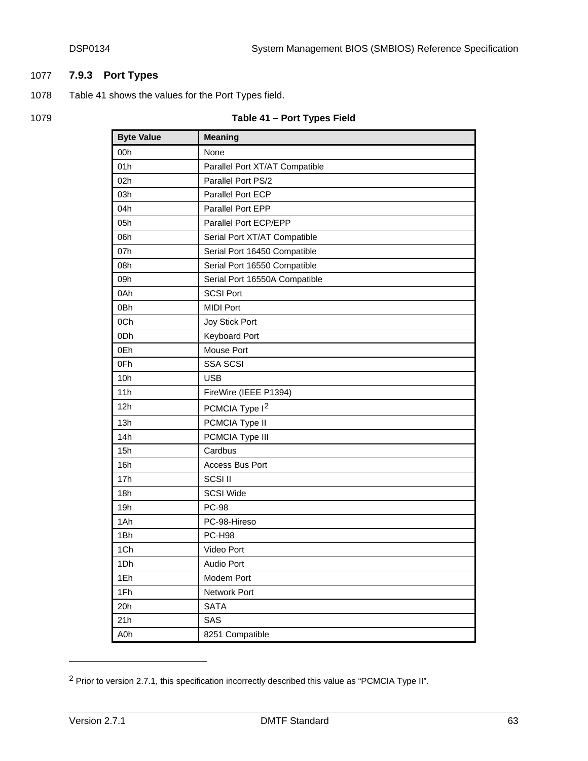### 7.9.3 Port Types

Table 41 shows the values for the Port Types field.

**Table 41 – Port Types Field**

| Byte Value | Meaning |
|---|---|
| 00h | None |
| 01h | Parallel Port XT/AT Compatible |
| 02h | Parallel Port PS/2 |
| 03h | Parallel Port ECP |
| 04h | Parallel Port EPP |
| 05h | Parallel Port ECP/EPP |
| 06h | Serial Port XT/AT Compatible |
| 07h | Serial Port 16450 Compatible |
| 08h | Serial Port 16550 Compatible |
| 09h | Serial Port 16550A Compatible |
| 0Ah | SCSI Port |
| 0Bh | MIDI Port |
| 0Ch | Joy Stick Port |
| 0Dh | Keyboard Port |
| 0Eh | Mouse Port |
| 0Fh | SSA SCSI |
| 10h | USB |
| 11h | FireWire (IEEE P1394) |
| 12h | PCMCIA Type I[2] |
| 13h | PCMCIA Type II |
| 14h | PCMCIA Type III |
| 15h | Cardbus |
| 16h | Access Bus Port |
| 17h | SCSI II |
| 18h | SCSI Wide |
| 19h | PC-98 |
| 1Ah | PC-98-Hireso |
| 1Bh | PC-H98 |
| 1Ch | Video Port |
| 1Dh | Audio Port |
| 1Eh | Modem Port |
| 1Fh | Network Port |
| 20h | SATA |
| 21h | SAS |
| A0h | 8251 Compatible |

[2] Prior to version 2.7.1, this specification incorrectly described this value as “PCMCIA Type II”.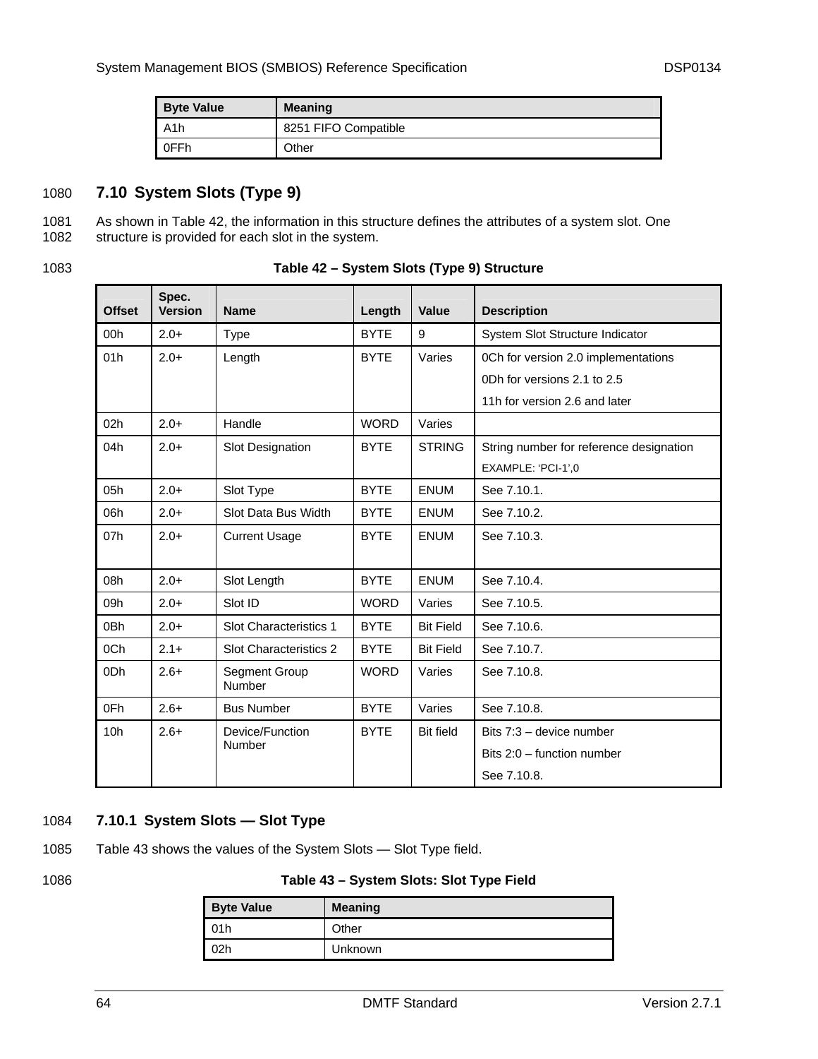| Byte Value | Meaning |
|---|---|
| A1h | 8251 FIFO Compatible |
| 0FFh | Other |

## 7.10 System Slots (Type 9)

As shown in Table 42, the information in this structure defines the attributes of a system slot. One structure is provided for each slot in the system.

**Table 42 – System Slots (Type 9) Structure**

| Offset | Spec. Version | Name | Length | Value | Description |
|---|---|---|---|---|---|
| 00h | 2.0+ | Type | BYTE | 9 | System Slot Structure Indicator |
| 01h | 2.0+ | Length | BYTE | Varies | 0Ch for version 2.0 implementations<br>0Dh for versions 2.1 to 2.5<br>11h for version 2.6 and later |
| 02h | 2.0+ | Handle | WORD | Varies | |
| 04h | 2.0+ | Slot Designation | BYTE | STRING | String number for reference designation<br>EXAMPLE: 'PCI-1',0 |
| 05h | 2.0+ | Slot Type | BYTE | ENUM | See 7.10.1. |
| 06h | 2.0+ | Slot Data Bus Width | BYTE | ENUM | See 7.10.2. |
| 07h | 2.0+ | Current Usage | BYTE | ENUM | See 7.10.3. |
| 08h | 2.0+ | Slot Length | BYTE | ENUM | See 7.10.4. |
| 09h | 2.0+ | Slot ID | WORD | Varies | See 7.10.5. |
| 0Bh | 2.0+ | Slot Characteristics 1 | BYTE | Bit Field | See 7.10.6. |
| 0Ch | 2.1+ | Slot Characteristics 2 | BYTE | Bit Field | See 7.10.7. |
| 0Dh | 2.6+ | Segment Group Number | WORD | Varies | See 7.10.8. |
| 0Fh | 2.6+ | Bus Number | BYTE | Varies | See 7.10.8. |
| 10h | 2.6+ | Device/Function Number | BYTE | Bit field | Bits 7:3 – device number<br>Bits 2:0 – function number<br>See 7.10.8. |

### 7.10.1 System Slots — Slot Type

Table 43 shows the values of the System Slots — Slot Type field.

**Table 43 – System Slots: Slot Type Field**

| Byte Value | Meaning |
|---|---|
| 01h | Other |
| 02h | Unknown |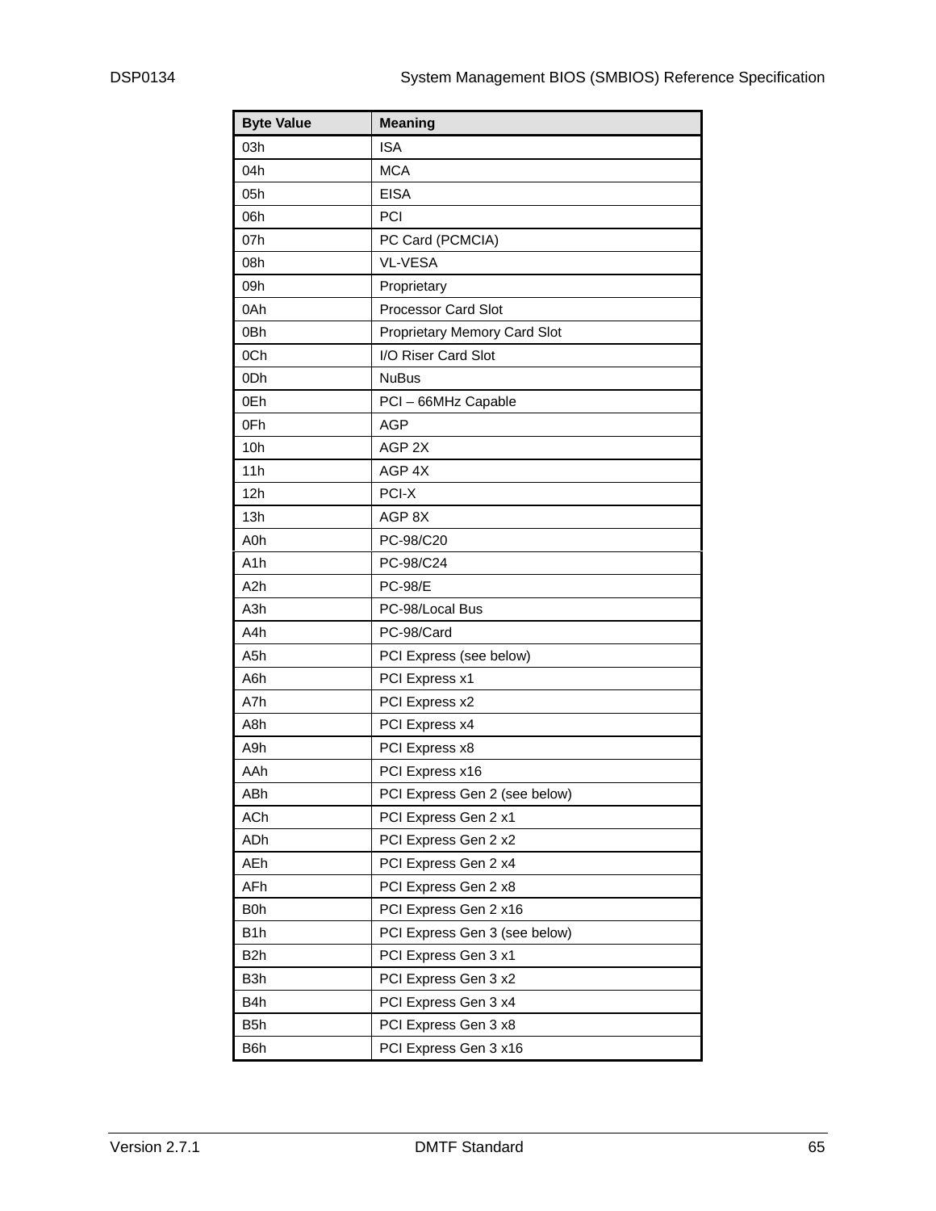| Byte Value | Meaning |
| --- | --- |
| 03h | ISA |
| 04h | MCA |
| 05h | EISA |
| 06h | PCI |
| 07h | PC Card (PCMCIA) |
| 08h | VL-VESA |
| 09h | Proprietary |
| 0Ah | Processor Card Slot |
| 0Bh | Proprietary Memory Card Slot |
| 0Ch | I/O Riser Card Slot |
| 0Dh | NuBus |
| 0Eh | PCI – 66MHz Capable |
| 0Fh | AGP |
| 10h | AGP 2X |
| 11h | AGP 4X |
| 12h | PCI-X |
| 13h | AGP 8X |
| A0h | PC-98/C20 |
| A1h | PC-98/C24 |
| A2h | PC-98/E |
| A3h | PC-98/Local Bus |
| A4h | PC-98/Card |
| A5h | PCI Express (see below) |
| A6h | PCI Express x1 |
| A7h | PCI Express x2 |
| A8h | PCI Express x4 |
| A9h | PCI Express x8 |
| AAh | PCI Express x16 |
| ABh | PCI Express Gen 2 (see below) |
| ACh | PCI Express Gen 2 x1 |
| ADh | PCI Express Gen 2 x2 |
| AEh | PCI Express Gen 2 x4 |
| AFh | PCI Express Gen 2 x8 |
| B0h | PCI Express Gen 2 x16 |
| B1h | PCI Express Gen 3 (see below) |
| B2h | PCI Express Gen 3 x1 |
| B3h | PCI Express Gen 3 x2 |
| B4h | PCI Express Gen 3 x4 |
| B5h | PCI Express Gen 3 x8 |
| B6h | PCI Express Gen 3 x16 |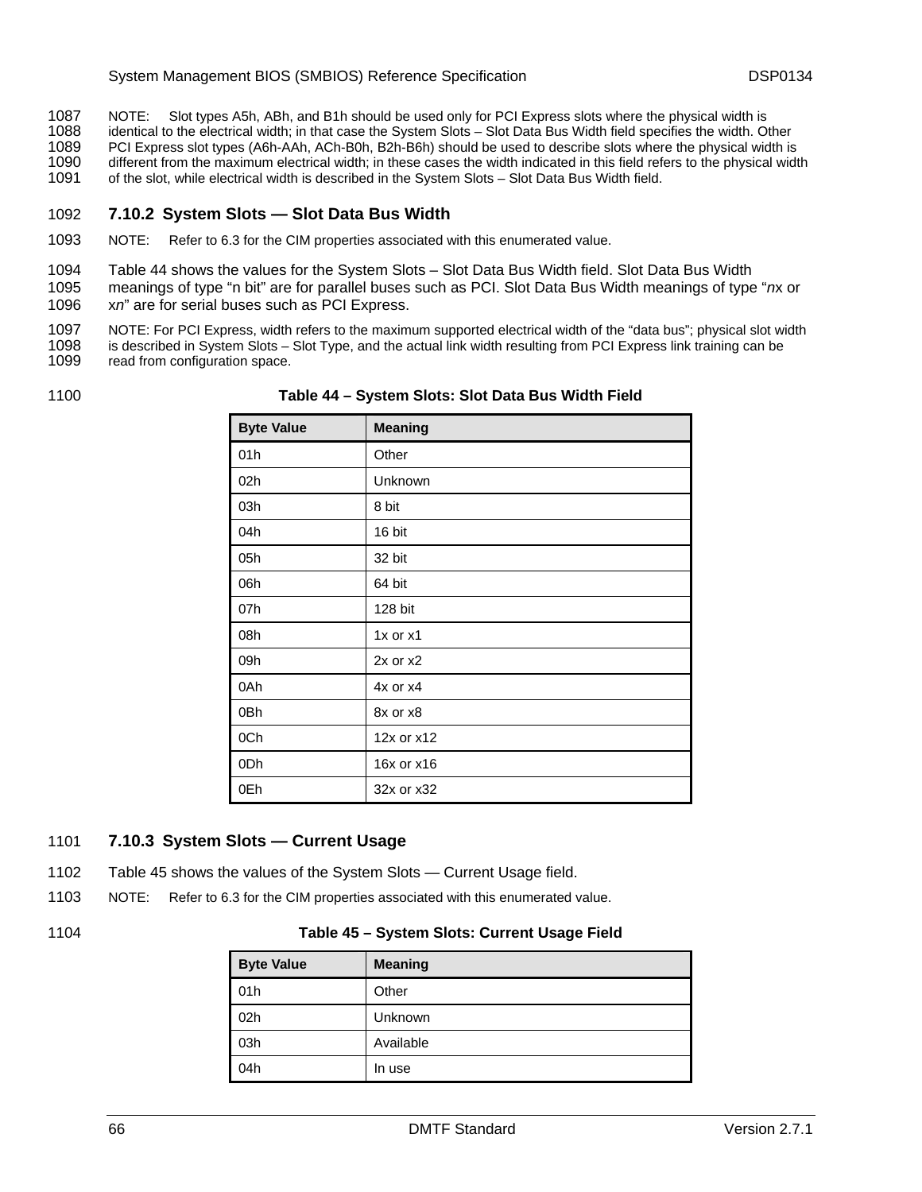NOTE: Slot types A5h, ABh, and B1h should be used only for PCI Express slots where the physical width is identical to the electrical width; in that case the System Slots – Slot Data Bus Width field specifies the width. Other PCI Express slot types (A6h-AAh, ACh-B0h, B2h-B6h) should be used to describe slots where the physical width is different from the maximum electrical width; in these cases the width indicated in this field refers to the physical width of the slot, while electrical width is described in the System Slots – Slot Data Bus Width field.

### 7.10.2 System Slots — Slot Data Bus Width

NOTE: Refer to 6.3 for the CIM properties associated with this enumerated value.

Table 44 shows the values for the System Slots – Slot Data Bus Width field. Slot Data Bus Width meanings of type "n bit" are for parallel buses such as PCI. Slot Data Bus Width meanings of type "*n*x or x*n*" are for serial buses such as PCI Express.

NOTE: For PCI Express, width refers to the maximum supported electrical width of the "data bus"; physical slot width is described in System Slots – Slot Type, and the actual link width resulting from PCI Express link training can be read from configuration space.

**Table 44 – System Slots: Slot Data Bus Width Field**

| Byte Value | Meaning |
|---|---|
| 01h | Other |
| 02h | Unknown |
| 03h | 8 bit |
| 04h | 16 bit |
| 05h | 32 bit |
| 06h | 64 bit |
| 07h | 128 bit |
| 08h | 1x or x1 |
| 09h | 2x or x2 |
| 0Ah | 4x or x4 |
| 0Bh | 8x or x8 |
| 0Ch | 12x or x12 |
| 0Dh | 16x or x16 |
| 0Eh | 32x or x32 |

### 7.10.3 System Slots — Current Usage

Table 45 shows the values of the System Slots — Current Usage field.

NOTE: Refer to 6.3 for the CIM properties associated with this enumerated value.

**Table 45 – System Slots: Current Usage Field**

| Byte Value | Meaning |
|---|---|
| 01h | Other |
| 02h | Unknown |
| 03h | Available |
| 04h | In use |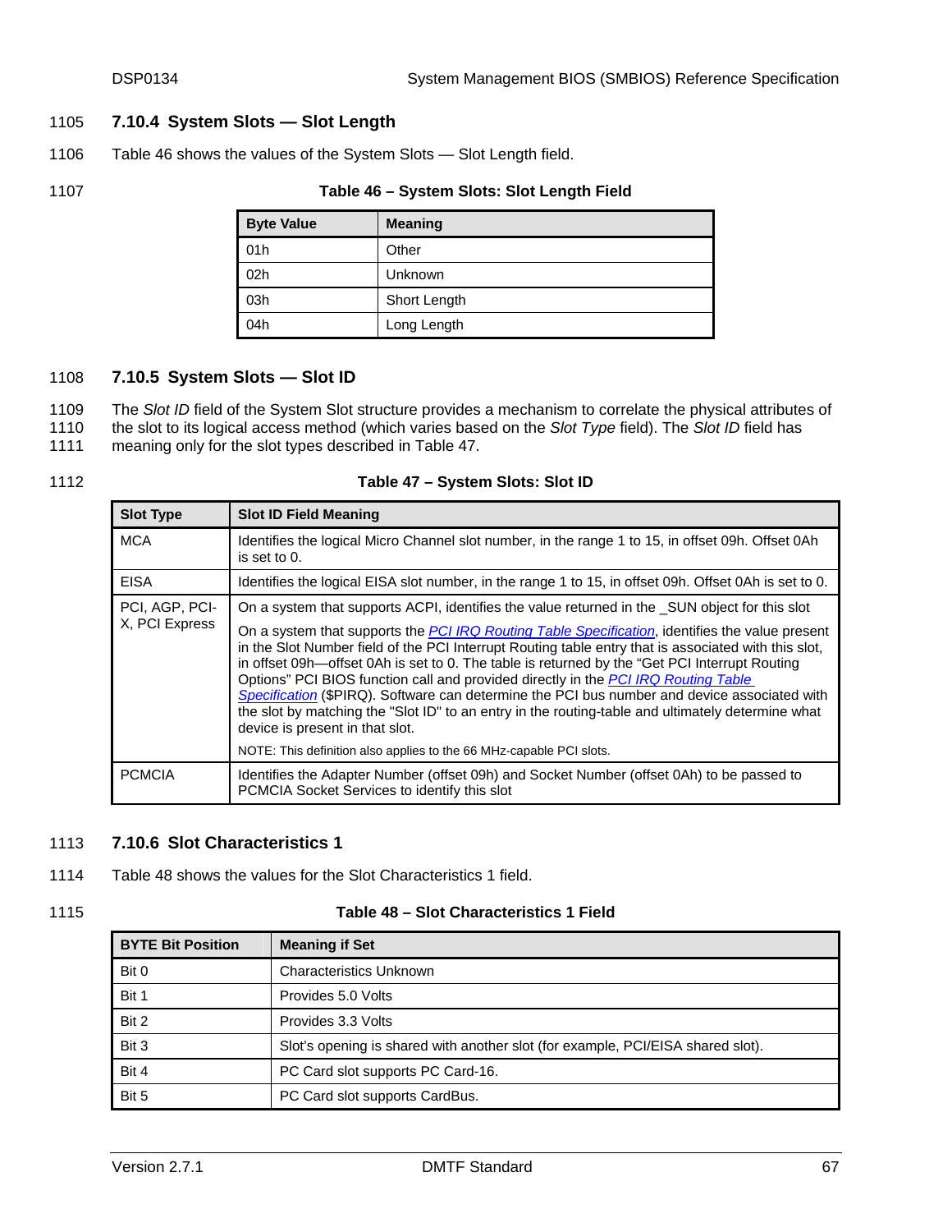### 7.10.4 System Slots — Slot Length

Table 46 shows the values of the System Slots — Slot Length field.

**Table 46 – System Slots: Slot Length Field**

| Byte Value | Meaning |
|---|---|
| 01h | Other |
| 02h | Unknown |
| 03h | Short Length |
| 04h | Long Length |

### 7.10.5 System Slots — Slot ID

The *Slot ID* field of the System Slot structure provides a mechanism to correlate the physical attributes of the slot to its logical access method (which varies based on the *Slot Type* field). The *Slot ID* field has meaning only for the slot types described in Table 47.

**Table 47 – System Slots: Slot ID**

| Slot Type | Slot ID Field Meaning |
|---|---|
| MCA | Identifies the logical Micro Channel slot number, in the range 1 to 15, in offset 09h. Offset 0Ah is set to 0. |
| EISA | Identifies the logical EISA slot number, in the range 1 to 15, in offset 09h. Offset 0Ah is set to 0. |
| PCI, AGP, PCI-X, PCI Express | On a system that supports ACPI, identifies the value returned in the _SUN object for this slot<br><br>On a system that supports the *PCI IRQ Routing Table Specification*, identifies the value present in the Slot Number field of the PCI Interrupt Routing table entry that is associated with this slot, in offset 09h—offset 0Ah is set to 0. The table is returned by the "Get PCI Interrupt Routing Options" PCI BIOS function call and provided directly in the *PCI IRQ Routing Table Specification* ($PIRQ). Software can determine the PCI bus number and device associated with the slot by matching the "Slot ID" to an entry in the routing-table and ultimately determine what device is present in that slot.<br><br>NOTE: This definition also applies to the 66 MHz-capable PCI slots. |
| PCMCIA | Identifies the Adapter Number (offset 09h) and Socket Number (offset 0Ah) to be passed to PCMCIA Socket Services to identify this slot |

### 7.10.6 Slot Characteristics 1

Table 48 shows the values for the Slot Characteristics 1 field.

**Table 48 – Slot Characteristics 1 Field**

| BYTE Bit Position | Meaning if Set |
|---|---|
| Bit 0 | Characteristics Unknown |
| Bit 1 | Provides 5.0 Volts |
| Bit 2 | Provides 3.3 Volts |
| Bit 3 | Slot's opening is shared with another slot (for example, PCI/EISA shared slot). |
| Bit 4 | PC Card slot supports PC Card-16. |
| Bit 5 | PC Card slot supports CardBus. |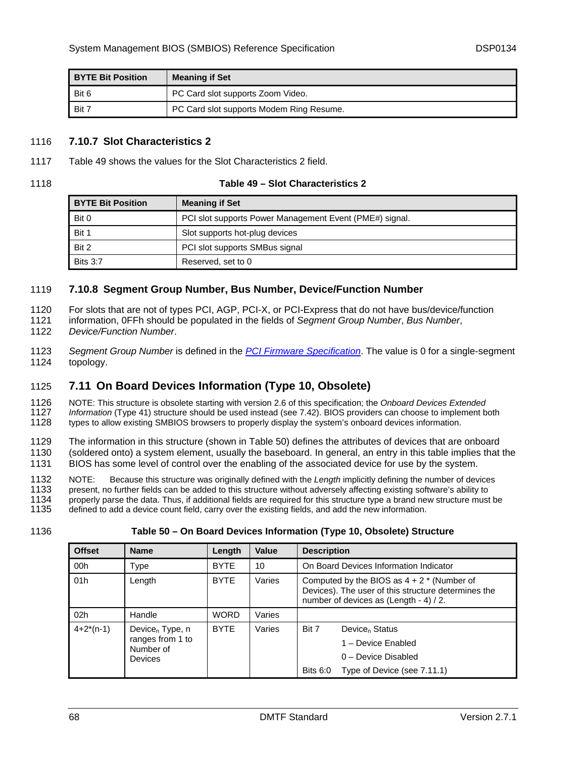| BYTE Bit Position | Meaning if Set |
| --- | --- |
| Bit 6 | PC Card slot supports Zoom Video. |
| Bit 7 | PC Card slot supports Modem Ring Resume. |

### 7.10.7 Slot Characteristics 2

Table 49 shows the values for the Slot Characteristics 2 field.

**Table 49 – Slot Characteristics 2**

| BYTE Bit Position | Meaning if Set |
| --- | --- |
| Bit 0 | PCI slot supports Power Management Event (PME#) signal. |
| Bit 1 | Slot supports hot-plug devices |
| Bit 2 | PCI slot supports SMBus signal |
| Bits 3:7 | Reserved, set to 0 |

### 7.10.8 Segment Group Number, Bus Number, Device/Function Number

For slots that are not of types PCI, AGP, PCI-X, or PCI-Express that do not have bus/device/function information, 0FFh should be populated in the fields of *Segment Group Number*, *Bus Number*, *Device/Function Number*.

*Segment Group Number* is defined in the *PCI Firmware Specification*. The value is 0 for a single-segment topology.

## 7.11 On Board Devices Information (Type 10, Obsolete)

NOTE: This structure is obsolete starting with version 2.6 of this specification; the *Onboard Devices Extended Information* (Type 41) structure should be used instead (see 7.42). BIOS providers can choose to implement both types to allow existing SMBIOS browsers to properly display the system's onboard devices information.

The information in this structure (shown in Table 50) defines the attributes of devices that are onboard (soldered onto) a system element, usually the baseboard. In general, an entry in this table implies that the BIOS has some level of control over the enabling of the associated device for use by the system.

NOTE: Because this structure was originally defined with the *Length* implicitly defining the number of devices present, no further fields can be added to this structure without adversely affecting existing software's ability to properly parse the data. Thus, if additional fields are required for this structure type a brand new structure must be defined to add a device count field, carry over the existing fields, and add the new information.

**Table 50 – On Board Devices Information (Type 10, Obsolete) Structure**

| Offset | Name | Length | Value | Description |
| --- | --- | --- | --- | --- |
| 00h | Type | BYTE | 10 | On Board Devices Information Indicator |
| 01h | Length | BYTE | Varies | Computed by the BIOS as 4 + 2 * (Number of Devices). The user of this structure determines the number of devices as (Length - 4) / 2. |
| 02h | Handle | WORD | Varies | |
| 4+2*(n-1) | $Device_n$ Type, n ranges from 1 to Number of Devices | BYTE | Varies | Bit 7 — $Device_n$ Status: 1 – Device Enabled; 0 – Device Disabled<br>Bits 6:0 — Type of Device (see 7.11.1) |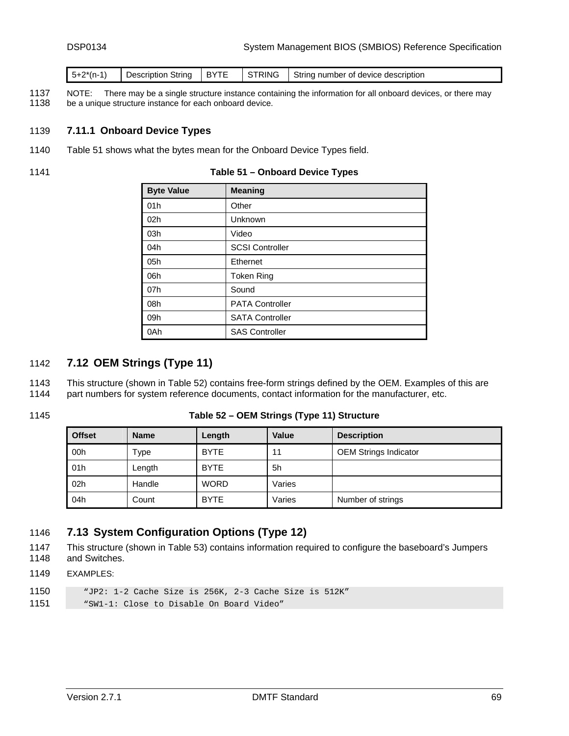| 5+2*(n-1) | Description String | BYTE | STRING | String number of device description |
|---|---|---|---|---|

NOTE: There may be a single structure instance containing the information for all onboard devices, or there may be a unique structure instance for each onboard device.

### 7.11.1 Onboard Device Types

Table 51 shows what the bytes mean for the Onboard Device Types field.

**Table 51 – Onboard Device Types**

| Byte Value | Meaning |
|---|---|
| 01h | Other |
| 02h | Unknown |
| 03h | Video |
| 04h | SCSI Controller |
| 05h | Ethernet |
| 06h | Token Ring |
| 07h | Sound |
| 08h | PATA Controller |
| 09h | SATA Controller |
| 0Ah | SAS Controller |

## 7.12 OEM Strings (Type 11)

This structure (shown in Table 52) contains free-form strings defined by the OEM. Examples of this are part numbers for system reference documents, contact information for the manufacturer, etc.

**Table 52 – OEM Strings (Type 11) Structure**

| Offset | Name | Length | Value | Description |
|---|---|---|---|---|
| 00h | Type | BYTE | 11 | OEM Strings Indicator |
| 01h | Length | BYTE | 5h | |
| 02h | Handle | WORD | Varies | |
| 04h | Count | BYTE | Varies | Number of strings |

## 7.13 System Configuration Options (Type 12)

This structure (shown in Table 53) contains information required to configure the baseboard's Jumpers and Switches.

EXAMPLES:

```
“JP2: 1-2 Cache Size is 256K, 2-3 Cache Size is 512K”
“SW1-1: Close to Disable On Board Video”
```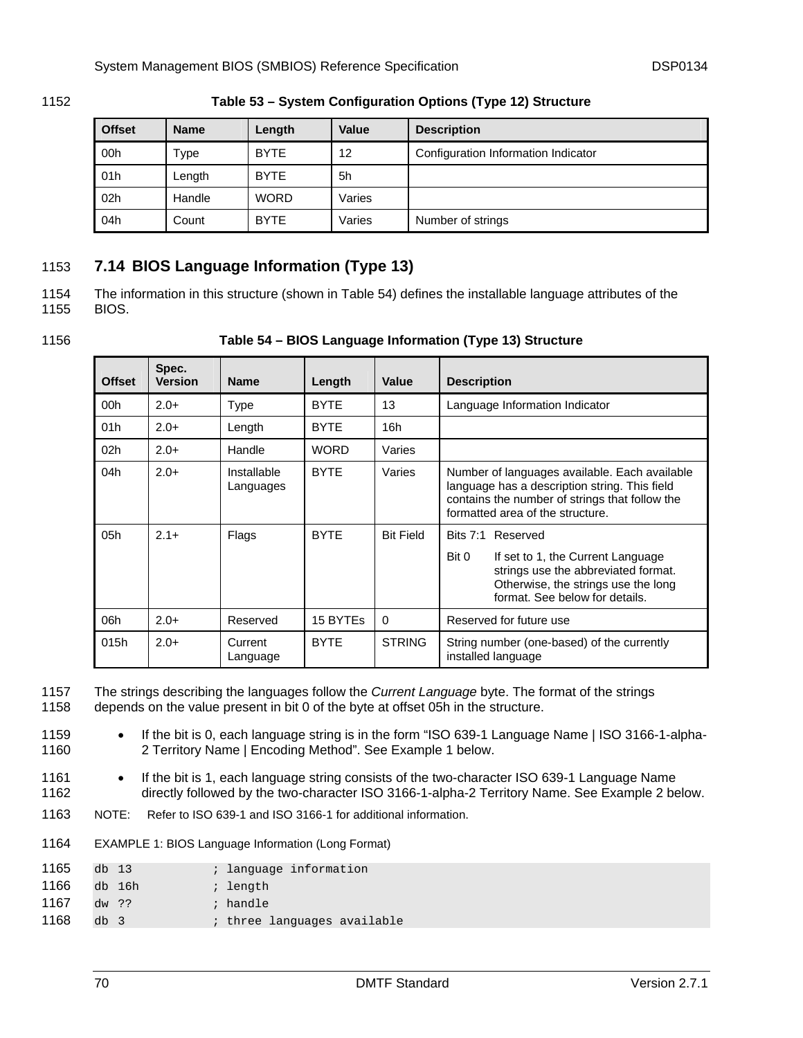**Table 53 – System Configuration Options (Type 12) Structure**

| Offset | Name | Length | Value | Description |
|---|---|---|---|---|
| 00h | Type | BYTE | 12 | Configuration Information Indicator |
| 01h | Length | BYTE | 5h | |
| 02h | Handle | WORD | Varies | |
| 04h | Count | BYTE | Varies | Number of strings |

## 7.14 BIOS Language Information (Type 13)

The information in this structure (shown in Table 54) defines the installable language attributes of the BIOS.

**Table 54 – BIOS Language Information (Type 13) Structure**

| Offset | Spec. Version | Name | Length | Value | Description |
|---|---|---|---|---|---|
| 00h | 2.0+ | Type | BYTE | 13 | Language Information Indicator |
| 01h | 2.0+ | Length | BYTE | 16h | |
| 02h | 2.0+ | Handle | WORD | Varies | |
| 04h | 2.0+ | Installable Languages | BYTE | Varies | Number of languages available. Each available language has a description string. This field contains the number of strings that follow the formatted area of the structure. |
| 05h | 2.1+ | Flags | BYTE | Bit Field | Bits 7:1 Reserved<br>Bit 0 If set to 1, the Current Language strings use the abbreviated format. Otherwise, the strings use the long format. See below for details. |
| 06h | 2.0+ | Reserved | 15 BYTEs | 0 | Reserved for future use |
| 015h | 2.0+ | Current Language | BYTE | STRING | String number (one-based) of the currently installed language |

The strings describing the languages follow the *Current Language* byte. The format of the strings depends on the value present in bit 0 of the byte at offset 05h in the structure.

- If the bit is 0, each language string is in the form "ISO 639-1 Language Name | ISO 3166-1-alpha-2 Territory Name | Encoding Method". See Example 1 below.
- If the bit is 1, each language string consists of the two-character ISO 639-1 Language Name directly followed by the two-character ISO 3166-1-alpha-2 Territory Name. See Example 2 below.

NOTE: Refer to ISO 639-1 and ISO 3166-1 for additional information.

EXAMPLE 1: BIOS Language Information (Long Format)

```
db 13           ; language information
db 16h          ; length
dw ??           ; handle
db 3            ; three languages available
```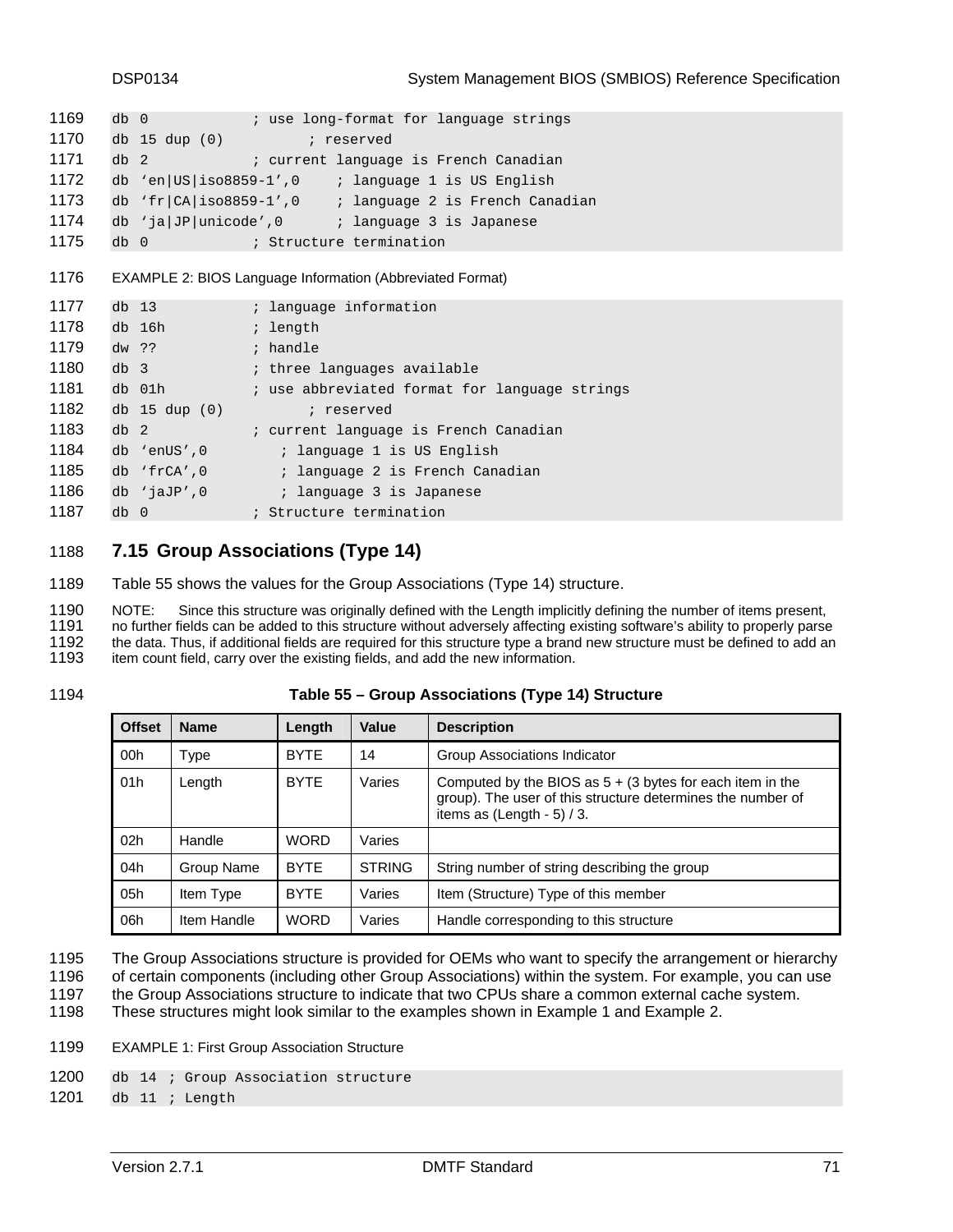```
db 0            ; use long-format for language strings
db 15 dup (0)         ; reserved
db 2            ; current language is French Canadian
db 'en|US|iso8859-1',0    ; language 1 is US English
db 'fr|CA|iso8859-1',0    ; language 2 is French Canadian
db 'ja|JP|unicode',0      ; language 3 is Japanese
db 0            ; Structure termination
```

EXAMPLE 2: BIOS Language Information (Abbreviated Format)

```
db 13           ; language information
db 16h          ; length
dw ??           ; handle
db 3            ; three languages available
db 01h          ; use abbreviated format for language strings
db 15 dup (0)         ; reserved
db 2            ; current language is French Canadian
db 'enUS',0        ; language 1 is US English
db 'frCA',0        ; language 2 is French Canadian
db 'jaJP',0        ; language 3 is Japanese
db 0            ; Structure termination
```

## 7.15 Group Associations (Type 14)

Table 55 shows the values for the Group Associations (Type 14) structure.

NOTE: Since this structure was originally defined with the Length implicitly defining the number of items present, no further fields can be added to this structure without adversely affecting existing software's ability to properly parse the data. Thus, if additional fields are required for this structure type a brand new structure must be defined to add an item count field, carry over the existing fields, and add the new information.

**Table 55 – Group Associations (Type 14) Structure**

| Offset | Name | Length | Value | Description |
|---|---|---|---|---|
| 00h | Type | BYTE | 14 | Group Associations Indicator |
| 01h | Length | BYTE | Varies | Computed by the BIOS as 5 + (3 bytes for each item in the group). The user of this structure determines the number of items as (Length - 5) / 3. |
| 02h | Handle | WORD | Varies | |
| 04h | Group Name | BYTE | STRING | String number of string describing the group |
| 05h | Item Type | BYTE | Varies | Item (Structure) Type of this member |
| 06h | Item Handle | WORD | Varies | Handle corresponding to this structure |

The Group Associations structure is provided for OEMs who want to specify the arrangement or hierarchy of certain components (including other Group Associations) within the system. For example, you can use the Group Associations structure to indicate that two CPUs share a common external cache system. These structures might look similar to the examples shown in Example 1 and Example 2.

EXAMPLE 1: First Group Association Structure

```
db 14 ; Group Association structure
db 11 ; Length
```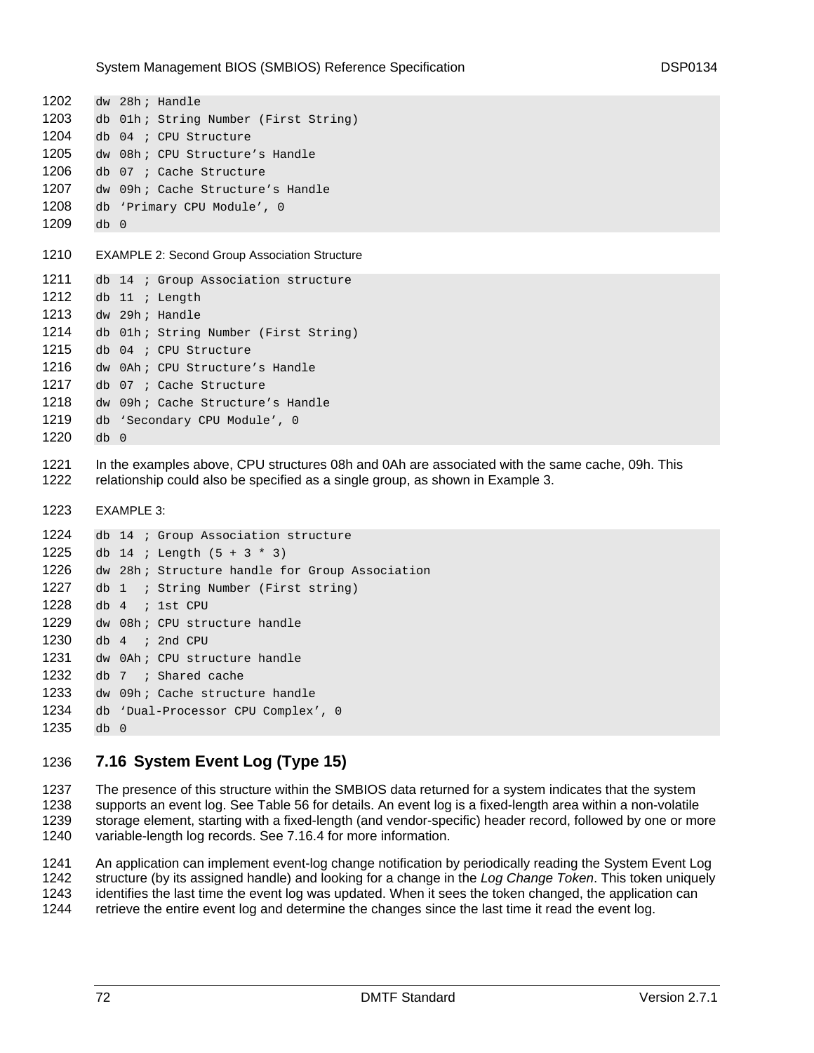```
dw 28h ; Handle
db 01h ; String Number (First String)
db 04  ; CPU Structure
dw 08h ; CPU Structure's Handle
db 07  ; Cache Structure
dw 09h ; Cache Structure's Handle
db 'Primary CPU Module', 0
db 0
```

EXAMPLE 2: Second Group Association Structure

```
db 14  ; Group Association structure
db 11  ; Length
dw 29h ; Handle
db 01h ; String Number (First String)
db 04  ; CPU Structure
dw 0Ah ; CPU Structure's Handle
db 07  ; Cache Structure
dw 09h ; Cache Structure's Handle
db 'Secondary CPU Module', 0
db 0
```

In the examples above, CPU structures 08h and 0Ah are associated with the same cache, 09h. This relationship could also be specified as a single group, as shown in Example 3.

EXAMPLE 3:

```
db 14  ; Group Association structure
db 14  ; Length (5 + 3 * 3)
dw 28h ; Structure handle for Group Association
db 1   ; String Number (First string)
db 4   ; 1st CPU
dw 08h ; CPU structure handle
db 4   ; 2nd CPU
dw 0Ah ; CPU structure handle
db 7   ; Shared cache
dw 09h ; Cache structure handle
db 'Dual-Processor CPU Complex', 0
db 0
```

## 7.16 System Event Log (Type 15)

The presence of this structure within the SMBIOS data returned for a system indicates that the system supports an event log. See Table 56 for details. An event log is a fixed-length area within a non-volatile storage element, starting with a fixed-length (and vendor-specific) header record, followed by one or more variable-length log records. See 7.16.4 for more information.

An application can implement event-log change notification by periodically reading the System Event Log structure (by its assigned handle) and looking for a change in the *Log Change Token*. This token uniquely identifies the last time the event log was updated. When it sees the token changed, the application can retrieve the entire event log and determine the changes since the last time it read the event log.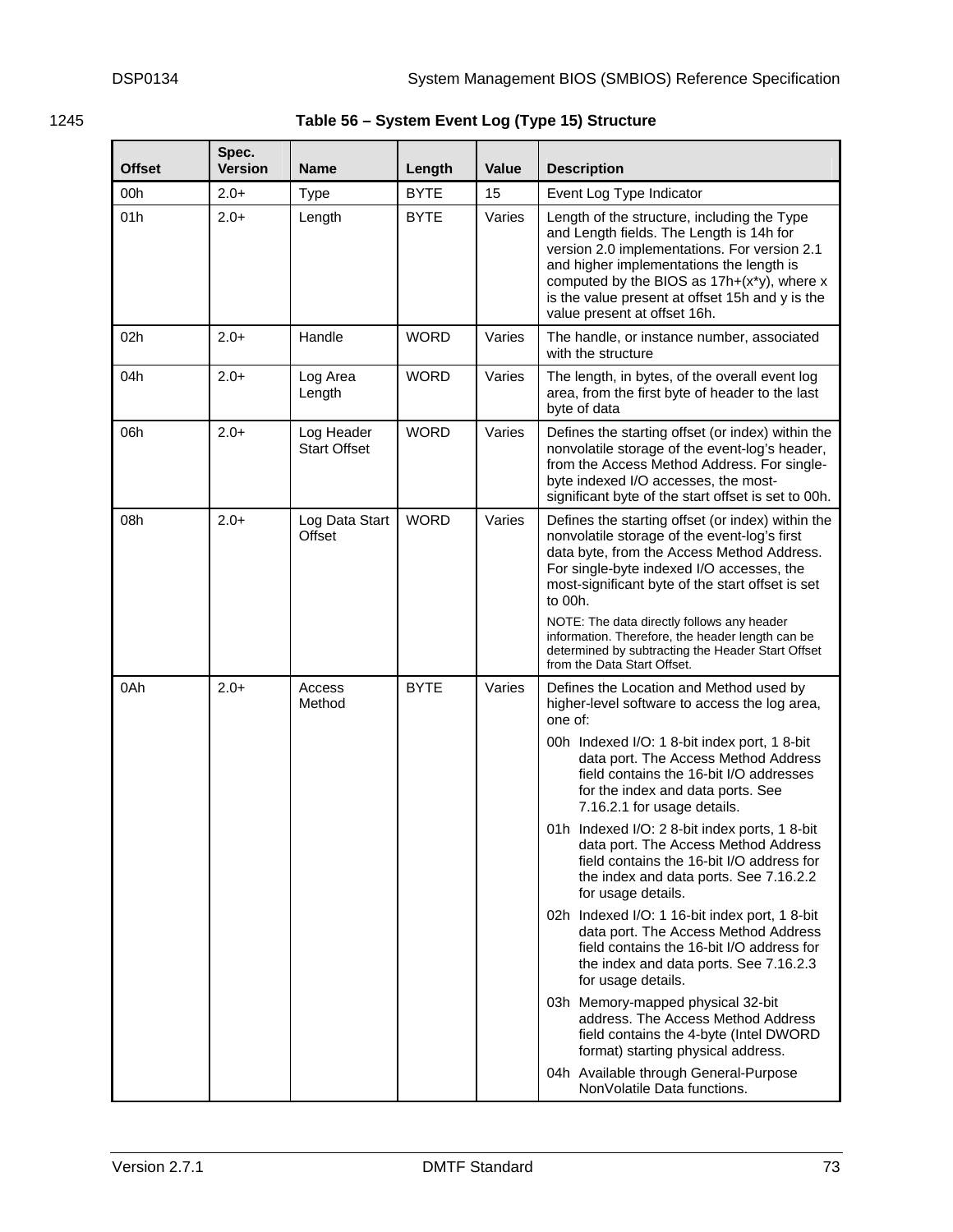**Table 56 – System Event Log (Type 15) Structure**

| Offset | Spec. Version | Name | Length | Value | Description |
|---|---|---|---|---|---|
| 00h | 2.0+ | Type | BYTE | 15 | Event Log Type Indicator |
| 01h | 2.0+ | Length | BYTE | Varies | Length of the structure, including the Type and Length fields. The Length is 14h for version 2.0 implementations. For version 2.1 and higher implementations the length is computed by the BIOS as 17h+(x*y), where x is the value present at offset 15h and y is the value present at offset 16h. |
| 02h | 2.0+ | Handle | WORD | Varies | The handle, or instance number, associated with the structure |
| 04h | 2.0+ | Log Area Length | WORD | Varies | The length, in bytes, of the overall event log area, from the first byte of header to the last byte of data |
| 06h | 2.0+ | Log Header Start Offset | WORD | Varies | Defines the starting offset (or index) within the nonvolatile storage of the event-log's header, from the Access Method Address. For single-byte indexed I/O accesses, the most-significant byte of the start offset is set to 00h. |
| 08h | 2.0+ | Log Data Start Offset | WORD | Varies | Defines the starting offset (or index) within the nonvolatile storage of the event-log's first data byte, from the Access Method Address. For single-byte indexed I/O accesses, the most-significant byte of the start offset is set to 00h.<br><br>NOTE: The data directly follows any header information. Therefore, the header length can be determined by subtracting the Header Start Offset from the Data Start Offset. |
| 0Ah | 2.0+ | Access Method | BYTE | Varies | Defines the Location and Method used by higher-level software to access the log area, one of:<br><br>00h Indexed I/O: 1 8-bit index port, 1 8-bit data port. The Access Method Address field contains the 16-bit I/O addresses for the index and data ports. See 7.16.2.1 for usage details.<br><br>01h Indexed I/O: 2 8-bit index ports, 1 8-bit data port. The Access Method Address field contains the 16-bit I/O address for the index and data ports. See 7.16.2.2 for usage details.<br><br>02h Indexed I/O: 1 16-bit index port, 1 8-bit data port. The Access Method Address field contains the 16-bit I/O address for the index and data ports. See 7.16.2.3 for usage details.<br><br>03h Memory-mapped physical 32-bit address. The Access Method Address field contains the 4-byte (Intel DWORD format) starting physical address.<br><br>04h Available through General-Purpose NonVolatile Data functions. |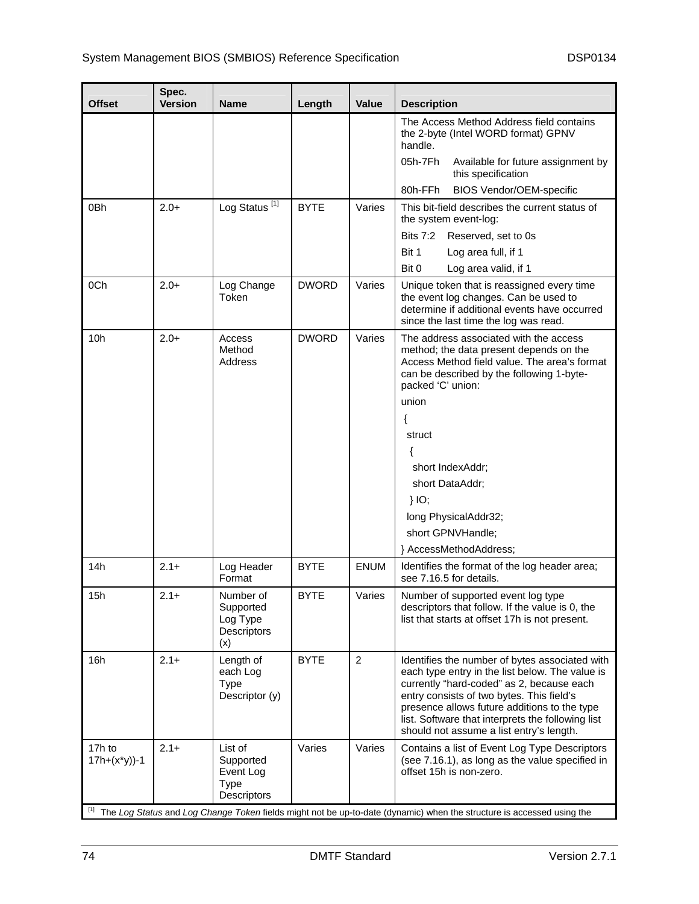| Offset | Spec. Version | Name | Length | Value | Description |
|---|---|---|---|---|---|
| | | | | | The Access Method Address field contains the 2-byte (Intel WORD format) GPNV handle.<br>05h-7Fh Available for future assignment by this specification<br>80h-FFh BIOS Vendor/OEM-specific |
| 0Bh | 2.0+ | Log Status [1] | BYTE | Varies | This bit-field describes the current status of the system event-log:<br>Bits 7:2 Reserved, set to 0s<br>Bit 1 Log area full, if 1<br>Bit 0 Log area valid, if 1 |
| 0Ch | 2.0+ | Log Change Token | DWORD | Varies | Unique token that is reassigned every time the event log changes. Can be used to determine if additional events have occurred since the last time the log was read. |
| 10h | 2.0+ | Access Method Address | DWORD | Varies | The address associated with the access method; the data present depends on the Access Method field value. The area's format can be described by the following 1-byte-packed 'C' union:<br>union<br>{<br>struct<br>{<br>short IndexAddr;<br>short DataAddr;<br>} IO;<br>long PhysicalAddr32;<br>short GPNVHandle;<br>} AccessMethodAddress; |
| 14h | 2.1+ | Log Header Format | BYTE | ENUM | Identifies the format of the log header area; see 7.16.5 for details. |
| 15h | 2.1+ | Number of Supported Log Type Descriptors (x) | BYTE | Varies | Number of supported event log type descriptors that follow. If the value is 0, the list that starts at offset 17h is not present. |
| 16h | 2.1+ | Length of each Log Type Descriptor (y) | BYTE | 2 | Identifies the number of bytes associated with each type entry in the list below. The value is currently "hard-coded" as 2, because each entry consists of two bytes. This field's presence allows future additions to the type list. Software that interprets the following list should not assume a list entry's length. |
| 17h to 17h+(x*y))-1 | 2.1+ | List of Supported Event Log Type Descriptors | Varies | Varies | Contains a list of Event Log Type Descriptors (see 7.16.1), as long as the value specified in offset 15h is non-zero. |

[1] The *Log Status* and *Log Change Token* fields might not be up-to-date (dynamic) when the structure is accessed using the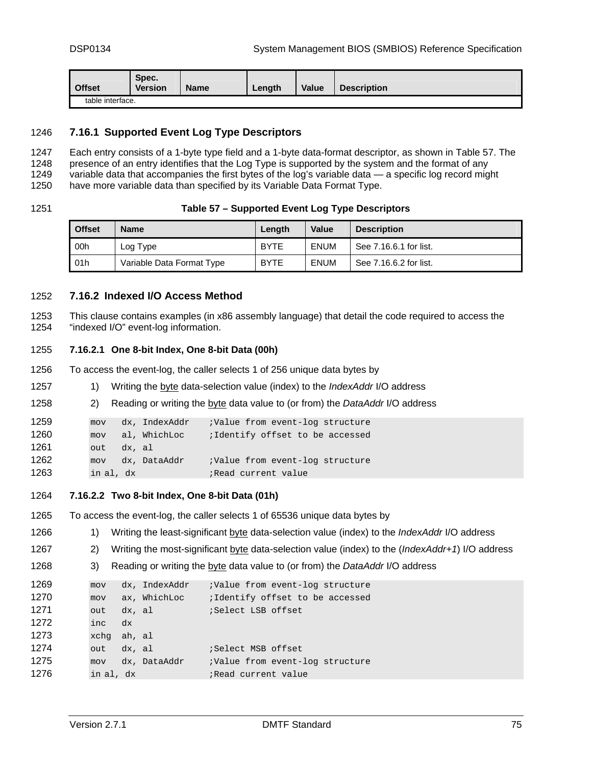| Offset | Spec. Version | Name | Length | Value | Description |
|---|---|---|---|---|---|
| table interface. | | | | | |

### 7.16.1 Supported Event Log Type Descriptors

Each entry consists of a 1-byte type field and a 1-byte data-format descriptor, as shown in Table 57. The presence of an entry identifies that the Log Type is supported by the system and the format of any variable data that accompanies the first bytes of the log's variable data — a specific log record might have more variable data than specified by its Variable Data Format Type.

**Table 57 – Supported Event Log Type Descriptors**

| Offset | Name | Length | Value | Description |
|---|---|---|---|---|
| 00h | Log Type | BYTE | ENUM | See 7.16.6.1 for list. |
| 01h | Variable Data Format Type | BYTE | ENUM | See 7.16.6.2 for list. |

### 7.16.2 Indexed I/O Access Method

This clause contains examples (in x86 assembly language) that detail the code required to access the "indexed I/O" event-log information.

#### 7.16.2.1 One 8-bit Index, One 8-bit Data (00h)

To access the event-log, the caller selects 1 of 256 unique data bytes by

1) Writing the byte data-selection value (index) to the *IndexAddr* I/O address
2) Reading or writing the byte data value to (or from) the *DataAddr* I/O address

```
mov   dx, IndexAddr    ;Value from event-log structure
mov   al, WhichLoc     ;Identify offset to be accessed
out   dx, al
mov   dx, DataAddr     ;Value from event-log structure
in al, dx              ;Read current value
```

#### 7.16.2.2 Two 8-bit Index, One 8-bit Data (01h)

To access the event-log, the caller selects 1 of 65536 unique data bytes by

1) Writing the least-significant byte data-selection value (index) to the *IndexAddr* I/O address
2) Writing the most-significant byte data-selection value (index) to the (*IndexAddr+1*) I/O address
3) Reading or writing the byte data value to (or from) the *DataAddr* I/O address

```
mov   dx, IndexAddr    ;Value from event-log structure
mov   ax, WhichLoc     ;Identify offset to be accessed
out   dx, al           ;Select LSB offset
inc   dx
xchg  ah, al
out   dx, al           ;Select MSB offset
mov   dx, DataAddr     ;Value from event-log structure
in al, dx              ;Read current value
```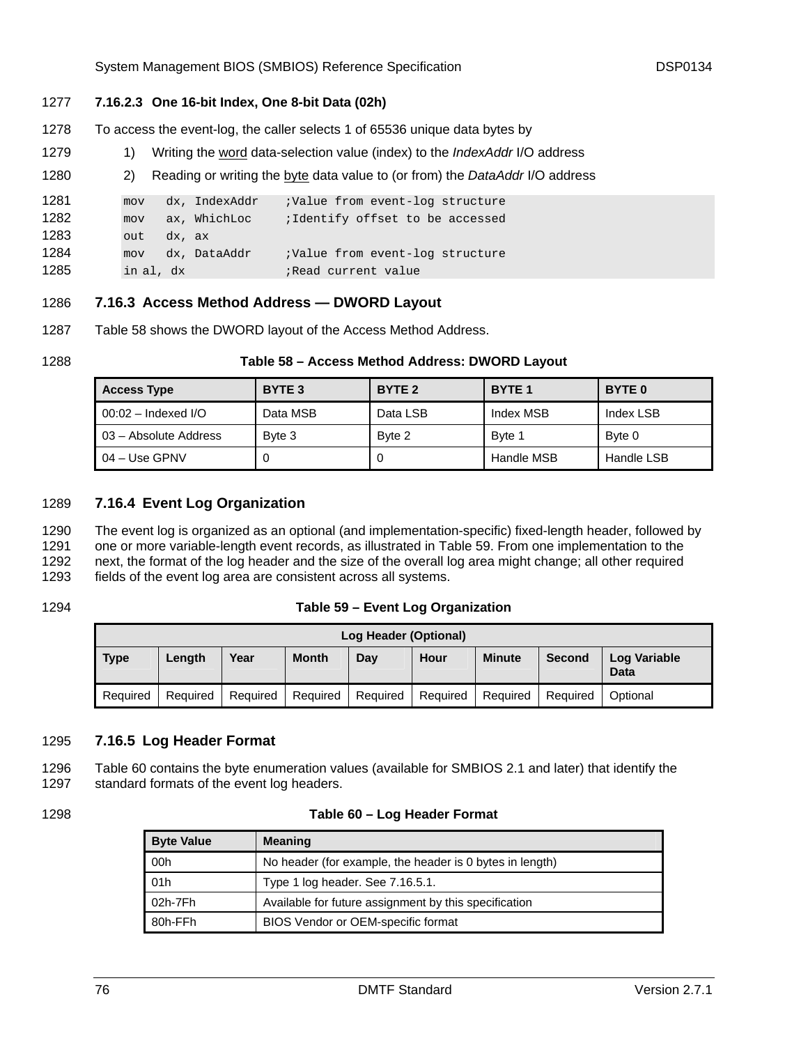#### 7.16.2.3 One 16-bit Index, One 8-bit Data (02h)

To access the event-log, the caller selects 1 of 65536 unique data bytes by

1) Writing the word data-selection value (index) to the *IndexAddr* I/O address
2) Reading or writing the byte data value to (or from) the *DataAddr* I/O address

```
mov   dx, IndexAddr    ;Value from event-log structure
mov   ax, WhichLoc     ;Identify offset to be accessed
out   dx, ax
mov   dx, DataAddr     ;Value from event-log structure
in al, dx              ;Read current value
```

### 7.16.3 Access Method Address — DWORD Layout

Table 58 shows the DWORD layout of the Access Method Address.

**Table 58 – Access Method Address: DWORD Layout**

| Access Type | BYTE 3 | BYTE 2 | BYTE 1 | BYTE 0 |
|---|---|---|---|---|
| 00:02 – Indexed I/O | Data MSB | Data LSB | Index MSB | Index LSB |
| 03 – Absolute Address | Byte 3 | Byte 2 | Byte 1 | Byte 0 |
| 04 – Use GPNV | 0 | 0 | Handle MSB | Handle LSB |

### 7.16.4 Event Log Organization

The event log is organized as an optional (and implementation-specific) fixed-length header, followed by one or more variable-length event records, as illustrated in Table 59. From one implementation to the next, the format of the log header and the size of the overall log area might change; all other required fields of the event log area are consistent across all systems.

**Table 59 – Event Log Organization**

| Log Header (Optional) | | | | | | | | |
|---|---|---|---|---|---|---|---|---|
| **Type** | **Length** | **Year** | **Month** | **Day** | **Hour** | **Minute** | **Second** | **Log Variable Data** |
| Required | Required | Required | Required | Required | Required | Required | Required | Optional |

### 7.16.5 Log Header Format

Table 60 contains the byte enumeration values (available for SMBIOS 2.1 and later) that identify the standard formats of the event log headers.

**Table 60 – Log Header Format**

| Byte Value | Meaning |
|---|---|
| 00h | No header (for example, the header is 0 bytes in length) |
| 01h | Type 1 log header. See 7.16.5.1. |
| 02h-7Fh | Available for future assignment by this specification |
| 80h-FFh | BIOS Vendor or OEM-specific format |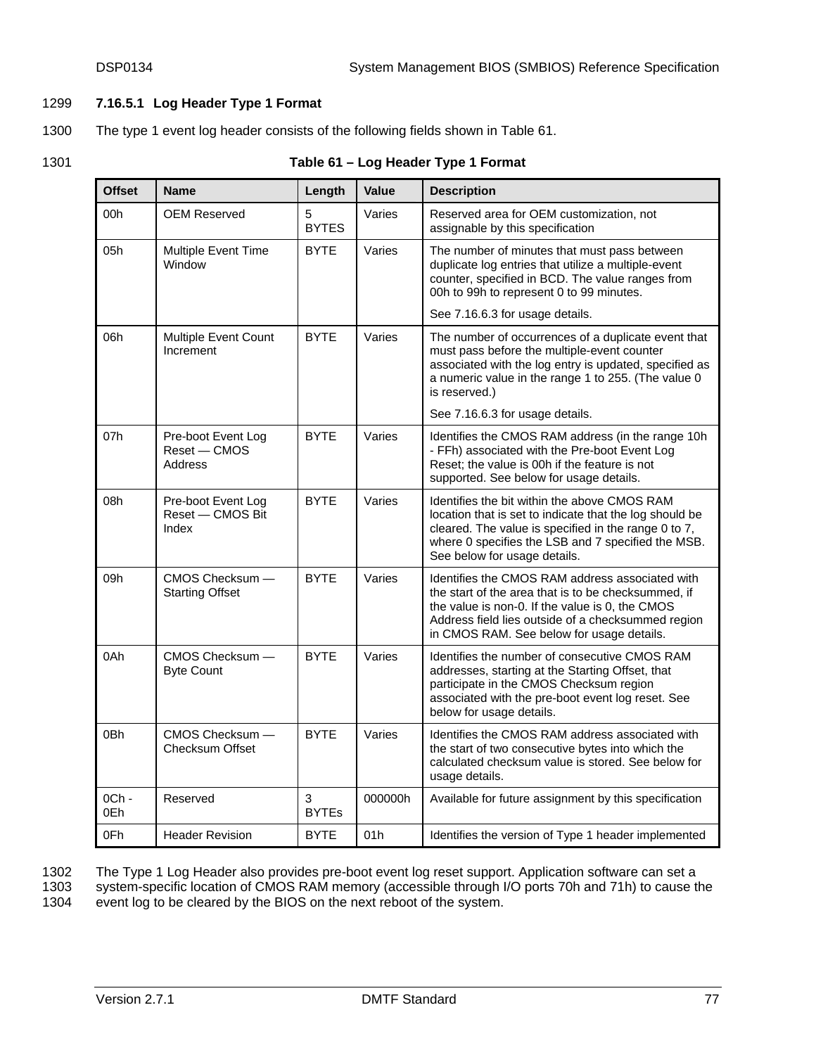#### 7.16.5.1 Log Header Type 1 Format

The type 1 event log header consists of the following fields shown in Table 61.

**Table 61 – Log Header Type 1 Format**

| Offset | Name | Length | Value | Description |
|---|---|---|---|---|
| 00h | OEM Reserved | 5 BYTES | Varies | Reserved area for OEM customization, not assignable by this specification |
| 05h | Multiple Event Time Window | BYTE | Varies | The number of minutes that must pass between duplicate log entries that utilize a multiple-event counter, specified in BCD. The value ranges from 00h to 99h to represent 0 to 99 minutes.<br><br>See 7.16.6.3 for usage details. |
| 06h | Multiple Event Count Increment | BYTE | Varies | The number of occurrences of a duplicate event that must pass before the multiple-event counter associated with the log entry is updated, specified as a numeric value in the range 1 to 255. (The value 0 is reserved.)<br><br>See 7.16.6.3 for usage details. |
| 07h | Pre-boot Event Log Reset — CMOS Address | BYTE | Varies | Identifies the CMOS RAM address (in the range 10h - FFh) associated with the Pre-boot Event Log Reset; the value is 00h if the feature is not supported. See below for usage details. |
| 08h | Pre-boot Event Log Reset — CMOS Bit Index | BYTE | Varies | Identifies the bit within the above CMOS RAM location that is set to indicate that the log should be cleared. The value is specified in the range 0 to 7, where 0 specifies the LSB and 7 specified the MSB. See below for usage details. |
| 09h | CMOS Checksum — Starting Offset | BYTE | Varies | Identifies the CMOS RAM address associated with the start of the area that is to be checksummed, if the value is non-0. If the value is 0, the CMOS Address field lies outside of a checksummed region in CMOS RAM. See below for usage details. |
| 0Ah | CMOS Checksum — Byte Count | BYTE | Varies | Identifies the number of consecutive CMOS RAM addresses, starting at the Starting Offset, that participate in the CMOS Checksum region associated with the pre-boot event log reset. See below for usage details. |
| 0Bh | CMOS Checksum — Checksum Offset | BYTE | Varies | Identifies the CMOS RAM address associated with the start of two consecutive bytes into which the calculated checksum value is stored. See below for usage details. |
| 0Ch - 0Eh | Reserved | 3 BYTEs | 000000h | Available for future assignment by this specification |
| 0Fh | Header Revision | BYTE | 01h | Identifies the version of Type 1 header implemented |

The Type 1 Log Header also provides pre-boot event log reset support. Application software can set a system-specific location of CMOS RAM memory (accessible through I/O ports 70h and 71h) to cause the event log to be cleared by the BIOS on the next reboot of the system.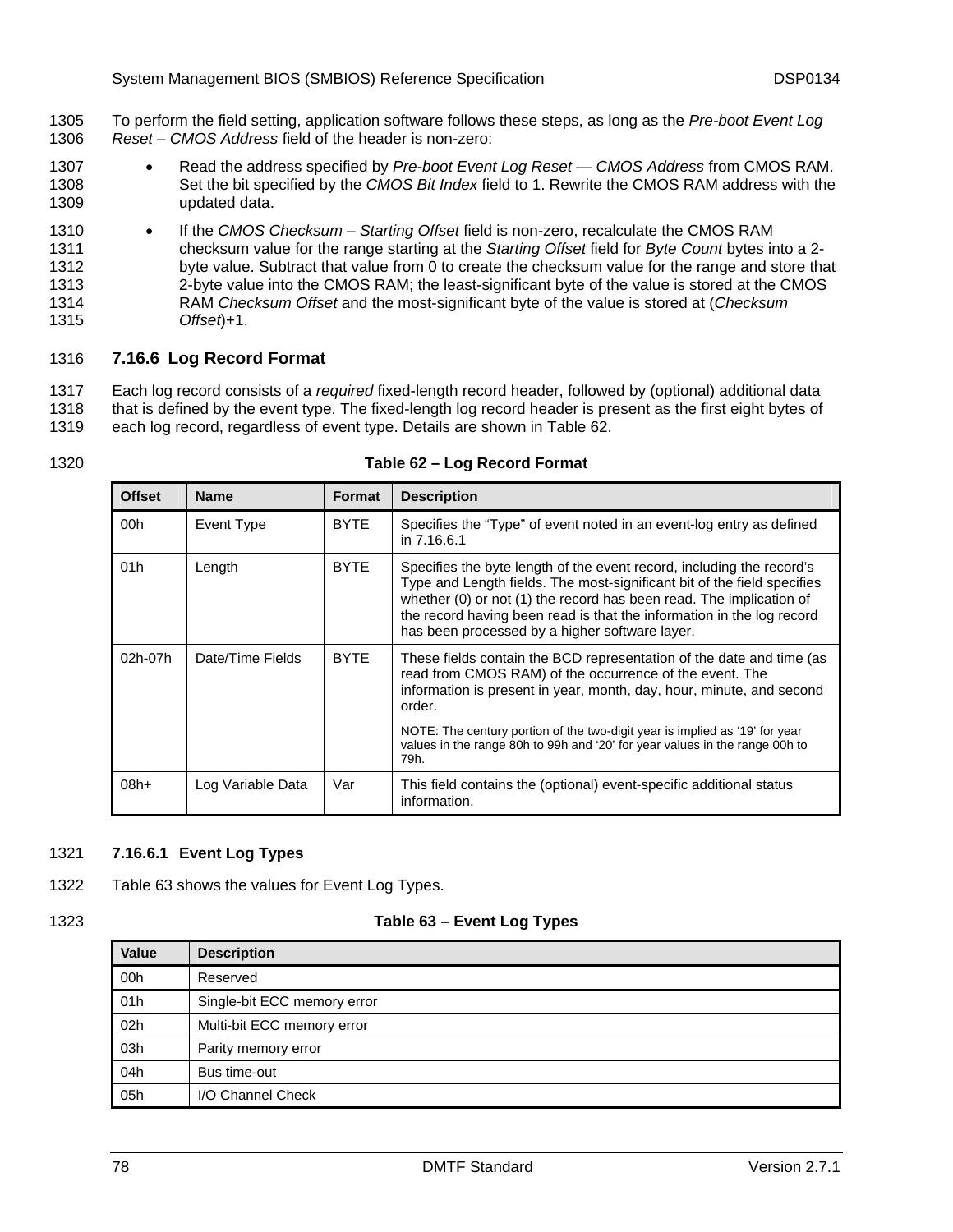To perform the field setting, application software follows these steps, as long as the *Pre-boot Event Log Reset – CMOS Address* field of the header is non-zero:

- Read the address specified by *Pre-boot Event Log Reset — CMOS Address* from CMOS RAM. Set the bit specified by the *CMOS Bit Index* field to 1. Rewrite the CMOS RAM address with the updated data.
- If the *CMOS Checksum – Starting Offset* field is non-zero, recalculate the CMOS RAM checksum value for the range starting at the *Starting Offset* field for *Byte Count* bytes into a 2-byte value. Subtract that value from 0 to create the checksum value for the range and store that 2-byte value into the CMOS RAM; the least-significant byte of the value is stored at the CMOS RAM *Checksum Offset* and the most-significant byte of the value is stored at (*Checksum Offset*)+1.

### 7.16.6 Log Record Format

Each log record consists of a *required* fixed-length record header, followed by (optional) additional data that is defined by the event type. The fixed-length log record header is present as the first eight bytes of each log record, regardless of event type. Details are shown in Table 62.

**Table 62 – Log Record Format**

| Offset | Name | Format | Description |
|---|---|---|---|
| 00h | Event Type | BYTE | Specifies the “Type” of event noted in an event-log entry as defined in 7.16.6.1 |
| 01h | Length | BYTE | Specifies the byte length of the event record, including the record’s Type and Length fields. The most-significant bit of the field specifies whether (0) or not (1) the record has been read. The implication of the record having been read is that the information in the log record has been processed by a higher software layer. |
| 02h-07h | Date/Time Fields | BYTE | These fields contain the BCD representation of the date and time (as read from CMOS RAM) of the occurrence of the event. The information is present in year, month, day, hour, minute, and second order.<br><br>NOTE: The century portion of the two-digit year is implied as ‘19’ for year values in the range 80h to 99h and ‘20’ for year values in the range 00h to 79h. |
| 08h+ | Log Variable Data | Var | This field contains the (optional) event-specific additional status information. |

#### 7.16.6.1 Event Log Types

Table 63 shows the values for Event Log Types.

**Table 63 – Event Log Types**

| Value | Description |
|---|---|
| 00h | Reserved |
| 01h | Single-bit ECC memory error |
| 02h | Multi-bit ECC memory error |
| 03h | Parity memory error |
| 04h | Bus time-out |
| 05h | I/O Channel Check |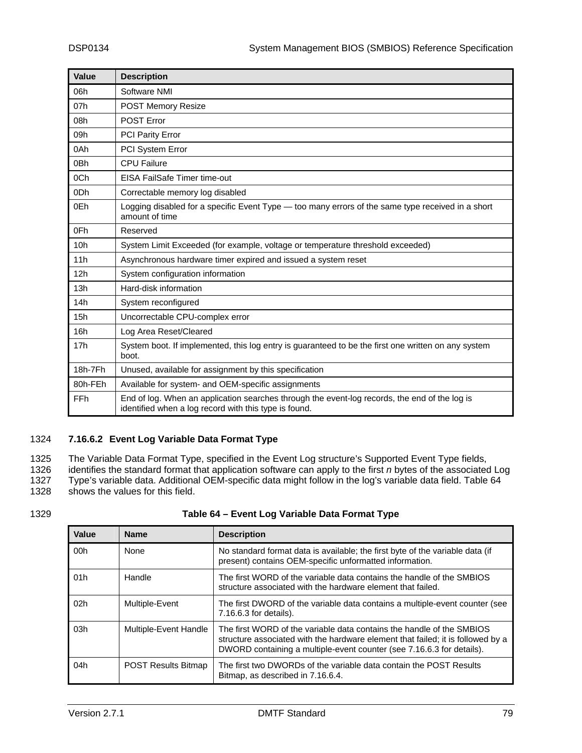| Value | Description |
|---|---|
| 06h | Software NMI |
| 07h | POST Memory Resize |
| 08h | POST Error |
| 09h | PCI Parity Error |
| 0Ah | PCI System Error |
| 0Bh | CPU Failure |
| 0Ch | EISA FailSafe Timer time-out |
| 0Dh | Correctable memory log disabled |
| 0Eh | Logging disabled for a specific Event Type — too many errors of the same type received in a short amount of time |
| 0Fh | Reserved |
| 10h | System Limit Exceeded (for example, voltage or temperature threshold exceeded) |
| 11h | Asynchronous hardware timer expired and issued a system reset |
| 12h | System configuration information |
| 13h | Hard-disk information |
| 14h | System reconfigured |
| 15h | Uncorrectable CPU-complex error |
| 16h | Log Area Reset/Cleared |
| 17h | System boot. If implemented, this log entry is guaranteed to be the first one written on any system boot. |
| 18h-7Fh | Unused, available for assignment by this specification |
| 80h-FEh | Available for system- and OEM-specific assignments |
| FFh | End of log. When an application searches through the event-log records, the end of the log is identified when a log record with this type is found. |

#### 7.16.6.2 Event Log Variable Data Format Type

The Variable Data Format Type, specified in the Event Log structure's Supported Event Type fields, identifies the standard format that application software can apply to the first *n* bytes of the associated Log Type's variable data. Additional OEM-specific data might follow in the log's variable data field. Table 64 shows the values for this field.

**Table 64 – Event Log Variable Data Format Type**

| Value | Name | Description |
|---|---|---|
| 00h | None | No standard format data is available; the first byte of the variable data (if present) contains OEM-specific unformatted information. |
| 01h | Handle | The first WORD of the variable data contains the handle of the SMBIOS structure associated with the hardware element that failed. |
| 02h | Multiple-Event | The first DWORD of the variable data contains a multiple-event counter (see 7.16.6.3 for details). |
| 03h | Multiple-Event Handle | The first WORD of the variable data contains the handle of the SMBIOS structure associated with the hardware element that failed; it is followed by a DWORD containing a multiple-event counter (see 7.16.6.3 for details). |
| 04h | POST Results Bitmap | The first two DWORDs of the variable data contain the POST Results Bitmap, as described in 7.16.6.4. |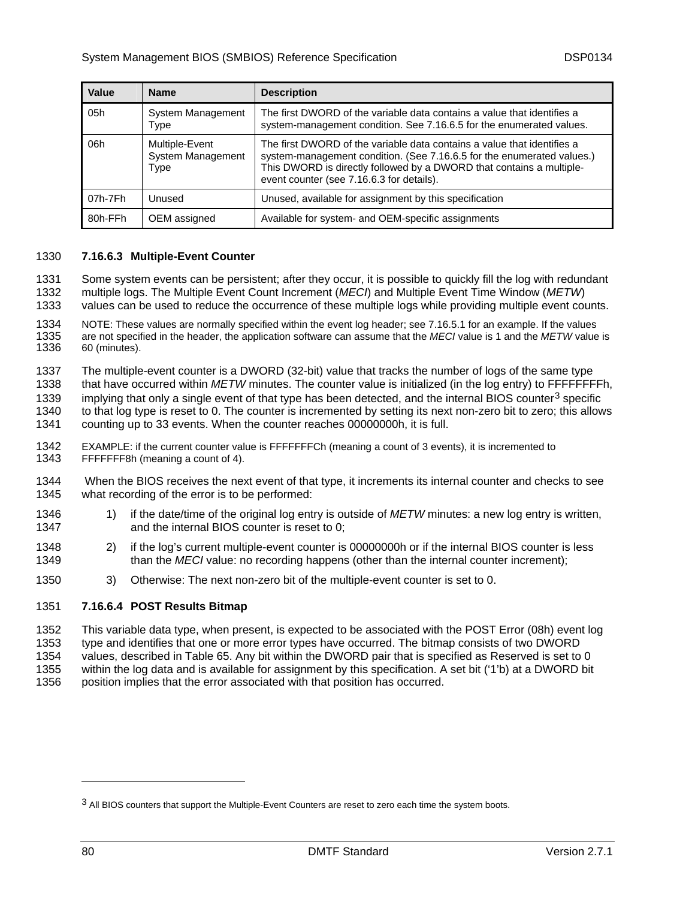| Value | Name | Description |
|---|---|---|
| 05h | System Management Type | The first DWORD of the variable data contains a value that identifies a system-management condition. See 7.16.6.5 for the enumerated values. |
| 06h | Multiple-Event System Management Type | The first DWORD of the variable data contains a value that identifies a system-management condition. (See 7.16.6.5 for the enumerated values.) This DWORD is directly followed by a DWORD that contains a multiple-event counter (see 7.16.6.3 for details). |
| 07h-7Fh | Unused | Unused, available for assignment by this specification |
| 80h-FFh | OEM assigned | Available for system- and OEM-specific assignments |

#### 7.16.6.3 Multiple-Event Counter

Some system events can be persistent; after they occur, it is possible to quickly fill the log with redundant multiple logs. The Multiple Event Count Increment (*MECI*) and Multiple Event Time Window (*METW*) values can be used to reduce the occurrence of these multiple logs while providing multiple event counts.

NOTE: These values are normally specified within the event log header; see 7.16.5.1 for an example. If the values are not specified in the header, the application software can assume that the *MECI* value is 1 and the *METW* value is 60 (minutes).

The multiple-event counter is a DWORD (32-bit) value that tracks the number of logs of the same type that have occurred within *METW* minutes. The counter value is initialized (in the log entry) to FFFFFFFFh, implying that only a single event of that type has been detected, and the internal BIOS counter[3] specific to that log type is reset to 0. The counter is incremented by setting its next non-zero bit to zero; this allows counting up to 33 events. When the counter reaches 00000000h, it is full.

EXAMPLE: if the current counter value is FFFFFFFCh (meaning a count of 3 events), it is incremented to FFFFFFF8h (meaning a count of 4).

When the BIOS receives the next event of that type, it increments its internal counter and checks to see what recording of the error is to be performed:

1) if the date/time of the original log entry is outside of *METW* minutes: a new log entry is written, and the internal BIOS counter is reset to 0;
2) if the log's current multiple-event counter is 00000000h or if the internal BIOS counter is less than the *MECI* value: no recording happens (other than the internal counter increment);
3) Otherwise: The next non-zero bit of the multiple-event counter is set to 0.

#### 7.16.6.4 POST Results Bitmap

This variable data type, when present, is expected to be associated with the POST Error (08h) event log type and identifies that one or more error types have occurred. The bitmap consists of two DWORD values, described in Table 65. Any bit within the DWORD pair that is specified as Reserved is set to 0 within the log data and is available for assignment by this specification. A set bit ('1'b) at a DWORD bit position implies that the error associated with that position has occurred.

---

[3] All BIOS counters that support the Multiple-Event Counters are reset to zero each time the system boots.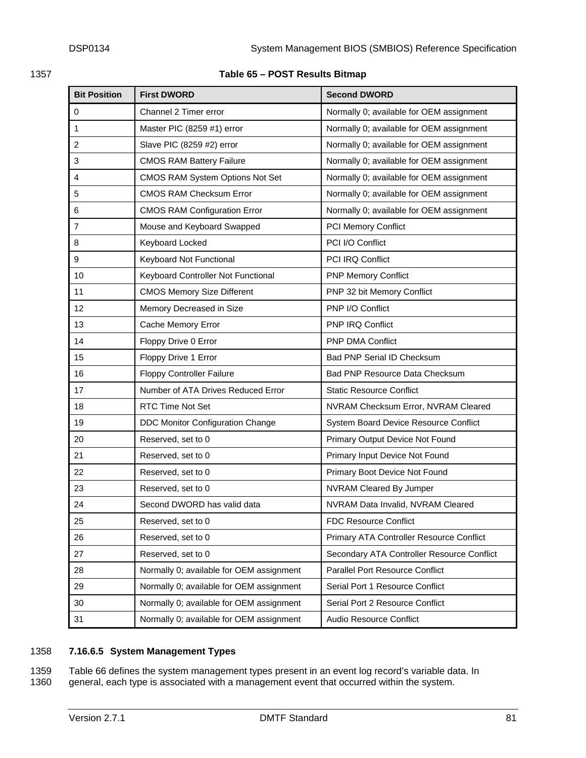**Table 65 – POST Results Bitmap**

| Bit Position | First DWORD | Second DWORD |
|---|---|---|
| 0 | Channel 2 Timer error | Normally 0; available for OEM assignment |
| 1 | Master PIC (8259 #1) error | Normally 0; available for OEM assignment |
| 2 | Slave PIC (8259 #2) error | Normally 0; available for OEM assignment |
| 3 | CMOS RAM Battery Failure | Normally 0; available for OEM assignment |
| 4 | CMOS RAM System Options Not Set | Normally 0; available for OEM assignment |
| 5 | CMOS RAM Checksum Error | Normally 0; available for OEM assignment |
| 6 | CMOS RAM Configuration Error | Normally 0; available for OEM assignment |
| 7 | Mouse and Keyboard Swapped | PCI Memory Conflict |
| 8 | Keyboard Locked | PCI I/O Conflict |
| 9 | Keyboard Not Functional | PCI IRQ Conflict |
| 10 | Keyboard Controller Not Functional | PNP Memory Conflict |
| 11 | CMOS Memory Size Different | PNP 32 bit Memory Conflict |
| 12 | Memory Decreased in Size | PNP I/O Conflict |
| 13 | Cache Memory Error | PNP IRQ Conflict |
| 14 | Floppy Drive 0 Error | PNP DMA Conflict |
| 15 | Floppy Drive 1 Error | Bad PNP Serial ID Checksum |
| 16 | Floppy Controller Failure | Bad PNP Resource Data Checksum |
| 17 | Number of ATA Drives Reduced Error | Static Resource Conflict |
| 18 | RTC Time Not Set | NVRAM Checksum Error, NVRAM Cleared |
| 19 | DDC Monitor Configuration Change | System Board Device Resource Conflict |
| 20 | Reserved, set to 0 | Primary Output Device Not Found |
| 21 | Reserved, set to 0 | Primary Input Device Not Found |
| 22 | Reserved, set to 0 | Primary Boot Device Not Found |
| 23 | Reserved, set to 0 | NVRAM Cleared By Jumper |
| 24 | Second DWORD has valid data | NVRAM Data Invalid, NVRAM Cleared |
| 25 | Reserved, set to 0 | FDC Resource Conflict |
| 26 | Reserved, set to 0 | Primary ATA Controller Resource Conflict |
| 27 | Reserved, set to 0 | Secondary ATA Controller Resource Conflict |
| 28 | Normally 0; available for OEM assignment | Parallel Port Resource Conflict |
| 29 | Normally 0; available for OEM assignment | Serial Port 1 Resource Conflict |
| 30 | Normally 0; available for OEM assignment | Serial Port 2 Resource Conflict |
| 31 | Normally 0; available for OEM assignment | Audio Resource Conflict |

#### 7.16.6.5 System Management Types

Table 66 defines the system management types present in an event log record's variable data. In general, each type is associated with a management event that occurred within the system.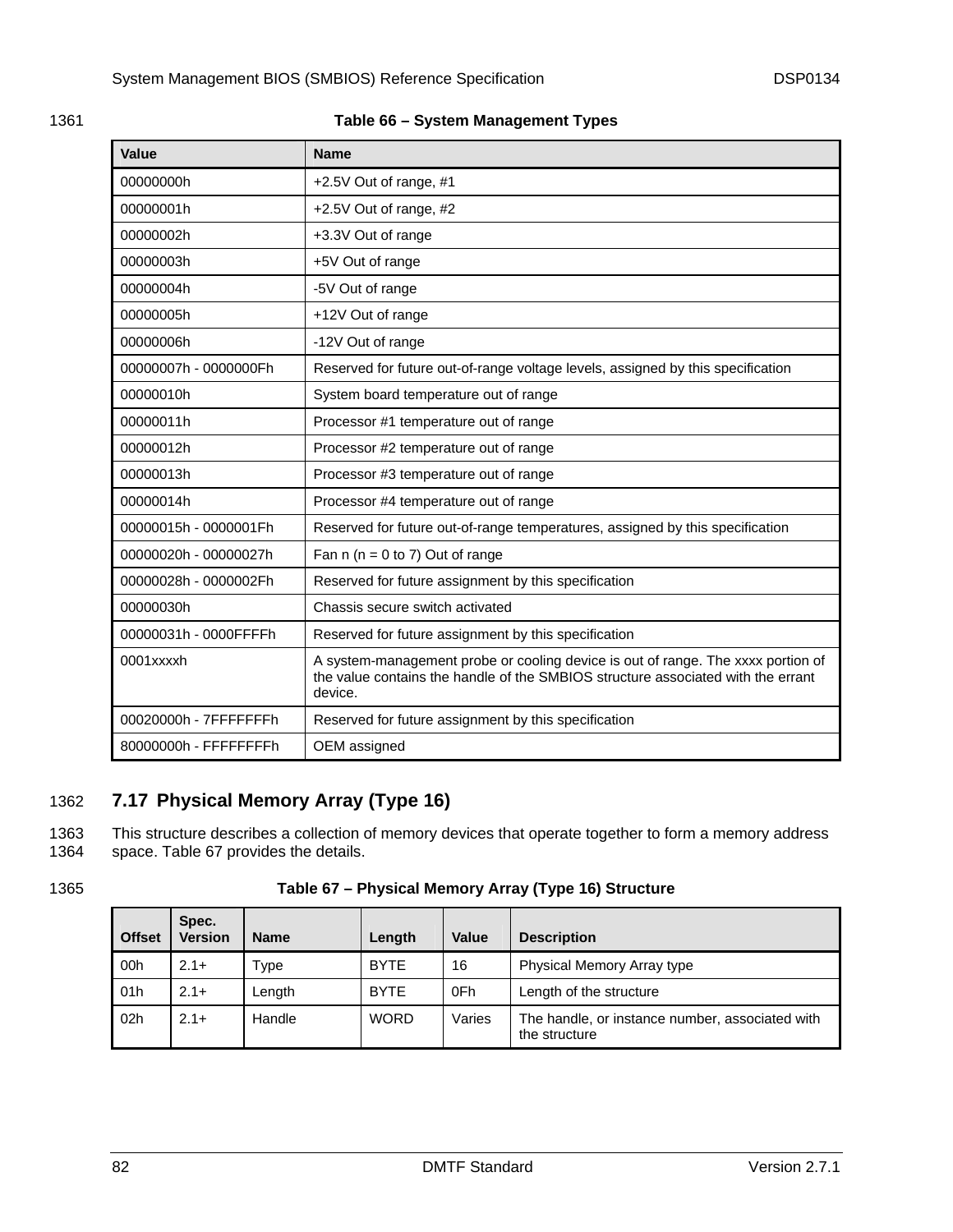Table 66 – System Management Types

| Value | Name |
| --- | --- |
| 00000000h | +2.5V Out of range, #1 |
| 00000001h | +2.5V Out of range, #2 |
| 00000002h | +3.3V Out of range |
| 00000003h | +5V Out of range |
| 00000004h | -5V Out of range |
| 00000005h | +12V Out of range |
| 00000006h | -12V Out of range |
| 00000007h - 0000000Fh | Reserved for future out-of-range voltage levels, assigned by this specification |
| 00000010h | System board temperature out of range |
| 00000011h | Processor #1 temperature out of range |
| 00000012h | Processor #2 temperature out of range |
| 00000013h | Processor #3 temperature out of range |
| 00000014h | Processor #4 temperature out of range |
| 00000015h - 0000001Fh | Reserved for future out-of-range temperatures, assigned by this specification |
| 00000020h - 00000027h | Fan n (n = 0 to 7) Out of range |
| 00000028h - 0000002Fh | Reserved for future assignment by this specification |
| 00000030h | Chassis secure switch activated |
| 00000031h - 0000FFFFh | Reserved for future assignment by this specification |
| 0001xxxxh | A system-management probe or cooling device is out of range. The xxxx portion of the value contains the handle of the SMBIOS structure associated with the errant device. |
| 00020000h - 7FFFFFFFh | Reserved for future assignment by this specification |
| 80000000h - FFFFFFFFh | OEM assigned |

## 7.17 Physical Memory Array (Type 16)

This structure describes a collection of memory devices that operate together to form a memory address space. Table 67 provides the details.

Table 67 – Physical Memory Array (Type 16) Structure

| Offset | Spec. Version | Name | Length | Value | Description |
| --- | --- | --- | --- | --- | --- |
| 00h | 2.1+ | Type | BYTE | 16 | Physical Memory Array type |
| 01h | 2.1+ | Length | BYTE | 0Fh | Length of the structure |
| 02h | 2.1+ | Handle | WORD | Varies | The handle, or instance number, associated with the structure |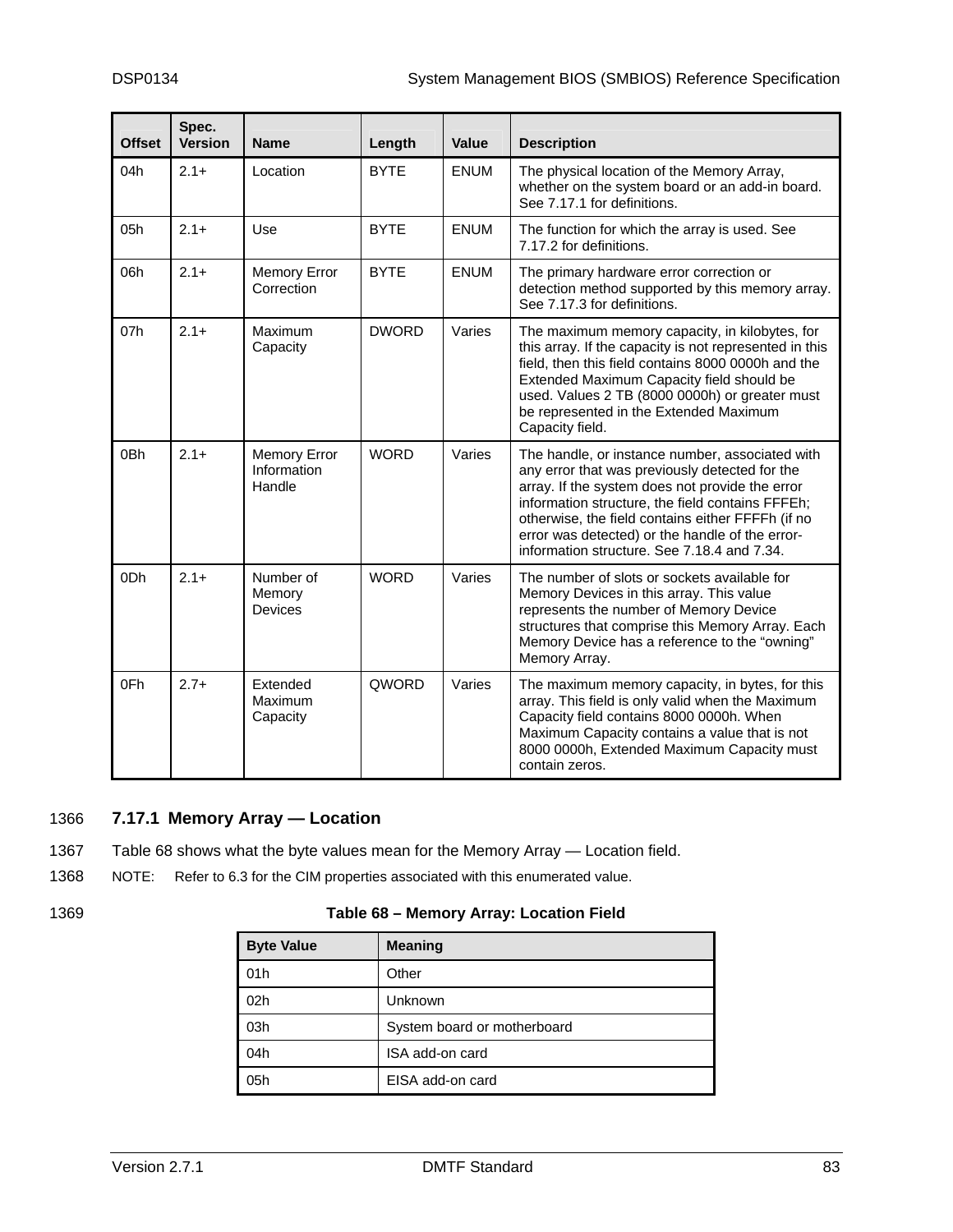| Offset | Spec. Version | Name | Length | Value | Description |
|---|---|---|---|---|---|
| 04h | 2.1+ | Location | BYTE | ENUM | The physical location of the Memory Array, whether on the system board or an add-in board. See 7.17.1 for definitions. |
| 05h | 2.1+ | Use | BYTE | ENUM | The function for which the array is used. See 7.17.2 for definitions. |
| 06h | 2.1+ | Memory Error Correction | BYTE | ENUM | The primary hardware error correction or detection method supported by this memory array. See 7.17.3 for definitions. |
| 07h | 2.1+ | Maximum Capacity | DWORD | Varies | The maximum memory capacity, in kilobytes, for this array. If the capacity is not represented in this field, then this field contains 8000 0000h and the Extended Maximum Capacity field should be used. Values 2 TB (8000 0000h) or greater must be represented in the Extended Maximum Capacity field. |
| 0Bh | 2.1+ | Memory Error Information Handle | WORD | Varies | The handle, or instance number, associated with any error that was previously detected for the array. If the system does not provide the error information structure, the field contains FFFEh; otherwise, the field contains either FFFFh (if no error was detected) or the handle of the error-information structure. See 7.18.4 and 7.34. |
| 0Dh | 2.1+ | Number of Memory Devices | WORD | Varies | The number of slots or sockets available for Memory Devices in this array. This value represents the number of Memory Device structures that comprise this Memory Array. Each Memory Device has a reference to the “owning” Memory Array. |
| 0Fh | 2.7+ | Extended Maximum Capacity | QWORD | Varies | The maximum memory capacity, in bytes, for this array. This field is only valid when the Maximum Capacity field contains 8000 0000h. When Maximum Capacity contains a value that is not 8000 0000h, Extended Maximum Capacity must contain zeros. |

### 7.17.1 Memory Array — Location

Table 68 shows what the byte values mean for the Memory Array — Location field.

NOTE: Refer to 6.3 for the CIM properties associated with this enumerated value.

**Table 68 – Memory Array: Location Field**

| Byte Value | Meaning |
|---|---|
| 01h | Other |
| 02h | Unknown |
| 03h | System board or motherboard |
| 04h | ISA add-on card |
| 05h | EISA add-on card |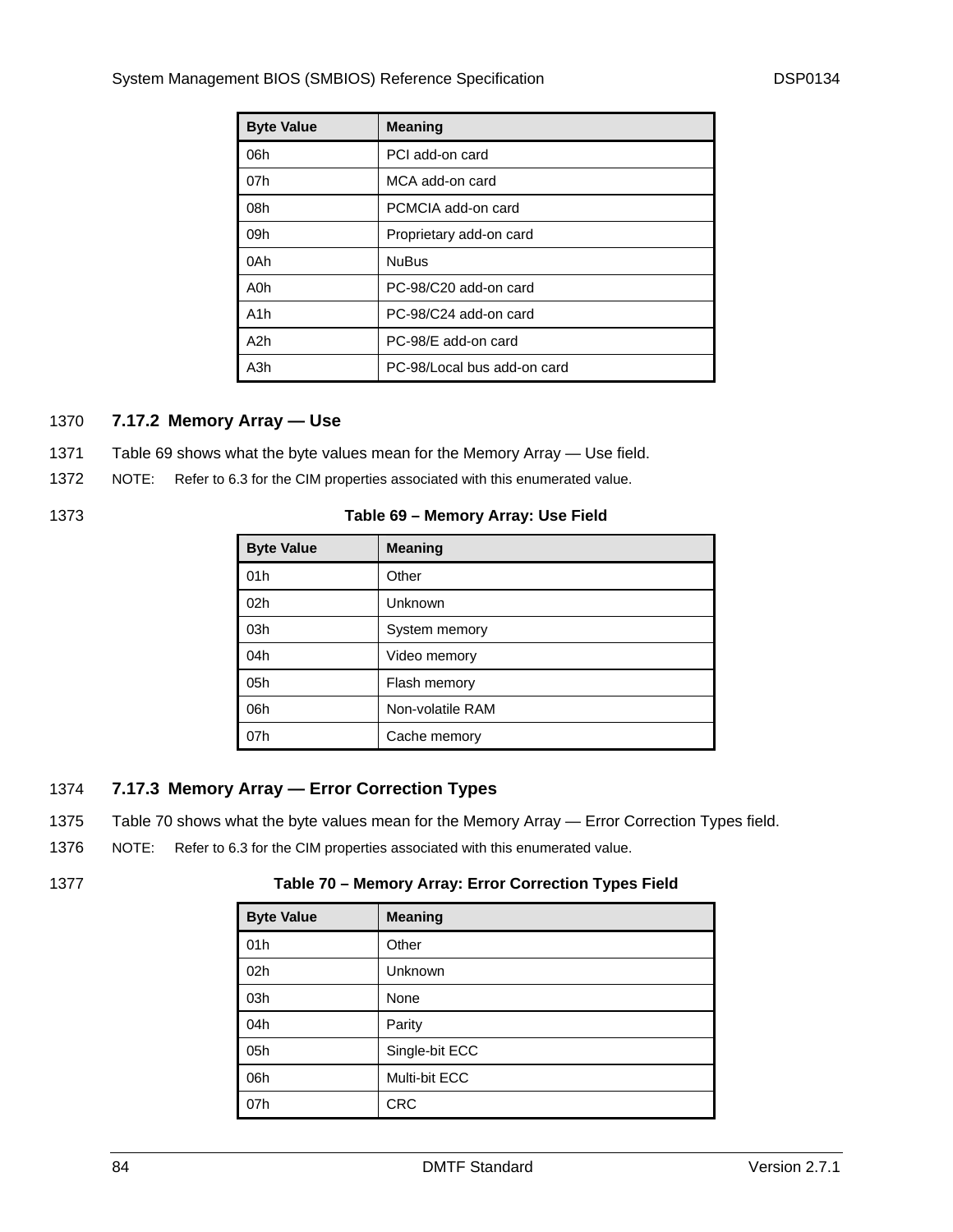| Byte Value | Meaning |
| --- | --- |
| 06h | PCI add-on card |
| 07h | MCA add-on card |
| 08h | PCMCIA add-on card |
| 09h | Proprietary add-on card |
| 0Ah | NuBus |
| A0h | PC-98/C20 add-on card |
| A1h | PC-98/C24 add-on card |
| A2h | PC-98/E add-on card |
| A3h | PC-98/Local bus add-on card |

### 7.17.2 Memory Array — Use

Table 69 shows what the byte values mean for the Memory Array — Use field.

NOTE: Refer to 6.3 for the CIM properties associated with this enumerated value.

**Table 69 – Memory Array: Use Field**

| Byte Value | Meaning |
| --- | --- |
| 01h | Other |
| 02h | Unknown |
| 03h | System memory |
| 04h | Video memory |
| 05h | Flash memory |
| 06h | Non-volatile RAM |
| 07h | Cache memory |

### 7.17.3 Memory Array — Error Correction Types

Table 70 shows what the byte values mean for the Memory Array — Error Correction Types field.

NOTE: Refer to 6.3 for the CIM properties associated with this enumerated value.

**Table 70 – Memory Array: Error Correction Types Field**

| Byte Value | Meaning |
| --- | --- |
| 01h | Other |
| 02h | Unknown |
| 03h | None |
| 04h | Parity |
| 05h | Single-bit ECC |
| 06h | Multi-bit ECC |
| 07h | CRC |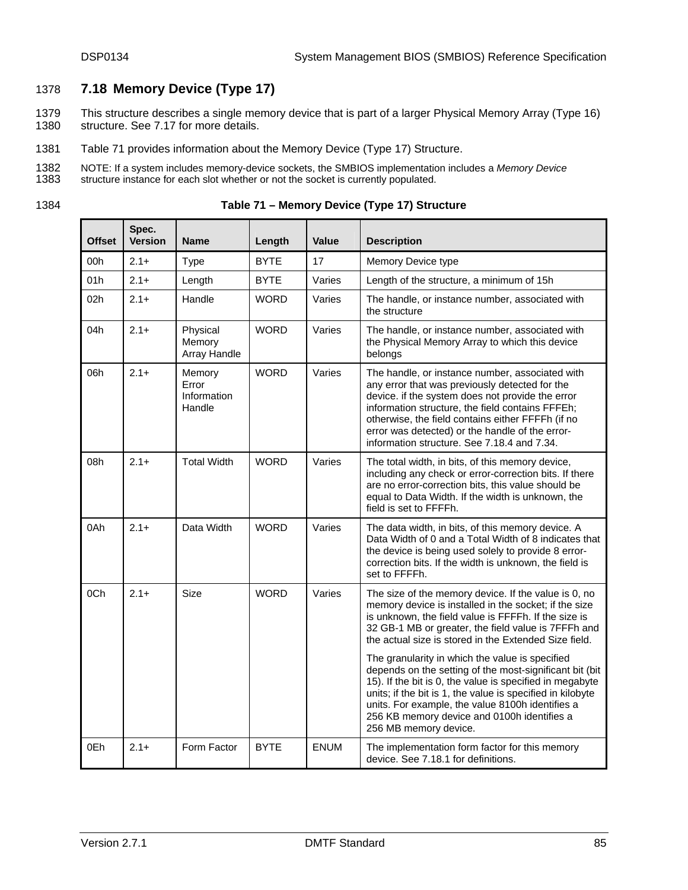## 7.18 Memory Device (Type 17)

This structure describes a single memory device that is part of a larger Physical Memory Array (Type 16) structure. See 7.17 for more details.

Table 71 provides information about the Memory Device (Type 17) Structure.

NOTE: If a system includes memory-device sockets, the SMBIOS implementation includes a *Memory Device* structure instance for each slot whether or not the socket is currently populated.

**Table 71 – Memory Device (Type 17) Structure**

| Offset | Spec. Version | Name | Length | Value | Description |
|---|---|---|---|---|---|
| 00h | 2.1+ | Type | BYTE | 17 | Memory Device type |
| 01h | 2.1+ | Length | BYTE | Varies | Length of the structure, a minimum of 15h |
| 02h | 2.1+ | Handle | WORD | Varies | The handle, or instance number, associated with the structure |
| 04h | 2.1+ | Physical Memory Array Handle | WORD | Varies | The handle, or instance number, associated with the Physical Memory Array to which this device belongs |
| 06h | 2.1+ | Memory Error Information Handle | WORD | Varies | The handle, or instance number, associated with any error that was previously detected for the device. if the system does not provide the error information structure, the field contains FFFEh; otherwise, the field contains either FFFFh (if no error was detected) or the handle of the error-information structure. See 7.18.4 and 7.34. |
| 08h | 2.1+ | Total Width | WORD | Varies | The total width, in bits, of this memory device, including any check or error-correction bits. If there are no error-correction bits, this value should be equal to Data Width. If the width is unknown, the field is set to FFFFh. |
| 0Ah | 2.1+ | Data Width | WORD | Varies | The data width, in bits, of this memory device. A Data Width of 0 and a Total Width of 8 indicates that the device is being used solely to provide 8 error-correction bits. If the width is unknown, the field is set to FFFFh. |
| 0Ch | 2.1+ | Size | WORD | Varies | The size of the memory device. If the value is 0, no memory device is installed in the socket; if the size is unknown, the field value is FFFFh. If the size is 32 GB-1 MB or greater, the field value is 7FFFh and the actual size is stored in the Extended Size field.<br><br>The granularity in which the value is specified depends on the setting of the most-significant bit (bit 15). If the bit is 0, the value is specified in megabyte units; if the bit is 1, the value is specified in kilobyte units. For example, the value 8100h identifies a 256 KB memory device and 0100h identifies a 256 MB memory device. |
| 0Eh | 2.1+ | Form Factor | BYTE | ENUM | The implementation form factor for this memory device. See 7.18.1 for definitions. |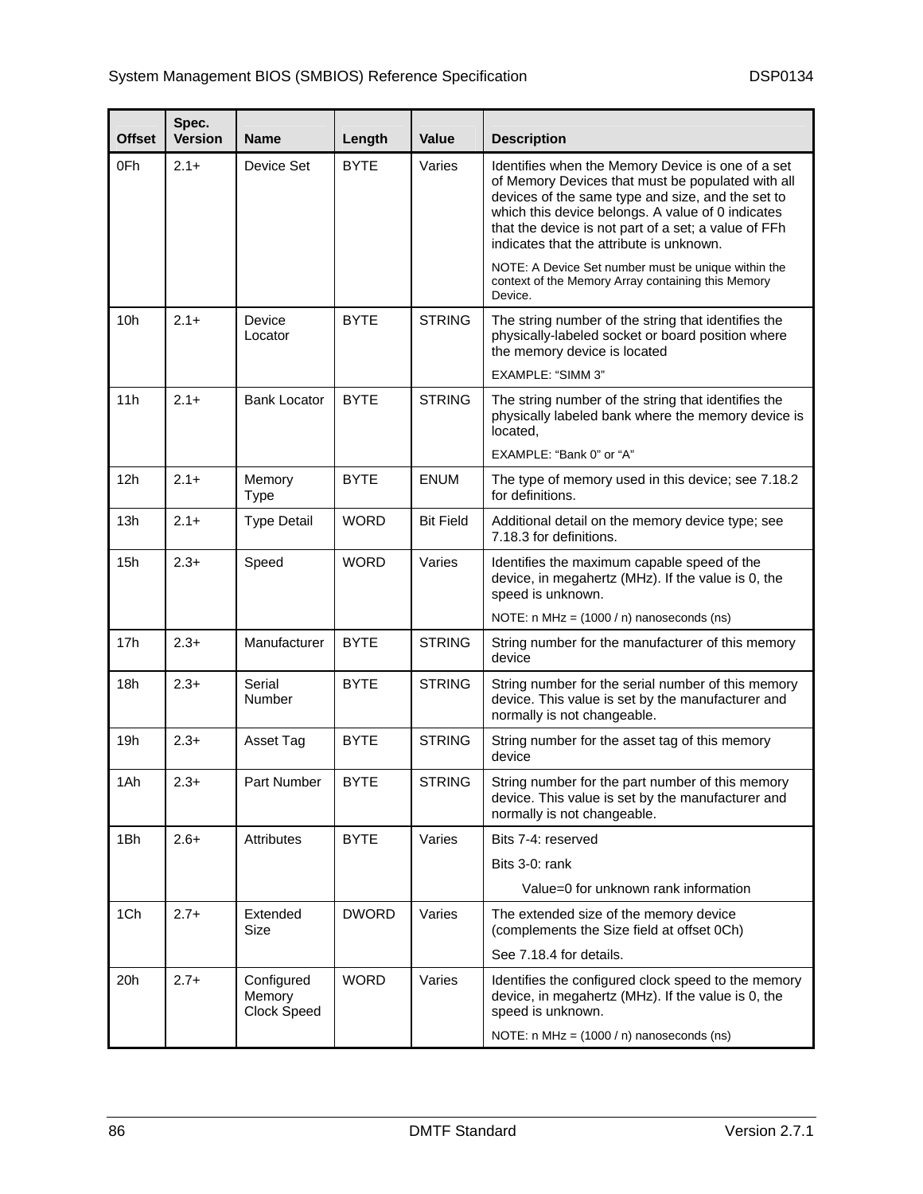| Offset | Spec. Version | Name | Length | Value | Description |
|---|---|---|---|---|---|
| 0Fh | 2.1+ | Device Set | BYTE | Varies | Identifies when the Memory Device is one of a set of Memory Devices that must be populated with all devices of the same type and size, and the set to which this device belongs. A value of 0 indicates that the device is not part of a set; a value of FFh indicates that the attribute is unknown.<br><br>NOTE: A Device Set number must be unique within the context of the Memory Array containing this Memory Device. |
| 10h | 2.1+ | Device Locator | BYTE | STRING | The string number of the string that identifies the physically-labeled socket or board position where the memory device is located<br><br>EXAMPLE: "SIMM 3" |
| 11h | 2.1+ | Bank Locator | BYTE | STRING | The string number of the string that identifies the physically labeled bank where the memory device is located,<br><br>EXAMPLE: "Bank 0" or "A" |
| 12h | 2.1+ | Memory Type | BYTE | ENUM | The type of memory used in this device; see 7.18.2 for definitions. |
| 13h | 2.1+ | Type Detail | WORD | Bit Field | Additional detail on the memory device type; see 7.18.3 for definitions. |
| 15h | 2.3+ | Speed | WORD | Varies | Identifies the maximum capable speed of the device, in megahertz (MHz). If the value is 0, the speed is unknown.<br><br>NOTE: n MHz = (1000 / n) nanoseconds (ns) |
| 17h | 2.3+ | Manufacturer | BYTE | STRING | String number for the manufacturer of this memory device |
| 18h | 2.3+ | Serial Number | BYTE | STRING | String number for the serial number of this memory device. This value is set by the manufacturer and normally is not changeable. |
| 19h | 2.3+ | Asset Tag | BYTE | STRING | String number for the asset tag of this memory device |
| 1Ah | 2.3+ | Part Number | BYTE | STRING | String number for the part number of this memory device. This value is set by the manufacturer and normally is not changeable. |
| 1Bh | 2.6+ | Attributes | BYTE | Varies | Bits 7-4: reserved<br><br>Bits 3-0: rank<br><br>Value=0 for unknown rank information |
| 1Ch | 2.7+ | Extended Size | DWORD | Varies | The extended size of the memory device (complements the Size field at offset 0Ch)<br><br>See 7.18.4 for details. |
| 20h | 2.7+ | Configured Memory Clock Speed | WORD | Varies | Identifies the configured clock speed to the memory device, in megahertz (MHz). If the value is 0, the speed is unknown.<br><br>NOTE: n MHz = (1000 / n) nanoseconds (ns) |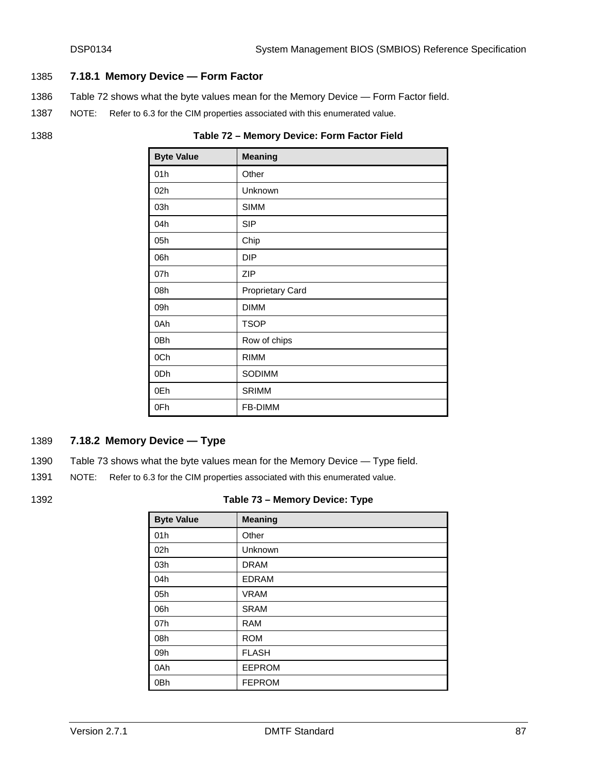### 7.18.1 Memory Device — Form Factor

Table 72 shows what the byte values mean for the Memory Device — Form Factor field.

NOTE: Refer to 6.3 for the CIM properties associated with this enumerated value.

**Table 72 – Memory Device: Form Factor Field**

| Byte Value | Meaning |
|---|---|
| 01h | Other |
| 02h | Unknown |
| 03h | SIMM |
| 04h | SIP |
| 05h | Chip |
| 06h | DIP |
| 07h | ZIP |
| 08h | Proprietary Card |
| 09h | DIMM |
| 0Ah | TSOP |
| 0Bh | Row of chips |
| 0Ch | RIMM |
| 0Dh | SODIMM |
| 0Eh | SRIMM |
| 0Fh | FB-DIMM |

### 7.18.2 Memory Device — Type

Table 73 shows what the byte values mean for the Memory Device — Type field.

NOTE: Refer to 6.3 for the CIM properties associated with this enumerated value.

**Table 73 – Memory Device: Type**

| Byte Value | Meaning |
|---|---|
| 01h | Other |
| 02h | Unknown |
| 03h | DRAM |
| 04h | EDRAM |
| 05h | VRAM |
| 06h | SRAM |
| 07h | RAM |
| 08h | ROM |
| 09h | FLASH |
| 0Ah | EEPROM |
| 0Bh | FEPROM |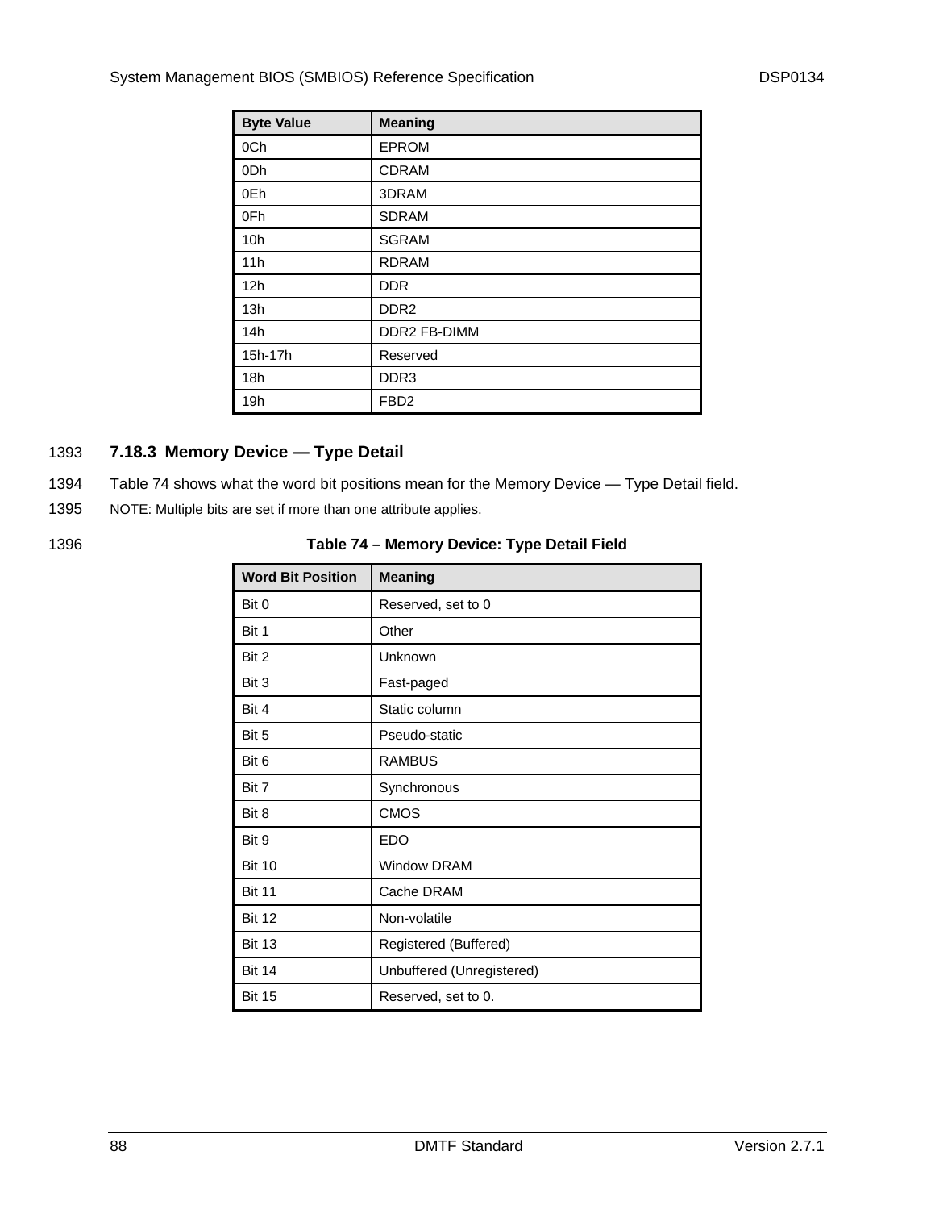| Byte Value | Meaning |
|---|---|
| 0Ch | EPROM |
| 0Dh | CDRAM |
| 0Eh | 3DRAM |
| 0Fh | SDRAM |
| 10h | SGRAM |
| 11h | RDRAM |
| 12h | DDR |
| 13h | DDR2 |
| 14h | DDR2 FB-DIMM |
| 15h-17h | Reserved |
| 18h | DDR3 |
| 19h | FBD2 |

### 7.18.3 Memory Device — Type Detail

Table 74 shows what the word bit positions mean for the Memory Device — Type Detail field.

NOTE: Multiple bits are set if more than one attribute applies.

**Table 74 – Memory Device: Type Detail Field**

| Word Bit Position | Meaning |
|---|---|
| Bit 0 | Reserved, set to 0 |
| Bit 1 | Other |
| Bit 2 | Unknown |
| Bit 3 | Fast-paged |
| Bit 4 | Static column |
| Bit 5 | Pseudo-static |
| Bit 6 | RAMBUS |
| Bit 7 | Synchronous |
| Bit 8 | CMOS |
| Bit 9 | EDO |
| Bit 10 | Window DRAM |
| Bit 11 | Cache DRAM |
| Bit 12 | Non-volatile |
| Bit 13 | Registered (Buffered) |
| Bit 14 | Unbuffered (Unregistered) |
| Bit 15 | Reserved, set to 0. |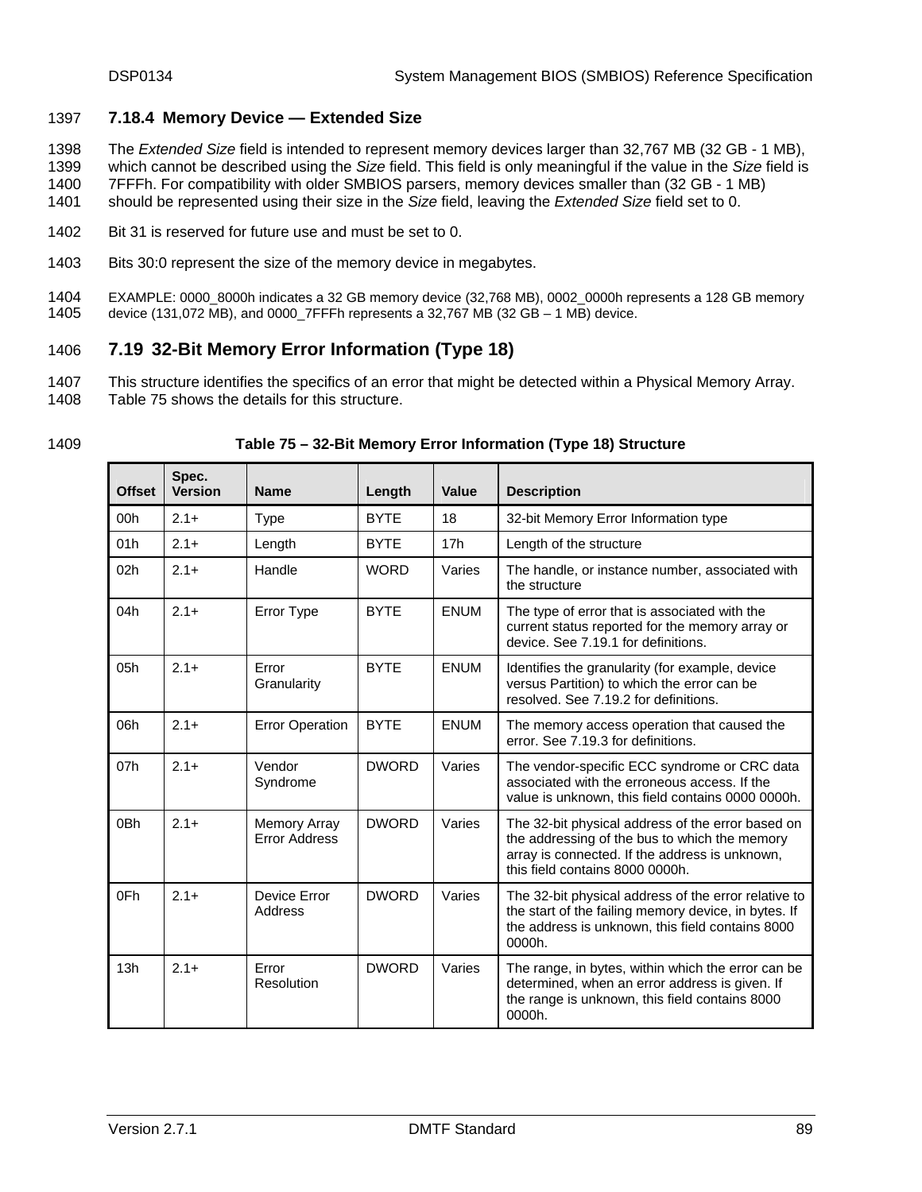#### 7.18.4 Memory Device — Extended Size

The *Extended Size* field is intended to represent memory devices larger than 32,767 MB (32 GB - 1 MB), which cannot be described using the *Size* field. This field is only meaningful if the value in the *Size* field is 7FFFh. For compatibility with older SMBIOS parsers, memory devices smaller than (32 GB - 1 MB) should be represented using their size in the *Size* field, leaving the *Extended Size* field set to 0.

Bit 31 is reserved for future use and must be set to 0.

Bits 30:0 represent the size of the memory device in megabytes.

EXAMPLE: 0000_8000h indicates a 32 GB memory device (32,768 MB), 0002_0000h represents a 128 GB memory device (131,072 MB), and 0000_7FFFh represents a 32,767 MB (32 GB – 1 MB) device.

## 7.19 32-Bit Memory Error Information (Type 18)

This structure identifies the specifics of an error that might be detected within a Physical Memory Array. Table 75 shows the details for this structure.

**Table 75 – 32-Bit Memory Error Information (Type 18) Structure**

| Offset | Spec. Version | Name | Length | Value | Description |
|---|---|---|---|---|---|
| 00h | 2.1+ | Type | BYTE | 18 | 32-bit Memory Error Information type |
| 01h | 2.1+ | Length | BYTE | 17h | Length of the structure |
| 02h | 2.1+ | Handle | WORD | Varies | The handle, or instance number, associated with the structure |
| 04h | 2.1+ | Error Type | BYTE | ENUM | The type of error that is associated with the current status reported for the memory array or device. See 7.19.1 for definitions. |
| 05h | 2.1+ | Error Granularity | BYTE | ENUM | Identifies the granularity (for example, device versus Partition) to which the error can be resolved. See 7.19.2 for definitions. |
| 06h | 2.1+ | Error Operation | BYTE | ENUM | The memory access operation that caused the error. See 7.19.3 for definitions. |
| 07h | 2.1+ | Vendor Syndrome | DWORD | Varies | The vendor-specific ECC syndrome or CRC data associated with the erroneous access. If the value is unknown, this field contains 0000 0000h. |
| 0Bh | 2.1+ | Memory Array Error Address | DWORD | Varies | The 32-bit physical address of the error based on the addressing of the bus to which the memory array is connected. If the address is unknown, this field contains 8000 0000h. |
| 0Fh | 2.1+ | Device Error Address | DWORD | Varies | The 32-bit physical address of the error relative to the start of the failing memory device, in bytes. If the address is unknown, this field contains 8000 0000h. |
| 13h | 2.1+ | Error Resolution | DWORD | Varies | The range, in bytes, within which the error can be determined, when an error address is given. If the range is unknown, this field contains 8000 0000h. |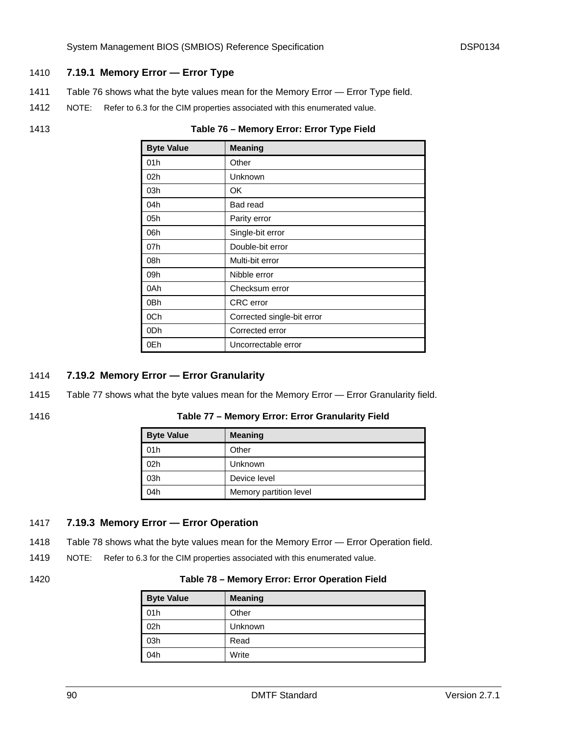### 7.19.1 Memory Error — Error Type

Table 76 shows what the byte values mean for the Memory Error — Error Type field.

NOTE: Refer to 6.3 for the CIM properties associated with this enumerated value.

**Table 76 – Memory Error: Error Type Field**

| Byte Value | Meaning |
|---|---|
| 01h | Other |
| 02h | Unknown |
| 03h | OK |
| 04h | Bad read |
| 05h | Parity error |
| 06h | Single-bit error |
| 07h | Double-bit error |
| 08h | Multi-bit error |
| 09h | Nibble error |
| 0Ah | Checksum error |
| 0Bh | CRC error |
| 0Ch | Corrected single-bit error |
| 0Dh | Corrected error |
| 0Eh | Uncorrectable error |

### 7.19.2 Memory Error — Error Granularity

Table 77 shows what the byte values mean for the Memory Error — Error Granularity field.

**Table 77 – Memory Error: Error Granularity Field**

| Byte Value | Meaning |
|---|---|
| 01h | Other |
| 02h | Unknown |
| 03h | Device level |
| 04h | Memory partition level |

### 7.19.3 Memory Error — Error Operation

Table 78 shows what the byte values mean for the Memory Error — Error Operation field.

NOTE: Refer to 6.3 for the CIM properties associated with this enumerated value.

**Table 78 – Memory Error: Error Operation Field**

| Byte Value | Meaning |
|---|---|
| 01h | Other |
| 02h | Unknown |
| 03h | Read |
| 04h | Write |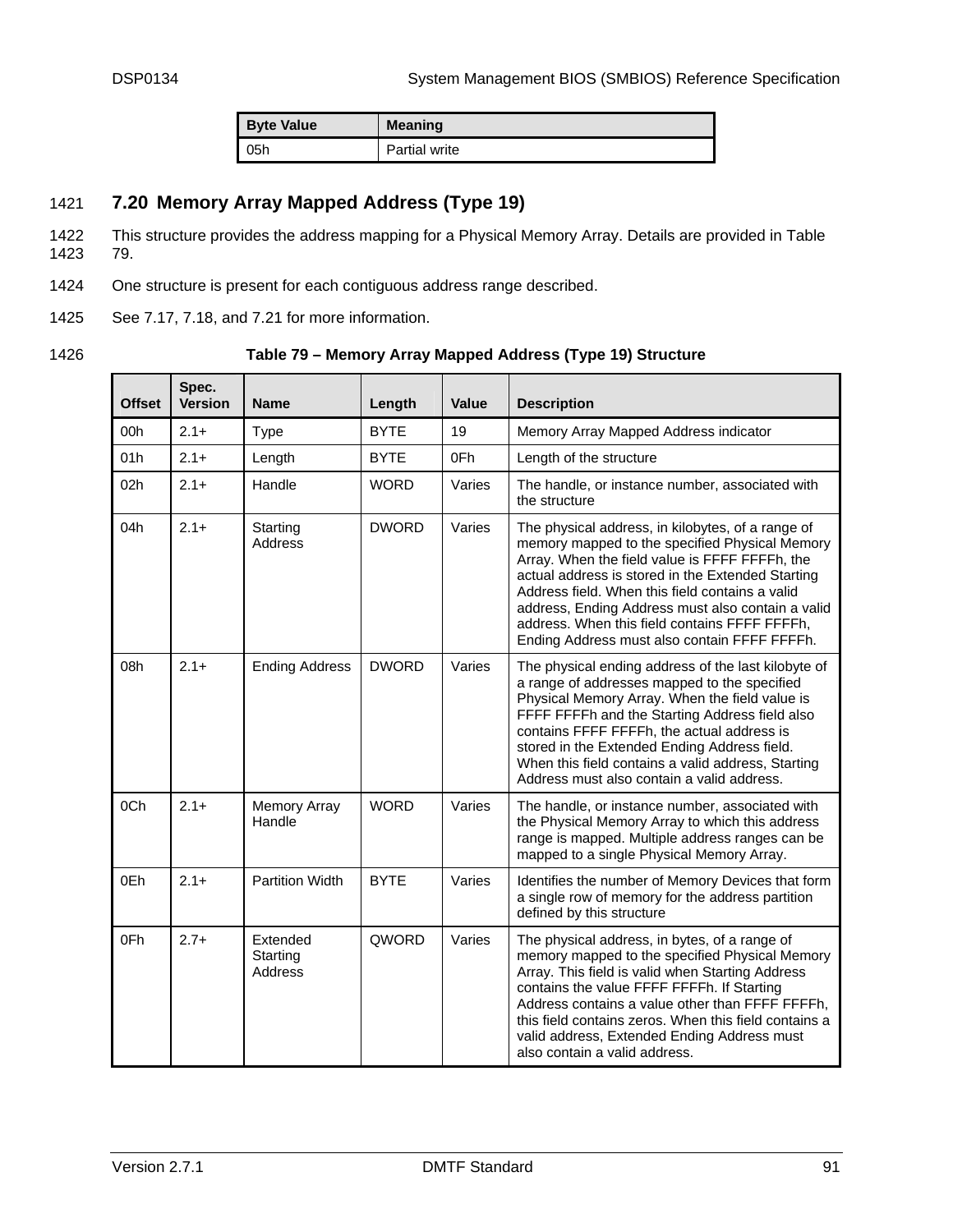| Byte Value | Meaning |
| --- | --- |
| 05h | Partial write |

## 7.20 Memory Array Mapped Address (Type 19)

This structure provides the address mapping for a Physical Memory Array. Details are provided in Table 79.

One structure is present for each contiguous address range described.

See 7.17, 7.18, and 7.21 for more information.

**Table 79 – Memory Array Mapped Address (Type 19) Structure**

| Offset | Spec. Version | Name | Length | Value | Description |
| --- | --- | --- | --- | --- | --- |
| 00h | 2.1+ | Type | BYTE | 19 | Memory Array Mapped Address indicator |
| 01h | 2.1+ | Length | BYTE | 0Fh | Length of the structure |
| 02h | 2.1+ | Handle | WORD | Varies | The handle, or instance number, associated with the structure |
| 04h | 2.1+ | Starting Address | DWORD | Varies | The physical address, in kilobytes, of a range of memory mapped to the specified Physical Memory Array. When the field value is FFFF FFFFh, the actual address is stored in the Extended Starting Address field. When this field contains a valid address, Ending Address must also contain a valid address. When this field contains FFFF FFFFh, Ending Address must also contain FFFF FFFFh. |
| 08h | 2.1+ | Ending Address | DWORD | Varies | The physical ending address of the last kilobyte of a range of addresses mapped to the specified Physical Memory Array. When the field value is FFFF FFFFh and the Starting Address field also contains FFFF FFFFh, the actual address is stored in the Extended Ending Address field. When this field contains a valid address, Starting Address must also contain a valid address. |
| 0Ch | 2.1+ | Memory Array Handle | WORD | Varies | The handle, or instance number, associated with the Physical Memory Array to which this address range is mapped. Multiple address ranges can be mapped to a single Physical Memory Array. |
| 0Eh | 2.1+ | Partition Width | BYTE | Varies | Identifies the number of Memory Devices that form a single row of memory for the address partition defined by this structure |
| 0Fh | 2.7+ | Extended Starting Address | QWORD | Varies | The physical address, in bytes, of a range of memory mapped to the specified Physical Memory Array. This field is valid when Starting Address contains the value FFFF FFFFh. If Starting Address contains a value other than FFFF FFFFh, this field contains zeros. When this field contains a valid address, Extended Ending Address must also contain a valid address. |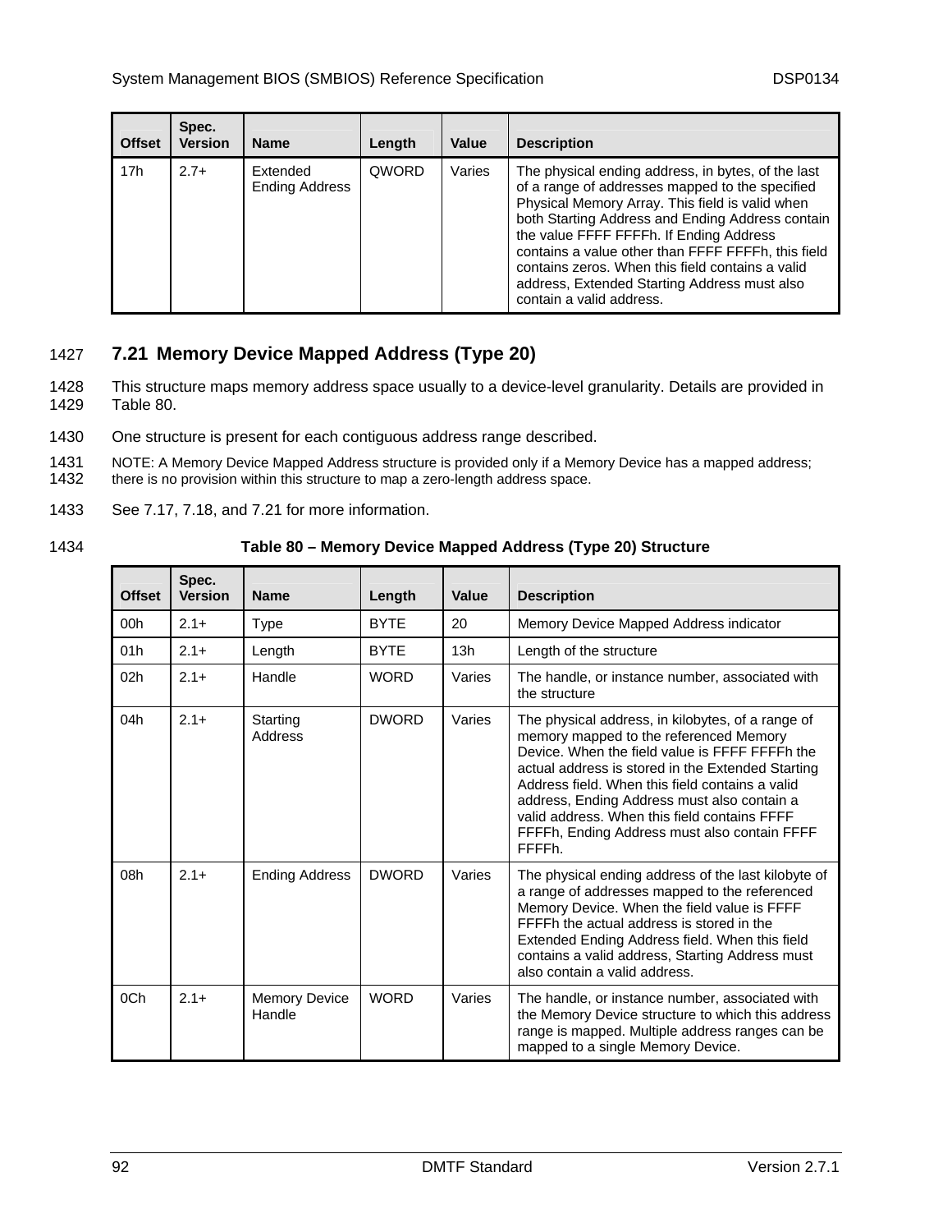| Offset | Spec. Version | Name | Length | Value | Description |
|---|---|---|---|---|---|
| 17h | 2.7+ | Extended Ending Address | QWORD | Varies | The physical ending address, in bytes, of the last of a range of addresses mapped to the specified Physical Memory Array. This field is valid when both Starting Address and Ending Address contain the value FFFF FFFFh. If Ending Address contains a value other than FFFF FFFFh, this field contains zeros. When this field contains a valid address, Extended Starting Address must also contain a valid address. |

## 7.21 Memory Device Mapped Address (Type 20)

This structure maps memory address space usually to a device-level granularity. Details are provided in Table 80.

One structure is present for each contiguous address range described.

NOTE: A Memory Device Mapped Address structure is provided only if a Memory Device has a mapped address; there is no provision within this structure to map a zero-length address space.

See 7.17, 7.18, and 7.21 for more information.

**Table 80 – Memory Device Mapped Address (Type 20) Structure**

| Offset | Spec. Version | Name | Length | Value | Description |
|---|---|---|---|---|---|
| 00h | 2.1+ | Type | BYTE | 20 | Memory Device Mapped Address indicator |
| 01h | 2.1+ | Length | BYTE | 13h | Length of the structure |
| 02h | 2.1+ | Handle | WORD | Varies | The handle, or instance number, associated with the structure |
| 04h | 2.1+ | Starting Address | DWORD | Varies | The physical address, in kilobytes, of a range of memory mapped to the referenced Memory Device. When the field value is FFFF FFFFh the actual address is stored in the Extended Starting Address field. When this field contains a valid address, Ending Address must also contain a valid address. When this field contains FFFF FFFFh, Ending Address must also contain FFFF FFFFh. |
| 08h | 2.1+ | Ending Address | DWORD | Varies | The physical ending address of the last kilobyte of a range of addresses mapped to the referenced Memory Device. When the field value is FFFF FFFFh the actual address is stored in the Extended Ending Address field. When this field contains a valid address, Starting Address must also contain a valid address. |
| 0Ch | 2.1+ | Memory Device Handle | WORD | Varies | The handle, or instance number, associated with the Memory Device structure to which this address range is mapped. Multiple address ranges can be mapped to a single Memory Device. |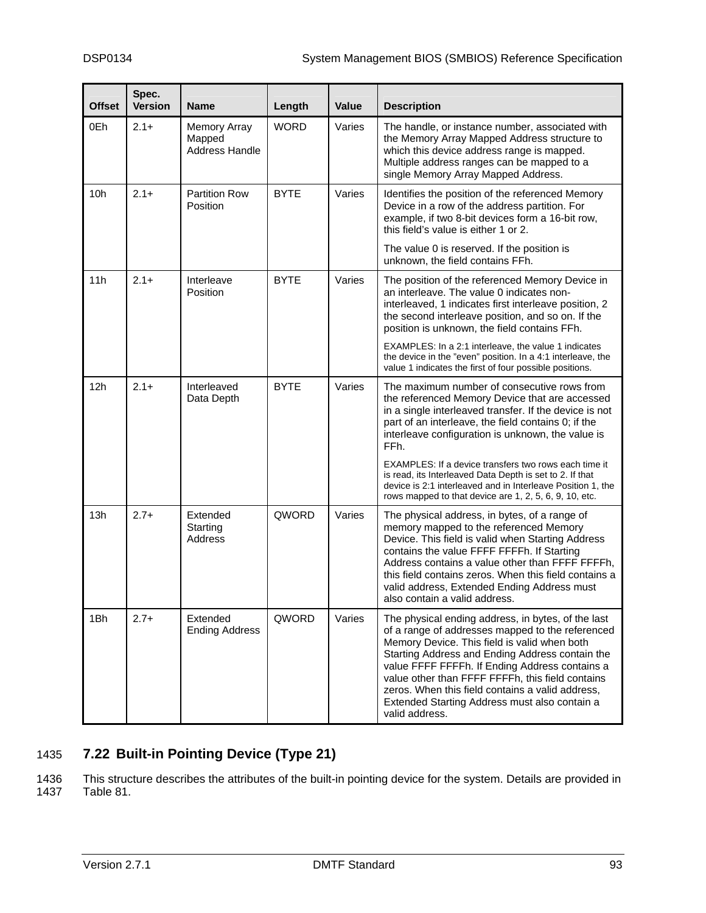| Offset | Spec. Version | Name | Length | Value | Description |
|---|---|---|---|---|---|
| 0Eh | 2.1+ | Memory Array Mapped Address Handle | WORD | Varies | The handle, or instance number, associated with the Memory Array Mapped Address structure to which this device address range is mapped. Multiple address ranges can be mapped to a single Memory Array Mapped Address. |
| 10h | 2.1+ | Partition Row Position | BYTE | Varies | Identifies the position of the referenced Memory Device in a row of the address partition. For example, if two 8-bit devices form a 16-bit row, this field's value is either 1 or 2.<br><br>The value 0 is reserved. If the position is unknown, the field contains FFh. |
| 11h | 2.1+ | Interleave Position | BYTE | Varies | The position of the referenced Memory Device in an interleave. The value 0 indicates non-interleaved, 1 indicates first interleave position, 2 the second interleave position, and so on. If the position is unknown, the field contains FFh.<br><br>EXAMPLES: In a 2:1 interleave, the value 1 indicates the device in the "even" position. In a 4:1 interleave, the value 1 indicates the first of four possible positions. |
| 12h | 2.1+ | Interleaved Data Depth | BYTE | Varies | The maximum number of consecutive rows from the referenced Memory Device that are accessed in a single interleaved transfer. If the device is not part of an interleave, the field contains 0; if the interleave configuration is unknown, the value is FFh.<br><br>EXAMPLES: If a device transfers two rows each time it is read, its Interleaved Data Depth is set to 2. If that device is 2:1 interleaved and in Interleave Position 1, the rows mapped to that device are 1, 2, 5, 6, 9, 10, etc. |
| 13h | 2.7+ | Extended Starting Address | QWORD | Varies | The physical address, in bytes, of a range of memory mapped to the referenced Memory Device. This field is valid when Starting Address contains the value FFFF FFFFh. If Starting Address contains a value other than FFFF FFFFh, this field contains zeros. When this field contains a valid address, Extended Ending Address must also contain a valid address. |
| 1Bh | 2.7+ | Extended Ending Address | QWORD | Varies | The physical ending address, in bytes, of the last of a range of addresses mapped to the referenced Memory Device. This field is valid when both Starting Address and Ending Address contain the value FFFF FFFFh. If Ending Address contains a value other than FFFF FFFFh, this field contains zeros. When this field contains a valid address, Extended Starting Address must also contain a valid address. |

## 7.22 Built-in Pointing Device (Type 21)

This structure describes the attributes of the built-in pointing device for the system. Details are provided in Table 81.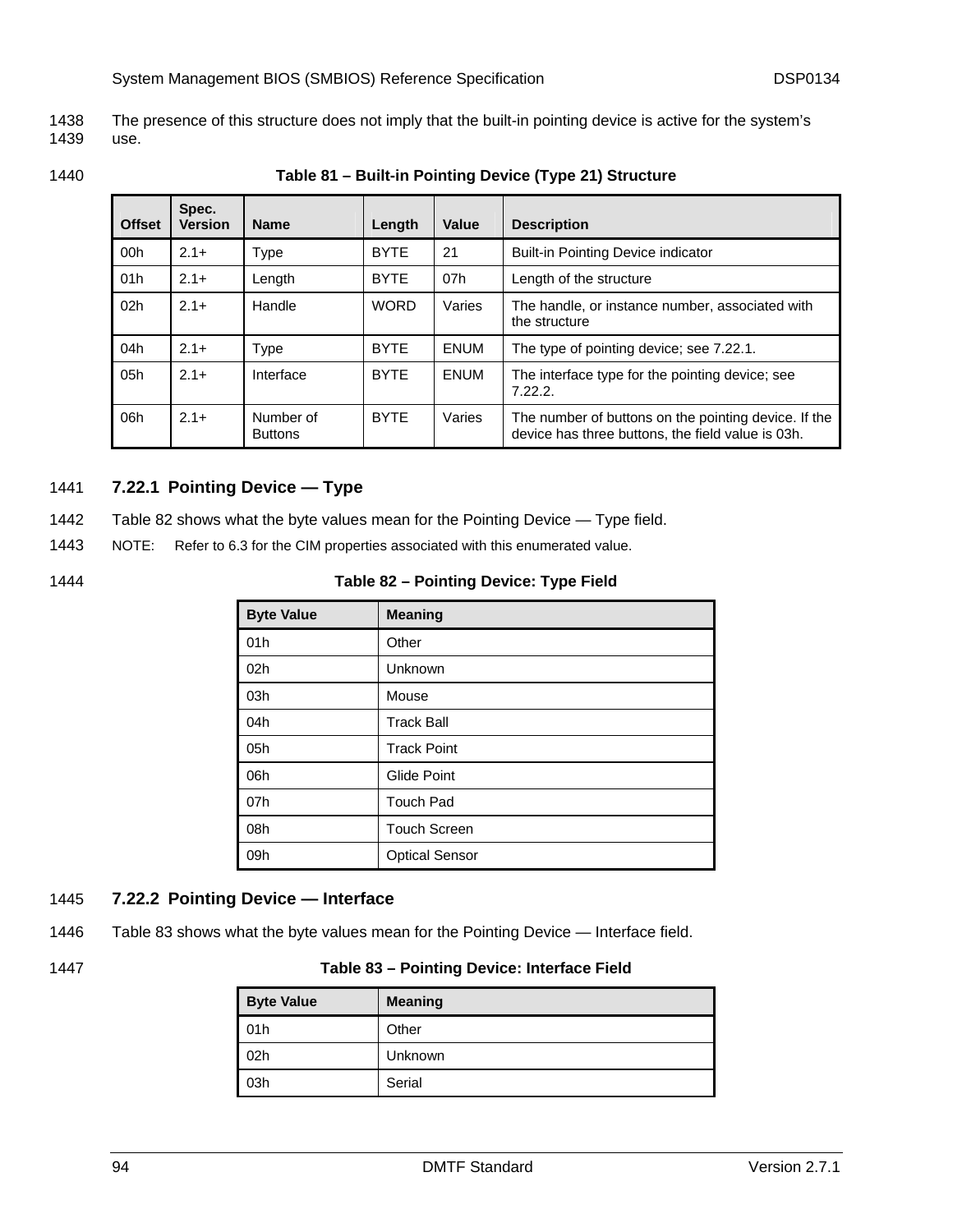The presence of this structure does not imply that the built-in pointing device is active for the system's use.

**Table 81 – Built-in Pointing Device (Type 21) Structure**

| Offset | Spec. Version | Name | Length | Value | Description |
|---|---|---|---|---|---|
| 00h | 2.1+ | Type | BYTE | 21 | Built-in Pointing Device indicator |
| 01h | 2.1+ | Length | BYTE | 07h | Length of the structure |
| 02h | 2.1+ | Handle | WORD | Varies | The handle, or instance number, associated with the structure |
| 04h | 2.1+ | Type | BYTE | ENUM | The type of pointing device; see 7.22.1. |
| 05h | 2.1+ | Interface | BYTE | ENUM | The interface type for the pointing device; see 7.22.2. |
| 06h | 2.1+ | Number of Buttons | BYTE | Varies | The number of buttons on the pointing device. If the device has three buttons, the field value is 03h. |

### 7.22.1 Pointing Device — Type

Table 82 shows what the byte values mean for the Pointing Device — Type field.

NOTE: Refer to 6.3 for the CIM properties associated with this enumerated value.

**Table 82 – Pointing Device: Type Field**

| Byte Value | Meaning |
|---|---|
| 01h | Other |
| 02h | Unknown |
| 03h | Mouse |
| 04h | Track Ball |
| 05h | Track Point |
| 06h | Glide Point |
| 07h | Touch Pad |
| 08h | Touch Screen |
| 09h | Optical Sensor |

### 7.22.2 Pointing Device — Interface

Table 83 shows what the byte values mean for the Pointing Device — Interface field.

**Table 83 – Pointing Device: Interface Field**

| Byte Value | Meaning |
|---|---|
| 01h | Other |
| 02h | Unknown |
| 03h | Serial |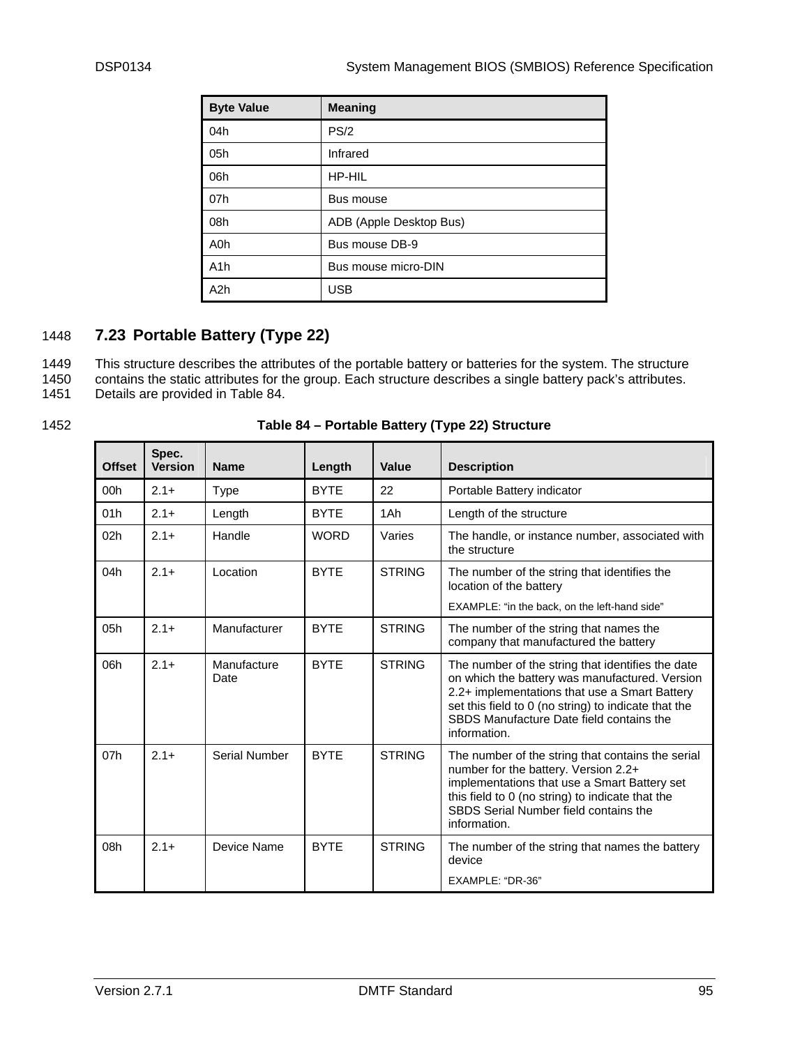| Byte Value | Meaning |
|---|---|
| 04h | PS/2 |
| 05h | Infrared |
| 06h | HP-HIL |
| 07h | Bus mouse |
| 08h | ADB (Apple Desktop Bus) |
| A0h | Bus mouse DB-9 |
| A1h | Bus mouse micro-DIN |
| A2h | USB |

1448

### 7.23 Portable Battery (Type 22)

1449 This structure describes the attributes of the portable battery or batteries for the system. The structure
1450 contains the static attributes for the group. Each structure describes a single battery pack's attributes.
1451 Details are provided in Table 84.

1452 **Table 84 – Portable Battery (Type 22) Structure**

| Offset | Spec. Version | Name | Length | Value | Description |
|---|---|---|---|---|---|
| 00h | 2.1+ | Type | BYTE | 22 | Portable Battery indicator |
| 01h | 2.1+ | Length | BYTE | 1Ah | Length of the structure |
| 02h | 2.1+ | Handle | WORD | Varies | The handle, or instance number, associated with the structure |
| 04h | 2.1+ | Location | BYTE | STRING | The number of the string that identifies the location of the battery<br>EXAMPLE: "in the back, on the left-hand side" |
| 05h | 2.1+ | Manufacturer | BYTE | STRING | The number of the string that names the company that manufactured the battery |
| 06h | 2.1+ | Manufacture Date | BYTE | STRING | The number of the string that identifies the date on which the battery was manufactured. Version 2.2+ implementations that use a Smart Battery set this field to 0 (no string) to indicate that the SBDS Manufacture Date field contains the information. |
| 07h | 2.1+ | Serial Number | BYTE | STRING | The number of the string that contains the serial number for the battery. Version 2.2+ implementations that use a Smart Battery set this field to 0 (no string) to indicate that the SBDS Serial Number field contains the information. |
| 08h | 2.1+ | Device Name | BYTE | STRING | The number of the string that names the battery device<br>EXAMPLE: "DR-36" |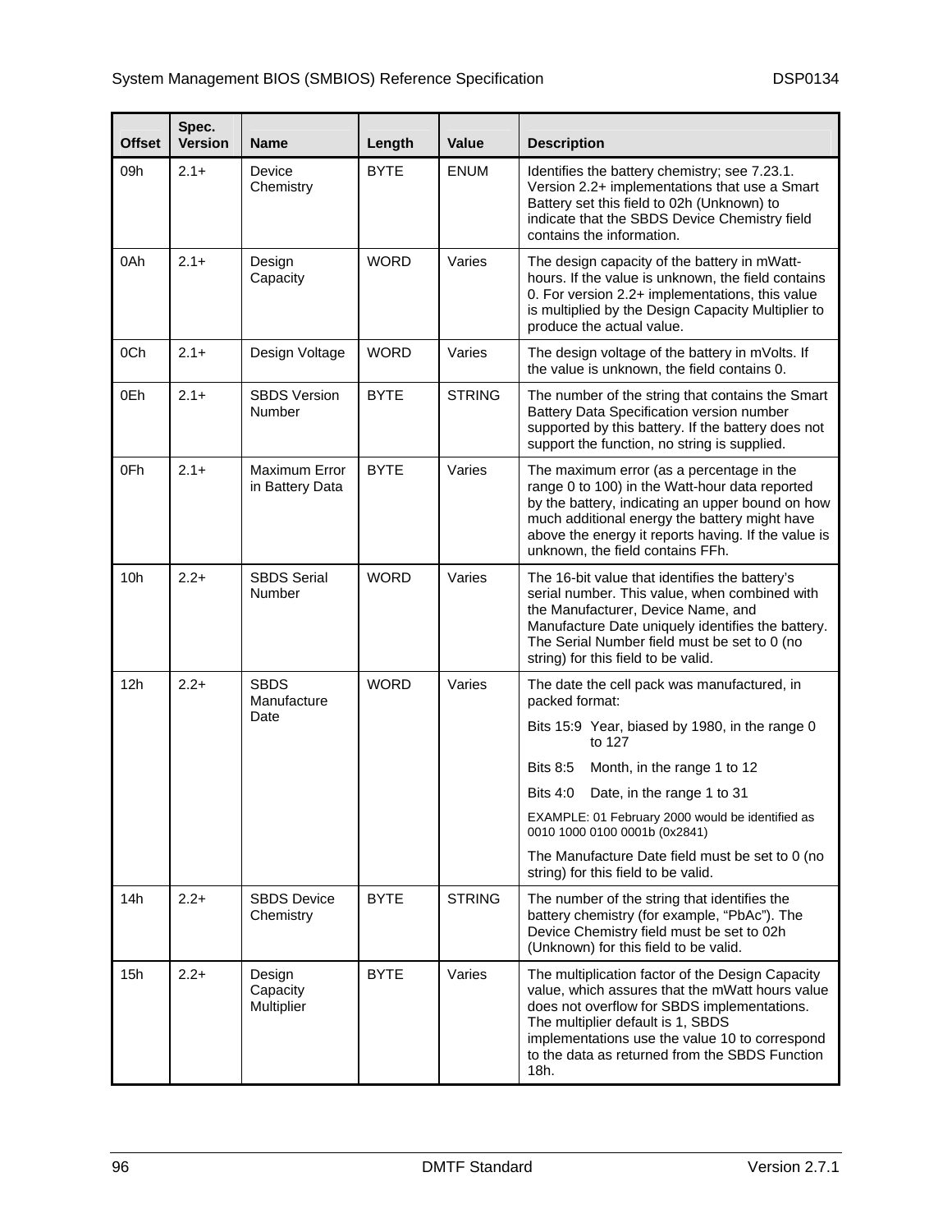| Offset | Spec. Version | Name | Length | Value | Description |
|---|---|---|---|---|---|
| 09h | 2.1+ | Device Chemistry | BYTE | ENUM | Identifies the battery chemistry; see 7.23.1. Version 2.2+ implementations that use a Smart Battery set this field to 02h (Unknown) to indicate that the SBDS Device Chemistry field contains the information. |
| 0Ah | 2.1+ | Design Capacity | WORD | Varies | The design capacity of the battery in mWatt-hours. If the value is unknown, the field contains 0. For version 2.2+ implementations, this value is multiplied by the Design Capacity Multiplier to produce the actual value. |
| 0Ch | 2.1+ | Design Voltage | WORD | Varies | The design voltage of the battery in mVolts. If the value is unknown, the field contains 0. |
| 0Eh | 2.1+ | SBDS Version Number | BYTE | STRING | The number of the string that contains the Smart Battery Data Specification version number supported by this battery. If the battery does not support the function, no string is supplied. |
| 0Fh | 2.1+ | Maximum Error in Battery Data | BYTE | Varies | The maximum error (as a percentage in the range 0 to 100) in the Watt-hour data reported by the battery, indicating an upper bound on how much additional energy the battery might have above the energy it reports having. If the value is unknown, the field contains FFh. |
| 10h | 2.2+ | SBDS Serial Number | WORD | Varies | The 16-bit value that identifies the battery's serial number. This value, when combined with the Manufacturer, Device Name, and Manufacture Date uniquely identifies the battery. The Serial Number field must be set to 0 (no string) for this field to be valid. |
| 12h | 2.2+ | SBDS Manufacture Date | WORD | Varies | The date the cell pack was manufactured, in packed format:<br>Bits 15:9 Year, biased by 1980, in the range 0 to 127<br>Bits 8:5 Month, in the range 1 to 12<br>Bits 4:0 Date, in the range 1 to 31<br>EXAMPLE: 01 February 2000 would be identified as 0010 1000 0100 0001b (0x2841)<br>The Manufacture Date field must be set to 0 (no string) for this field to be valid. |
| 14h | 2.2+ | SBDS Device Chemistry | BYTE | STRING | The number of the string that identifies the battery chemistry (for example, "PbAc"). The Device Chemistry field must be set to 02h (Unknown) for this field to be valid. |
| 15h | 2.2+ | Design Capacity Multiplier | BYTE | Varies | The multiplication factor of the Design Capacity value, which assures that the mWatt hours value does not overflow for SBDS implementations. The multiplier default is 1, SBDS implementations use the value 10 to correspond to the data as returned from the SBDS Function 18h. |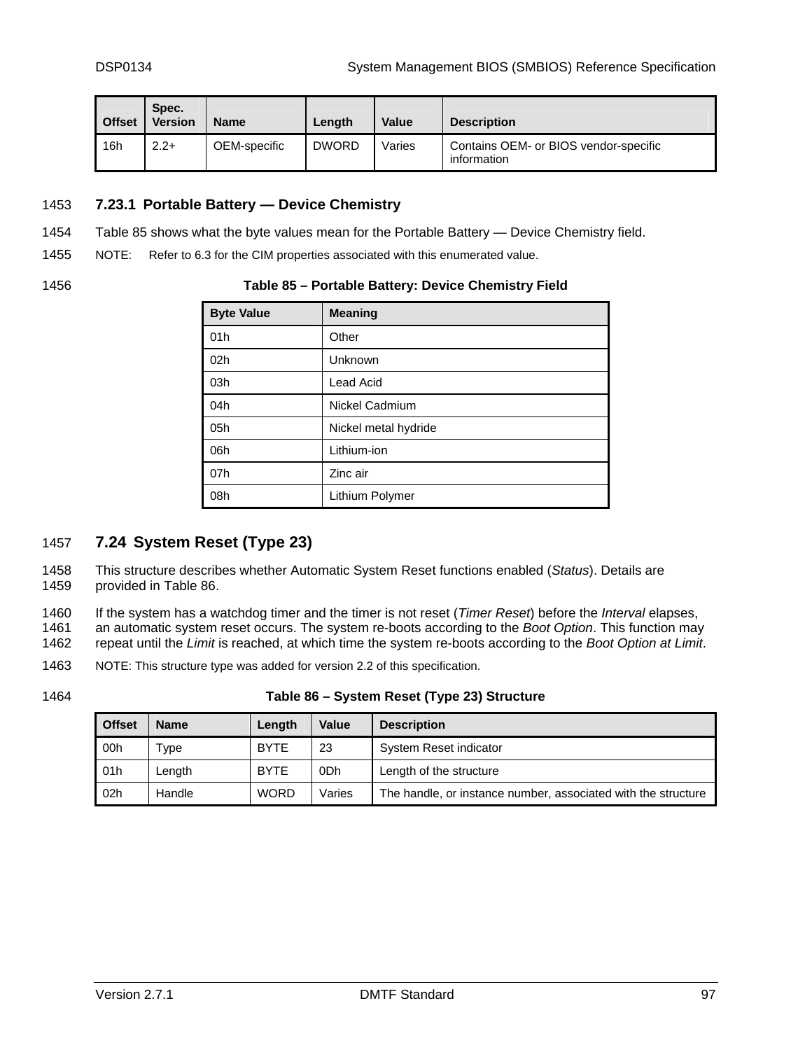| Offset | Spec. Version | Name | Length | Value | Description |
|---|---|---|---|---|---|
| 16h | 2.2+ | OEM-specific | DWORD | Varies | Contains OEM- or BIOS vendor-specific information |

### 7.23.1 Portable Battery — Device Chemistry

Table 85 shows what the byte values mean for the Portable Battery — Device Chemistry field.

NOTE: Refer to 6.3 for the CIM properties associated with this enumerated value.

**Table 85 – Portable Battery: Device Chemistry Field**

| Byte Value | Meaning |
|---|---|
| 01h | Other |
| 02h | Unknown |
| 03h | Lead Acid |
| 04h | Nickel Cadmium |
| 05h | Nickel metal hydride |
| 06h | Lithium-ion |
| 07h | Zinc air |
| 08h | Lithium Polymer |

## 7.24 System Reset (Type 23)

This structure describes whether Automatic System Reset functions enabled (*Status*). Details are provided in Table 86.

If the system has a watchdog timer and the timer is not reset (*Timer Reset*) before the *Interval* elapses, an automatic system reset occurs. The system re-boots according to the *Boot Option*. This function may repeat until the *Limit* is reached, at which time the system re-boots according to the *Boot Option at Limit*.

NOTE: This structure type was added for version 2.2 of this specification.

**Table 86 – System Reset (Type 23) Structure**

| Offset | Name | Length | Value | Description |
|---|---|---|---|---|
| 00h | Type | BYTE | 23 | System Reset indicator |
| 01h | Length | BYTE | 0Dh | Length of the structure |
| 02h | Handle | WORD | Varies | The handle, or instance number, associated with the structure |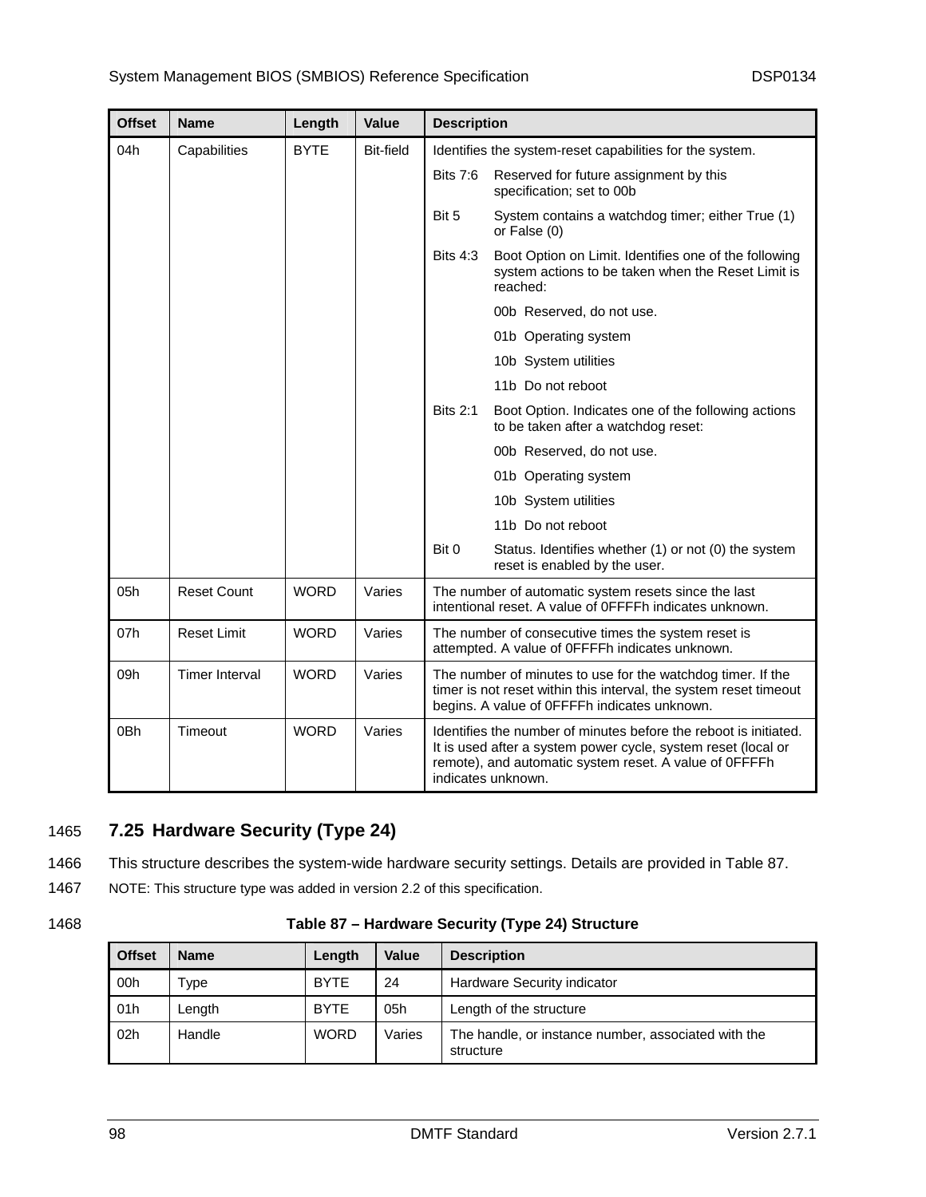| Offset | Name | Length | Value | Description |
|---|---|---|---|---|
| 04h | Capabilities | BYTE | Bit-field | Identifies the system-reset capabilities for the system.<br>Bits 7:6 Reserved for future assignment by this specification; set to 00b<br>Bit 5 System contains a watchdog timer; either True (1) or False (0)<br>Bits 4:3 Boot Option on Limit. Identifies one of the following system actions to be taken when the Reset Limit is reached:<br>00b Reserved, do not use.<br>01b Operating system<br>10b System utilities<br>11b Do not reboot<br>Bits 2:1 Boot Option. Indicates one of the following actions to be taken after a watchdog reset:<br>00b Reserved, do not use.<br>01b Operating system<br>10b System utilities<br>11b Do not reboot<br>Bit 0 Status. Identifies whether (1) or not (0) the system reset is enabled by the user. |
| 05h | Reset Count | WORD | Varies | The number of automatic system resets since the last intentional reset. A value of 0FFFFh indicates unknown. |
| 07h | Reset Limit | WORD | Varies | The number of consecutive times the system reset is attempted. A value of 0FFFFh indicates unknown. |
| 09h | Timer Interval | WORD | Varies | The number of minutes to use for the watchdog timer. If the timer is not reset within this interval, the system reset timeout begins. A value of 0FFFFh indicates unknown. |
| 0Bh | Timeout | WORD | Varies | Identifies the number of minutes before the reboot is initiated. It is used after a system power cycle, system reset (local or remote), and automatic system reset. A value of 0FFFFh indicates unknown. |

## 7.25 Hardware Security (Type 24)

This structure describes the system-wide hardware security settings. Details are provided in Table 87.

NOTE: This structure type was added in version 2.2 of this specification.

**Table 87 – Hardware Security (Type 24) Structure**

| Offset | Name | Length | Value | Description |
|---|---|---|---|---|
| 00h | Type | BYTE | 24 | Hardware Security indicator |
| 01h | Length | BYTE | 05h | Length of the structure |
| 02h | Handle | WORD | Varies | The handle, or instance number, associated with the structure |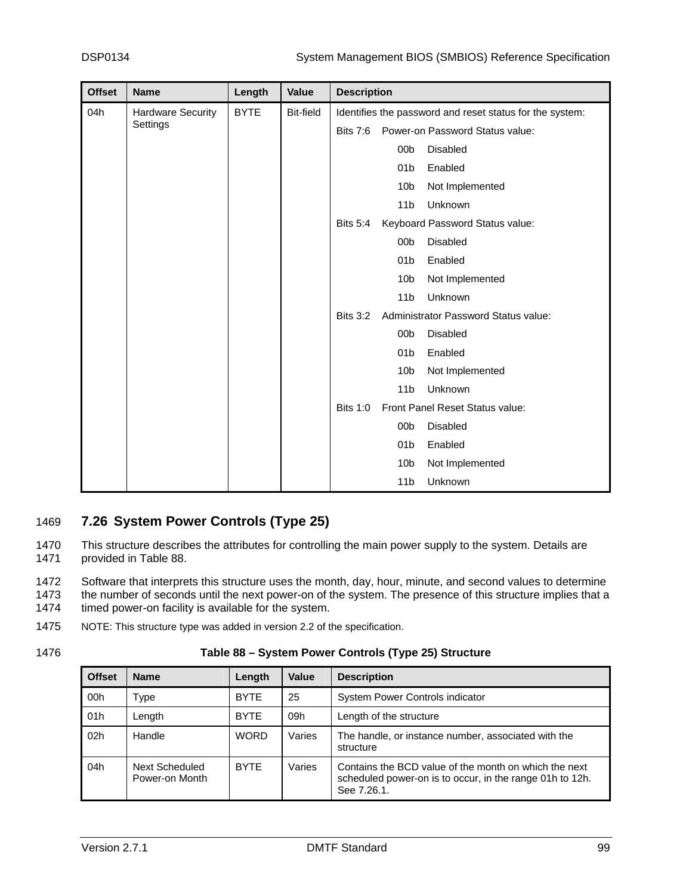| Offset | Name | Length | Value | Description |
|---|---|---|---|---|
| 04h | Hardware Security Settings | BYTE | Bit-field | Identifies the password and reset status for the system:<br>Bits 7:6 Power-on Password Status value:<br>00b Disabled<br>01b Enabled<br>10b Not Implemented<br>11b Unknown<br>Bits 5:4 Keyboard Password Status value:<br>00b Disabled<br>01b Enabled<br>10b Not Implemented<br>11b Unknown<br>Bits 3:2 Administrator Password Status value:<br>00b Disabled<br>01b Enabled<br>10b Not Implemented<br>11b Unknown<br>Bits 1:0 Front Panel Reset Status value:<br>00b Disabled<br>01b Enabled<br>10b Not Implemented<br>11b Unknown |

## 7.26 System Power Controls (Type 25)

This structure describes the attributes for controlling the main power supply to the system. Details are provided in Table 88.

Software that interprets this structure uses the month, day, hour, minute, and second values to determine the number of seconds until the next power-on of the system. The presence of this structure implies that a timed power-on facility is available for the system.

NOTE: This structure type was added in version 2.2 of the specification.

**Table 88 – System Power Controls (Type 25) Structure**

| Offset | Name | Length | Value | Description |
|---|---|---|---|---|
| 00h | Type | BYTE | 25 | System Power Controls indicator |
| 01h | Length | BYTE | 09h | Length of the structure |
| 02h | Handle | WORD | Varies | The handle, or instance number, associated with the structure |
| 04h | Next Scheduled Power-on Month | BYTE | Varies | Contains the BCD value of the month on which the next scheduled power-on is to occur, in the range 01h to 12h. See 7.26.1. |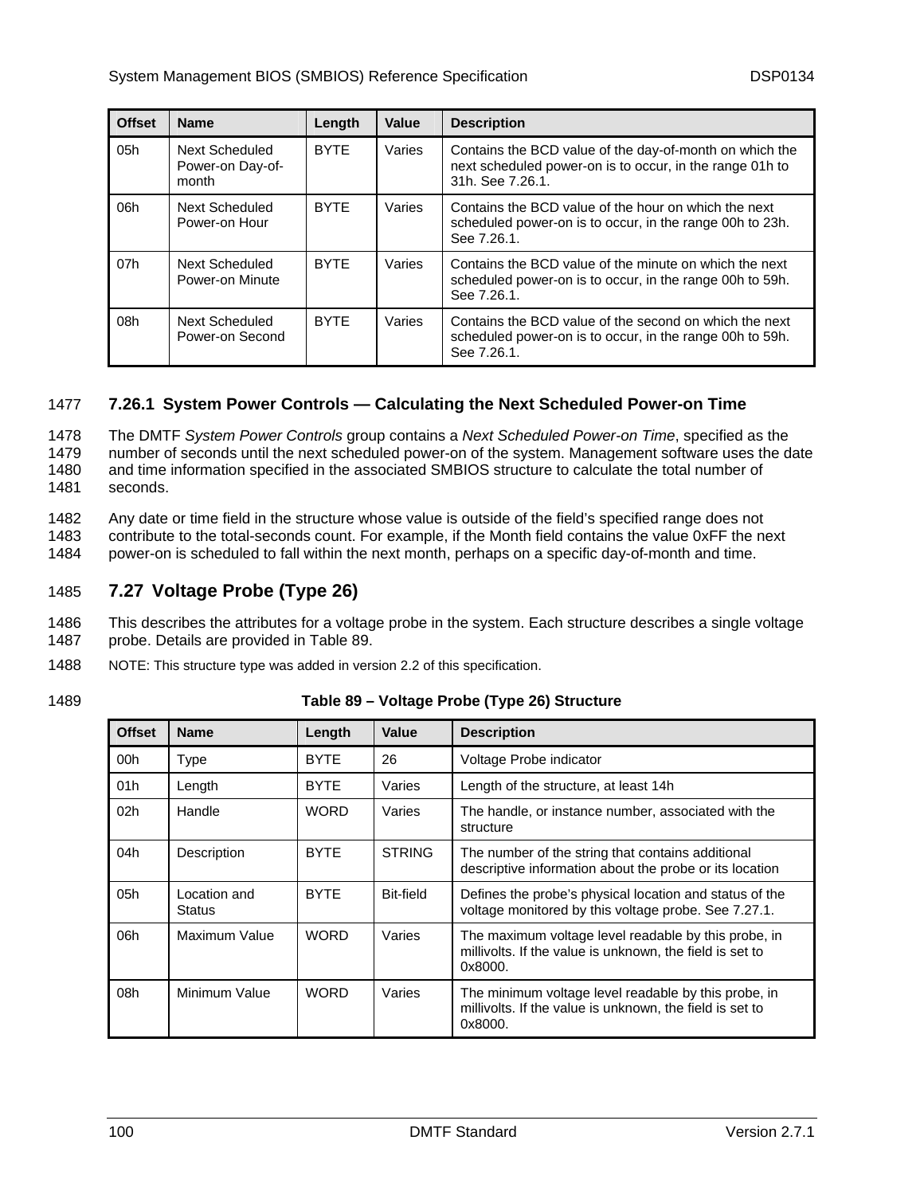| Offset | Name | Length | Value | Description |
|---|---|---|---|---|
| 05h | Next Scheduled Power-on Day-of-month | BYTE | Varies | Contains the BCD value of the day-of-month on which the next scheduled power-on is to occur, in the range 01h to 31h. See 7.26.1. |
| 06h | Next Scheduled Power-on Hour | BYTE | Varies | Contains the BCD value of the hour on which the next scheduled power-on is to occur, in the range 00h to 23h. See 7.26.1. |
| 07h | Next Scheduled Power-on Minute | BYTE | Varies | Contains the BCD value of the minute on which the next scheduled power-on is to occur, in the range 00h to 59h. See 7.26.1. |
| 08h | Next Scheduled Power-on Second | BYTE | Varies | Contains the BCD value of the second on which the next scheduled power-on is to occur, in the range 00h to 59h. See 7.26.1. |

### 7.26.1 System Power Controls — Calculating the Next Scheduled Power-on Time

The DMTF *System Power Controls* group contains a *Next Scheduled Power-on Time*, specified as the number of seconds until the next scheduled power-on of the system. Management software uses the date and time information specified in the associated SMBIOS structure to calculate the total number of seconds.

Any date or time field in the structure whose value is outside of the field's specified range does not contribute to the total-seconds count. For example, if the Month field contains the value 0xFF the next power-on is scheduled to fall within the next month, perhaps on a specific day-of-month and time.

## 7.27 Voltage Probe (Type 26)

This describes the attributes for a voltage probe in the system. Each structure describes a single voltage probe. Details are provided in Table 89.

NOTE: This structure type was added in version 2.2 of this specification.

**Table 89 – Voltage Probe (Type 26) Structure**

| Offset | Name | Length | Value | Description |
|---|---|---|---|---|
| 00h | Type | BYTE | 26 | Voltage Probe indicator |
| 01h | Length | BYTE | Varies | Length of the structure, at least 14h |
| 02h | Handle | WORD | Varies | The handle, or instance number, associated with the structure |
| 04h | Description | BYTE | STRING | The number of the string that contains additional descriptive information about the probe or its location |
| 05h | Location and Status | BYTE | Bit-field | Defines the probe's physical location and status of the voltage monitored by this voltage probe. See 7.27.1. |
| 06h | Maximum Value | WORD | Varies | The maximum voltage level readable by this probe, in millivolts. If the value is unknown, the field is set to 0x8000. |
| 08h | Minimum Value | WORD | Varies | The minimum voltage level readable by this probe, in millivolts. If the value is unknown, the field is set to 0x8000. |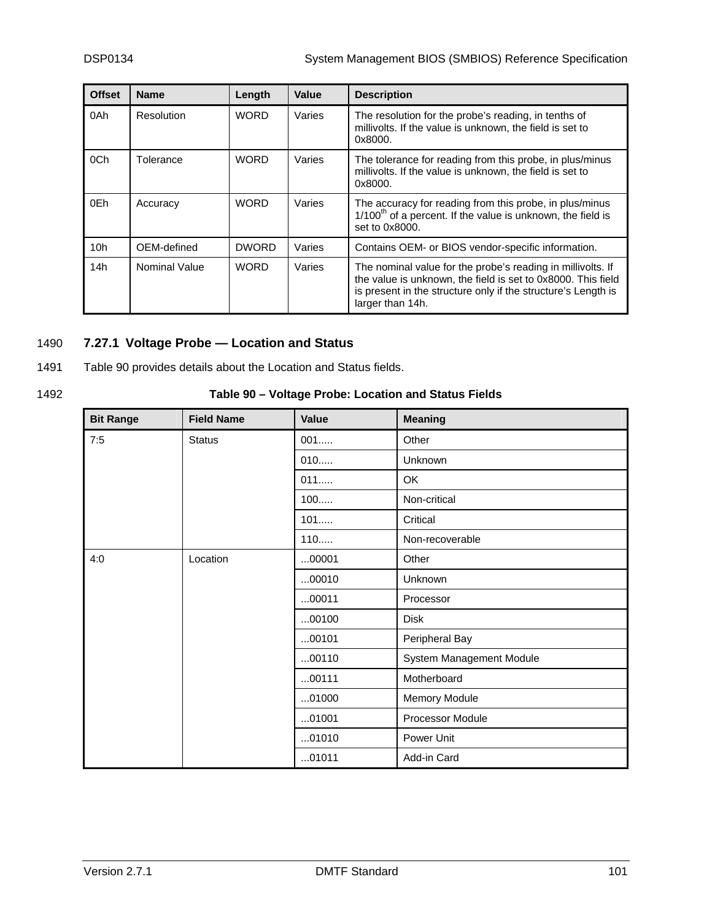| Offset | Name | Length | Value | Description |
|---|---|---|---|---|
| 0Ah | Resolution | WORD | Varies | The resolution for the probe's reading, in tenths of millivolts. If the value is unknown, the field is set to 0x8000. |
| 0Ch | Tolerance | WORD | Varies | The tolerance for reading from this probe, in plus/minus millivolts. If the value is unknown, the field is set to 0x8000. |
| 0Eh | Accuracy | WORD | Varies | The accuracy for reading from this probe, in plus/minus 1/100$^{th}$ of a percent. If the value is unknown, the field is set to 0x8000. |
| 10h | OEM-defined | DWORD | Varies | Contains OEM- or BIOS vendor-specific information. |
| 14h | Nominal Value | WORD | Varies | The nominal value for the probe's reading in millivolts. If the value is unknown, the field is set to 0x8000. This field is present in the structure only if the structure's Length is larger than 14h. |

1490 **7.27.1 Voltage Probe — Location and Status**

1491 Table 90 provides details about the Location and Status fields.

1492 **Table 90 – Voltage Probe: Location and Status Fields**

| Bit Range | Field Name | Value | Meaning |
|---|---|---|---|
| 7:5 | Status | 001..... | Other |
| | | 010..... | Unknown |
| | | 011..... | OK |
| | | 100..... | Non-critical |
| | | 101..... | Critical |
| | | 110..... | Non-recoverable |
| 4:0 | Location | ...00001 | Other |
| | | ...00010 | Unknown |
| | | ...00011 | Processor |
| | | ...00100 | Disk |
| | | ...00101 | Peripheral Bay |
| | | ...00110 | System Management Module |
| | | ...00111 | Motherboard |
| | | ...01000 | Memory Module |
| | | ...01001 | Processor Module |
| | | ...01010 | Power Unit |
| | | ...01011 | Add-in Card |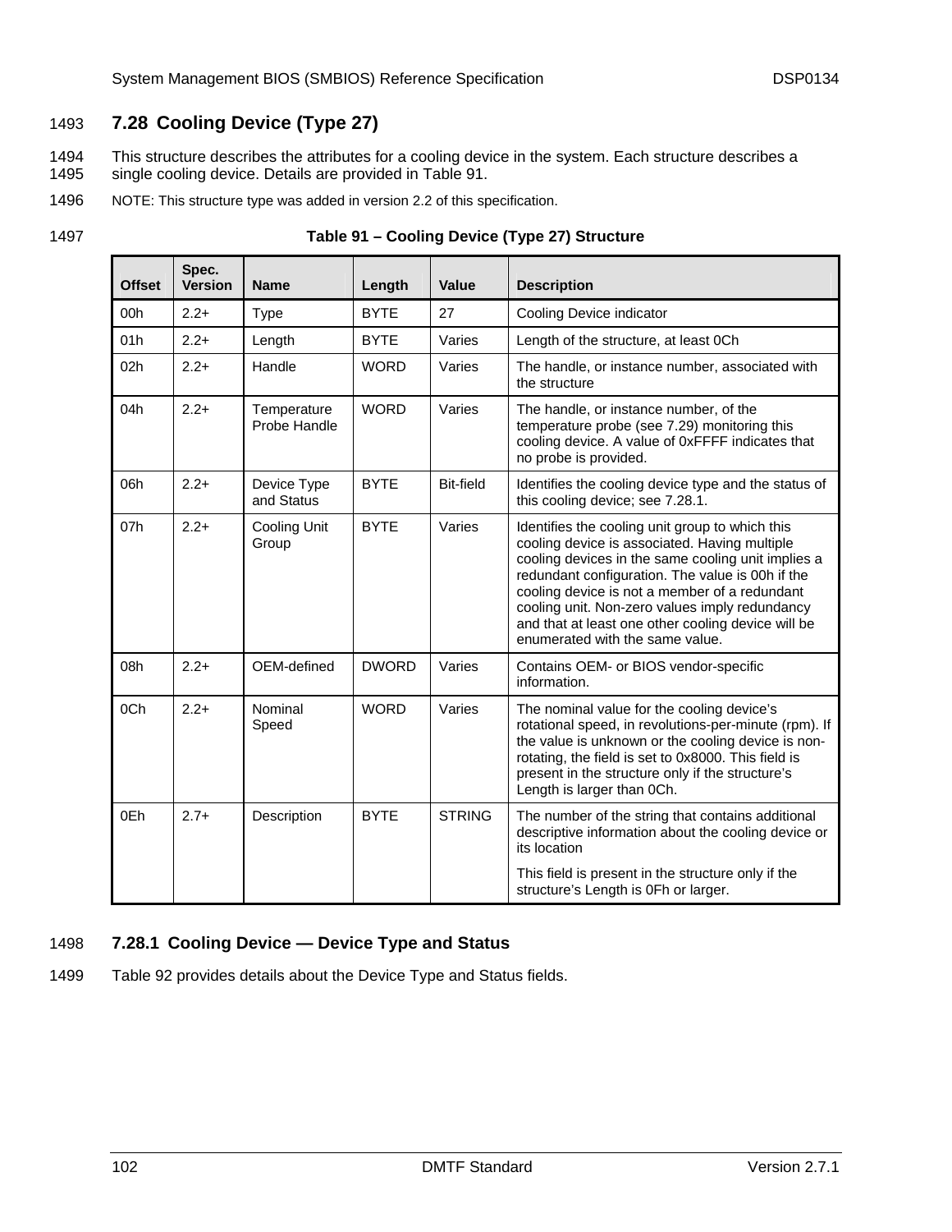## 7.28 Cooling Device (Type 27)

This structure describes the attributes for a cooling device in the system. Each structure describes a single cooling device. Details are provided in Table 91.

NOTE: This structure type was added in version 2.2 of this specification.

**Table 91 – Cooling Device (Type 27) Structure**

| Offset | Spec. Version | Name | Length | Value | Description |
|---|---|---|---|---|---|
| 00h | 2.2+ | Type | BYTE | 27 | Cooling Device indicator |
| 01h | 2.2+ | Length | BYTE | Varies | Length of the structure, at least 0Ch |
| 02h | 2.2+ | Handle | WORD | Varies | The handle, or instance number, associated with the structure |
| 04h | 2.2+ | Temperature Probe Handle | WORD | Varies | The handle, or instance number, of the temperature probe (see 7.29) monitoring this cooling device. A value of 0xFFFF indicates that no probe is provided. |
| 06h | 2.2+ | Device Type and Status | BYTE | Bit-field | Identifies the cooling device type and the status of this cooling device; see 7.28.1. |
| 07h | 2.2+ | Cooling Unit Group | BYTE | Varies | Identifies the cooling unit group to which this cooling device is associated. Having multiple cooling devices in the same cooling unit implies a redundant configuration. The value is 00h if the cooling device is not a member of a redundant cooling unit. Non-zero values imply redundancy and that at least one other cooling device will be enumerated with the same value. |
| 08h | 2.2+ | OEM-defined | DWORD | Varies | Contains OEM- or BIOS vendor-specific information. |
| 0Ch | 2.2+ | Nominal Speed | WORD | Varies | The nominal value for the cooling device's rotational speed, in revolutions-per-minute (rpm). If the value is unknown or the cooling device is non-rotating, the field is set to 0x8000. This field is present in the structure only if the structure's Length is larger than 0Ch. |
| 0Eh | 2.7+ | Description | BYTE | STRING | The number of the string that contains additional descriptive information about the cooling device or its location<br><br>This field is present in the structure only if the structure's Length is 0Fh or larger. |

### 7.28.1 Cooling Device — Device Type and Status

Table 92 provides details about the Device Type and Status fields.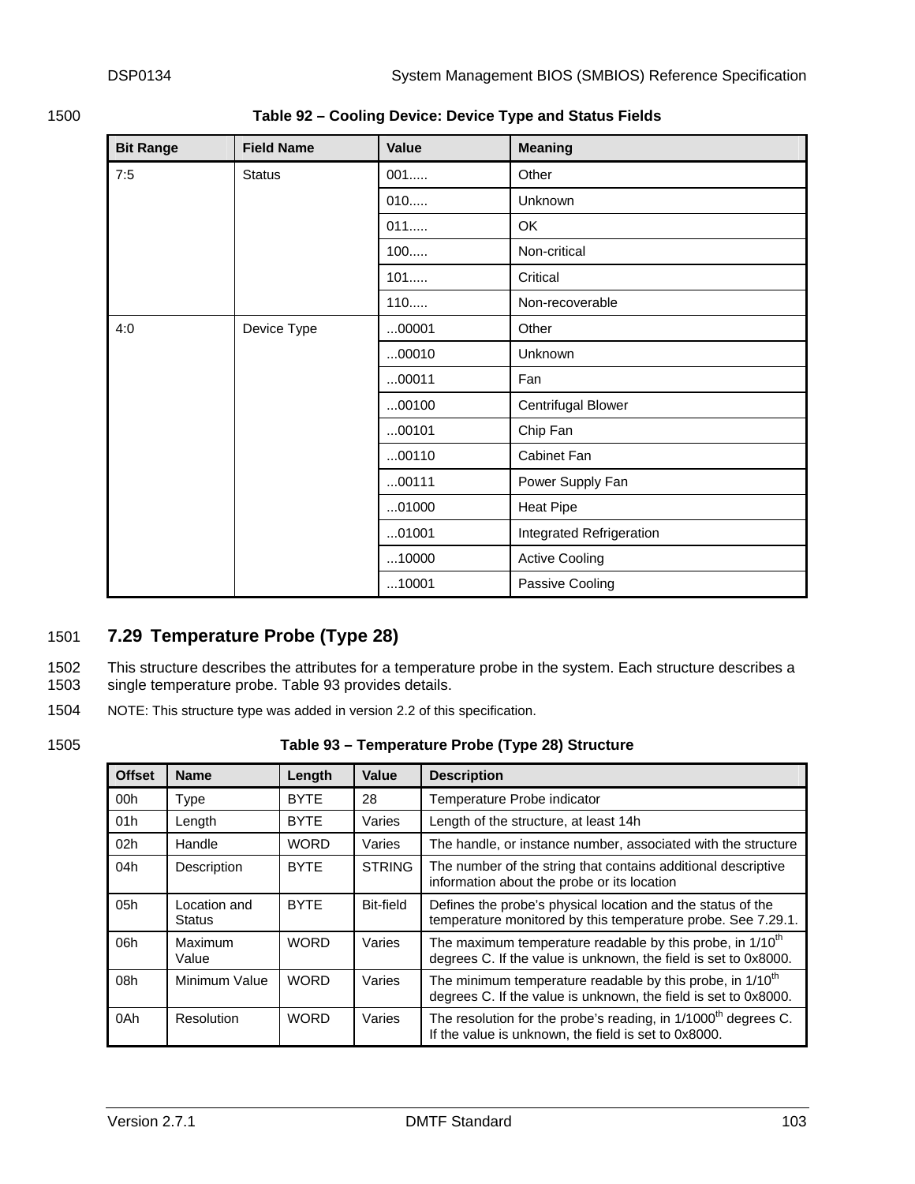**Table 92 – Cooling Device: Device Type and Status Fields**

| Bit Range | Field Name | Value | Meaning |
|---|---|---|---|
| 7:5 | Status | 001..... | Other |
| | | 010..... | Unknown |
| | | 011..... | OK |
| | | 100..... | Non-critical |
| | | 101..... | Critical |
| | | 110..... | Non-recoverable |
| 4:0 | Device Type | ...00001 | Other |
| | | ...00010 | Unknown |
| | | ...00011 | Fan |
| | | ...00100 | Centrifugal Blower |
| | | ...00101 | Chip Fan |
| | | ...00110 | Cabinet Fan |
| | | ...00111 | Power Supply Fan |
| | | ...01000 | Heat Pipe |
| | | ...01001 | Integrated Refrigeration |
| | | ...10000 | Active Cooling |
| | | ...10001 | Passive Cooling |

## 7.29 Temperature Probe (Type 28)

This structure describes the attributes for a temperature probe in the system. Each structure describes a single temperature probe. Table 93 provides details.

NOTE: This structure type was added in version 2.2 of this specification.

**Table 93 – Temperature Probe (Type 28) Structure**

| Offset | Name | Length | Value | Description |
|---|---|---|---|---|
| 00h | Type | BYTE | 28 | Temperature Probe indicator |
| 01h | Length | BYTE | Varies | Length of the structure, at least 14h |
| 02h | Handle | WORD | Varies | The handle, or instance number, associated with the structure |
| 04h | Description | BYTE | STRING | The number of the string that contains additional descriptive information about the probe or its location |
| 05h | Location and Status | BYTE | Bit-field | Defines the probe's physical location and the status of the temperature monitored by this temperature probe. See 7.29.1. |
| 06h | Maximum Value | WORD | Varies | The maximum temperature readable by this probe, in 1/10th degrees C. If the value is unknown, the field is set to 0x8000. |
| 08h | Minimum Value | WORD | Varies | The minimum temperature readable by this probe, in 1/10th degrees C. If the value is unknown, the field is set to 0x8000. |
| 0Ah | Resolution | WORD | Varies | The resolution for the probe's reading, in 1/1000th degrees C. If the value is unknown, the field is set to 0x8000. |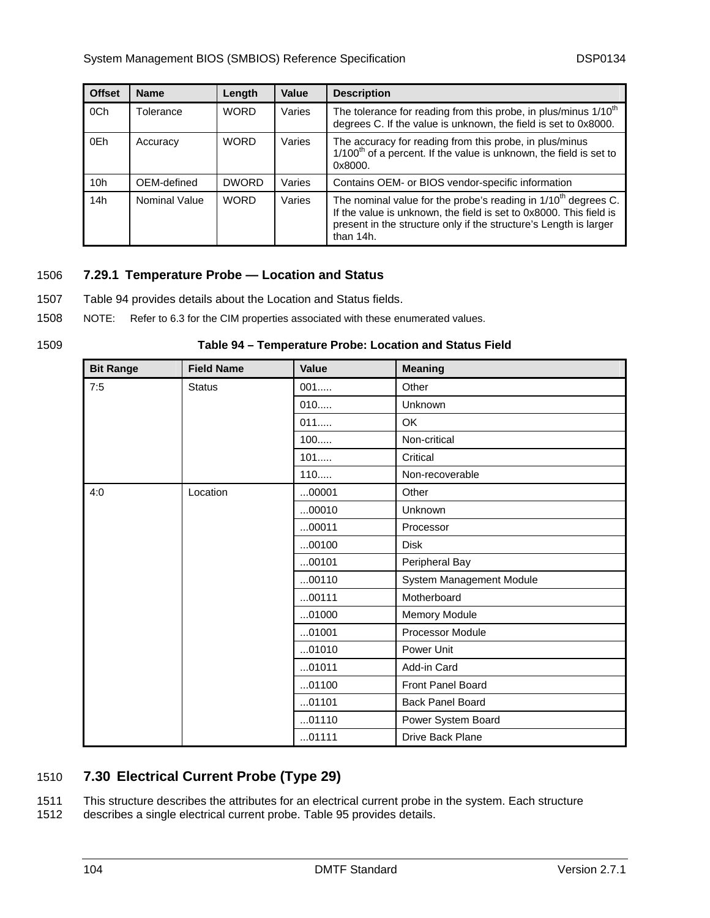| Offset | Name | Length | Value | Description |
| --- | --- | --- | --- | --- |
| 0Ch | Tolerance | WORD | Varies | The tolerance for reading from this probe, in plus/minus 1/10th degrees C. If the value is unknown, the field is set to 0x8000. |
| 0Eh | Accuracy | WORD | Varies | The accuracy for reading from this probe, in plus/minus 1/100th of a percent. If the value is unknown, the field is set to 0x8000. |
| 10h | OEM-defined | DWORD | Varies | Contains OEM- or BIOS vendor-specific information |
| 14h | Nominal Value | WORD | Varies | The nominal value for the probe's reading in 1/10th degrees C. If the value is unknown, the field is set to 0x8000. This field is present in the structure only if the structure's Length is larger than 14h. |

### 7.29.1 Temperature Probe — Location and Status

Table 94 provides details about the Location and Status fields.

NOTE: Refer to 6.3 for the CIM properties associated with these enumerated values.

**Table 94 – Temperature Probe: Location and Status Field**

| Bit Range | Field Name | Value | Meaning |
| --- | --- | --- | --- |
| 7:5 | Status | 001..... | Other |
| | | 010..... | Unknown |
| | | 011..... | OK |
| | | 100..... | Non-critical |
| | | 101..... | Critical |
| | | 110..... | Non-recoverable |
| 4:0 | Location | ...00001 | Other |
| | | ...00010 | Unknown |
| | | ...00011 | Processor |
| | | ...00100 | Disk |
| | | ...00101 | Peripheral Bay |
| | | ...00110 | System Management Module |
| | | ...00111 | Motherboard |
| | | ...01000 | Memory Module |
| | | ...01001 | Processor Module |
| | | ...01010 | Power Unit |
| | | ...01011 | Add-in Card |
| | | ...01100 | Front Panel Board |
| | | ...01101 | Back Panel Board |
| | | ...01110 | Power System Board |
| | | ...01111 | Drive Back Plane |

## 7.30 Electrical Current Probe (Type 29)

This structure describes the attributes for an electrical current probe in the system. Each structure describes a single electrical current probe. Table 95 provides details.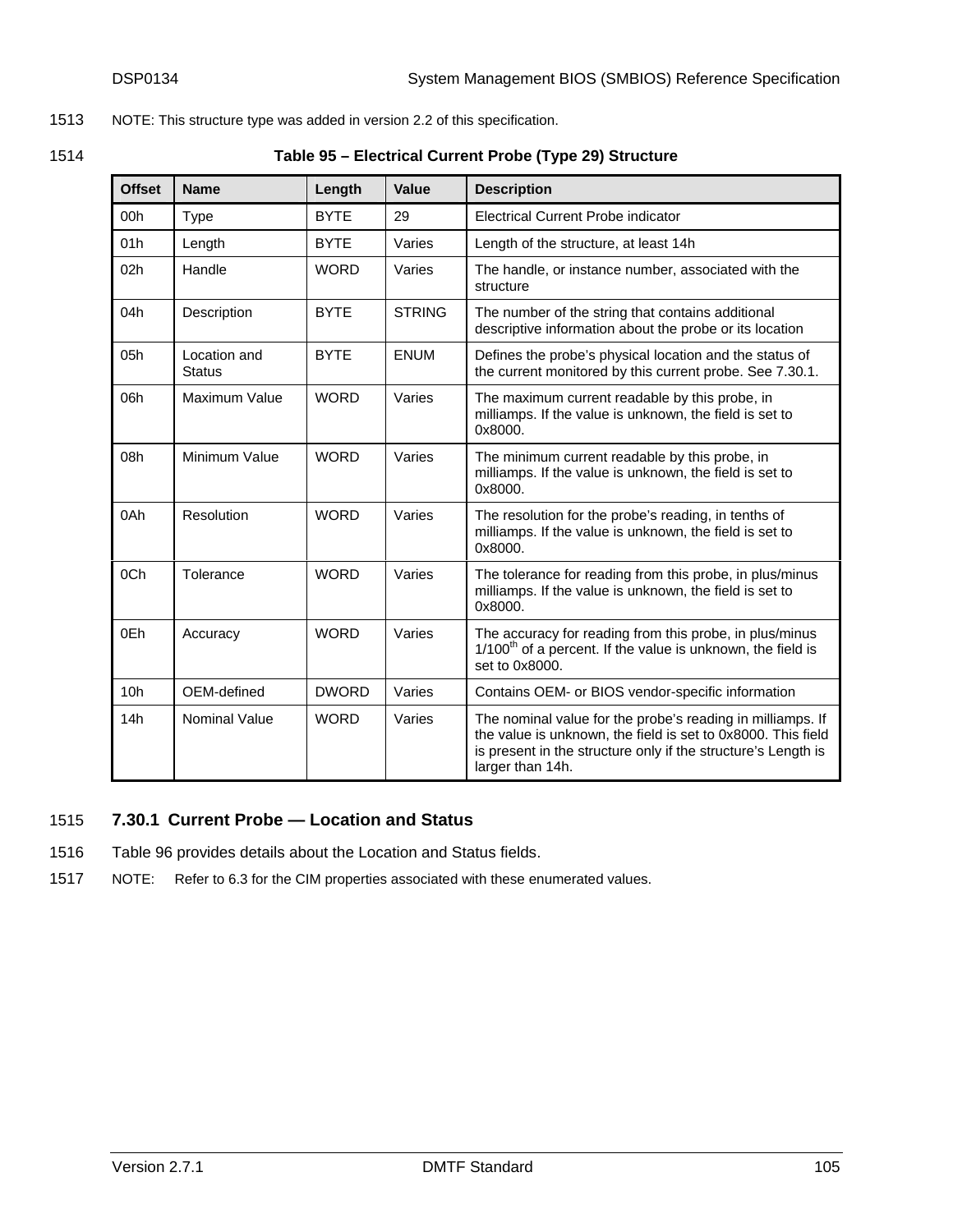NOTE: This structure type was added in version 2.2 of this specification.

**Table 95 – Electrical Current Probe (Type 29) Structure**

| Offset | Name | Length | Value | Description |
|---|---|---|---|---|
| 00h | Type | BYTE | 29 | Electrical Current Probe indicator |
| 01h | Length | BYTE | Varies | Length of the structure, at least 14h |
| 02h | Handle | WORD | Varies | The handle, or instance number, associated with the structure |
| 04h | Description | BYTE | STRING | The number of the string that contains additional descriptive information about the probe or its location |
| 05h | Location and Status | BYTE | ENUM | Defines the probe's physical location and the status of the current monitored by this current probe. See 7.30.1. |
| 06h | Maximum Value | WORD | Varies | The maximum current readable by this probe, in milliamps. If the value is unknown, the field is set to 0x8000. |
| 08h | Minimum Value | WORD | Varies | The minimum current readable by this probe, in milliamps. If the value is unknown, the field is set to 0x8000. |
| 0Ah | Resolution | WORD | Varies | The resolution for the probe's reading, in tenths of milliamps. If the value is unknown, the field is set to 0x8000. |
| 0Ch | Tolerance | WORD | Varies | The tolerance for reading from this probe, in plus/minus milliamps. If the value is unknown, the field is set to 0x8000. |
| 0Eh | Accuracy | WORD | Varies | The accuracy for reading from this probe, in plus/minus 1/100th of a percent. If the value is unknown, the field is set to 0x8000. |
| 10h | OEM-defined | DWORD | Varies | Contains OEM- or BIOS vendor-specific information |
| 14h | Nominal Value | WORD | Varies | The nominal value for the probe's reading in milliamps. If the value is unknown, the field is set to 0x8000. This field is present in the structure only if the structure's Length is larger than 14h. |

### 7.30.1 Current Probe — Location and Status

Table 96 provides details about the Location and Status fields.

NOTE: Refer to 6.3 for the CIM properties associated with these enumerated values.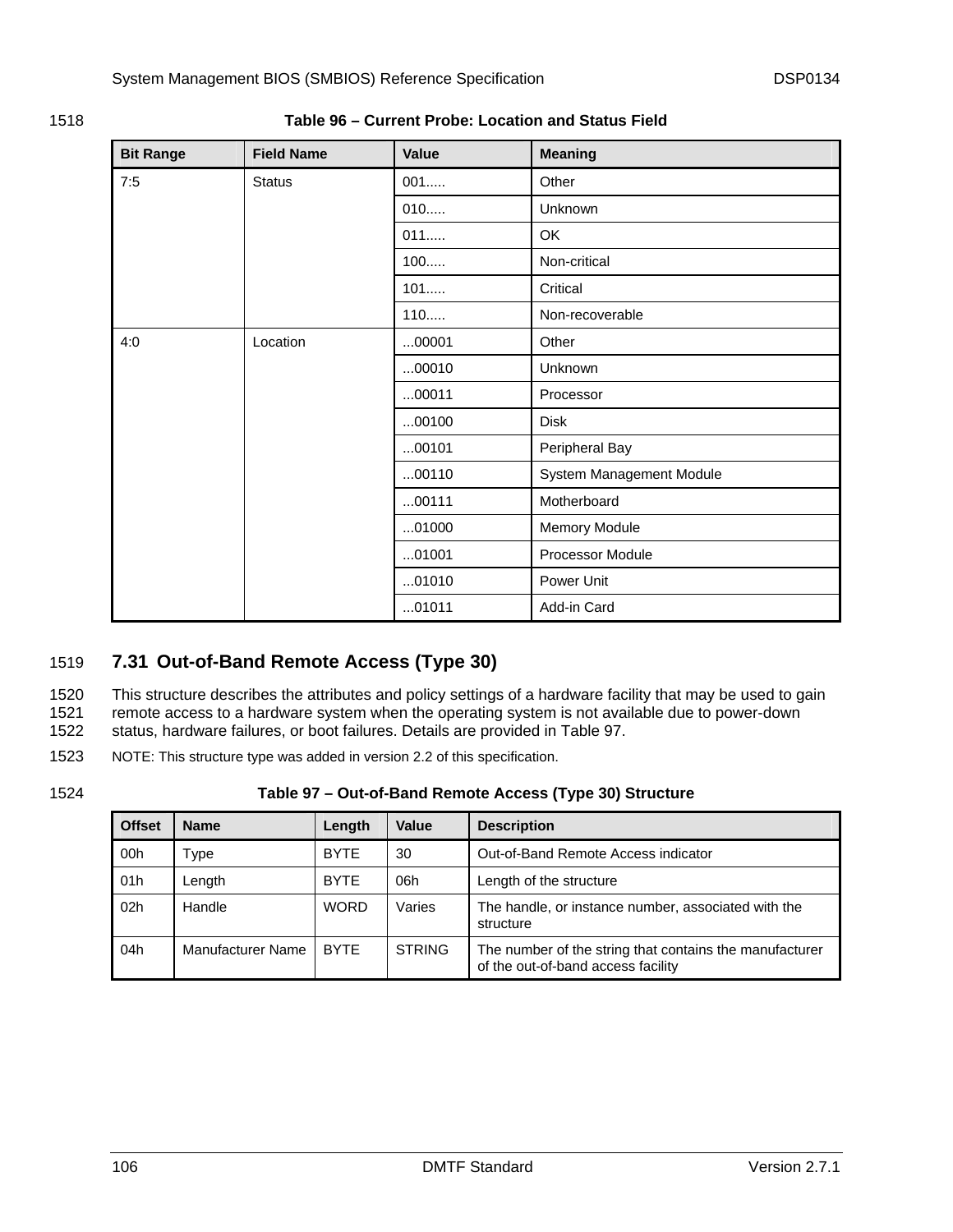Table 96 – Current Probe: Location and Status Field

| Bit Range | Field Name | Value | Meaning |
|---|---|---|---|
| 7:5 | Status | 001..... | Other |
| | | 010..... | Unknown |
| | | 011..... | OK |
| | | 100..... | Non-critical |
| | | 101..... | Critical |
| | | 110..... | Non-recoverable |
| 4:0 | Location | ...00001 | Other |
| | | ...00010 | Unknown |
| | | ...00011 | Processor |
| | | ...00100 | Disk |
| | | ...00101 | Peripheral Bay |
| | | ...00110 | System Management Module |
| | | ...00111 | Motherboard |
| | | ...01000 | Memory Module |
| | | ...01001 | Processor Module |
| | | ...01010 | Power Unit |
| | | ...01011 | Add-in Card |

## 7.31 Out-of-Band Remote Access (Type 30)

This structure describes the attributes and policy settings of a hardware facility that may be used to gain remote access to a hardware system when the operating system is not available due to power-down status, hardware failures, or boot failures. Details are provided in Table 97.

NOTE: This structure type was added in version 2.2 of this specification.

Table 97 – Out-of-Band Remote Access (Type 30) Structure

| Offset | Name | Length | Value | Description |
|---|---|---|---|---|
| 00h | Type | BYTE | 30 | Out-of-Band Remote Access indicator |
| 01h | Length | BYTE | 06h | Length of the structure |
| 02h | Handle | WORD | Varies | The handle, or instance number, associated with the structure |
| 04h | Manufacturer Name | BYTE | STRING | The number of the string that contains the manufacturer of the out-of-band access facility |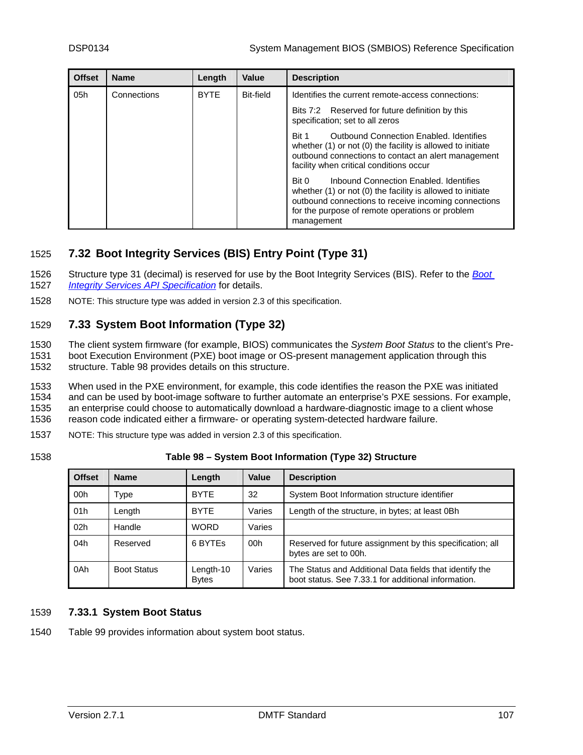| Offset | Name | Length | Value | Description |
|---|---|---|---|---|
| 05h | Connections | BYTE | Bit-field | Identifies the current remote-access connections:<br><br>Bits 7:2 Reserved for future definition by this specification; set to all zeros<br><br>Bit 1 Outbound Connection Enabled. Identifies whether (1) or not (0) the facility is allowed to initiate outbound connections to contact an alert management facility when critical conditions occur<br><br>Bit 0 Inbound Connection Enabled. Identifies whether (1) or not (0) the facility is allowed to initiate outbound connections to receive incoming connections for the purpose of remote operations or problem management |

## 7.32 Boot Integrity Services (BIS) Entry Point (Type 31)

Structure type 31 (decimal) is reserved for use by the Boot Integrity Services (BIS). Refer to the *Boot Integrity Services API Specification* for details.

NOTE: This structure type was added in version 2.3 of this specification.

## 7.33 System Boot Information (Type 32)

The client system firmware (for example, BIOS) communicates the *System Boot Status* to the client's Pre-boot Execution Environment (PXE) boot image or OS-present management application through this structure. Table 98 provides details on this structure.

When used in the PXE environment, for example, this code identifies the reason the PXE was initiated and can be used by boot-image software to further automate an enterprise's PXE sessions. For example, an enterprise could choose to automatically download a hardware-diagnostic image to a client whose reason code indicated either a firmware- or operating system-detected hardware failure.

NOTE: This structure type was added in version 2.3 of this specification.

**Table 98 – System Boot Information (Type 32) Structure**

| Offset | Name | Length | Value | Description |
|---|---|---|---|---|
| 00h | Type | BYTE | 32 | System Boot Information structure identifier |
| 01h | Length | BYTE | Varies | Length of the structure, in bytes; at least 0Bh |
| 02h | Handle | WORD | Varies | |
| 04h | Reserved | 6 BYTEs | 00h | Reserved for future assignment by this specification; all bytes are set to 00h. |
| 0Ah | Boot Status | Length-10 Bytes | Varies | The Status and Additional Data fields that identify the boot status. See 7.33.1 for additional information. |

### 7.33.1 System Boot Status

Table 99 provides information about system boot status.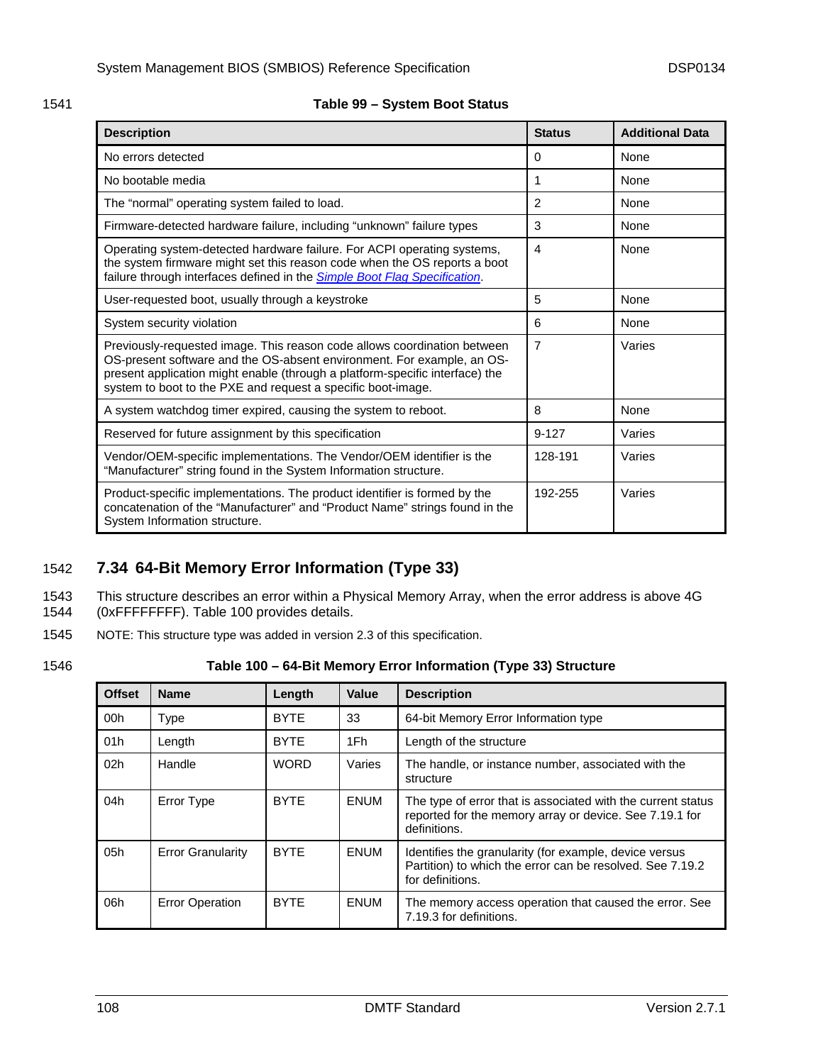**Table 99 – System Boot Status**

| Description | Status | Additional Data |
|---|---|---|
| No errors detected | 0 | None |
| No bootable media | 1 | None |
| The "normal" operating system failed to load. | 2 | None |
| Firmware-detected hardware failure, including "unknown" failure types | 3 | None |
| Operating system-detected hardware failure. For ACPI operating systems, the system firmware might set this reason code when the OS reports a boot failure through interfaces defined in the *Simple Boot Flag Specification*. | 4 | None |
| User-requested boot, usually through a keystroke | 5 | None |
| System security violation | 6 | None |
| Previously-requested image. This reason code allows coordination between OS-present software and the OS-absent environment. For example, an OS-present application might enable (through a platform-specific interface) the system to boot to the PXE and request a specific boot-image. | 7 | Varies |
| A system watchdog timer expired, causing the system to reboot. | 8 | None |
| Reserved for future assignment by this specification | 9-127 | Varies |
| Vendor/OEM-specific implementations. The Vendor/OEM identifier is the "Manufacturer" string found in the System Information structure. | 128-191 | Varies |
| Product-specific implementations. The product identifier is formed by the concatenation of the "Manufacturer" and "Product Name" strings found in the System Information structure. | 192-255 | Varies |

## 7.34 64-Bit Memory Error Information (Type 33)

This structure describes an error within a Physical Memory Array, when the error address is above 4G (0xFFFFFFFF). Table 100 provides details.

NOTE: This structure type was added in version 2.3 of this specification.

**Table 100 – 64-Bit Memory Error Information (Type 33) Structure**

| Offset | Name | Length | Value | Description |
|---|---|---|---|---|
| 00h | Type | BYTE | 33 | 64-bit Memory Error Information type |
| 01h | Length | BYTE | 1Fh | Length of the structure |
| 02h | Handle | WORD | Varies | The handle, or instance number, associated with the structure |
| 04h | Error Type | BYTE | ENUM | The type of error that is associated with the current status reported for the memory array or device. See 7.19.1 for definitions. |
| 05h | Error Granularity | BYTE | ENUM | Identifies the granularity (for example, device versus Partition) to which the error can be resolved. See 7.19.2 for definitions. |
| 06h | Error Operation | BYTE | ENUM | The memory access operation that caused the error. See 7.19.3 for definitions. |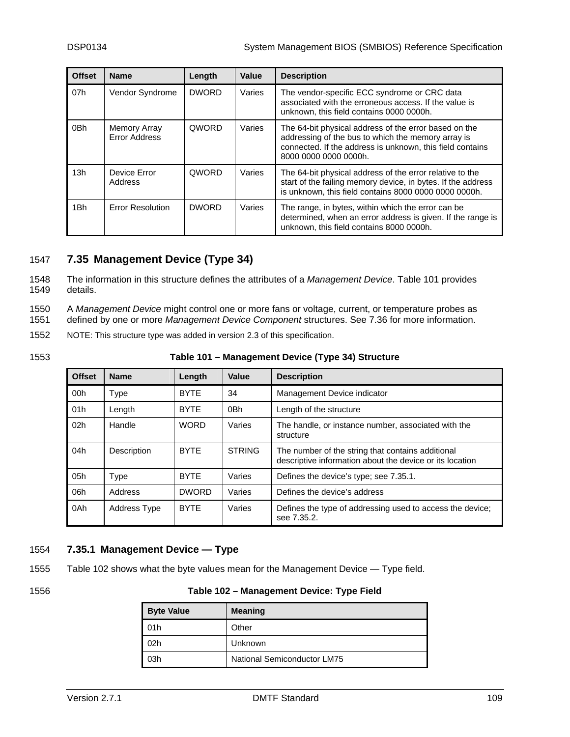| Offset | Name | Length | Value | Description |
|---|---|---|---|---|
| 07h | Vendor Syndrome | DWORD | Varies | The vendor-specific ECC syndrome or CRC data associated with the erroneous access. If the value is unknown, this field contains 0000 0000h. |
| 0Bh | Memory Array Error Address | QWORD | Varies | The 64-bit physical address of the error based on the addressing of the bus to which the memory array is connected. If the address is unknown, this field contains 8000 0000 0000 0000h. |
| 13h | Device Error Address | QWORD | Varies | The 64-bit physical address of the error relative to the start of the failing memory device, in bytes. If the address is unknown, this field contains 8000 0000 0000 0000h. |
| 1Bh | Error Resolution | DWORD | Varies | The range, in bytes, within which the error can be determined, when an error address is given. If the range is unknown, this field contains 8000 0000h. |

## 7.35 Management Device (Type 34)

The information in this structure defines the attributes of a *Management Device*. Table 101 provides details.

A *Management Device* might control one or more fans or voltage, current, or temperature probes as defined by one or more *Management Device Component* structures. See 7.36 for more information.

NOTE: This structure type was added in version 2.3 of this specification.

**Table 101 – Management Device (Type 34) Structure**

| Offset | Name | Length | Value | Description |
|---|---|---|---|---|
| 00h | Type | BYTE | 34 | Management Device indicator |
| 01h | Length | BYTE | 0Bh | Length of the structure |
| 02h | Handle | WORD | Varies | The handle, or instance number, associated with the structure |
| 04h | Description | BYTE | STRING | The number of the string that contains additional descriptive information about the device or its location |
| 05h | Type | BYTE | Varies | Defines the device's type; see 7.35.1. |
| 06h | Address | DWORD | Varies | Defines the device's address |
| 0Ah | Address Type | BYTE | Varies | Defines the type of addressing used to access the device; see 7.35.2. |

### 7.35.1 Management Device — Type

Table 102 shows what the byte values mean for the Management Device — Type field.

**Table 102 – Management Device: Type Field**

| Byte Value | Meaning |
|---|---|
| 01h | Other |
| 02h | Unknown |
| 03h | National Semiconductor LM75 |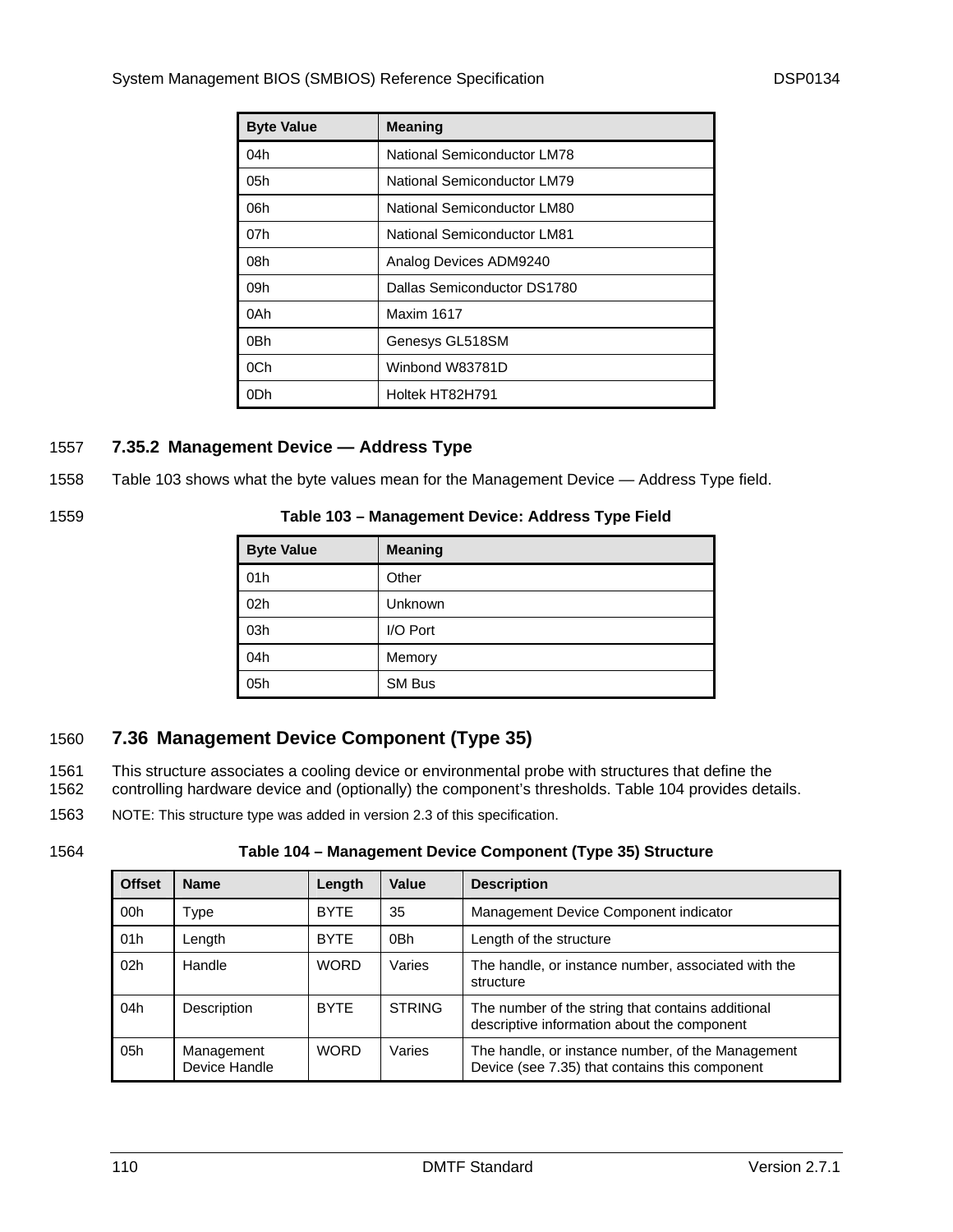| Byte Value | Meaning |
|---|---|
| 04h | National Semiconductor LM78 |
| 05h | National Semiconductor LM79 |
| 06h | National Semiconductor LM80 |
| 07h | National Semiconductor LM81 |
| 08h | Analog Devices ADM9240 |
| 09h | Dallas Semiconductor DS1780 |
| 0Ah | Maxim 1617 |
| 0Bh | Genesys GL518SM |
| 0Ch | Winbond W83781D |
| 0Dh | Holtek HT82H791 |

1557 **7.35.2 Management Device — Address Type**

1558 Table 103 shows what the byte values mean for the Management Device — Address Type field.

1559 **Table 103 – Management Device: Address Type Field**

| Byte Value | Meaning |
|---|---|
| 01h | Other |
| 02h | Unknown |
| 03h | I/O Port |
| 04h | Memory |
| 05h | SM Bus |

## 1560 7.36 Management Device Component (Type 35)

1561 This structure associates a cooling device or environmental probe with structures that define the
1562 controlling hardware device and (optionally) the component's thresholds. Table 104 provides details.

1563 NOTE: This structure type was added in version 2.3 of this specification.

1564 **Table 104 – Management Device Component (Type 35) Structure**

| Offset | Name | Length | Value | Description |
|---|---|---|---|---|
| 00h | Type | BYTE | 35 | Management Device Component indicator |
| 01h | Length | BYTE | 0Bh | Length of the structure |
| 02h | Handle | WORD | Varies | The handle, or instance number, associated with the structure |
| 04h | Description | BYTE | STRING | The number of the string that contains additional descriptive information about the component |
| 05h | Management Device Handle | WORD | Varies | The handle, or instance number, of the Management Device (see 7.35) that contains this component |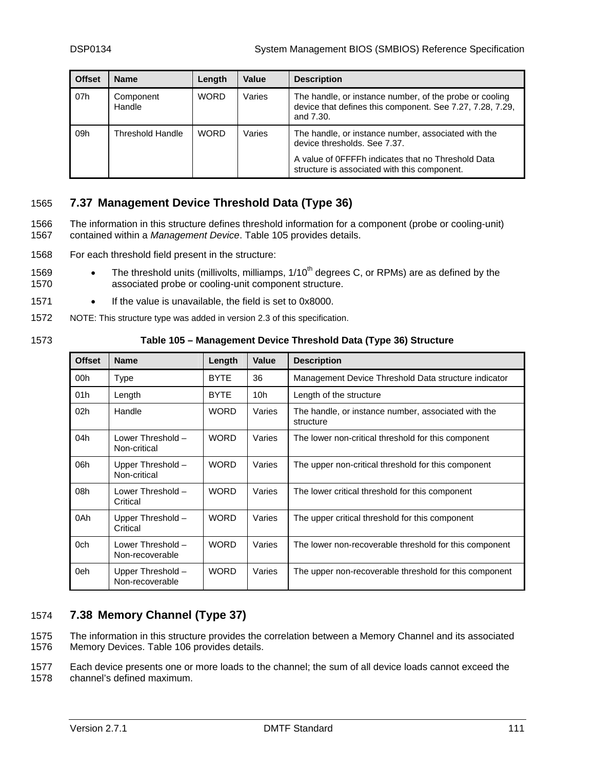| Offset | Name | Length | Value | Description |
|---|---|---|---|---|
| 07h | Component Handle | WORD | Varies | The handle, or instance number, of the probe or cooling device that defines this component. See 7.27, 7.28, 7.29, and 7.30. |
| 09h | Threshold Handle | WORD | Varies | The handle, or instance number, associated with the device thresholds. See 7.37. A value of 0FFFFh indicates that no Threshold Data structure is associated with this component. |

## 7.37 Management Device Threshold Data (Type 36)

The information in this structure defines threshold information for a component (probe or cooling-unit) contained within a *Management Device*. Table 105 provides details.

For each threshold field present in the structure:

- The threshold units (millivolts, milliamps, 1/10th degrees C, or RPMs) are as defined by the associated probe or cooling-unit component structure.
- If the value is unavailable, the field is set to 0x8000.

NOTE: This structure type was added in version 2.3 of this specification.

**Table 105 – Management Device Threshold Data (Type 36) Structure**

| Offset | Name | Length | Value | Description |
|---|---|---|---|---|
| 00h | Type | BYTE | 36 | Management Device Threshold Data structure indicator |
| 01h | Length | BYTE | 10h | Length of the structure |
| 02h | Handle | WORD | Varies | The handle, or instance number, associated with the structure |
| 04h | Lower Threshold – Non-critical | WORD | Varies | The lower non-critical threshold for this component |
| 06h | Upper Threshold – Non-critical | WORD | Varies | The upper non-critical threshold for this component |
| 08h | Lower Threshold – Critical | WORD | Varies | The lower critical threshold for this component |
| 0Ah | Upper Threshold – Critical | WORD | Varies | The upper critical threshold for this component |
| 0ch | Lower Threshold – Non-recoverable | WORD | Varies | The lower non-recoverable threshold for this component |
| 0eh | Upper Threshold – Non-recoverable | WORD | Varies | The upper non-recoverable threshold for this component |

## 7.38 Memory Channel (Type 37)

The information in this structure provides the correlation between a Memory Channel and its associated Memory Devices. Table 106 provides details.

Each device presents one or more loads to the channel; the sum of all device loads cannot exceed the channel's defined maximum.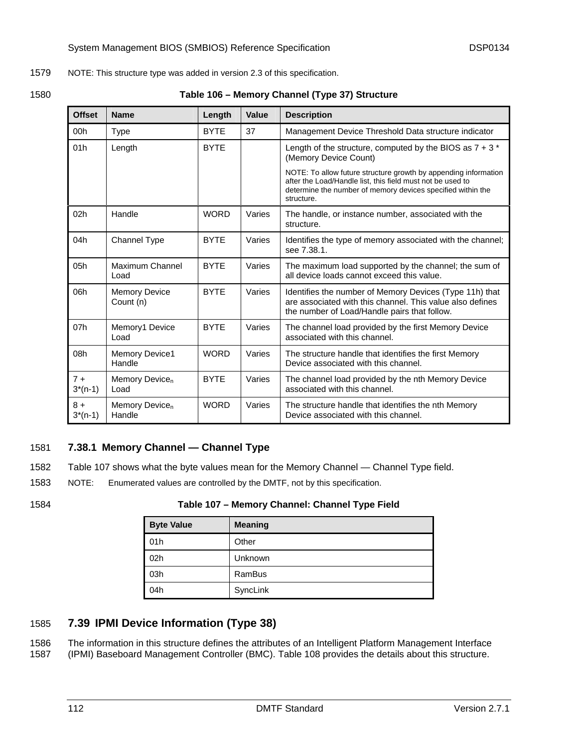NOTE: This structure type was added in version 2.3 of this specification.

**Table 106 – Memory Channel (Type 37) Structure**

| Offset | Name | Length | Value | Description |
|---|---|---|---|---|
| 00h | Type | BYTE | 37 | Management Device Threshold Data structure indicator |
| 01h | Length | BYTE | | Length of the structure, computed by the BIOS as 7 + 3 * (Memory Device Count)<br>NOTE: To allow future structure growth by appending information after the Load/Handle list, this field must not be used to determine the number of memory devices specified within the structure. |
| 02h | Handle | WORD | Varies | The handle, or instance number, associated with the structure. |
| 04h | Channel Type | BYTE | Varies | Identifies the type of memory associated with the channel; see 7.38.1. |
| 05h | Maximum Channel Load | BYTE | Varies | The maximum load supported by the channel; the sum of all device loads cannot exceed this value. |
| 06h | Memory Device Count (n) | BYTE | Varies | Identifies the number of Memory Devices (Type 11h) that are associated with this channel. This value also defines the number of Load/Handle pairs that follow. |
| 07h | Memory1 Device Load | BYTE | Varies | The channel load provided by the first Memory Device associated with this channel. |
| 08h | Memory Device1 Handle | WORD | Varies | The structure handle that identifies the first Memory Device associated with this channel. |
| 7 + 3*(n-1) | Memory Device$_n$ Load | BYTE | Varies | The channel load provided by the nth Memory Device associated with this channel. |
| 8 + 3*(n-1) | Memory Device$_n$ Handle | WORD | Varies | The structure handle that identifies the nth Memory Device associated with this channel. |

### 7.38.1 Memory Channel — Channel Type

Table 107 shows what the byte values mean for the Memory Channel — Channel Type field.

NOTE: Enumerated values are controlled by the DMTF, not by this specification.

**Table 107 – Memory Channel: Channel Type Field**

| Byte Value | Meaning |
|---|---|
| 01h | Other |
| 02h | Unknown |
| 03h | RamBus |
| 04h | SyncLink |

## 7.39 IPMI Device Information (Type 38)

The information in this structure defines the attributes of an Intelligent Platform Management Interface (IPMI) Baseboard Management Controller (BMC). Table 108 provides the details about this structure.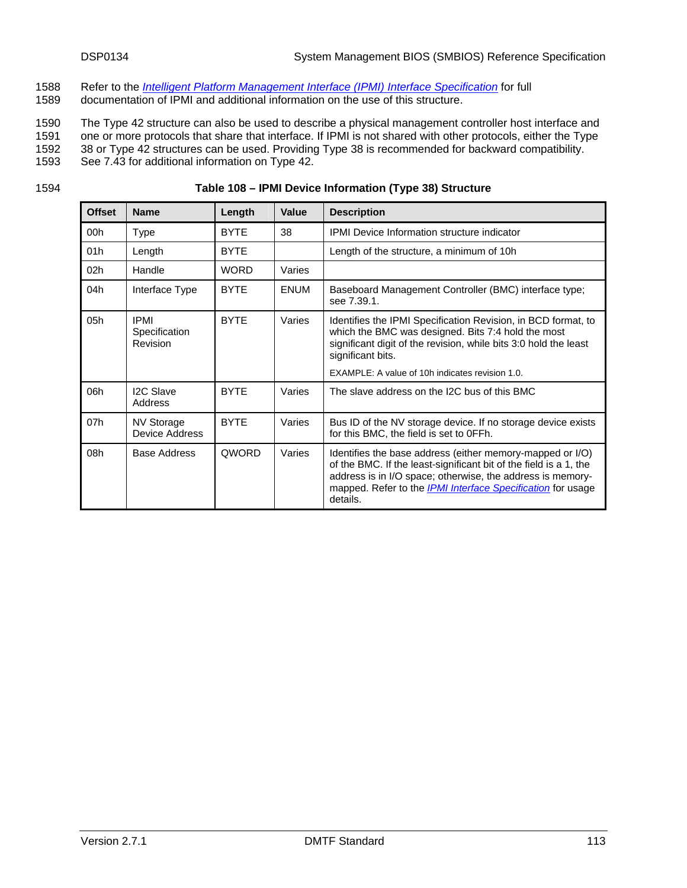Refer to the *Intelligent Platform Management Interface (IPMI) Interface Specification* for full documentation of IPMI and additional information on the use of this structure.

The Type 42 structure can also be used to describe a physical management controller host interface and one or more protocols that share that interface. If IPMI is not shared with other protocols, either the Type 38 or Type 42 structures can be used. Providing Type 38 is recommended for backward compatibility. See 7.43 for additional information on Type 42.

**Table 108 – IPMI Device Information (Type 38) Structure**

| Offset | Name | Length | Value | Description |
|---|---|---|---|---|
| 00h | Type | BYTE | 38 | IPMI Device Information structure indicator |
| 01h | Length | BYTE | | Length of the structure, a minimum of 10h |
| 02h | Handle | WORD | Varies | |
| 04h | Interface Type | BYTE | ENUM | Baseboard Management Controller (BMC) interface type; see 7.39.1. |
| 05h | IPMI Specification Revision | BYTE | Varies | Identifies the IPMI Specification Revision, in BCD format, to which the BMC was designed. Bits 7:4 hold the most significant digit of the revision, while bits 3:0 hold the least significant bits.<br><br>EXAMPLE: A value of 10h indicates revision 1.0. |
| 06h | I2C Slave Address | BYTE | Varies | The slave address on the I2C bus of this BMC |
| 07h | NV Storage Device Address | BYTE | Varies | Bus ID of the NV storage device. If no storage device exists for this BMC, the field is set to 0FFh. |
| 08h | Base Address | QWORD | Varies | Identifies the base address (either memory-mapped or I/O) of the BMC. If the least-significant bit of the field is a 1, the address is in I/O space; otherwise, the address is memory-mapped. Refer to the *IPMI Interface Specification* for usage details. |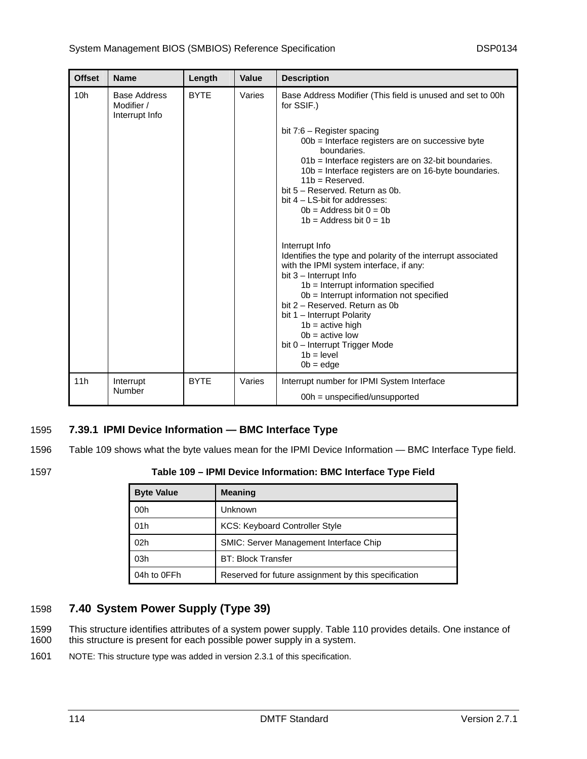| Offset | Name | Length | Value | Description |
|---|---|---|---|---|
| 10h | Base Address Modifier / Interrupt Info | BYTE | Varies | Base Address Modifier (This field is unused and set to 00h for SSIF.)<br><br>bit 7:6 – Register spacing<br>00b = Interface registers are on successive byte boundaries.<br>01b = Interface registers are on 32-bit boundaries.<br>10b = Interface registers are on 16-byte boundaries.<br>11b = Reserved.<br>bit 5 – Reserved. Return as 0b.<br>bit 4 – LS-bit for addresses:<br>0b = Address bit 0 = 0b<br>1b = Address bit 0 = 1b<br><br>Interrupt Info<br>Identifies the type and polarity of the interrupt associated with the IPMI system interface, if any:<br>bit 3 – Interrupt Info<br>1b = Interrupt information specified<br>0b = Interrupt information not specified<br>bit 2 – Reserved. Return as 0b<br>bit 1 – Interrupt Polarity<br>1b = active high<br>0b = active low<br>bit 0 – Interrupt Trigger Mode<br>1b = level<br>0b = edge |
| 11h | Interrupt Number | BYTE | Varies | Interrupt number for IPMI System Interface<br>00h = unspecified/unsupported |

### 7.39.1 IPMI Device Information — BMC Interface Type

Table 109 shows what the byte values mean for the IPMI Device Information — BMC Interface Type field.

**Table 109 – IPMI Device Information: BMC Interface Type Field**

| Byte Value | Meaning |
|---|---|
| 00h | Unknown |
| 01h | KCS: Keyboard Controller Style |
| 02h | SMIC: Server Management Interface Chip |
| 03h | BT: Block Transfer |
| 04h to 0FFh | Reserved for future assignment by this specification |

## 7.40 System Power Supply (Type 39)

This structure identifies attributes of a system power supply. Table 110 provides details. One instance of this structure is present for each possible power supply in a system.

NOTE: This structure type was added in version 2.3.1 of this specification.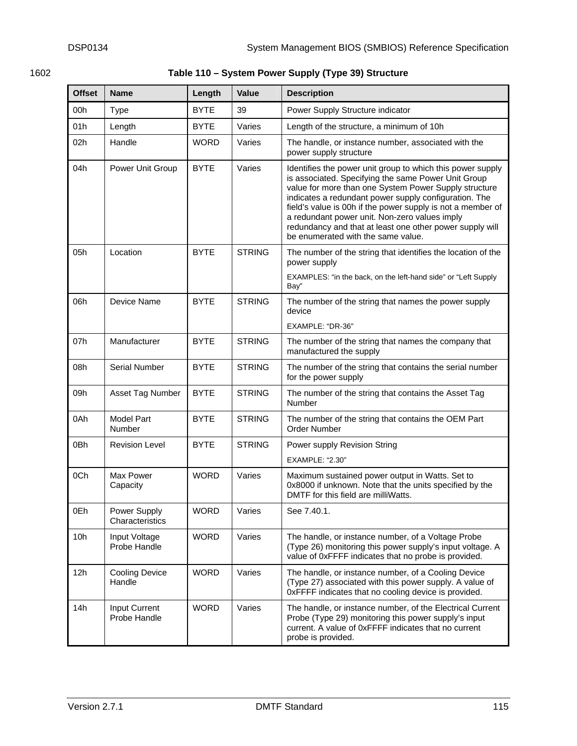**Table 110 – System Power Supply (Type 39) Structure**

| Offset | Name | Length | Value | Description |
|---|---|---|---|---|
| 00h | Type | BYTE | 39 | Power Supply Structure indicator |
| 01h | Length | BYTE | Varies | Length of the structure, a minimum of 10h |
| 02h | Handle | WORD | Varies | The handle, or instance number, associated with the power supply structure |
| 04h | Power Unit Group | BYTE | Varies | Identifies the power unit group to which this power supply is associated. Specifying the same Power Unit Group value for more than one System Power Supply structure indicates a redundant power supply configuration. The field's value is 00h if the power supply is not a member of a redundant power unit. Non-zero values imply redundancy and that at least one other power supply will be enumerated with the same value. |
| 05h | Location | BYTE | STRING | The number of the string that identifies the location of the power supply<br>EXAMPLES: "in the back, on the left-hand side" or "Left Supply Bay" |
| 06h | Device Name | BYTE | STRING | The number of the string that names the power supply device<br>EXAMPLE: "DR-36" |
| 07h | Manufacturer | BYTE | STRING | The number of the string that names the company that manufactured the supply |
| 08h | Serial Number | BYTE | STRING | The number of the string that contains the serial number for the power supply |
| 09h | Asset Tag Number | BYTE | STRING | The number of the string that contains the Asset Tag Number |
| 0Ah | Model Part Number | BYTE | STRING | The number of the string that contains the OEM Part Order Number |
| 0Bh | Revision Level | BYTE | STRING | Power supply Revision String<br>EXAMPLE: "2.30" |
| 0Ch | Max Power Capacity | WORD | Varies | Maximum sustained power output in Watts. Set to 0x8000 if unknown. Note that the units specified by the DMTF for this field are milliWatts. |
| 0Eh | Power Supply Characteristics | WORD | Varies | See 7.40.1. |
| 10h | Input Voltage Probe Handle | WORD | Varies | The handle, or instance number, of a Voltage Probe (Type 26) monitoring this power supply's input voltage. A value of 0xFFFF indicates that no probe is provided. |
| 12h | Cooling Device Handle | WORD | Varies | The handle, or instance number, of a Cooling Device (Type 27) associated with this power supply. A value of 0xFFFF indicates that no cooling device is provided. |
| 14h | Input Current Probe Handle | WORD | Varies | The handle, or instance number, of the Electrical Current Probe (Type 29) monitoring this power supply's input current. A value of 0xFFFF indicates that no current probe is provided. |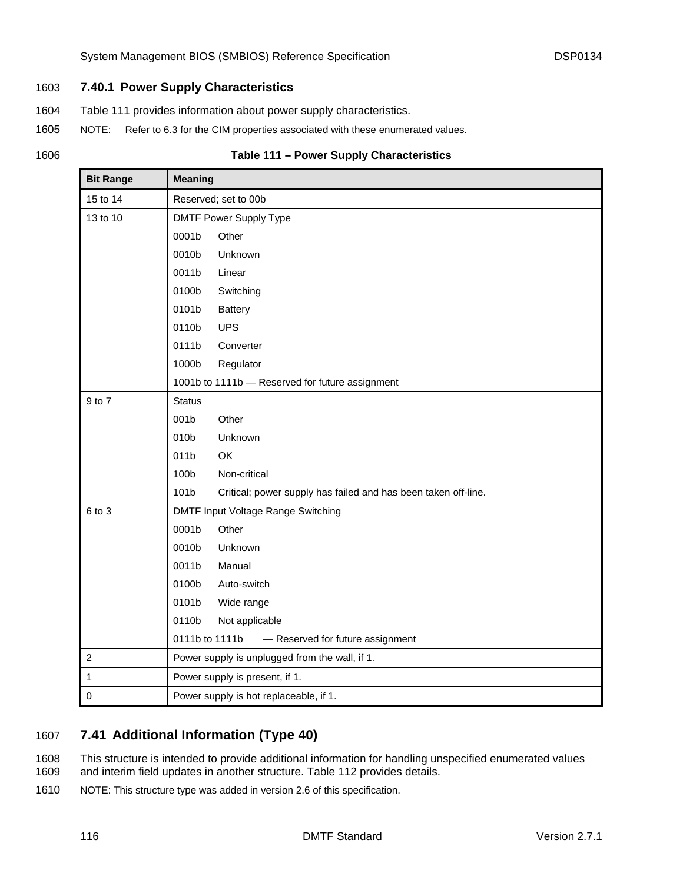### 7.40.1 Power Supply Characteristics

Table 111 provides information about power supply characteristics.

NOTE: Refer to 6.3 for the CIM properties associated with these enumerated values.

**Table 111 – Power Supply Characteristics**

| Bit Range | Meaning |
|---|---|
| 15 to 14 | Reserved; set to 00b |
| 13 to 10 | DMTF Power Supply Type<br>0001b Other<br>0010b Unknown<br>0011b Linear<br>0100b Switching<br>0101b Battery<br>0110b UPS<br>0111b Converter<br>1000b Regulator<br>1001b to 1111b — Reserved for future assignment |
| 9 to 7 | Status<br>001b Other<br>010b Unknown<br>011b OK<br>100b Non-critical<br>101b Critical; power supply has failed and has been taken off-line. |
| 6 to 3 | DMTF Input Voltage Range Switching<br>0001b Other<br>0010b Unknown<br>0011b Manual<br>0100b Auto-switch<br>0101b Wide range<br>0110b Not applicable<br>0111b to 1111b — Reserved for future assignment |
| 2 | Power supply is unplugged from the wall, if 1. |
| 1 | Power supply is present, if 1. |
| 0 | Power supply is hot replaceable, if 1. |

## 7.41 Additional Information (Type 40)

This structure is intended to provide additional information for handling unspecified enumerated values and interim field updates in another structure. Table 112 provides details.

NOTE: This structure type was added in version 2.6 of this specification.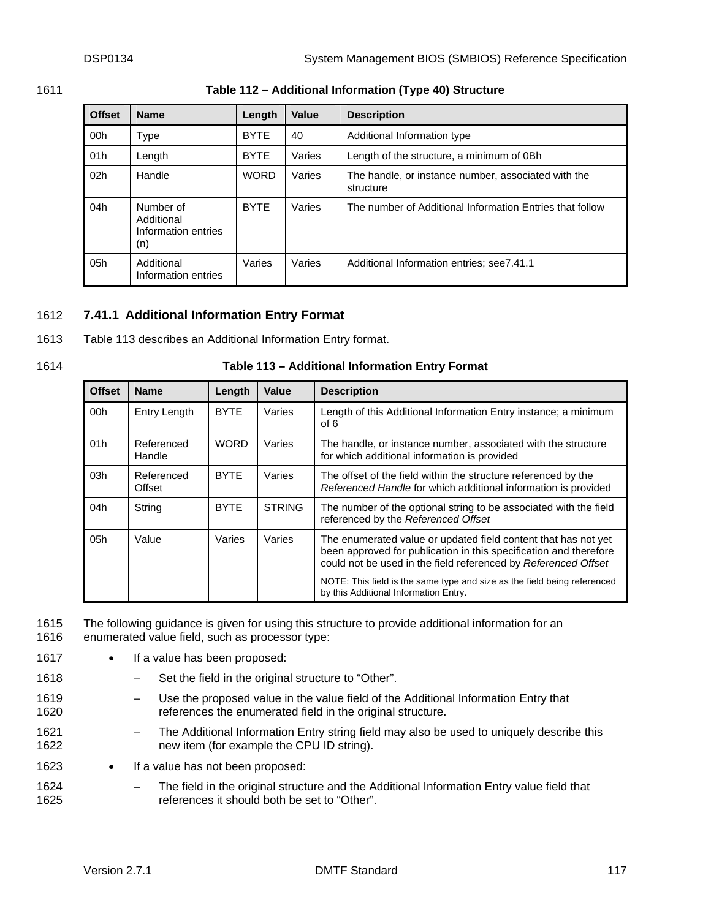**Table 112 – Additional Information (Type 40) Structure**

| Offset | Name | Length | Value | Description |
|---|---|---|---|---|
| 00h | Type | BYTE | 40 | Additional Information type |
| 01h | Length | BYTE | Varies | Length of the structure, a minimum of 0Bh |
| 02h | Handle | WORD | Varies | The handle, or instance number, associated with the structure |
| 04h | Number of Additional Information entries (n) | BYTE | Varies | The number of Additional Information Entries that follow |
| 05h | Additional Information entries | Varies | Varies | Additional Information entries; see7.41.1 |

### 7.41.1 Additional Information Entry Format

Table 113 describes an Additional Information Entry format.

**Table 113 – Additional Information Entry Format**

| Offset | Name | Length | Value | Description |
|---|---|---|---|---|
| 00h | Entry Length | BYTE | Varies | Length of this Additional Information Entry instance; a minimum of 6 |
| 01h | Referenced Handle | WORD | Varies | The handle, or instance number, associated with the structure for which additional information is provided |
| 03h | Referenced Offset | BYTE | Varies | The offset of the field within the structure referenced by the *Referenced Handle* for which additional information is provided |
| 04h | String | BYTE | STRING | The number of the optional string to be associated with the field referenced by the *Referenced Offset* |
| 05h | Value | Varies | Varies | The enumerated value or updated field content that has not yet been approved for publication in this specification and therefore could not be used in the field referenced by *Referenced Offset*<br><br>NOTE: This field is the same type and size as the field being referenced by this Additional Information Entry. |

The following guidance is given for using this structure to provide additional information for an enumerated value field, such as processor type:

- If a value has been proposed:
  - Set the field in the original structure to "Other".
  - Use the proposed value in the value field of the Additional Information Entry that references the enumerated field in the original structure.
  - The Additional Information Entry string field may also be used to uniquely describe this new item (for example the CPU ID string).
- If a value has not been proposed:
  - The field in the original structure and the Additional Information Entry value field that references it should both be set to "Other".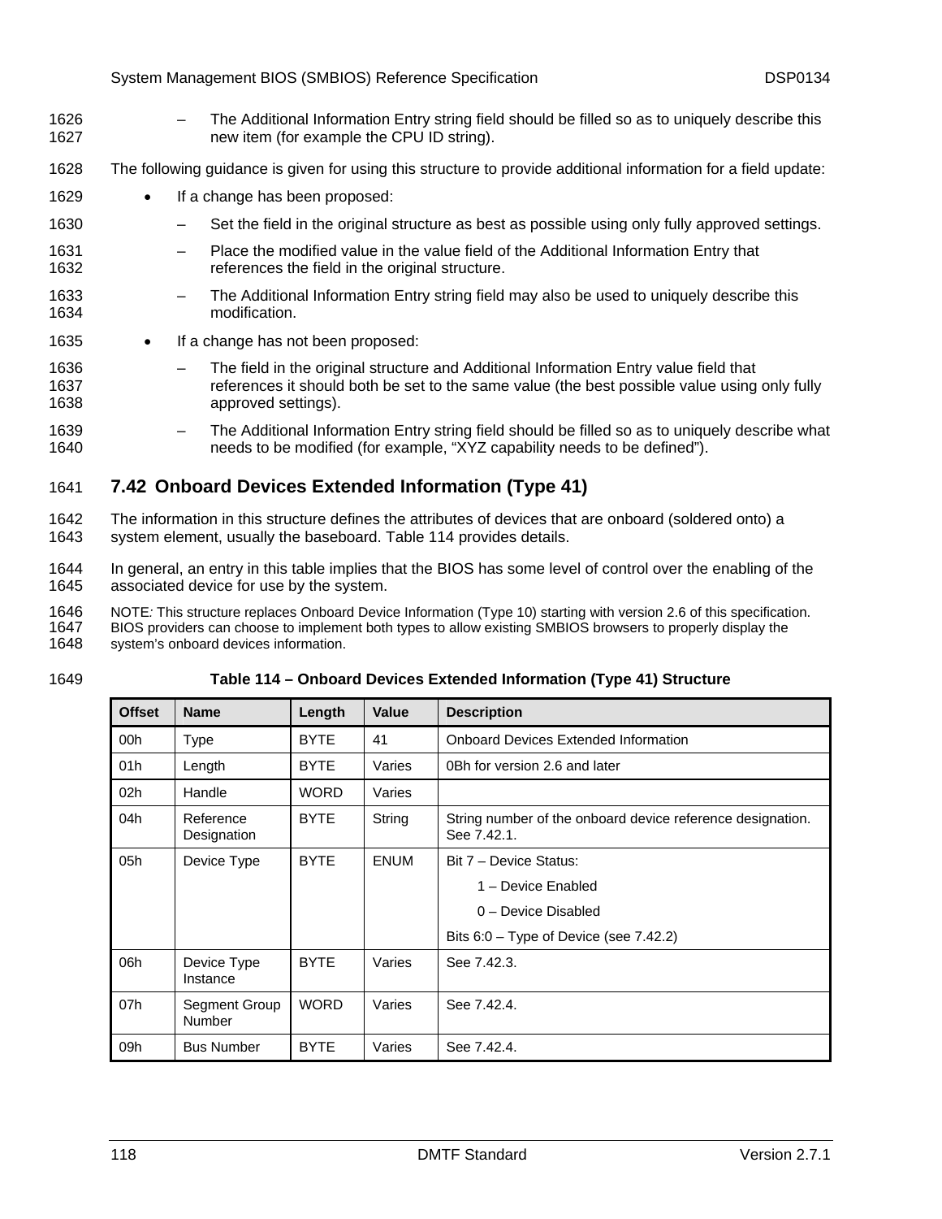- The Additional Information Entry string field should be filled so as to uniquely describe this new item (for example the CPU ID string).

The following guidance is given for using this structure to provide additional information for a field update:

- If a change has been proposed:
  - Set the field in the original structure as best as possible using only fully approved settings.
  - Place the modified value in the value field of the Additional Information Entry that references the field in the original structure.
  - The Additional Information Entry string field may also be used to uniquely describe this modification.
- If a change has not been proposed:
  - The field in the original structure and Additional Information Entry value field that references it should both be set to the same value (the best possible value using only fully approved settings).
  - The Additional Information Entry string field should be filled so as to uniquely describe what needs to be modified (for example, “XYZ capability needs to be defined”).

## 7.42 Onboard Devices Extended Information (Type 41)

The information in this structure defines the attributes of devices that are onboard (soldered onto) a system element, usually the baseboard. Table 114 provides details.

In general, an entry in this table implies that the BIOS has some level of control over the enabling of the associated device for use by the system.

NOTE*:* This structure replaces Onboard Device Information (Type 10) starting with version 2.6 of this specification. BIOS providers can choose to implement both types to allow existing SMBIOS browsers to properly display the system’s onboard devices information.

**Table 114 – Onboard Devices Extended Information (Type 41) Structure**

| Offset | Name | Length | Value | Description |
|---|---|---|---|---|
| 00h | Type | BYTE | 41 | Onboard Devices Extended Information |
| 01h | Length | BYTE | Varies | 0Bh for version 2.6 and later |
| 02h | Handle | WORD | Varies | |
| 04h | Reference Designation | BYTE | String | String number of the onboard device reference designation. See 7.42.1. |
| 05h | Device Type | BYTE | ENUM | Bit 7 – Device Status:<br>1 – Device Enabled<br>0 – Device Disabled<br>Bits 6:0 – Type of Device (see 7.42.2) |
| 06h | Device Type Instance | BYTE | Varies | See 7.42.3. |
| 07h | Segment Group Number | WORD | Varies | See 7.42.4. |
| 09h | Bus Number | BYTE | Varies | See 7.42.4. |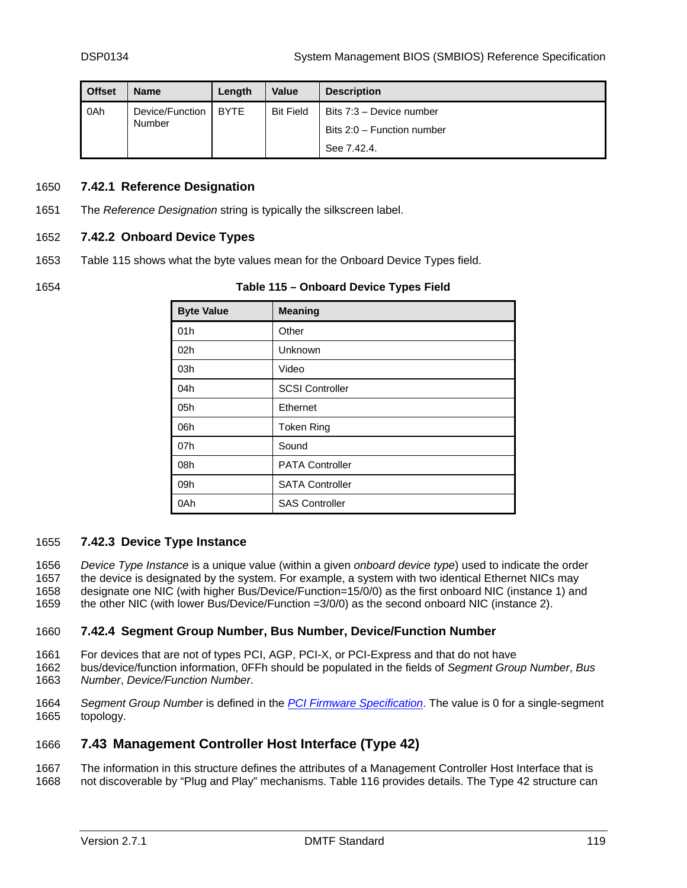| Offset | Name | Length | Value | Description |
|---|---|---|---|---|
| 0Ah | Device/Function Number | BYTE | Bit Field | Bits 7:3 – Device number<br>Bits 2:0 – Function number<br>See 7.42.4. |

### 7.42.1 Reference Designation

The *Reference Designation* string is typically the silkscreen label.

### 7.42.2 Onboard Device Types

Table 115 shows what the byte values mean for the Onboard Device Types field.

**Table 115 – Onboard Device Types Field**

| Byte Value | Meaning |
|---|---|
| 01h | Other |
| 02h | Unknown |
| 03h | Video |
| 04h | SCSI Controller |
| 05h | Ethernet |
| 06h | Token Ring |
| 07h | Sound |
| 08h | PATA Controller |
| 09h | SATA Controller |
| 0Ah | SAS Controller |

### 7.42.3 Device Type Instance

*Device Type Instance* is a unique value (within a given *onboard device type*) used to indicate the order the device is designated by the system. For example, a system with two identical Ethernet NICs may designate one NIC (with higher Bus/Device/Function=15/0/0) as the first onboard NIC (instance 1) and the other NIC (with lower Bus/Device/Function =3/0/0) as the second onboard NIC (instance 2).

### 7.42.4 Segment Group Number, Bus Number, Device/Function Number

For devices that are not of types PCI, AGP, PCI-X, or PCI-Express and that do not have bus/device/function information, 0FFh should be populated in the fields of *Segment Group Number*, *Bus Number*, *Device/Function Number*.

*Segment Group Number* is defined in the PCI Firmware Specification. The value is 0 for a single-segment topology.

## 7.43 Management Controller Host Interface (Type 42)

The information in this structure defines the attributes of a Management Controller Host Interface that is not discoverable by "Plug and Play" mechanisms. Table 116 provides details. The Type 42 structure can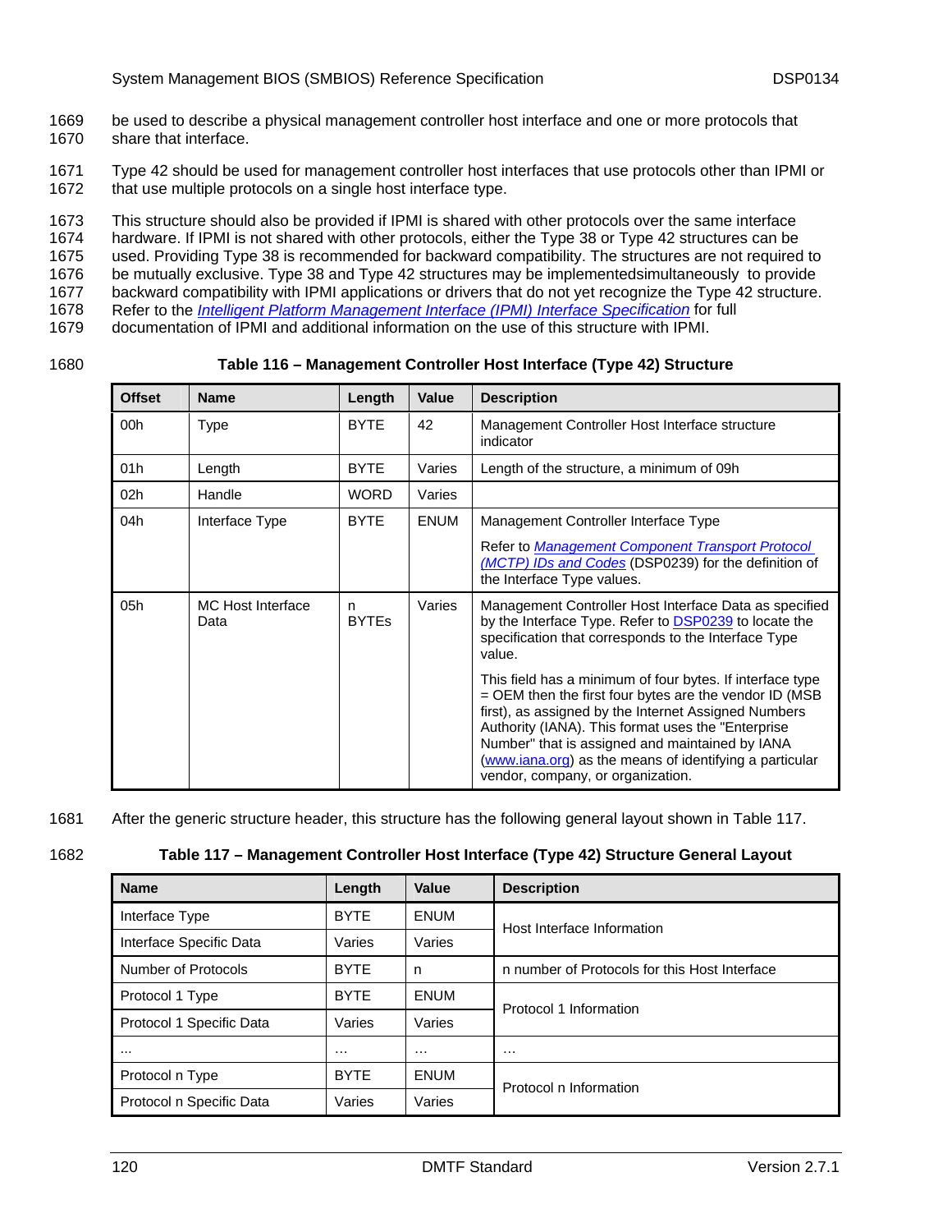be used to describe a physical management controller host interface and one or more protocols that share that interface.

Type 42 should be used for management controller host interfaces that use protocols other than IPMI or that use multiple protocols on a single host interface type.

This structure should also be provided if IPMI is shared with other protocols over the same interface hardware. If IPMI is not shared with other protocols, either the Type 38 or Type 42 structures can be used. Providing Type 38 is recommended for backward compatibility. The structures are not required to be mutually exclusive. Type 38 and Type 42 structures may be implementedsimultaneously  to provide backward compatibility with IPMI applications or drivers that do not yet recognize the Type 42 structure. Refer to the *Intelligent Platform Management Interface (IPMI) Interface Specification* for full documentation of IPMI and additional information on the use of this structure with IPMI.

**Table 116 – Management Controller Host Interface (Type 42) Structure**

| Offset | Name | Length | Value | Description |
|---|---|---|---|---|
| 00h | Type | BYTE | 42 | Management Controller Host Interface structure indicator |
| 01h | Length | BYTE | Varies | Length of the structure, a minimum of 09h |
| 02h | Handle | WORD | Varies | |
| 04h | Interface Type | BYTE | ENUM | Management Controller Interface Type<br><br>Refer to *Management Component Transport Protocol (MCTP) IDs and Codes* (DSP0239) for the definition of the Interface Type values. |
| 05h | MC Host Interface Data | n BYTEs | Varies | Management Controller Host Interface Data as specified by the Interface Type. Refer to DSP0239 to locate the specification that corresponds to the Interface Type value.<br><br>This field has a minimum of four bytes. If interface type = OEM then the first four bytes are the vendor ID (MSB first), as assigned by the Internet Assigned Numbers Authority (IANA). This format uses the "Enterprise Number" that is assigned and maintained by IANA (www.iana.org) as the means of identifying a particular vendor, company, or organization. |

After the generic structure header, this structure has the following general layout shown in Table 117.

**Table 117 – Management Controller Host Interface (Type 42) Structure General Layout**

| Name | Length | Value | Description |
|---|---|---|---|
| Interface Type | BYTE | ENUM | Host Interface Information |
| Interface Specific Data | Varies | Varies | |
| Number of Protocols | BYTE | n | n number of Protocols for this Host Interface |
| Protocol 1 Type | BYTE | ENUM | Protocol 1 Information |
| Protocol 1 Specific Data | Varies | Varies | |
| … | … | … | … |
| Protocol n Type | BYTE | ENUM | Protocol n Information |
| Protocol n Specific Data | Varies | Varies | |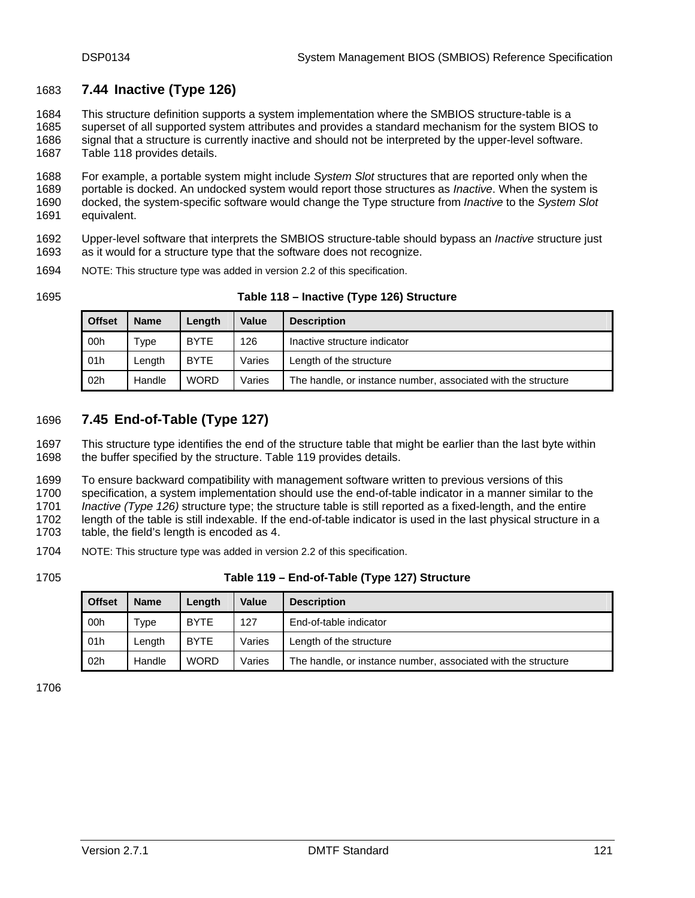## 7.44 Inactive (Type 126)

This structure definition supports a system implementation where the SMBIOS structure-table is a superset of all supported system attributes and provides a standard mechanism for the system BIOS to signal that a structure is currently inactive and should not be interpreted by the upper-level software. Table 118 provides details.

For example, a portable system might include *System Slot* structures that are reported only when the portable is docked. An undocked system would report those structures as *Inactive*. When the system is docked, the system-specific software would change the Type structure from *Inactive* to the *System Slot* equivalent.

Upper-level software that interprets the SMBIOS structure-table should bypass an *Inactive* structure just as it would for a structure type that the software does not recognize.

NOTE: This structure type was added in version 2.2 of this specification.

**Table 118 – Inactive (Type 126) Structure**

| Offset | Name | Length | Value | Description |
|---|---|---|---|---|
| 00h | Type | BYTE | 126 | Inactive structure indicator |
| 01h | Length | BYTE | Varies | Length of the structure |
| 02h | Handle | WORD | Varies | The handle, or instance number, associated with the structure |

## 7.45 End-of-Table (Type 127)

This structure type identifies the end of the structure table that might be earlier than the last byte within the buffer specified by the structure. Table 119 provides details.

To ensure backward compatibility with management software written to previous versions of this specification, a system implementation should use the end-of-table indicator in a manner similar to the *Inactive (Type 126)* structure type; the structure table is still reported as a fixed-length, and the entire length of the table is still indexable. If the end-of-table indicator is used in the last physical structure in a table, the field's length is encoded as 4.

NOTE: This structure type was added in version 2.2 of this specification.

**Table 119 – End-of-Table (Type 127) Structure**

| Offset | Name | Length | Value | Description |
|---|---|---|---|---|
| 00h | Type | BYTE | 127 | End-of-table indicator |
| 01h | Length | BYTE | Varies | Length of the structure |
| 02h | Handle | WORD | Varies | The handle, or instance number, associated with the structure |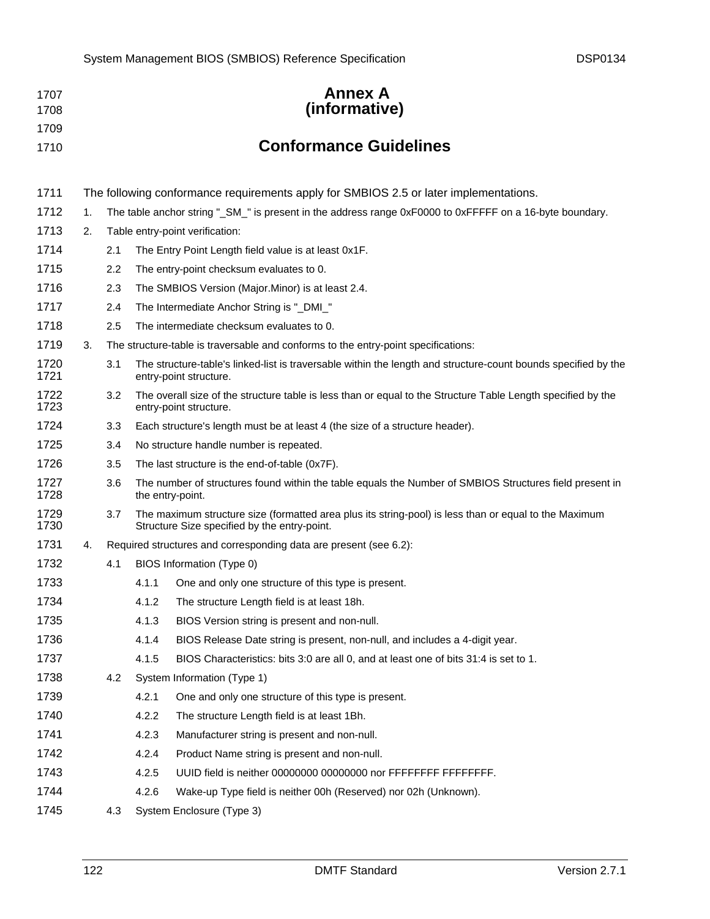# Annex A
# (informative)

# Conformance Guidelines

The following conformance requirements apply for SMBIOS 2.5 or later implementations.

1. The table anchor string "_SM_" is present in the address range 0xF0000 to 0xFFFFF on a 16-byte boundary.
2. Table entry-point verification:
   - 2.1 The Entry Point Length field value is at least 0x1F.
   - 2.2 The entry-point checksum evaluates to 0.
   - 2.3 The SMBIOS Version (Major.Minor) is at least 2.4.
   - 2.4 The Intermediate Anchor String is "_DMI_"
   - 2.5 The intermediate checksum evaluates to 0.
3. The structure-table is traversable and conforms to the entry-point specifications:
   - 3.1 The structure-table's linked-list is traversable within the length and structure-count bounds specified by the entry-point structure.
   - 3.2 The overall size of the structure table is less than or equal to the Structure Table Length specified by the entry-point structure.
   - 3.3 Each structure's length must be at least 4 (the size of a structure header).
   - 3.4 No structure handle number is repeated.
   - 3.5 The last structure is the end-of-table (0x7F).
   - 3.6 The number of structures found within the table equals the Number of SMBIOS Structures field present in the entry-point.
   - 3.7 The maximum structure size (formatted area plus its string-pool) is less than or equal to the Maximum Structure Size specified by the entry-point.
4. Required structures and corresponding data are present (see 6.2):
   - 4.1 BIOS Information (Type 0)
     - 4.1.1 One and only one structure of this type is present.
     - 4.1.2 The structure Length field is at least 18h.
     - 4.1.3 BIOS Version string is present and non-null.
     - 4.1.4 BIOS Release Date string is present, non-null, and includes a 4-digit year.
     - 4.1.5 BIOS Characteristics: bits 3:0 are all 0, and at least one of bits 31:4 is set to 1.
   - 4.2 System Information (Type 1)
     - 4.2.1 One and only one structure of this type is present.
     - 4.2.2 The structure Length field is at least 1Bh.
     - 4.2.3 Manufacturer string is present and non-null.
     - 4.2.4 Product Name string is present and non-null.
     - 4.2.5 UUID field is neither 00000000 00000000 nor FFFFFFFF FFFFFFFF.
     - 4.2.6 Wake-up Type field is neither 00h (Reserved) nor 02h (Unknown).
   - 4.3 System Enclosure (Type 3)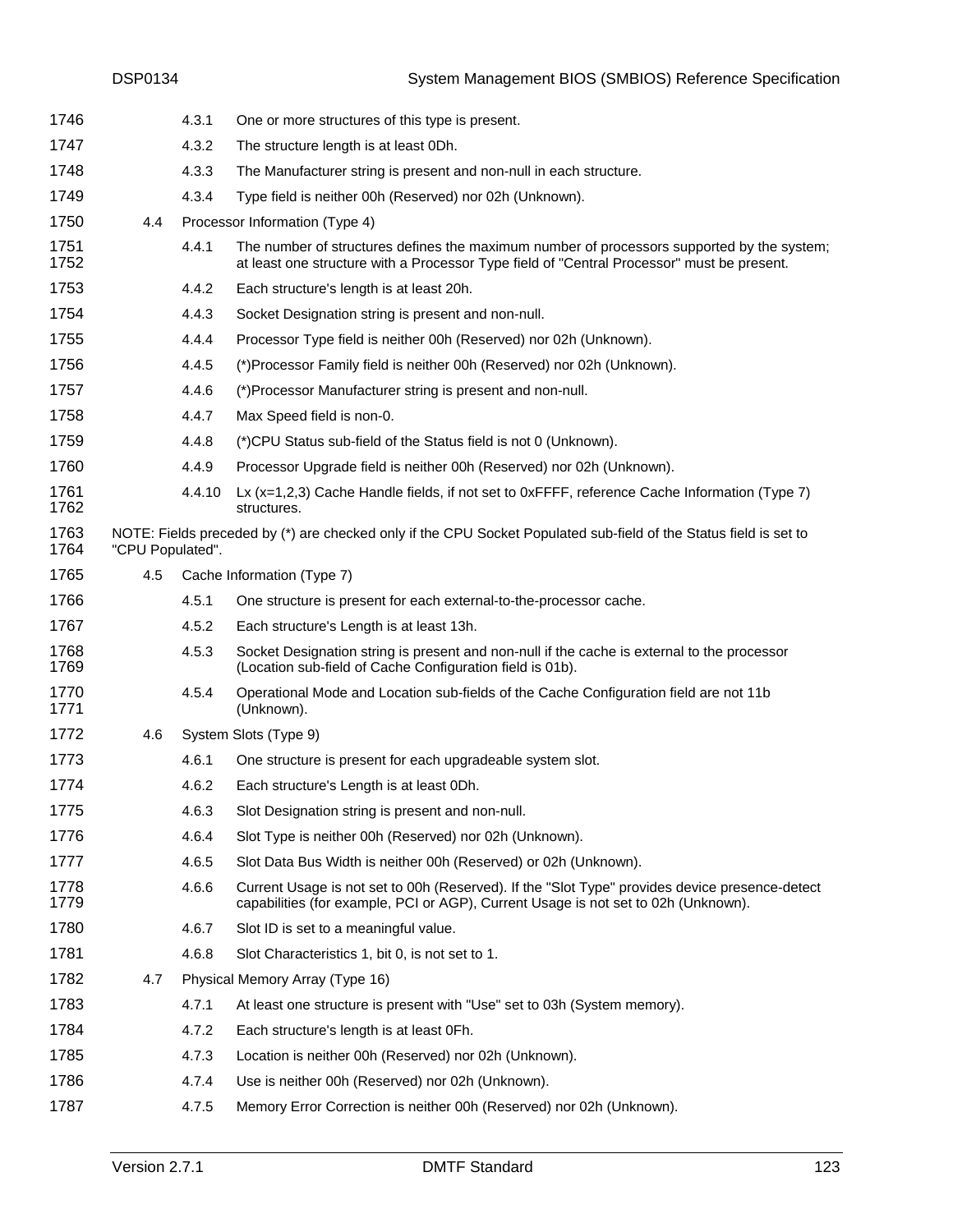4.3.1 One or more structures of this type is present.

4.3.2 The structure length is at least 0Dh.

4.3.3 The Manufacturer string is present and non-null in each structure.

4.3.4 Type field is neither 00h (Reserved) nor 02h (Unknown).

4.4 Processor Information (Type 4)

4.4.1 The number of structures defines the maximum number of processors supported by the system; at least one structure with a Processor Type field of "Central Processor" must be present.

4.4.2 Each structure's length is at least 20h.

4.4.3 Socket Designation string is present and non-null.

4.4.4 Processor Type field is neither 00h (Reserved) nor 02h (Unknown).

4.4.5 (*)Processor Family field is neither 00h (Reserved) nor 02h (Unknown).

4.4.6 (*)Processor Manufacturer string is present and non-null.

4.4.7 Max Speed field is non-0.

4.4.8 (*)CPU Status sub-field of the Status field is not 0 (Unknown).

4.4.9 Processor Upgrade field is neither 00h (Reserved) nor 02h (Unknown).

4.4.10 Lx (x=1,2,3) Cache Handle fields, if not set to 0xFFFF, reference Cache Information (Type 7) structures.

NOTE: Fields preceded by (*) are checked only if the CPU Socket Populated sub-field of the Status field is set to "CPU Populated".

4.5 Cache Information (Type 7)

4.5.1 One structure is present for each external-to-the-processor cache.

4.5.2 Each structure's Length is at least 13h.

4.5.3 Socket Designation string is present and non-null if the cache is external to the processor (Location sub-field of Cache Configuration field is 01b).

4.5.4 Operational Mode and Location sub-fields of the Cache Configuration field are not 11b (Unknown).

4.6 System Slots (Type 9)

4.6.1 One structure is present for each upgradeable system slot.

4.6.2 Each structure's Length is at least 0Dh.

4.6.3 Slot Designation string is present and non-null.

4.6.4 Slot Type is neither 00h (Reserved) nor 02h (Unknown).

4.6.5 Slot Data Bus Width is neither 00h (Reserved) or 02h (Unknown).

4.6.6 Current Usage is not set to 00h (Reserved). If the "Slot Type" provides device presence-detect capabilities (for example, PCI or AGP), Current Usage is not set to 02h (Unknown).

4.6.7 Slot ID is set to a meaningful value.

4.6.8 Slot Characteristics 1, bit 0, is not set to 1.

4.7 Physical Memory Array (Type 16)

4.7.1 At least one structure is present with "Use" set to 03h (System memory).

4.7.2 Each structure's length is at least 0Fh.

4.7.3 Location is neither 00h (Reserved) nor 02h (Unknown).

4.7.4 Use is neither 00h (Reserved) nor 02h (Unknown).

4.7.5 Memory Error Correction is neither 00h (Reserved) nor 02h (Unknown).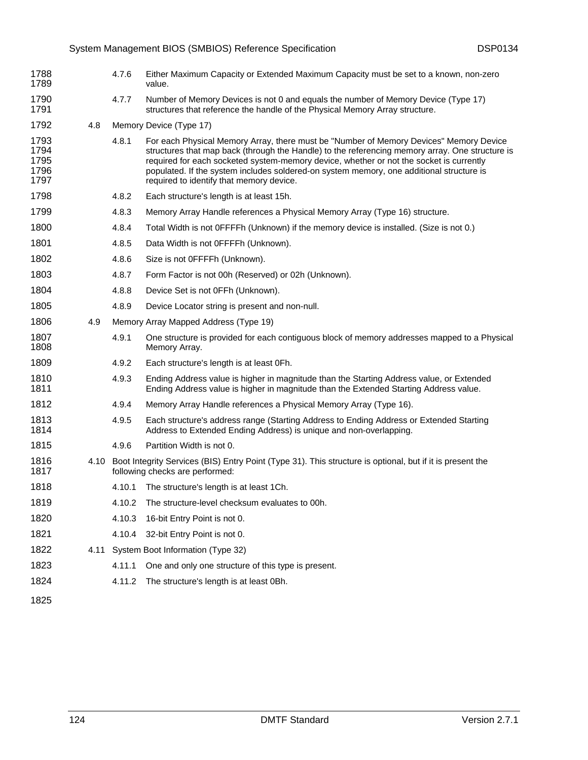4.7.6 Either Maximum Capacity or Extended Maximum Capacity must be set to a known, non-zero value.

4.7.7 Number of Memory Devices is not 0 and equals the number of Memory Device (Type 17) structures that reference the handle of the Physical Memory Array structure.

4.8 Memory Device (Type 17)

4.8.1 For each Physical Memory Array, there must be "Number of Memory Devices" Memory Device structures that map back (through the Handle) to the referencing memory array. One structure is required for each socketed system-memory device, whether or not the socket is currently populated. If the system includes soldered-on system memory, one additional structure is required to identify that memory device.

4.8.2 Each structure's length is at least 15h.

4.8.3 Memory Array Handle references a Physical Memory Array (Type 16) structure.

4.8.4 Total Width is not 0FFFFh (Unknown) if the memory device is installed. (Size is not 0.)

4.8.5 Data Width is not 0FFFFh (Unknown).

4.8.6 Size is not 0FFFFh (Unknown).

4.8.7 Form Factor is not 00h (Reserved) or 02h (Unknown).

4.8.8 Device Set is not 0FFh (Unknown).

4.8.9 Device Locator string is present and non-null.

4.9 Memory Array Mapped Address (Type 19)

4.9.1 One structure is provided for each contiguous block of memory addresses mapped to a Physical Memory Array.

4.9.2 Each structure's length is at least 0Fh.

4.9.3 Ending Address value is higher in magnitude than the Starting Address value, or Extended Ending Address value is higher in magnitude than the Extended Starting Address value.

4.9.4 Memory Array Handle references a Physical Memory Array (Type 16).

4.9.5 Each structure's address range (Starting Address to Ending Address or Extended Starting Address to Extended Ending Address) is unique and non-overlapping.

4.9.6 Partition Width is not 0.

4.10 Boot Integrity Services (BIS) Entry Point (Type 31). This structure is optional, but if it is present the following checks are performed:

4.10.1 The structure's length is at least 1Ch.

4.10.2 The structure-level checksum evaluates to 00h.

4.10.3 16-bit Entry Point is not 0.

4.10.4 32-bit Entry Point is not 0.

4.11 System Boot Information (Type 32)

4.11.1 One and only one structure of this type is present.

4.11.2 The structure's length is at least 0Bh.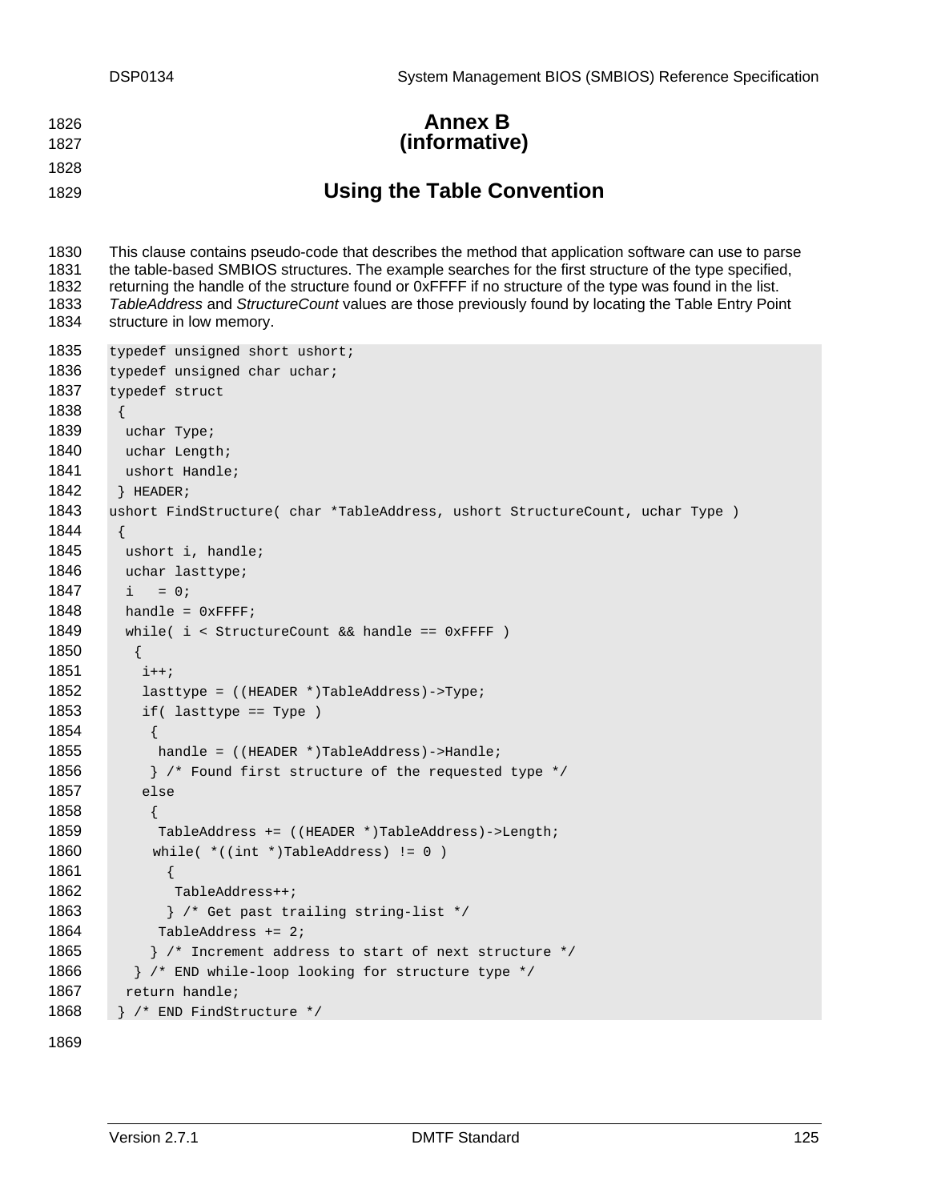# Annex B
**(informative)**

## Using the Table Convention

This clause contains pseudo-code that describes the method that application software can use to parse the table-based SMBIOS structures. The example searches for the first structure of the type specified, returning the handle of the structure found or 0xFFFF if no structure of the type was found in the list. *TableAddress* and *StructureCount* values are those previously found by locating the Table Entry Point structure in low memory.

```
typedef unsigned short ushort;
typedef unsigned char uchar;
typedef struct
 {
  uchar Type;
  uchar Length;
  ushort Handle;
 } HEADER;
ushort FindStructure( char *TableAddress, ushort StructureCount, uchar Type )
 {
  ushort i, handle;
  uchar lasttype;
  i   = 0;
  handle = 0xFFFF;
  while( i < StructureCount && handle == 0xFFFF )
   {
    i++;
    lasttype = ((HEADER *)TableAddress)->Type;
    if( lasttype == Type )
     {
      handle = ((HEADER *)TableAddress)->Handle;
     } /* Found first structure of the requested type */
    else
     {
      TableAddress += ((HEADER *)TableAddress)->Length;
      while( *((int *)TableAddress) != 0 )
       {
        TableAddress++;
       } /* Get past trailing string-list */
      TableAddress += 2;
     } /* Increment address to start of next structure */
   } /* END while-loop looking for structure type */
  return handle;
 } /* END FindStructure */
```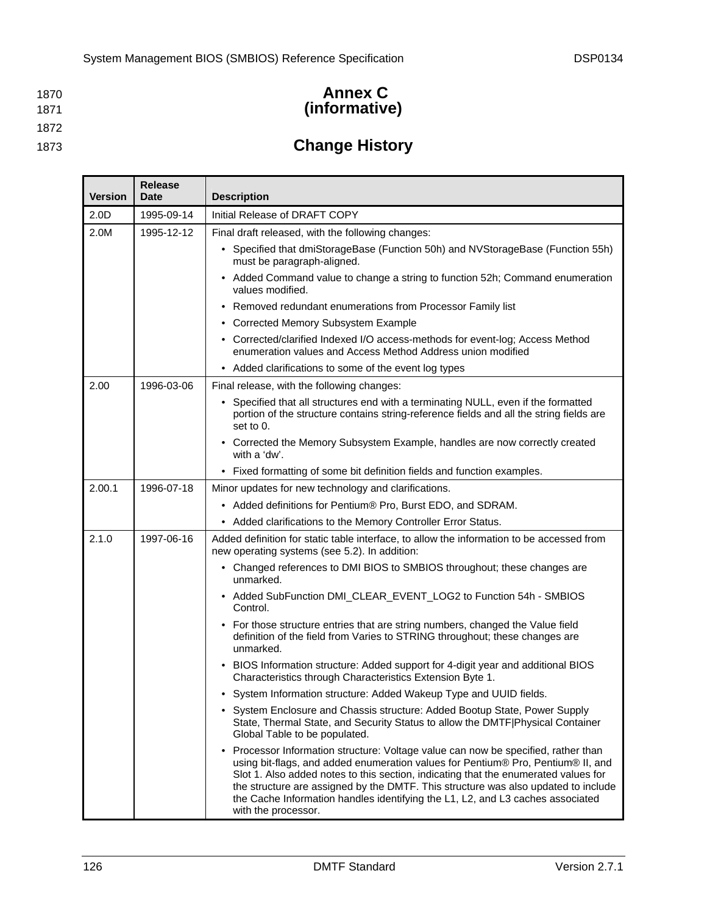# Annex C
# (informative)

# Change History

| Version | Release Date | Description |
|---|---|---|
| 2.0D | 1995-09-14 | Initial Release of DRAFT COPY |
| 2.0M | 1995-12-12 | Final draft released, with the following changes:<br>• Specified that dmiStorageBase (Function 50h) and NVStorageBase (Function 55h) must be paragraph-aligned.<br>• Added Command value to change a string to function 52h; Command enumeration values modified.<br>• Removed redundant enumerations from Processor Family list<br>• Corrected Memory Subsystem Example<br>• Corrected/clarified Indexed I/O access-methods for event-log; Access Method enumeration values and Access Method Address union modified<br>• Added clarifications to some of the event log types |
| 2.00 | 1996-03-06 | Final release, with the following changes:<br>• Specified that all structures end with a terminating NULL, even if the formatted portion of the structure contains string-reference fields and all the string fields are set to 0.<br>• Corrected the Memory Subsystem Example, handles are now correctly created with a 'dw'.<br>• Fixed formatting of some bit definition fields and function examples. |
| 2.00.1 | 1996-07-18 | Minor updates for new technology and clarifications.<br>• Added definitions for Pentium® Pro, Burst EDO, and SDRAM.<br>• Added clarifications to the Memory Controller Error Status. |
| 2.1.0 | 1997-06-16 | Added definition for static table interface, to allow the information to be accessed from new operating systems (see 5.2). In addition:<br>• Changed references to DMI BIOS to SMBIOS throughout; these changes are unmarked.<br>• Added SubFunction DMI_CLEAR_EVENT_LOG2 to Function 54h - SMBIOS Control.<br>• For those structure entries that are string numbers, changed the Value field definition of the field from Varies to STRING throughout; these changes are unmarked.<br>• BIOS Information structure: Added support for 4-digit year and additional BIOS Characteristics through Characteristics Extension Byte 1.<br>• System Information structure: Added Wakeup Type and UUID fields.<br>• System Enclosure and Chassis structure: Added Bootup State, Power Supply State, Thermal State, and Security Status to allow the DMTF\|Physical Container Global Table to be populated.<br>• Processor Information structure: Voltage value can now be specified, rather than using bit-flags, and added enumeration values for Pentium® Pro, Pentium® II, and Slot 1. Also added notes to this section, indicating that the enumerated values for the structure are assigned by the DMTF. This structure was also updated to include the Cache Information handles identifying the L1, L2, and L3 caches associated with the processor. |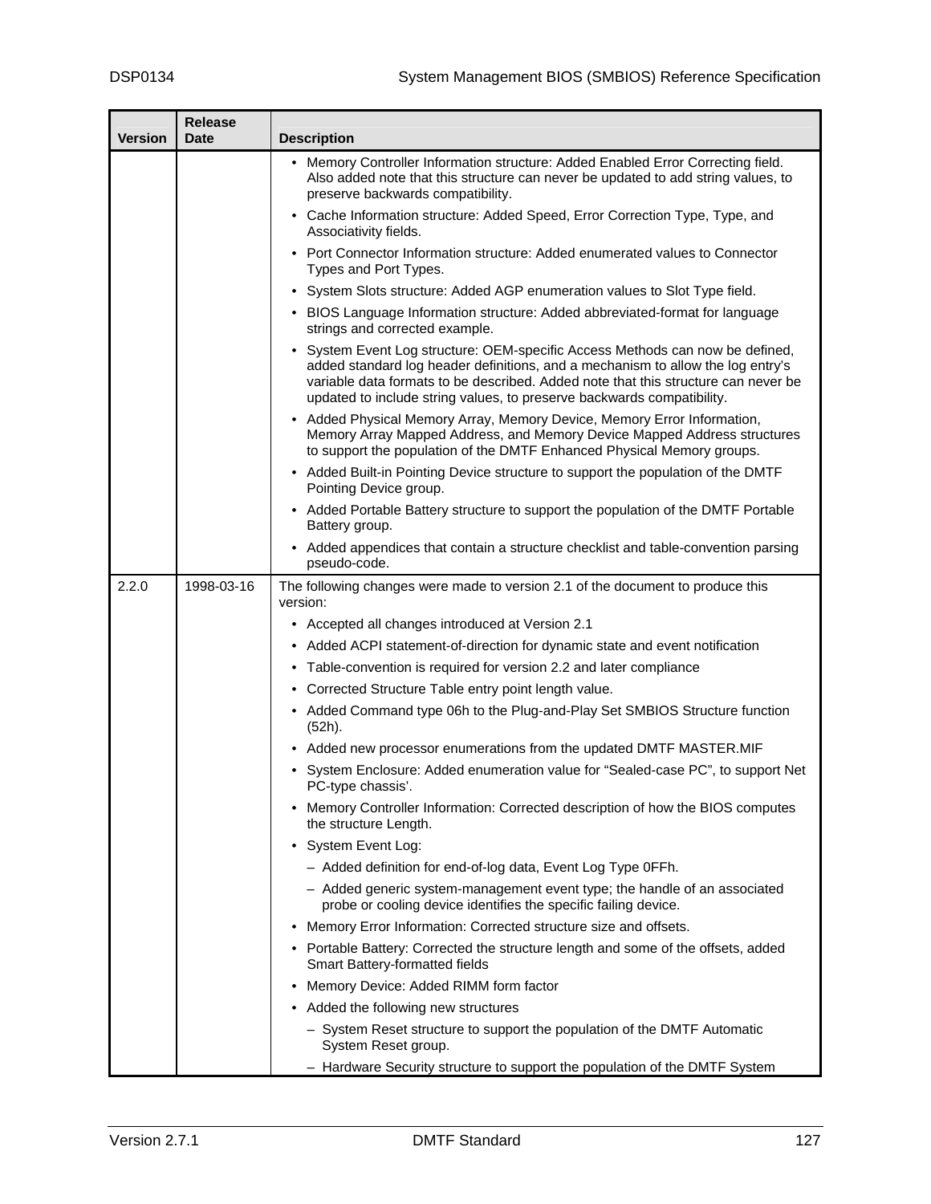| Version | Release Date | Description |
|---|---|---|
| | | • Memory Controller Information structure: Added Enabled Error Correcting field. Also added note that this structure can never be updated to add string values, to preserve backwards compatibility.<br>• Cache Information structure: Added Speed, Error Correction Type, Type, and Associativity fields.<br>• Port Connector Information structure: Added enumerated values to Connector Types and Port Types.<br>• System Slots structure: Added AGP enumeration values to Slot Type field.<br>• BIOS Language Information structure: Added abbreviated-format for language strings and corrected example.<br>• System Event Log structure: OEM-specific Access Methods can now be defined, added standard log header definitions, and a mechanism to allow the log entry's variable data formats to be described. Added note that this structure can never be updated to include string values, to preserve backwards compatibility.<br>• Added Physical Memory Array, Memory Device, Memory Error Information, Memory Array Mapped Address, and Memory Device Mapped Address structures to support the population of the DMTF Enhanced Physical Memory groups.<br>• Added Built-in Pointing Device structure to support the population of the DMTF Pointing Device group.<br>• Added Portable Battery structure to support the population of the DMTF Portable Battery group.<br>• Added appendices that contain a structure checklist and table-convention parsing pseudo-code. |
| 2.2.0 | 1998-03-16 | The following changes were made to version 2.1 of the document to produce this version:<br>• Accepted all changes introduced at Version 2.1<br>• Added ACPI statement-of-direction for dynamic state and event notification<br>• Table-convention is required for version 2.2 and later compliance<br>• Corrected Structure Table entry point length value.<br>• Added Command type 06h to the Plug-and-Play Set SMBIOS Structure function (52h).<br>• Added new processor enumerations from the updated DMTF MASTER.MIF<br>• System Enclosure: Added enumeration value for "Sealed-case PC", to support Net PC-type chassis'.<br>• Memory Controller Information: Corrected description of how the BIOS computes the structure Length.<br>• System Event Log:<br>&nbsp;&nbsp;– Added definition for end-of-log data, Event Log Type 0FFh.<br>&nbsp;&nbsp;– Added generic system-management event type; the handle of an associated probe or cooling device identifies the specific failing device.<br>• Memory Error Information: Corrected structure size and offsets.<br>• Portable Battery: Corrected the structure length and some of the offsets, added Smart Battery-formatted fields<br>• Memory Device: Added RIMM form factor<br>• Added the following new structures<br>&nbsp;&nbsp;– System Reset structure to support the population of the DMTF Automatic System Reset group.<br>&nbsp;&nbsp;– Hardware Security structure to support the population of the DMTF System |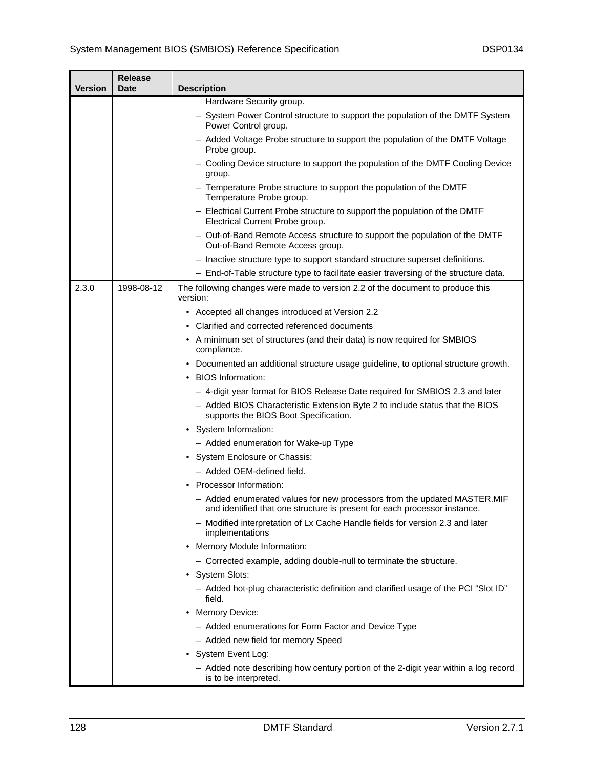| Version | Release Date | Description |
|---|---|---|
| | | Hardware Security group.<br>– System Power Control structure to support the population of the DMTF System Power Control group.<br>– Added Voltage Probe structure to support the population of the DMTF Voltage Probe group.<br>– Cooling Device structure to support the population of the DMTF Cooling Device group.<br>– Temperature Probe structure to support the population of the DMTF Temperature Probe group.<br>– Electrical Current Probe structure to support the population of the DMTF Electrical Current Probe group.<br>– Out-of-Band Remote Access structure to support the population of the DMTF Out-of-Band Remote Access group.<br>– Inactive structure type to support standard structure superset definitions.<br>– End-of-Table structure type to facilitate easier traversing of the structure data. |
| 2.3.0 | 1998-08-12 | The following changes were made to version 2.2 of the document to produce this version:<br>• Accepted all changes introduced at Version 2.2<br>• Clarified and corrected referenced documents<br>• A minimum set of structures (and their data) is now required for SMBIOS compliance.<br>• Documented an additional structure usage guideline, to optional structure growth.<br>• BIOS Information:<br>– 4-digit year format for BIOS Release Date required for SMBIOS 2.3 and later<br>– Added BIOS Characteristic Extension Byte 2 to include status that the BIOS supports the BIOS Boot Specification.<br>• System Information:<br>– Added enumeration for Wake-up Type<br>• System Enclosure or Chassis:<br>– Added OEM-defined field.<br>• Processor Information:<br>– Added enumerated values for new processors from the updated MASTER.MIF and identified that one structure is present for each processor instance.<br>– Modified interpretation of Lx Cache Handle fields for version 2.3 and later implementations<br>• Memory Module Information:<br>– Corrected example, adding double-null to terminate the structure.<br>• System Slots:<br>– Added hot-plug characteristic definition and clarified usage of the PCI "Slot ID" field.<br>• Memory Device:<br>– Added enumerations for Form Factor and Device Type<br>– Added new field for memory Speed<br>• System Event Log:<br>– Added note describing how century portion of the 2-digit year within a log record is to be interpreted. |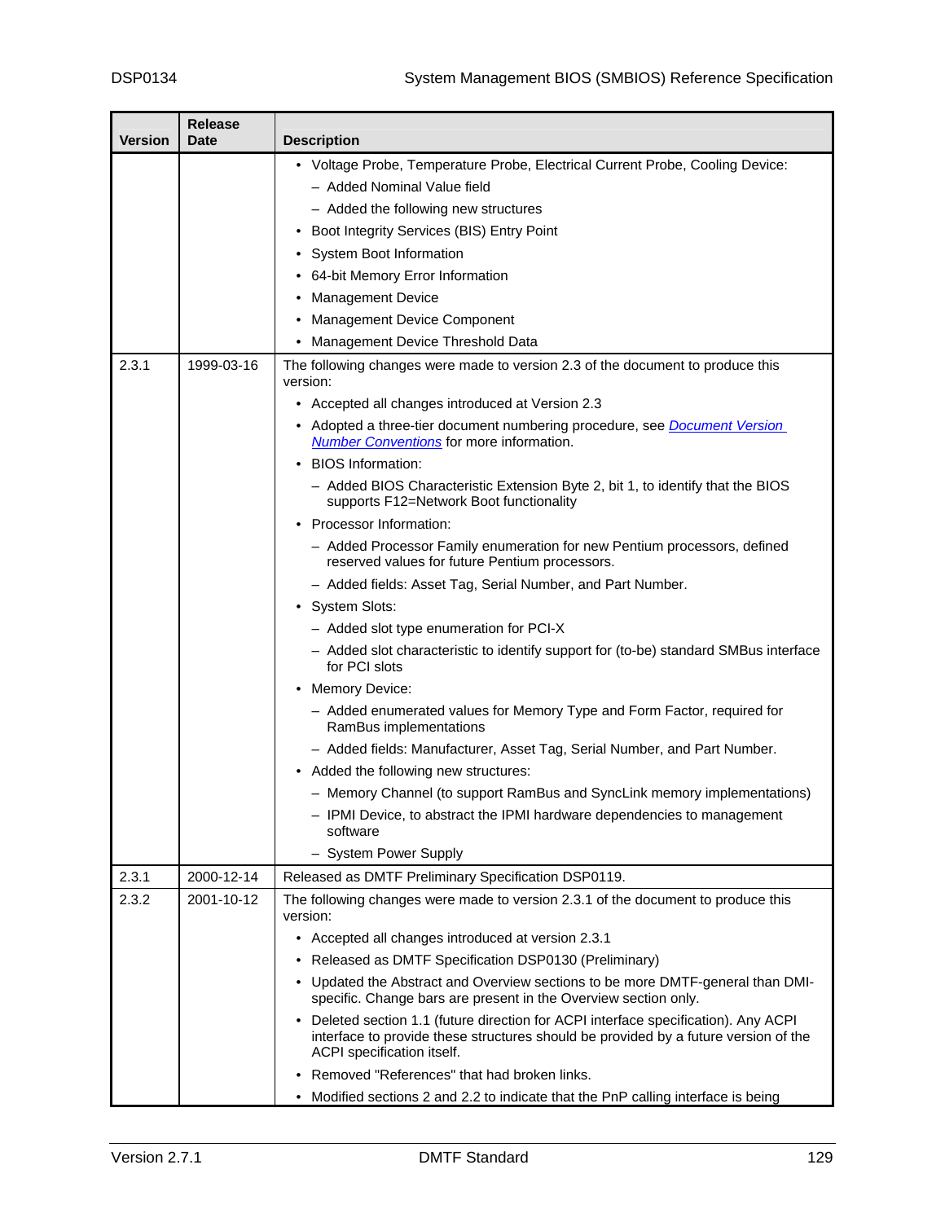| Version | Release Date | Description |
| --- | --- | --- |
| | | • Voltage Probe, Temperature Probe, Electrical Current Probe, Cooling Device:<br>– Added Nominal Value field<br>– Added the following new structures<br>• Boot Integrity Services (BIS) Entry Point<br>• System Boot Information<br>• 64-bit Memory Error Information<br>• Management Device<br>• Management Device Component<br>• Management Device Threshold Data |
| 2.3.1 | 1999-03-16 | The following changes were made to version 2.3 of the document to produce this version:<br>• Accepted all changes introduced at Version 2.3<br>• Adopted a three-tier document numbering procedure, see [Document Version Number Conventions](#) for more information.<br>• BIOS Information:<br>– Added BIOS Characteristic Extension Byte 2, bit 1, to identify that the BIOS supports F12=Network Boot functionality<br>• Processor Information:<br>– Added Processor Family enumeration for new Pentium processors, defined reserved values for future Pentium processors.<br>– Added fields: Asset Tag, Serial Number, and Part Number.<br>• System Slots:<br>– Added slot type enumeration for PCI-X<br>– Added slot characteristic to identify support for (to-be) standard SMBus interface for PCI slots<br>• Memory Device:<br>– Added enumerated values for Memory Type and Form Factor, required for RamBus implementations<br>– Added fields: Manufacturer, Asset Tag, Serial Number, and Part Number.<br>• Added the following new structures:<br>– Memory Channel (to support RamBus and SyncLink memory implementations)<br>– IPMI Device, to abstract the IPMI hardware dependencies to management software<br>– System Power Supply |
| 2.3.1 | 2000-12-14 | Released as DMTF Preliminary Specification DSP0119. |
| 2.3.2 | 2001-10-12 | The following changes were made to version 2.3.1 of the document to produce this version:<br>• Accepted all changes introduced at version 2.3.1<br>• Released as DMTF Specification DSP0130 (Preliminary)<br>• Updated the Abstract and Overview sections to be more DMTF-general than DMI-specific. Change bars are present in the Overview section only.<br>• Deleted section 1.1 (future direction for ACPI interface specification). Any ACPI interface to provide these structures should be provided by a future version of the ACPI specification itself.<br>• Removed "References" that had broken links.<br>• Modified sections 2 and 2.2 to indicate that the PnP calling interface is being |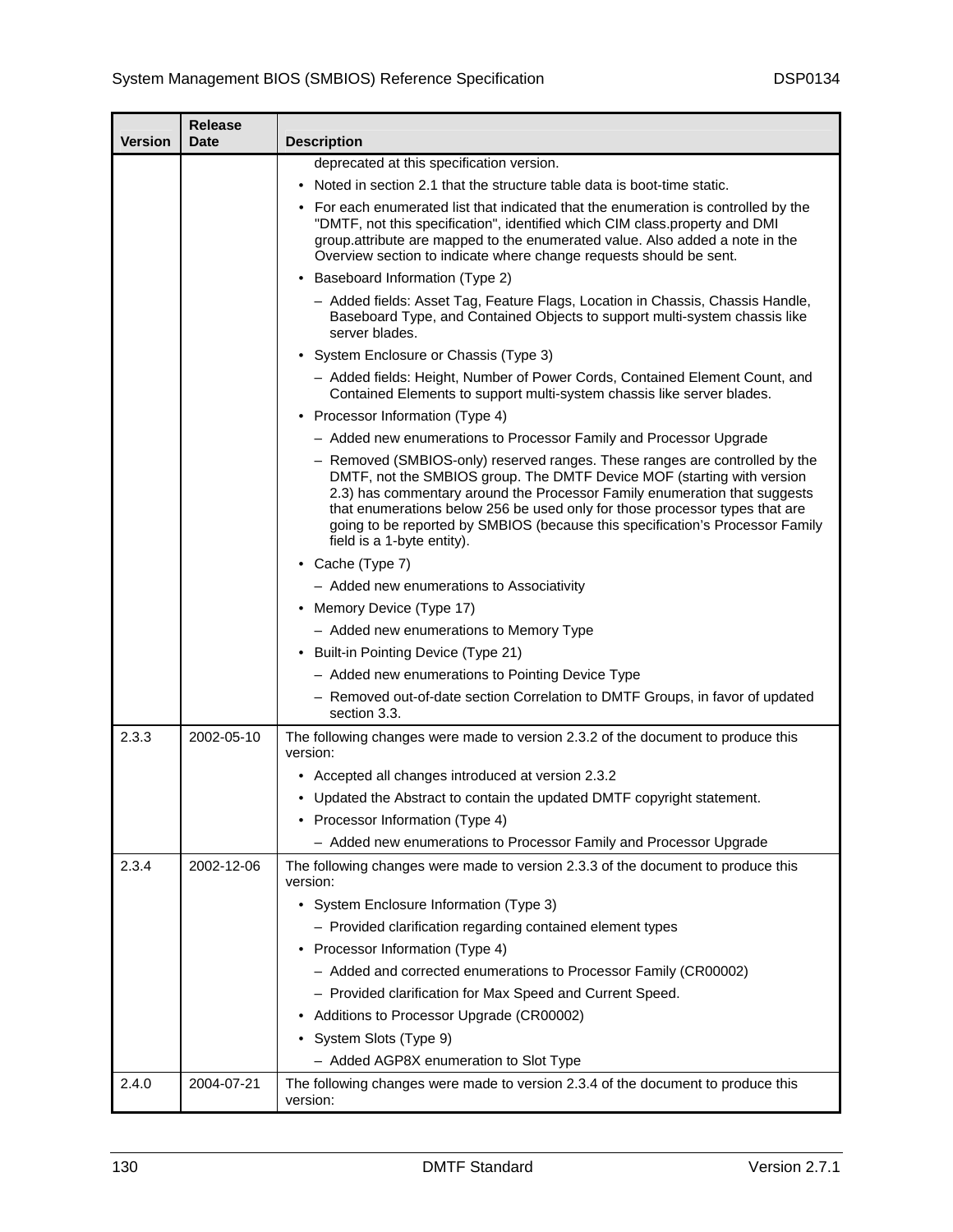| Version | Release Date | Description |
|---|---|---|
| | | deprecated at this specification version.<br>• Noted in section 2.1 that the structure table data is boot-time static.<br>• For each enumerated list that indicated that the enumeration is controlled by the "DMTF, not this specification", identified which CIM class.property and DMI group.attribute are mapped to the enumerated value. Also added a note in the Overview section to indicate where change requests should be sent.<br>• Baseboard Information (Type 2)<br>– Added fields: Asset Tag, Feature Flags, Location in Chassis, Chassis Handle, Baseboard Type, and Contained Objects to support multi-system chassis like server blades.<br>• System Enclosure or Chassis (Type 3)<br>– Added fields: Height, Number of Power Cords, Contained Element Count, and Contained Elements to support multi-system chassis like server blades.<br>• Processor Information (Type 4)<br>– Added new enumerations to Processor Family and Processor Upgrade<br>– Removed (SMBIOS-only) reserved ranges. These ranges are controlled by the DMTF, not the SMBIOS group. The DMTF Device MOF (starting with version 2.3) has commentary around the Processor Family enumeration that suggests that enumerations below 256 be used only for those processor types that are going to be reported by SMBIOS (because this specification's Processor Family field is a 1-byte entity).<br>• Cache (Type 7)<br>– Added new enumerations to Associativity<br>• Memory Device (Type 17)<br>– Added new enumerations to Memory Type<br>• Built-in Pointing Device (Type 21)<br>– Added new enumerations to Pointing Device Type<br>– Removed out-of-date section Correlation to DMTF Groups, in favor of updated section 3.3. |
| 2.3.3 | 2002-05-10 | The following changes were made to version 2.3.2 of the document to produce this version:<br>• Accepted all changes introduced at version 2.3.2<br>• Updated the Abstract to contain the updated DMTF copyright statement.<br>• Processor Information (Type 4)<br>– Added new enumerations to Processor Family and Processor Upgrade |
| 2.3.4 | 2002-12-06 | The following changes were made to version 2.3.3 of the document to produce this version:<br>• System Enclosure Information (Type 3)<br>– Provided clarification regarding contained element types<br>• Processor Information (Type 4)<br>– Added and corrected enumerations to Processor Family (CR00002)<br>– Provided clarification for Max Speed and Current Speed.<br>• Additions to Processor Upgrade (CR00002)<br>• System Slots (Type 9)<br>– Added AGP8X enumeration to Slot Type |
| 2.4.0 | 2004-07-21 | The following changes were made to version 2.3.4 of the document to produce this version: |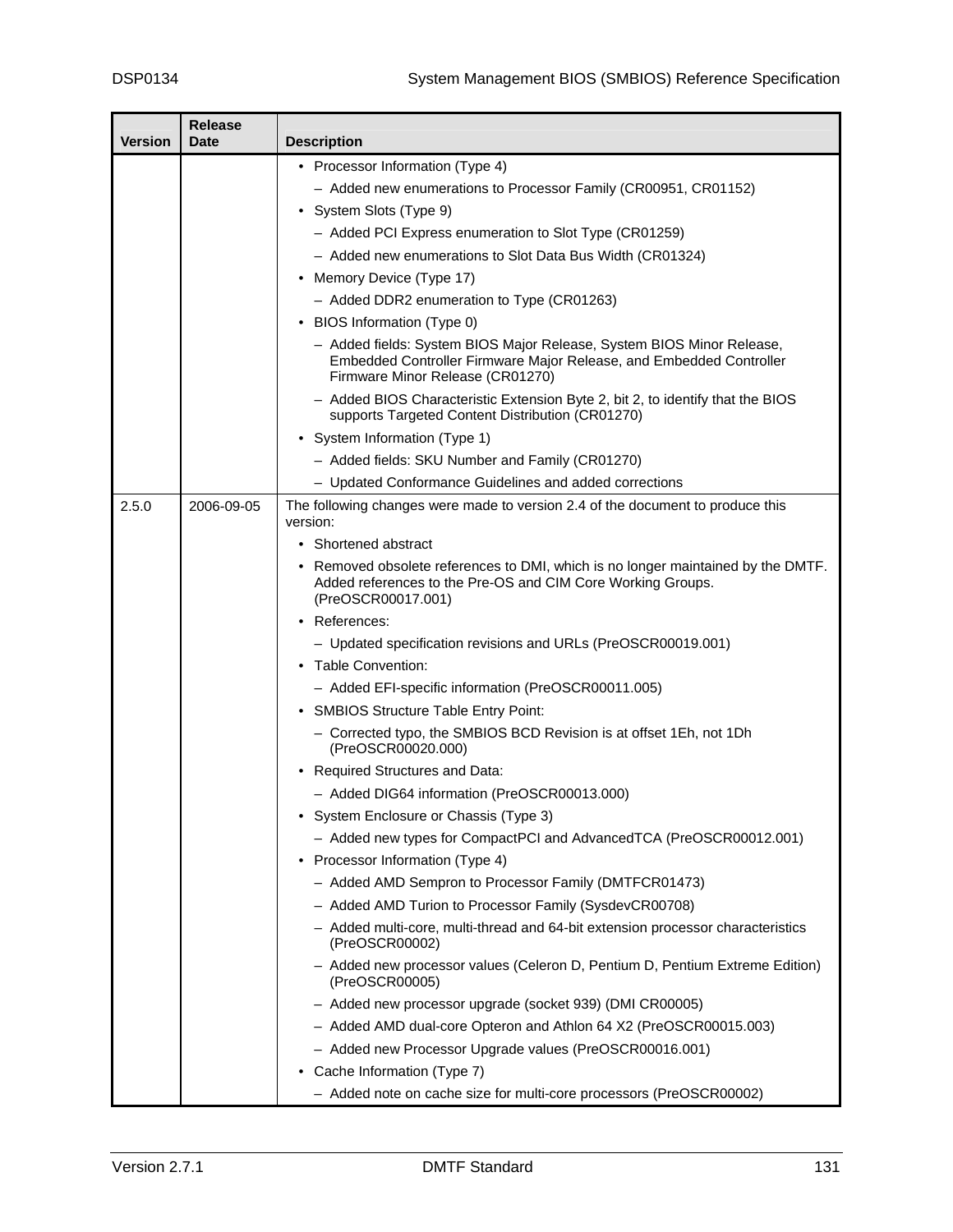| Version | Release Date | Description |
|---|---|---|
| | | • Processor Information (Type 4)<br>– Added new enumerations to Processor Family (CR00951, CR01152)<br>• System Slots (Type 9)<br>– Added PCI Express enumeration to Slot Type (CR01259)<br>– Added new enumerations to Slot Data Bus Width (CR01324)<br>• Memory Device (Type 17)<br>– Added DDR2 enumeration to Type (CR01263)<br>• BIOS Information (Type 0)<br>– Added fields: System BIOS Major Release, System BIOS Minor Release, Embedded Controller Firmware Major Release, and Embedded Controller Firmware Minor Release (CR01270)<br>– Added BIOS Characteristic Extension Byte 2, bit 2, to identify that the BIOS supports Targeted Content Distribution (CR01270)<br>• System Information (Type 1)<br>– Added fields: SKU Number and Family (CR01270)<br>– Updated Conformance Guidelines and added corrections |
| 2.5.0 | 2006-09-05 | The following changes were made to version 2.4 of the document to produce this version:<br>• Shortened abstract<br>• Removed obsolete references to DMI, which is no longer maintained by the DMTF. Added references to the Pre-OS and CIM Core Working Groups. (PreOSCR00017.001)<br>• References:<br>– Updated specification revisions and URLs (PreOSCR00019.001)<br>• Table Convention:<br>– Added EFI-specific information (PreOSCR00011.005)<br>• SMBIOS Structure Table Entry Point:<br>– Corrected typo, the SMBIOS BCD Revision is at offset 1Eh, not 1Dh (PreOSCR00020.000)<br>• Required Structures and Data:<br>– Added DIG64 information (PreOSCR00013.000)<br>• System Enclosure or Chassis (Type 3)<br>– Added new types for CompactPCI and AdvancedTCA (PreOSCR00012.001)<br>• Processor Information (Type 4)<br>– Added AMD Sempron to Processor Family (DMTFCR01473)<br>– Added AMD Turion to Processor Family (SysdevCR00708)<br>– Added multi-core, multi-thread and 64-bit extension processor characteristics (PreOSCR00002)<br>– Added new processor values (Celeron D, Pentium D, Pentium Extreme Edition) (PreOSCR00005)<br>– Added new processor upgrade (socket 939) (DMI CR00005)<br>– Added AMD dual-core Opteron and Athlon 64 X2 (PreOSCR00015.003)<br>– Added new Processor Upgrade values (PreOSCR00016.001)<br>• Cache Information (Type 7)<br>– Added note on cache size for multi-core processors (PreOSCR00002) |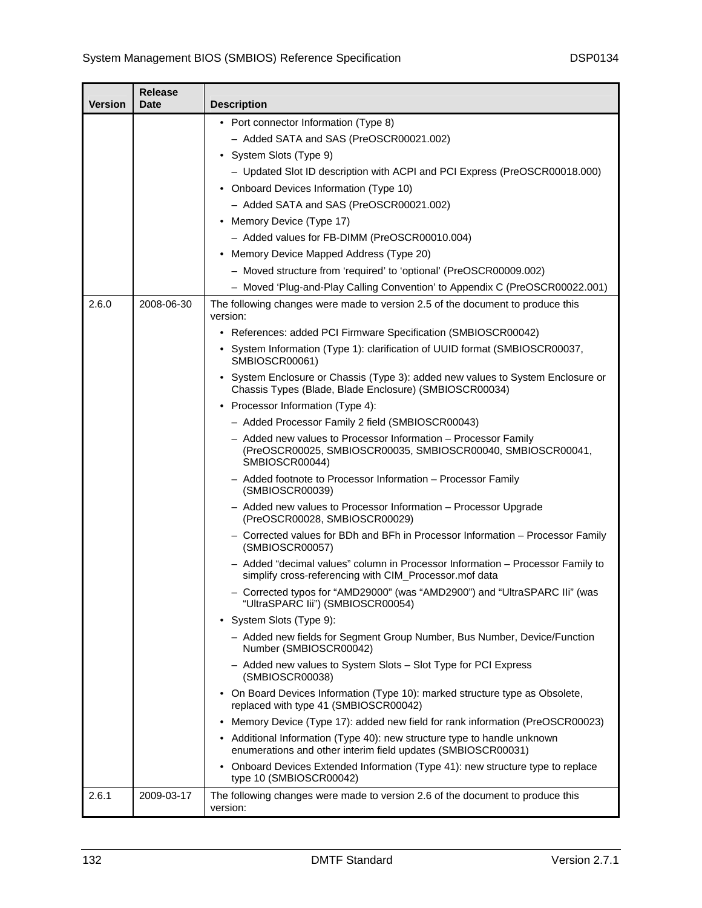| Version | Release Date | Description |
|---|---|---|
| | | • Port connector Information (Type 8)<br>– Added SATA and SAS (PreOSCR00021.002)<br>• System Slots (Type 9)<br>– Updated Slot ID description with ACPI and PCI Express (PreOSCR00018.000)<br>• Onboard Devices Information (Type 10)<br>– Added SATA and SAS (PreOSCR00021.002)<br>• Memory Device (Type 17)<br>– Added values for FB-DIMM (PreOSCR00010.004)<br>• Memory Device Mapped Address (Type 20)<br>– Moved structure from 'required' to 'optional' (PreOSCR00009.002)<br>– Moved 'Plug-and-Play Calling Convention' to Appendix C (PreOSCR00022.001) |
| 2.6.0 | 2008-06-30 | The following changes were made to version 2.5 of the document to produce this version:<br>• References: added PCI Firmware Specification (SMBIOSCR00042)<br>• System Information (Type 1): clarification of UUID format (SMBIOSCR00037, SMBIOSCR00061)<br>• System Enclosure or Chassis (Type 3): added new values to System Enclosure or Chassis Types (Blade, Blade Enclosure) (SMBIOSCR00034)<br>• Processor Information (Type 4):<br>– Added Processor Family 2 field (SMBIOSCR00043)<br>– Added new values to Processor Information – Processor Family (PreOSCR00025, SMBIOSCR00035, SMBIOSCR00040, SMBIOSCR00041, SMBIOSCR00044)<br>– Added footnote to Processor Information – Processor Family (SMBIOSCR00039)<br>– Added new values to Processor Information – Processor Upgrade (PreOSCR00028, SMBIOSCR00029)<br>– Corrected values for BDh and BFh in Processor Information – Processor Family (SMBIOSCR00057)<br>– Added "decimal values" column in Processor Information – Processor Family to simplify cross-referencing with CIM_Processor.mof data<br>– Corrected typos for "AMD29000" (was "AMD2900") and "UltraSPARC IIi" (was "UltraSPARC Iii") (SMBIOSCR00054)<br>• System Slots (Type 9):<br>– Added new fields for Segment Group Number, Bus Number, Device/Function Number (SMBIOSCR00042)<br>– Added new values to System Slots – Slot Type for PCI Express (SMBIOSCR00038)<br>• On Board Devices Information (Type 10): marked structure type as Obsolete, replaced with type 41 (SMBIOSCR00042)<br>• Memory Device (Type 17): added new field for rank information (PreOSCR00023)<br>• Additional Information (Type 40): new structure type to handle unknown enumerations and other interim field updates (SMBIOSCR00031)<br>• Onboard Devices Extended Information (Type 41): new structure type to replace type 10 (SMBIOSCR00042) |
| 2.6.1 | 2009-03-17 | The following changes were made to version 2.6 of the document to produce this version: |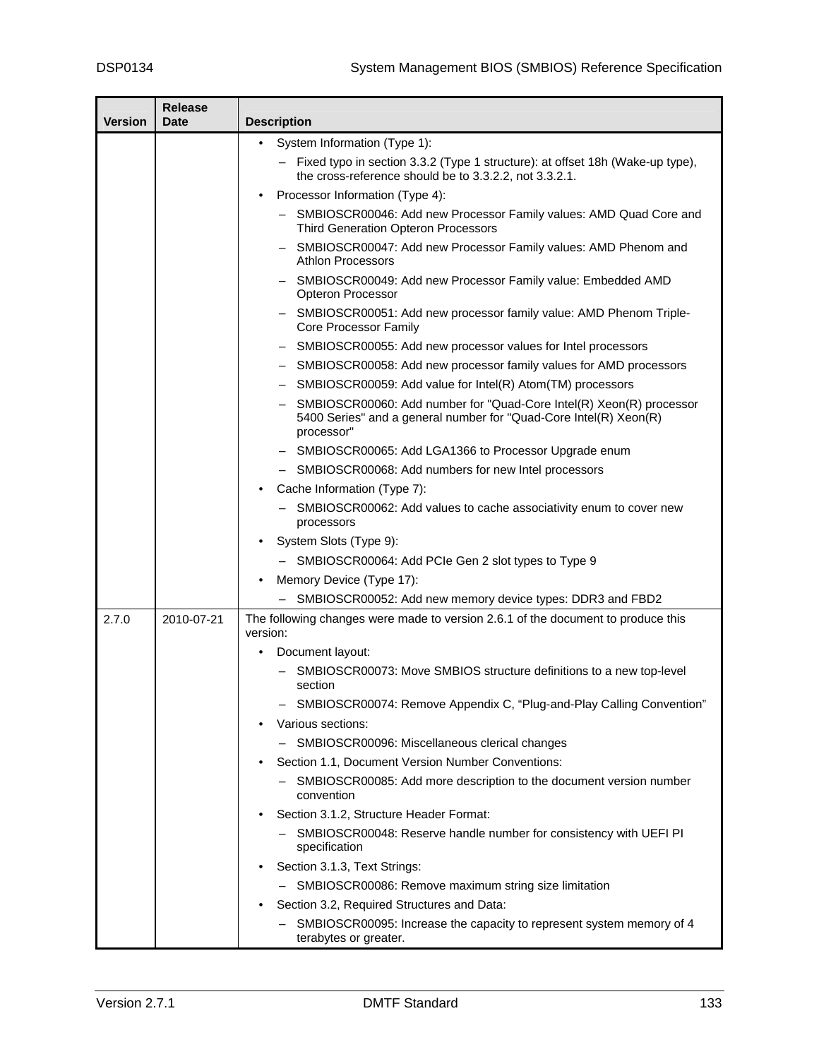| Version | Release Date | Description |
| --- | --- | --- |
| | | • System Information (Type 1):<br>– Fixed typo in section 3.3.2 (Type 1 structure): at offset 18h (Wake-up type), the cross-reference should be to 3.3.2.2, not 3.3.2.1.<br>• Processor Information (Type 4):<br>– SMBIOSCR00046: Add new Processor Family values: AMD Quad Core and Third Generation Opteron Processors<br>– SMBIOSCR00047: Add new Processor Family values: AMD Phenom and Athlon Processors<br>– SMBIOSCR00049: Add new Processor Family value: Embedded AMD Opteron Processor<br>– SMBIOSCR00051: Add new processor family value: AMD Phenom Triple-Core Processor Family<br>– SMBIOSCR00055: Add new processor values for Intel processors<br>– SMBIOSCR00058: Add new processor family values for AMD processors<br>– SMBIOSCR00059: Add value for Intel(R) Atom(TM) processors<br>– SMBIOSCR00060: Add number for "Quad-Core Intel(R) Xeon(R) processor 5400 Series" and a general number for "Quad-Core Intel(R) Xeon(R) processor"<br>– SMBIOSCR00065: Add LGA1366 to Processor Upgrade enum<br>– SMBIOSCR00068: Add numbers for new Intel processors<br>• Cache Information (Type 7):<br>– SMBIOSCR00062: Add values to cache associativity enum to cover new processors<br>• System Slots (Type 9):<br>– SMBIOSCR00064: Add PCIe Gen 2 slot types to Type 9<br>• Memory Device (Type 17):<br>– SMBIOSCR00052: Add new memory device types: DDR3 and FBD2 |
| 2.7.0 | 2010-07-21 | The following changes were made to version 2.6.1 of the document to produce this version:<br>• Document layout:<br>– SMBIOSCR00073: Move SMBIOS structure definitions to a new top-level section<br>– SMBIOSCR00074: Remove Appendix C, “Plug-and-Play Calling Convention”<br>• Various sections:<br>– SMBIOSCR00096: Miscellaneous clerical changes<br>• Section 1.1, Document Version Number Conventions:<br>– SMBIOSCR00085: Add more description to the document version number convention<br>• Section 3.1.2, Structure Header Format:<br>– SMBIOSCR00048: Reserve handle number for consistency with UEFI PI specification<br>• Section 3.1.3, Text Strings:<br>– SMBIOSCR00086: Remove maximum string size limitation<br>• Section 3.2, Required Structures and Data:<br>– SMBIOSCR00095: Increase the capacity to represent system memory of 4 terabytes or greater. |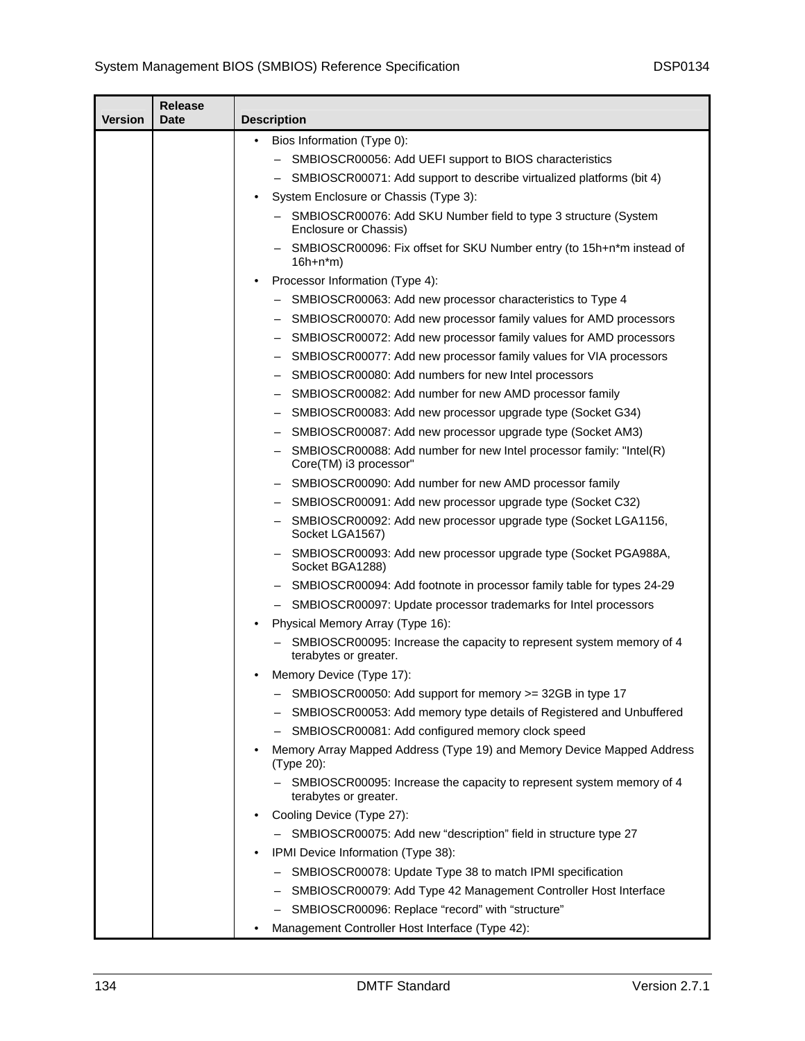| Version | Release Date | Description |
|---|---|---|
| | | • Bios Information (Type 0):<br>– SMBIOSCR00056: Add UEFI support to BIOS characteristics<br>– SMBIOSCR00071: Add support to describe virtualized platforms (bit 4)<br>• System Enclosure or Chassis (Type 3):<br>– SMBIOSCR00076: Add SKU Number field to type 3 structure (System Enclosure or Chassis)<br>– SMBIOSCR00096: Fix offset for SKU Number entry (to 15h+n*m instead of 16h+n*m)<br>• Processor Information (Type 4):<br>– SMBIOSCR00063: Add new processor characteristics to Type 4<br>– SMBIOSCR00070: Add new processor family values for AMD processors<br>– SMBIOSCR00072: Add new processor family values for AMD processors<br>– SMBIOSCR00077: Add new processor family values for VIA processors<br>– SMBIOSCR00080: Add numbers for new Intel processors<br>– SMBIOSCR00082: Add number for new AMD processor family<br>– SMBIOSCR00083: Add new processor upgrade type (Socket G34)<br>– SMBIOSCR00087: Add new processor upgrade type (Socket AM3)<br>– SMBIOSCR00088: Add number for new Intel processor family: "Intel(R) Core(TM) i3 processor"<br>– SMBIOSCR00090: Add number for new AMD processor family<br>– SMBIOSCR00091: Add new processor upgrade type (Socket C32)<br>– SMBIOSCR00092: Add new processor upgrade type (Socket LGA1156, Socket LGA1567)<br>– SMBIOSCR00093: Add new processor upgrade type (Socket PGA988A, Socket BGA1288)<br>– SMBIOSCR00094: Add footnote in processor family table for types 24-29<br>– SMBIOSCR00097: Update processor trademarks for Intel processors<br>• Physical Memory Array (Type 16):<br>– SMBIOSCR00095: Increase the capacity to represent system memory of 4 terabytes or greater.<br>• Memory Device (Type 17):<br>– SMBIOSCR00050: Add support for memory >= 32GB in type 17<br>– SMBIOSCR00053: Add memory type details of Registered and Unbuffered<br>– SMBIOSCR00081: Add configured memory clock speed<br>• Memory Array Mapped Address (Type 19) and Memory Device Mapped Address (Type 20):<br>– SMBIOSCR00095: Increase the capacity to represent system memory of 4 terabytes or greater.<br>• Cooling Device (Type 27):<br>– SMBIOSCR00075: Add new “description” field in structure type 27<br>• IPMI Device Information (Type 38):<br>– SMBIOSCR00078: Update Type 38 to match IPMI specification<br>– SMBIOSCR00079: Add Type 42 Management Controller Host Interface<br>– SMBIOSCR00096: Replace “record” with “structure”<br>• Management Controller Host Interface (Type 42): |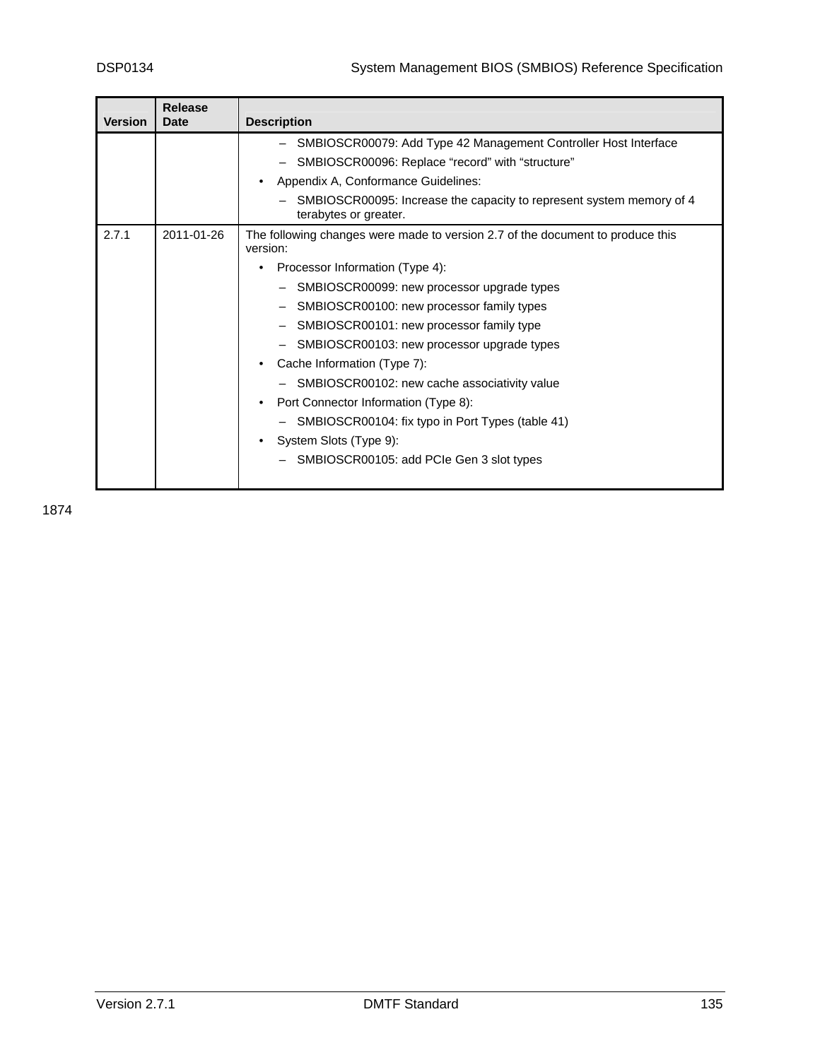| Version | Release Date | Description |
| --- | --- | --- |
| | | – SMBIOSCR00079: Add Type 42 Management Controller Host Interface<br>– SMBIOSCR00096: Replace “record” with “structure”<br>• Appendix A, Conformance Guidelines:<br>– SMBIOSCR00095: Increase the capacity to represent system memory of 4 terabytes or greater. |
| 2.7.1 | 2011-01-26 | The following changes were made to version 2.7 of the document to produce this version:<br>• Processor Information (Type 4):<br>– SMBIOSCR00099: new processor upgrade types<br>– SMBIOSCR00100: new processor family types<br>– SMBIOSCR00101: new processor family type<br>– SMBIOSCR00103: new processor upgrade types<br>• Cache Information (Type 7):<br>– SMBIOSCR00102: new cache associativity value<br>• Port Connector Information (Type 8):<br>– SMBIOSCR00104: fix typo in Port Types (table 41)<br>• System Slots (Type 9):<br>– SMBIOSCR00105: add PCIe Gen 3 slot types |

1874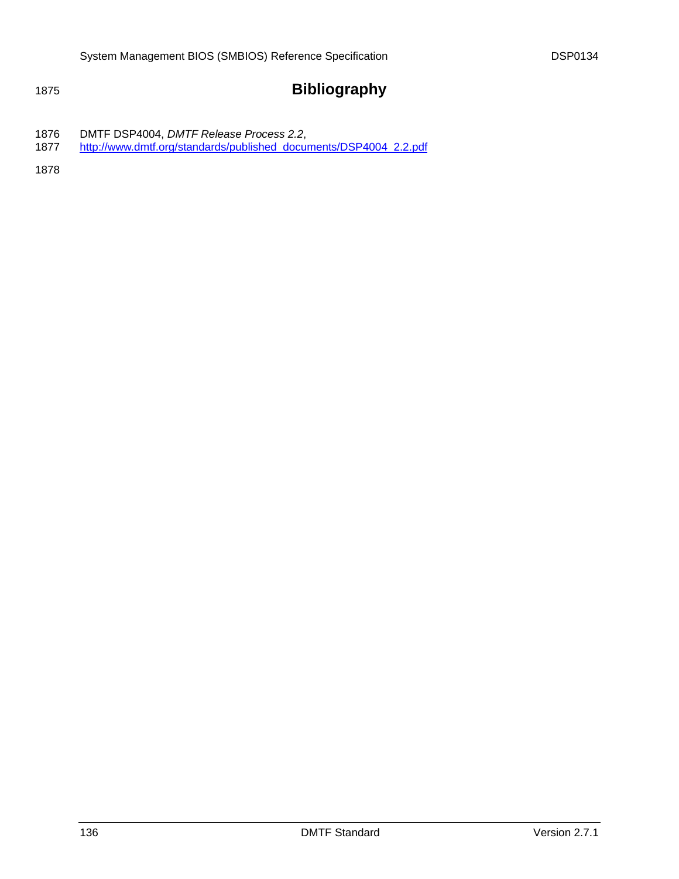# Bibliography

DMTF DSP4004, *DMTF Release Process 2.2*, http://www.dmtf.org/standards/published_documents/DSP4004_2.2.pdf